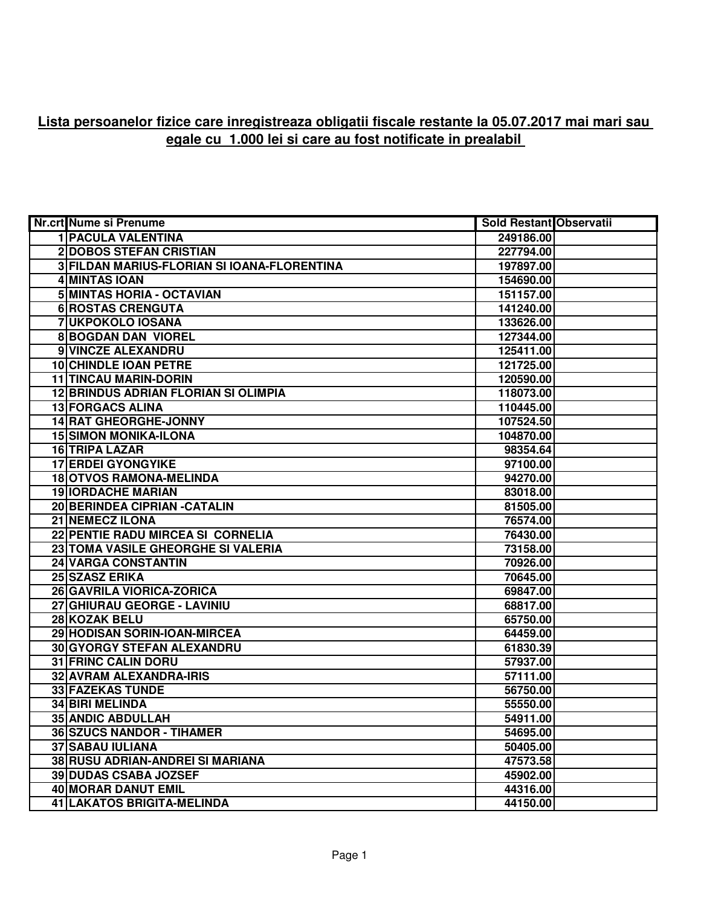**Lista persoanelor fizice care inregistreaza obligatii fiscale restante la 05.07.2017 mai mari sau egale cu 1.000 lei si care au fost notificate in prealabil**

| Nr.crt | Nume si Prenume | Sold Restant | Observatii |
|---|---|---|---|
| 1 | PACULA VALENTINA | 249186.00 | |
| 2 | DOBOS STEFAN CRISTIAN | 227794.00 | |
| 3 | FILDAN MARIUS-FLORIAN SI IOANA-FLORENTINA | 197897.00 | |
| 4 | MINTAS IOAN | 154690.00 | |
| 5 | MINTAS HORIA - OCTAVIAN | 151157.00 | |
| 6 | ROSTAS CRENGUTA | 141240.00 | |
| 7 | UKPOKOLO IOSANA | 133626.00 | |
| 8 | BOGDAN DAN VIOREL | 127344.00 | |
| 9 | VINCZE ALEXANDRU | 125411.00 | |
| 10 | CHINDLE IOAN PETRE | 121725.00 | |
| 11 | TINCAU MARIN-DORIN | 120590.00 | |
| 12 | BRINDUS ADRIAN FLORIAN SI OLIMPIA | 118073.00 | |
| 13 | FORGACS ALINA | 110445.00 | |
| 14 | RAT GHEORGHE-JONNY | 107524.50 | |
| 15 | SIMON MONIKA-ILONA | 104870.00 | |
| 16 | TRIPA LAZAR | 98354.64 | |
| 17 | ERDEI GYONGYIKE | 97100.00 | |
| 18 | OTVOS RAMONA-MELINDA | 94270.00 | |
| 19 | IORDACHE MARIAN | 83018.00 | |
| 20 | BERINDEA CIPRIAN -CATALIN | 81505.00 | |
| 21 | NEMECZ ILONA | 76574.00 | |
| 22 | PENTIE RADU MIRCEA SI CORNELIA | 76430.00 | |
| 23 | TOMA VASILE GHEORGHE SI VALERIA | 73158.00 | |
| 24 | VARGA CONSTANTIN | 70926.00 | |
| 25 | SZASZ ERIKA | 70645.00 | |
| 26 | GAVRILA VIORICA-ZORICA | 69847.00 | |
| 27 | GHIURAU GEORGE - LAVINIU | 68817.00 | |
| 28 | KOZAK BELU | 65750.00 | |
| 29 | HODISAN SORIN-IOAN-MIRCEA | 64459.00 | |
| 30 | GYORGY STEFAN ALEXANDRU | 61830.39 | |
| 31 | FRINC CALIN DORU | 57937.00 | |
| 32 | AVRAM ALEXANDRA-IRIS | 57111.00 | |
| 33 | FAZEKAS TUNDE | 56750.00 | |
| 34 | BIRI MELINDA | 55550.00 | |
| 35 | ANDIC ABDULLAH | 54911.00 | |
| 36 | SZUCS NANDOR - TIHAMER | 54695.00 | |
| 37 | SABAU IULIANA | 50405.00 | |
| 38 | RUSU ADRIAN-ANDREI SI MARIANA | 47573.58 | |
| 39 | DUDAS CSABA JOZSEF | 45902.00 | |
| 40 | MORAR DANUT EMIL | 44316.00 | |
| 41 | LAKATOS BRIGITA-MELINDA | 44150.00 | |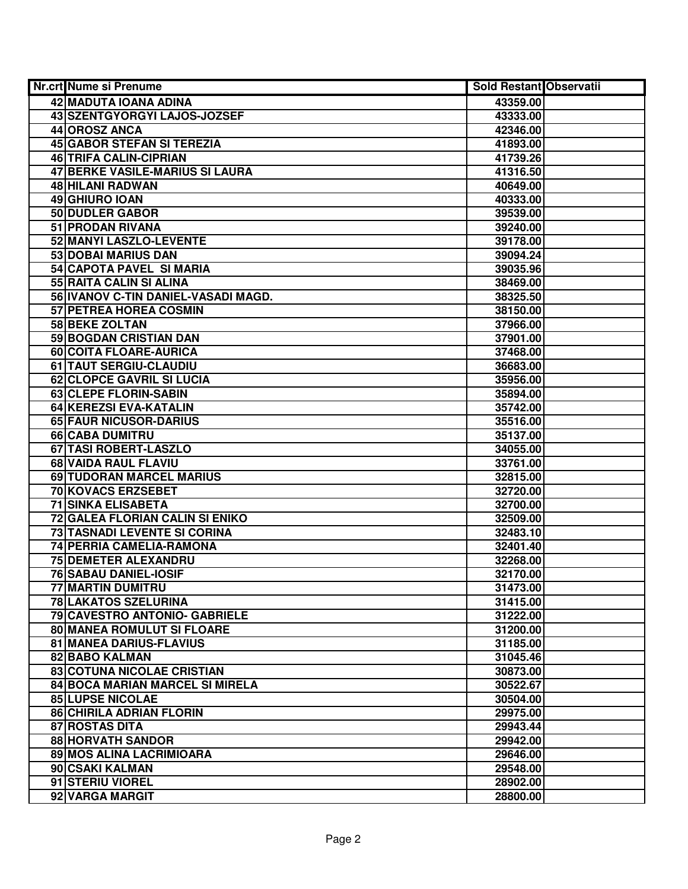| Nr.crt | Nume si Prenume | Sold Restant | Observatii |
|---|---|---|---|
| 42 | MADUTA IOANA ADINA | 43359.00 | |
| 43 | SZENTGYORGYI LAJOS-JOZSEF | 43333.00 | |
| 44 | OROSZ ANCA | 42346.00 | |
| 45 | GABOR STEFAN SI TEREZIA | 41893.00 | |
| 46 | TRIFA CALIN-CIPRIAN | 41739.26 | |
| 47 | BERKE VASILE-MARIUS SI LAURA | 41316.50 | |
| 48 | HILANI RADWAN | 40649.00 | |
| 49 | GHIURO IOAN | 40333.00 | |
| 50 | DUDLER GABOR | 39539.00 | |
| 51 | PRODAN RIVANA | 39240.00 | |
| 52 | MANYI LASZLO-LEVENTE | 39178.00 | |
| 53 | DOBAI MARIUS DAN | 39094.24 | |
| 54 | CAPOTA PAVEL SI MARIA | 39035.96 | |
| 55 | RAITA CALIN SI ALINA | 38469.00 | |
| 56 | IVANOV C-TIN DANIEL-VASADI MAGD. | 38325.50 | |
| 57 | PETREA HOREA COSMIN | 38150.00 | |
| 58 | BEKE ZOLTAN | 37966.00 | |
| 59 | BOGDAN CRISTIAN DAN | 37901.00 | |
| 60 | COITA FLOARE-AURICA | 37468.00 | |
| 61 | TAUT SERGIU-CLAUDIU | 36683.00 | |
| 62 | CLOPCE GAVRIL SI LUCIA | 35956.00 | |
| 63 | CLEPE FLORIN-SABIN | 35894.00 | |
| 64 | KEREZSI EVA-KATALIN | 35742.00 | |
| 65 | FAUR NICUSOR-DARIUS | 35516.00 | |
| 66 | CABA DUMITRU | 35137.00 | |
| 67 | TASI ROBERT-LASZLO | 34055.00 | |
| 68 | VAIDA RAUL FLAVIU | 33761.00 | |
| 69 | TUDORAN MARCEL MARIUS | 32815.00 | |
| 70 | KOVACS ERZSEBET | 32720.00 | |
| 71 | SINKA ELISABETA | 32700.00 | |
| 72 | GALEA FLORIAN CALIN SI ENIKO | 32509.00 | |
| 73 | TASNADI LEVENTE SI CORINA | 32483.10 | |
| 74 | PERRIA CAMELIA-RAMONA | 32401.40 | |
| 75 | DEMETER ALEXANDRU | 32268.00 | |
| 76 | SABAU DANIEL-IOSIF | 32170.00 | |
| 77 | MARTIN DUMITRU | 31473.00 | |
| 78 | LAKATOS SZELURINA | 31415.00 | |
| 79 | CAVESTRO ANTONIO- GABRIELE | 31222.00 | |
| 80 | MANEA ROMULUT SI FLOARE | 31200.00 | |
| 81 | MANEA DARIUS-FLAVIUS | 31185.00 | |
| 82 | BABO KALMAN | 31045.46 | |
| 83 | COTUNA NICOLAE CRISTIAN | 30873.00 | |
| 84 | BOCA MARIAN MARCEL SI MIRELA | 30522.67 | |
| 85 | LUPSE NICOLAE | 30504.00 | |
| 86 | CHIRILA ADRIAN FLORIN | 29975.00 | |
| 87 | ROSTAS DITA | 29943.44 | |
| 88 | HORVATH SANDOR | 29942.00 | |
| 89 | MOS ALINA LACRIMIOARA | 29646.00 | |
| 90 | CSAKI KALMAN | 29548.00 | |
| 91 | STERIU VIOREL | 28902.00 | |
| 92 | VARGA MARGIT | 28800.00 | |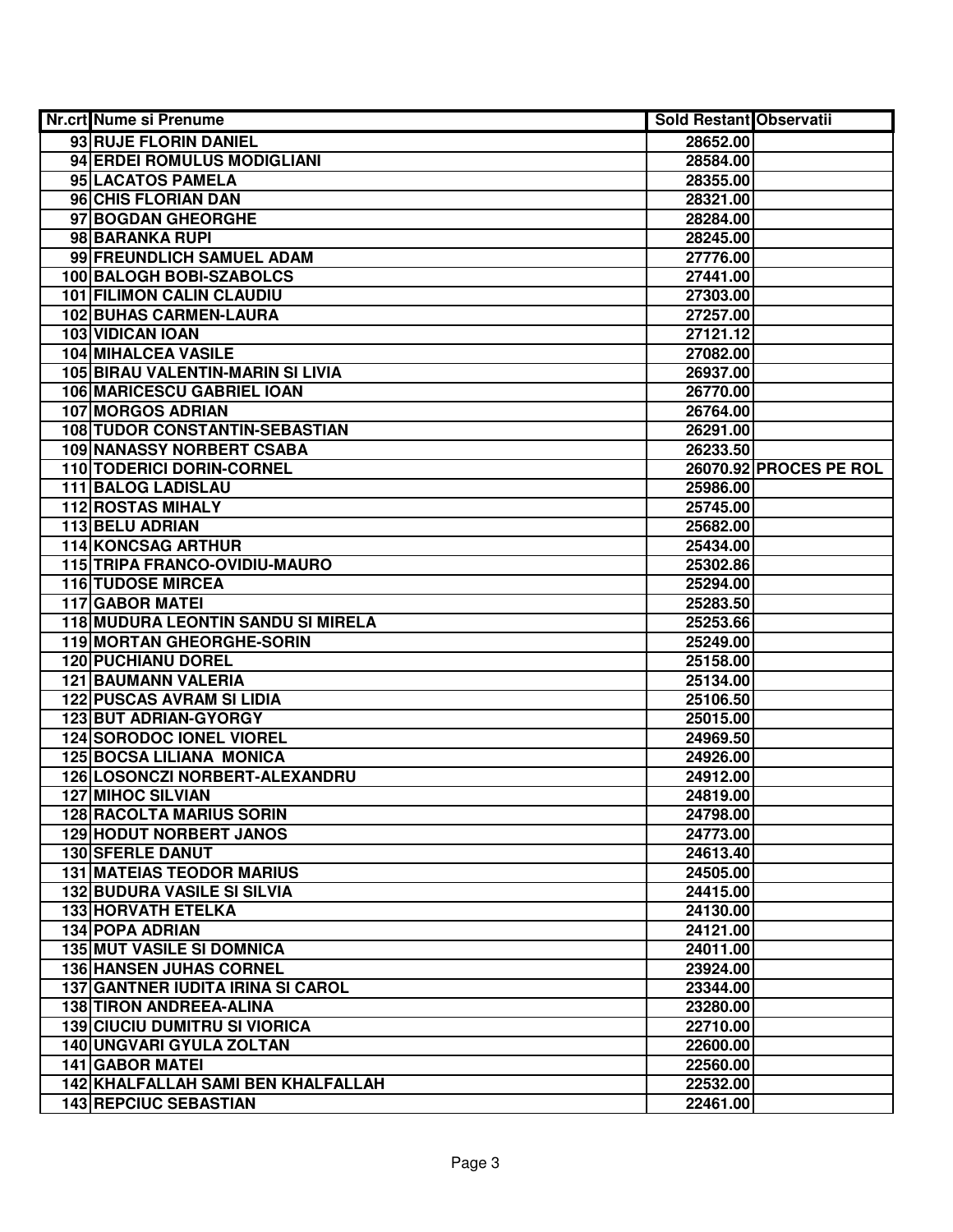| Nr.crt | Nume si Prenume | Sold Restant | Observatii |
|---|---|---|---|
| 93 | RUJE FLORIN DANIEL | 28652.00 | |
| 94 | ERDEI ROMULUS MODIGLIANI | 28584.00 | |
| 95 | LACATOS PAMELA | 28355.00 | |
| 96 | CHIS FLORIAN DAN | 28321.00 | |
| 97 | BOGDAN GHEORGHE | 28284.00 | |
| 98 | BARANKA RUPI | 28245.00 | |
| 99 | FREUNDLICH SAMUEL ADAM | 27776.00 | |
| 100 | BALOGH BOBI-SZABOLCS | 27441.00 | |
| 101 | FILIMON CALIN CLAUDIU | 27303.00 | |
| 102 | BUHAS CARMEN-LAURA | 27257.00 | |
| 103 | VIDICAN IOAN | 27121.12 | |
| 104 | MIHALCEA VASILE | 27082.00 | |
| 105 | BIRAU VALENTIN-MARIN SI LIVIA | 26937.00 | |
| 106 | MARICESCU GABRIEL IOAN | 26770.00 | |
| 107 | MORGOS ADRIAN | 26764.00 | |
| 108 | TUDOR CONSTANTIN-SEBASTIAN | 26291.00 | |
| 109 | NANASSY NORBERT CSABA | 26233.50 | |
| 110 | TODERICI DORIN-CORNEL | 26070.92 | PROCES PE ROL |
| 111 | BALOG LADISLAU | 25986.00 | |
| 112 | ROSTAS MIHALY | 25745.00 | |
| 113 | BELU ADRIAN | 25682.00 | |
| 114 | KONCSAG ARTHUR | 25434.00 | |
| 115 | TRIPA FRANCO-OVIDIU-MAURO | 25302.86 | |
| 116 | TUDOSE MIRCEA | 25294.00 | |
| 117 | GABOR MATEI | 25283.50 | |
| 118 | MUDURA LEONTIN SANDU SI MIRELA | 25253.66 | |
| 119 | MORTAN GHEORGHE-SORIN | 25249.00 | |
| 120 | PUCHIANU DOREL | 25158.00 | |
| 121 | BAUMANN VALERIA | 25134.00 | |
| 122 | PUSCAS AVRAM SI LIDIA | 25106.50 | |
| 123 | BUT ADRIAN-GYORGY | 25015.00 | |
| 124 | SORODOC IONEL VIOREL | 24969.50 | |
| 125 | BOCSA LILIANA MONICA | 24926.00 | |
| 126 | LOSONCZI NORBERT-ALEXANDRU | 24912.00 | |
| 127 | MIHOC SILVIAN | 24819.00 | |
| 128 | RACOLTA MARIUS SORIN | 24798.00 | |
| 129 | HODUT NORBERT JANOS | 24773.00 | |
| 130 | SFERLE DANUT | 24613.40 | |
| 131 | MATEIAS TEODOR MARIUS | 24505.00 | |
| 132 | BUDURA VASILE SI SILVIA | 24415.00 | |
| 133 | HORVATH ETELKA | 24130.00 | |
| 134 | POPA ADRIAN | 24121.00 | |
| 135 | MUT VASILE SI DOMNICA | 24011.00 | |
| 136 | HANSEN JUHAS CORNEL | 23924.00 | |
| 137 | GANTNER IUDITA IRINA SI CAROL | 23344.00 | |
| 138 | TIRON ANDREEA-ALINA | 23280.00 | |
| 139 | CIUCIU DUMITRU SI VIORICA | 22710.00 | |
| 140 | UNGVARI GYULA ZOLTAN | 22600.00 | |
| 141 | GABOR MATEI | 22560.00 | |
| 142 | KHALFALLAH SAMI BEN KHALFALLAH | 22532.00 | |
| 143 | REPCIUC SEBASTIAN | 22461.00 | |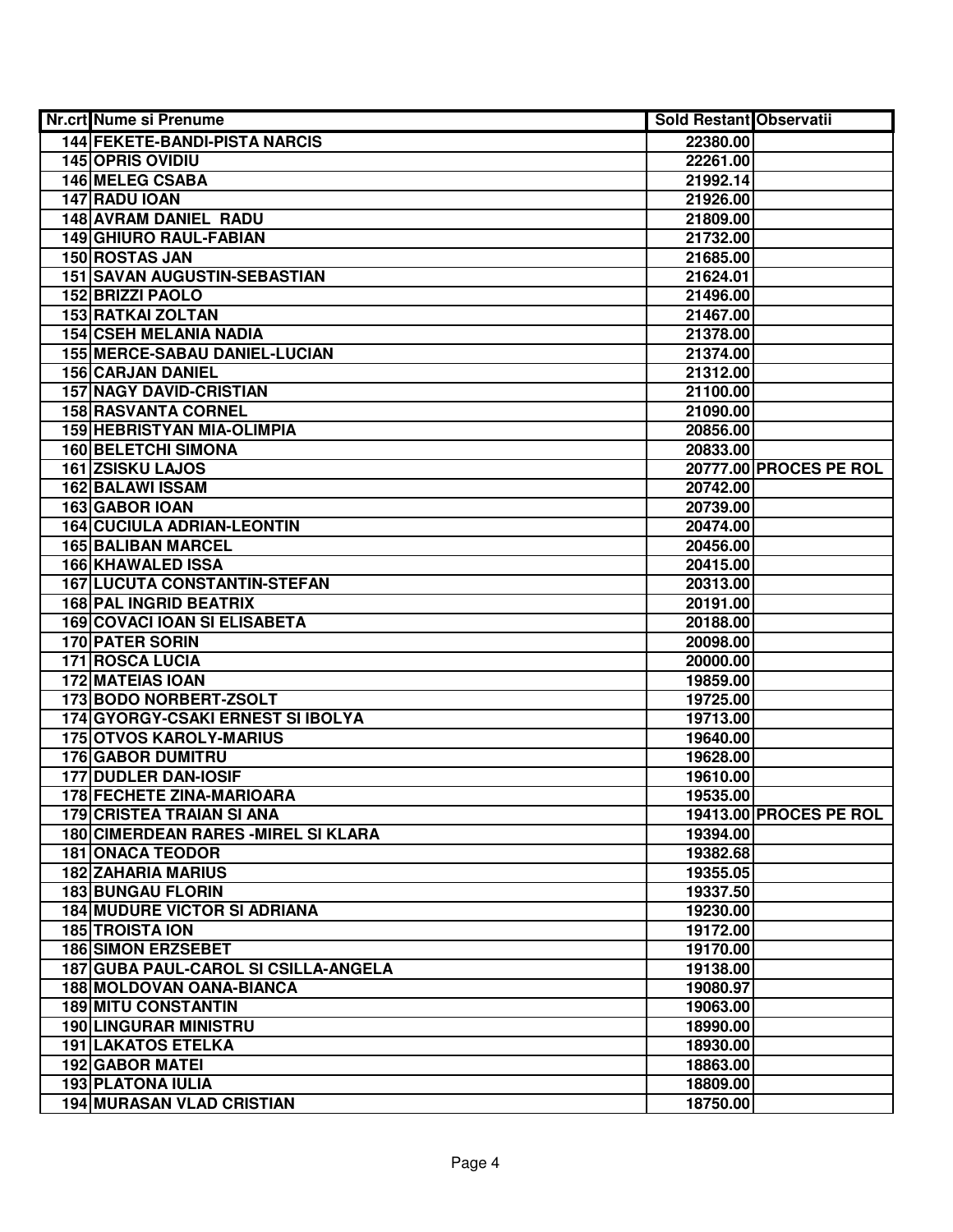| Nr.crt | Nume si Prenume | Sold Restant | Observatii |
|---|---|---|---|
| 144 | FEKETE-BANDI-PISTA NARCIS | 22380.00 | |
| 145 | OPRIS OVIDIU | 22261.00 | |
| 146 | MELEG CSABA | 21992.14 | |
| 147 | RADU IOAN | 21926.00 | |
| 148 | AVRAM DANIEL RADU | 21809.00 | |
| 149 | GHIURO RAUL-FABIAN | 21732.00 | |
| 150 | ROSTAS JAN | 21685.00 | |
| 151 | SAVAN AUGUSTIN-SEBASTIAN | 21624.01 | |
| 152 | BRIZZI PAOLO | 21496.00 | |
| 153 | RATKAI ZOLTAN | 21467.00 | |
| 154 | CSEH MELANIA NADIA | 21378.00 | |
| 155 | MERCE-SABAU DANIEL-LUCIAN | 21374.00 | |
| 156 | CARJAN DANIEL | 21312.00 | |
| 157 | NAGY DAVID-CRISTIAN | 21100.00 | |
| 158 | RASVANTA CORNEL | 21090.00 | |
| 159 | HEBRISTYAN MIA-OLIMPIA | 20856.00 | |
| 160 | BELETCHI SIMONA | 20833.00 | |
| 161 | ZSISKU LAJOS | 20777.00 | PROCES PE ROL |
| 162 | BALAWI ISSAM | 20742.00 | |
| 163 | GABOR IOAN | 20739.00 | |
| 164 | CUCIULA ADRIAN-LEONTIN | 20474.00 | |
| 165 | BALIBAN MARCEL | 20456.00 | |
| 166 | KHAWALED ISSA | 20415.00 | |
| 167 | LUCUTA CONSTANTIN-STEFAN | 20313.00 | |
| 168 | PAL INGRID BEATRIX | 20191.00 | |
| 169 | COVACI IOAN SI ELISABETA | 20188.00 | |
| 170 | PATER SORIN | 20098.00 | |
| 171 | ROSCA LUCIA | 20000.00 | |
| 172 | MATEIAS IOAN | 19859.00 | |
| 173 | BODO NORBERT-ZSOLT | 19725.00 | |
| 174 | GYORGY-CSAKI ERNEST SI IBOLYA | 19713.00 | |
| 175 | OTVOS KAROLY-MARIUS | 19640.00 | |
| 176 | GABOR DUMITRU | 19628.00 | |
| 177 | DUDLER DAN-IOSIF | 19610.00 | |
| 178 | FECHETE ZINA-MARIOARA | 19535.00 | |
| 179 | CRISTEA TRAIAN SI ANA | 19413.00 | PROCES PE ROL |
| 180 | CIMERDEAN RARES -MIREL SI KLARA | 19394.00 | |
| 181 | ONACA TEODOR | 19382.68 | |
| 182 | ZAHARIA MARIUS | 19355.05 | |
| 183 | BUNGAU FLORIN | 19337.50 | |
| 184 | MUDURE VICTOR SI ADRIANA | 19230.00 | |
| 185 | TROISTA ION | 19172.00 | |
| 186 | SIMON ERZSEBET | 19170.00 | |
| 187 | GUBA PAUL-CAROL SI CSILLA-ANGELA | 19138.00 | |
| 188 | MOLDOVAN OANA-BIANCA | 19080.97 | |
| 189 | MITU CONSTANTIN | 19063.00 | |
| 190 | LINGURAR MINISTRU | 18990.00 | |
| 191 | LAKATOS ETELKA | 18930.00 | |
| 192 | GABOR MATEI | 18863.00 | |
| 193 | PLATONA IULIA | 18809.00 | |
| 194 | MURASAN VLAD CRISTIAN | 18750.00 | |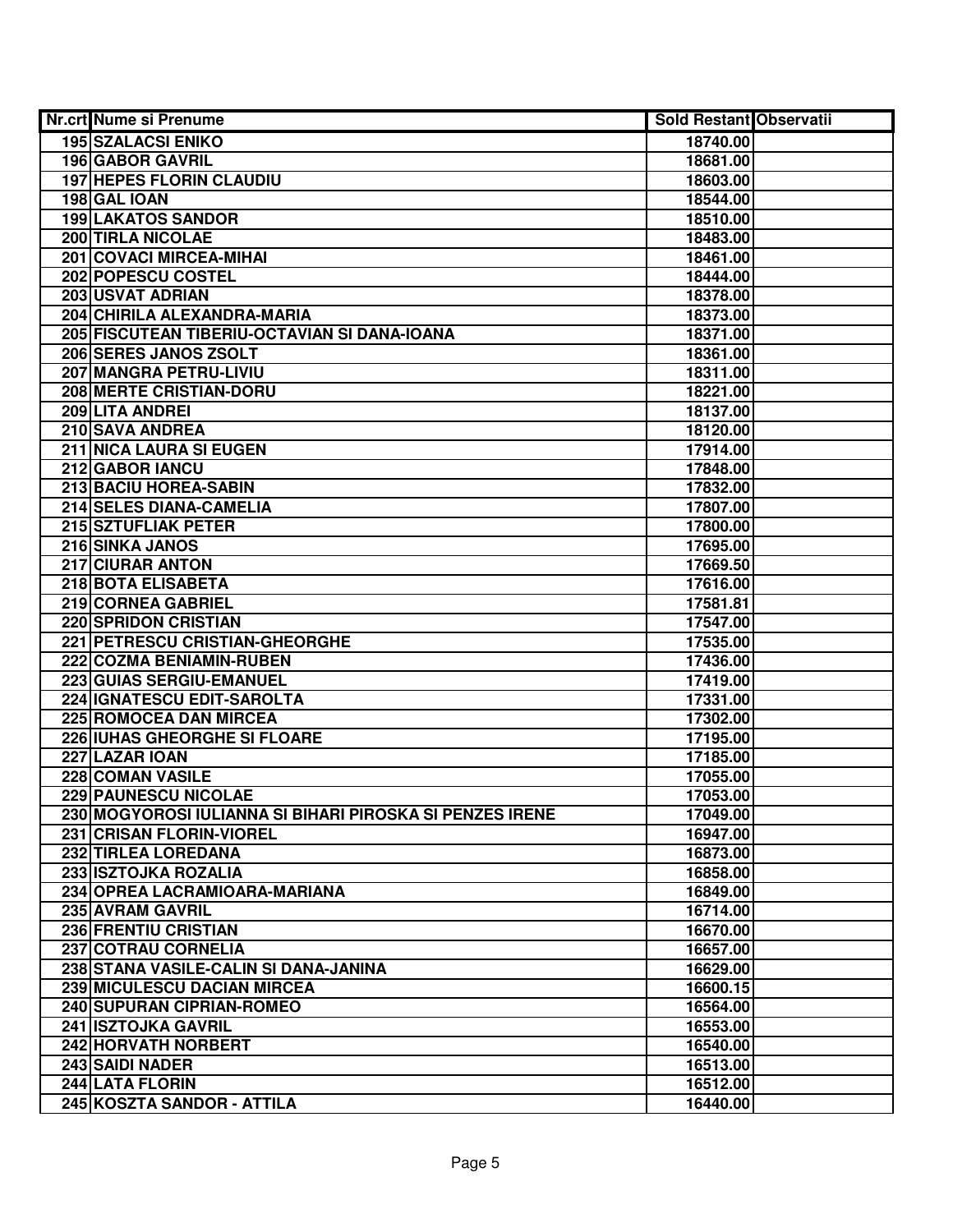| Nr.crt | Nume si Prenume | Sold Restant | Observatii |
|---|---|---|---|
| 195 | SZALACSI ENIKO | 18740.00 | |
| 196 | GABOR GAVRIL | 18681.00 | |
| 197 | HEPES FLORIN CLAUDIU | 18603.00 | |
| 198 | GAL IOAN | 18544.00 | |
| 199 | LAKATOS SANDOR | 18510.00 | |
| 200 | TIRLA NICOLAE | 18483.00 | |
| 201 | COVACI MIRCEA-MIHAI | 18461.00 | |
| 202 | POPESCU COSTEL | 18444.00 | |
| 203 | USVAT ADRIAN | 18378.00 | |
| 204 | CHIRILA ALEXANDRA-MARIA | 18373.00 | |
| 205 | FISCUTEAN TIBERIU-OCTAVIAN SI DANA-IOANA | 18371.00 | |
| 206 | SERES JANOS ZSOLT | 18361.00 | |
| 207 | MANGRA PETRU-LIVIU | 18311.00 | |
| 208 | MERTE CRISTIAN-DORU | 18221.00 | |
| 209 | LITA ANDREI | 18137.00 | |
| 210 | SAVA ANDREA | 18120.00 | |
| 211 | NICA LAURA SI EUGEN | 17914.00 | |
| 212 | GABOR IANCU | 17848.00 | |
| 213 | BACIU HOREA-SABIN | 17832.00 | |
| 214 | SELES DIANA-CAMELIA | 17807.00 | |
| 215 | SZTUFLIAK PETER | 17800.00 | |
| 216 | SINKA JANOS | 17695.00 | |
| 217 | CIURAR ANTON | 17669.50 | |
| 218 | BOTA ELISABETA | 17616.00 | |
| 219 | CORNEA GABRIEL | 17581.81 | |
| 220 | SPRIDON CRISTIAN | 17547.00 | |
| 221 | PETRESCU CRISTIAN-GHEORGHE | 17535.00 | |
| 222 | COZMA BENIAMIN-RUBEN | 17436.00 | |
| 223 | GUIAS SERGIU-EMANUEL | 17419.00 | |
| 224 | IGNATESCU EDIT-SAROLTA | 17331.00 | |
| 225 | ROMOCEA DAN MIRCEA | 17302.00 | |
| 226 | IUHAS GHEORGHE SI FLOARE | 17195.00 | |
| 227 | LAZAR IOAN | 17185.00 | |
| 228 | COMAN VASILE | 17055.00 | |
| 229 | PAUNESCU NICOLAE | 17053.00 | |
| 230 | MOGYOROSI IULIANNA SI BIHARI PIROSKA SI PENZES IRENE | 17049.00 | |
| 231 | CRISAN FLORIN-VIOREL | 16947.00 | |
| 232 | TIRLEA LOREDANA | 16873.00 | |
| 233 | ISZTOJKA ROZALIA | 16858.00 | |
| 234 | OPREA LACRAMIOARA-MARIANA | 16849.00 | |
| 235 | AVRAM GAVRIL | 16714.00 | |
| 236 | FRENTIU CRISTIAN | 16670.00 | |
| 237 | COTRAU CORNELIA | 16657.00 | |
| 238 | STANA VASILE-CALIN SI DANA-JANINA | 16629.00 | |
| 239 | MICULESCU DACIAN MIRCEA | 16600.15 | |
| 240 | SUPURAN CIPRIAN-ROMEO | 16564.00 | |
| 241 | ISZTOJKA GAVRIL | 16553.00 | |
| 242 | HORVATH NORBERT | 16540.00 | |
| 243 | SAIDI NADER | 16513.00 | |
| 244 | LATA FLORIN | 16512.00 | |
| 245 | KOSZTA SANDOR - ATTILA | 16440.00 | |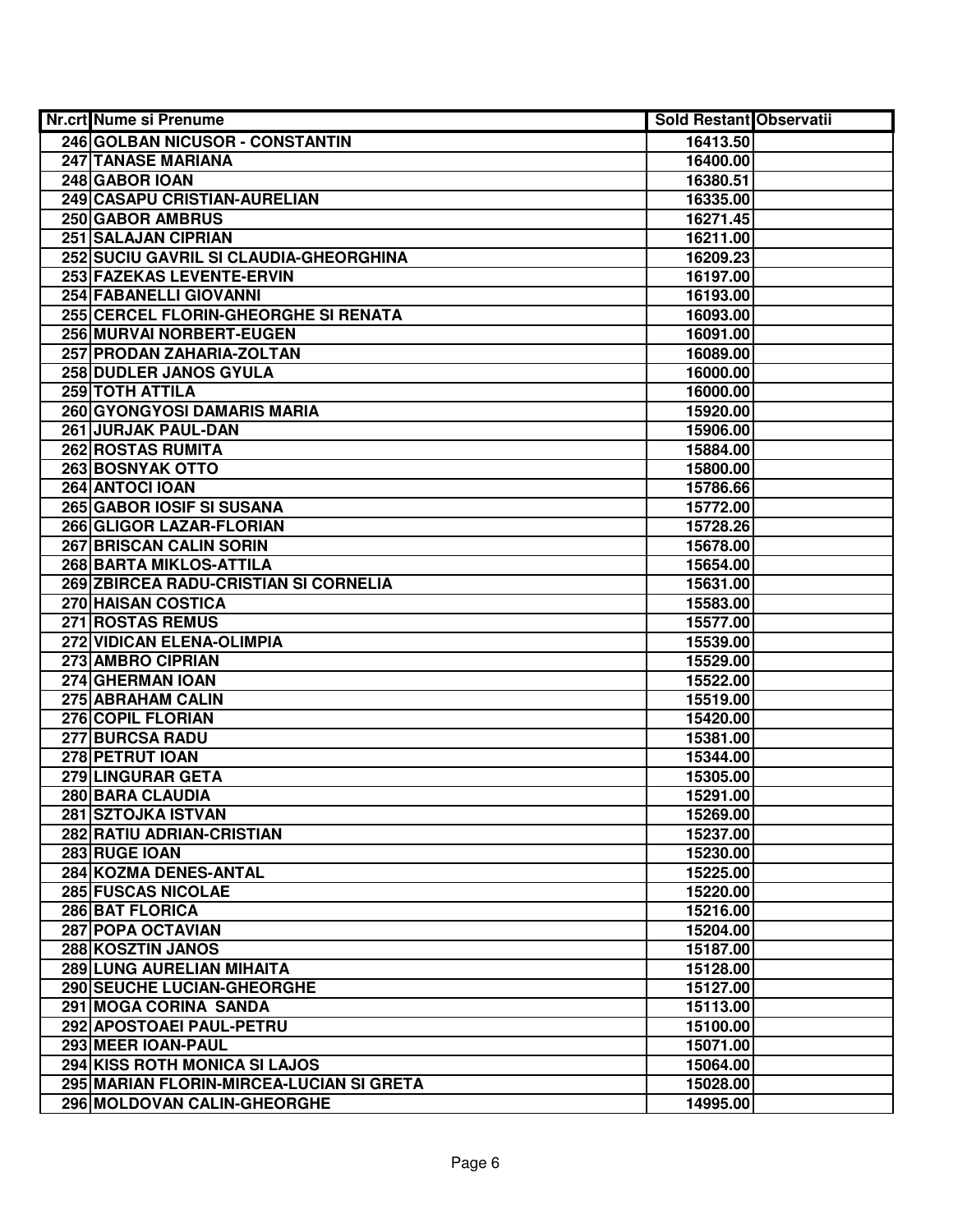| Nr.crt | Nume si Prenume | Sold Restant | Observatii |
|---|---|---|---|
| 246 | GOLBAN NICUSOR - CONSTANTIN | 16413.50 | |
| 247 | TANASE MARIANA | 16400.00 | |
| 248 | GABOR IOAN | 16380.51 | |
| 249 | CASAPU CRISTIAN-AURELIAN | 16335.00 | |
| 250 | GABOR AMBRUS | 16271.45 | |
| 251 | SALAJAN CIPRIAN | 16211.00 | |
| 252 | SUCIU GAVRIL SI CLAUDIA-GHEORGHINA | 16209.23 | |
| 253 | FAZEKAS LEVENTE-ERVIN | 16197.00 | |
| 254 | FABANELLI GIOVANNI | 16193.00 | |
| 255 | CERCEL FLORIN-GHEORGHE SI RENATA | 16093.00 | |
| 256 | MURVAI NORBERT-EUGEN | 16091.00 | |
| 257 | PRODAN ZAHARIA-ZOLTAN | 16089.00 | |
| 258 | DUDLER JANOS GYULA | 16000.00 | |
| 259 | TOTH ATTILA | 16000.00 | |
| 260 | GYONGYOSI DAMARIS MARIA | 15920.00 | |
| 261 | JURJAK PAUL-DAN | 15906.00 | |
| 262 | ROSTAS RUMITA | 15884.00 | |
| 263 | BOSNYAK OTTO | 15800.00 | |
| 264 | ANTOCI IOAN | 15786.66 | |
| 265 | GABOR IOSIF SI SUSANA | 15772.00 | |
| 266 | GLIGOR LAZAR-FLORIAN | 15728.26 | |
| 267 | BRISCAN CALIN SORIN | 15678.00 | |
| 268 | BARTA MIKLOS-ATTILA | 15654.00 | |
| 269 | ZBIRCEA RADU-CRISTIAN SI CORNELIA | 15631.00 | |
| 270 | HAISAN COSTICA | 15583.00 | |
| 271 | ROSTAS REMUS | 15577.00 | |
| 272 | VIDICAN ELENA-OLIMPIA | 15539.00 | |
| 273 | AMBRO CIPRIAN | 15529.00 | |
| 274 | GHERMAN IOAN | 15522.00 | |
| 275 | ABRAHAM CALIN | 15519.00 | |
| 276 | COPIL FLORIAN | 15420.00 | |
| 277 | BURCSA RADU | 15381.00 | |
| 278 | PETRUT IOAN | 15344.00 | |
| 279 | LINGURAR GETA | 15305.00 | |
| 280 | BARA CLAUDIA | 15291.00 | |
| 281 | SZTOJKA ISTVAN | 15269.00 | |
| 282 | RATIU ADRIAN-CRISTIAN | 15237.00 | |
| 283 | RUGE IOAN | 15230.00 | |
| 284 | KOZMA DENES-ANTAL | 15225.00 | |
| 285 | FUSCAS NICOLAE | 15220.00 | |
| 286 | BAT FLORICA | 15216.00 | |
| 287 | POPA OCTAVIAN | 15204.00 | |
| 288 | KOSZTIN JANOS | 15187.00 | |
| 289 | LUNG AURELIAN MIHAITA | 15128.00 | |
| 290 | SEUCHE LUCIAN-GHEORGHE | 15127.00 | |
| 291 | MOGA CORINA SANDA | 15113.00 | |
| 292 | APOSTOAEI PAUL-PETRU | 15100.00 | |
| 293 | MEER IOAN-PAUL | 15071.00 | |
| 294 | KISS ROTH MONICA SI LAJOS | 15064.00 | |
| 295 | MARIAN FLORIN-MIRCEA-LUCIAN SI GRETA | 15028.00 | |
| 296 | MOLDOVAN CALIN-GHEORGHE | 14995.00 | |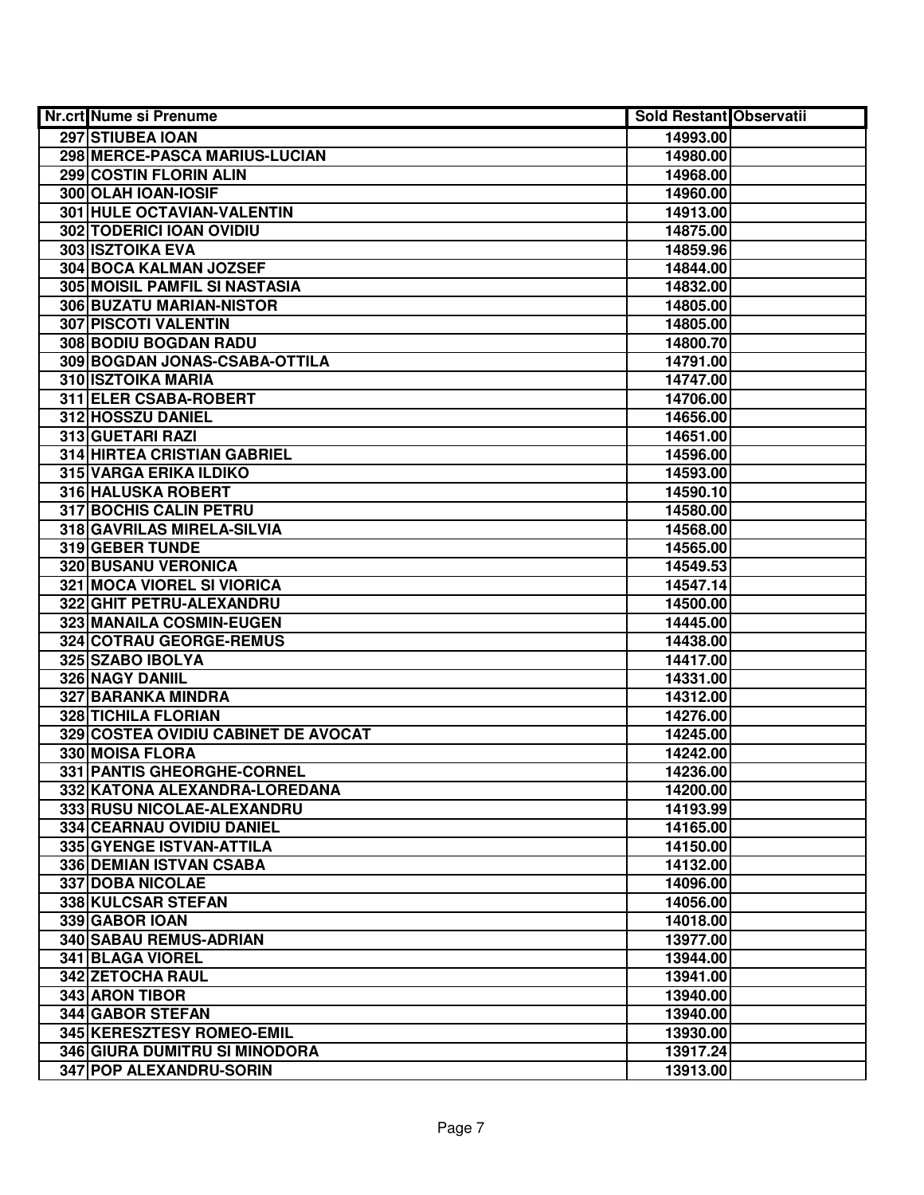| Nr.crt | Nume si Prenume | Sold Restant | Observatii |
|---|---|---|---|
| 297 | STIUBEA IOAN | 14993.00 | |
| 298 | MERCE-PASCA MARIUS-LUCIAN | 14980.00 | |
| 299 | COSTIN FLORIN ALIN | 14968.00 | |
| 300 | OLAH IOAN-IOSIF | 14960.00 | |
| 301 | HULE OCTAVIAN-VALENTIN | 14913.00 | |
| 302 | TODERICI IOAN OVIDIU | 14875.00 | |
| 303 | ISZTOIKA EVA | 14859.96 | |
| 304 | BOCA KALMAN JOZSEF | 14844.00 | |
| 305 | MOISIL PAMFIL SI NASTASIA | 14832.00 | |
| 306 | BUZATU MARIAN-NISTOR | 14805.00 | |
| 307 | PISCOTI VALENTIN | 14805.00 | |
| 308 | BODIU BOGDAN RADU | 14800.70 | |
| 309 | BOGDAN JONAS-CSABA-OTTILA | 14791.00 | |
| 310 | ISZTOIKA MARIA | 14747.00 | |
| 311 | ELER CSABA-ROBERT | 14706.00 | |
| 312 | HOSSZU DANIEL | 14656.00 | |
| 313 | GUETARI RAZI | 14651.00 | |
| 314 | HIRTEA CRISTIAN GABRIEL | 14596.00 | |
| 315 | VARGA ERIKA ILDIKO | 14593.00 | |
| 316 | HALUSKA ROBERT | 14590.10 | |
| 317 | BOCHIS CALIN PETRU | 14580.00 | |
| 318 | GAVRILAS MIRELA-SILVIA | 14568.00 | |
| 319 | GEBER TUNDE | 14565.00 | |
| 320 | BUSANU VERONICA | 14549.53 | |
| 321 | MOCA VIOREL SI VIORICA | 14547.14 | |
| 322 | GHIT PETRU-ALEXANDRU | 14500.00 | |
| 323 | MANAILA COSMIN-EUGEN | 14445.00 | |
| 324 | COTRAU GEORGE-REMUS | 14438.00 | |
| 325 | SZABO IBOLYA | 14417.00 | |
| 326 | NAGY DANIIL | 14331.00 | |
| 327 | BARANKA MINDRA | 14312.00 | |
| 328 | TICHILA FLORIAN | 14276.00 | |
| 329 | COSTEA OVIDIU CABINET DE AVOCAT | 14245.00 | |
| 330 | MOISA FLORA | 14242.00 | |
| 331 | PANTIS GHEORGHE-CORNEL | 14236.00 | |
| 332 | KATONA ALEXANDRA-LOREDANA | 14200.00 | |
| 333 | RUSU NICOLAE-ALEXANDRU | 14193.99 | |
| 334 | CEARNAU OVIDIU DANIEL | 14165.00 | |
| 335 | GYENGE ISTVAN-ATTILA | 14150.00 | |
| 336 | DEMIAN ISTVAN CSABA | 14132.00 | |
| 337 | DOBA NICOLAE | 14096.00 | |
| 338 | KULCSAR STEFAN | 14056.00 | |
| 339 | GABOR IOAN | 14018.00 | |
| 340 | SABAU REMUS-ADRIAN | 13977.00 | |
| 341 | BLAGA VIOREL | 13944.00 | |
| 342 | ZETOCHA RAUL | 13941.00 | |
| 343 | ARON TIBOR | 13940.00 | |
| 344 | GABOR STEFAN | 13940.00 | |
| 345 | KERESZTESY ROMEO-EMIL | 13930.00 | |
| 346 | GIURA DUMITRU SI MINODORA | 13917.24 | |
| 347 | POP ALEXANDRU-SORIN | 13913.00 | |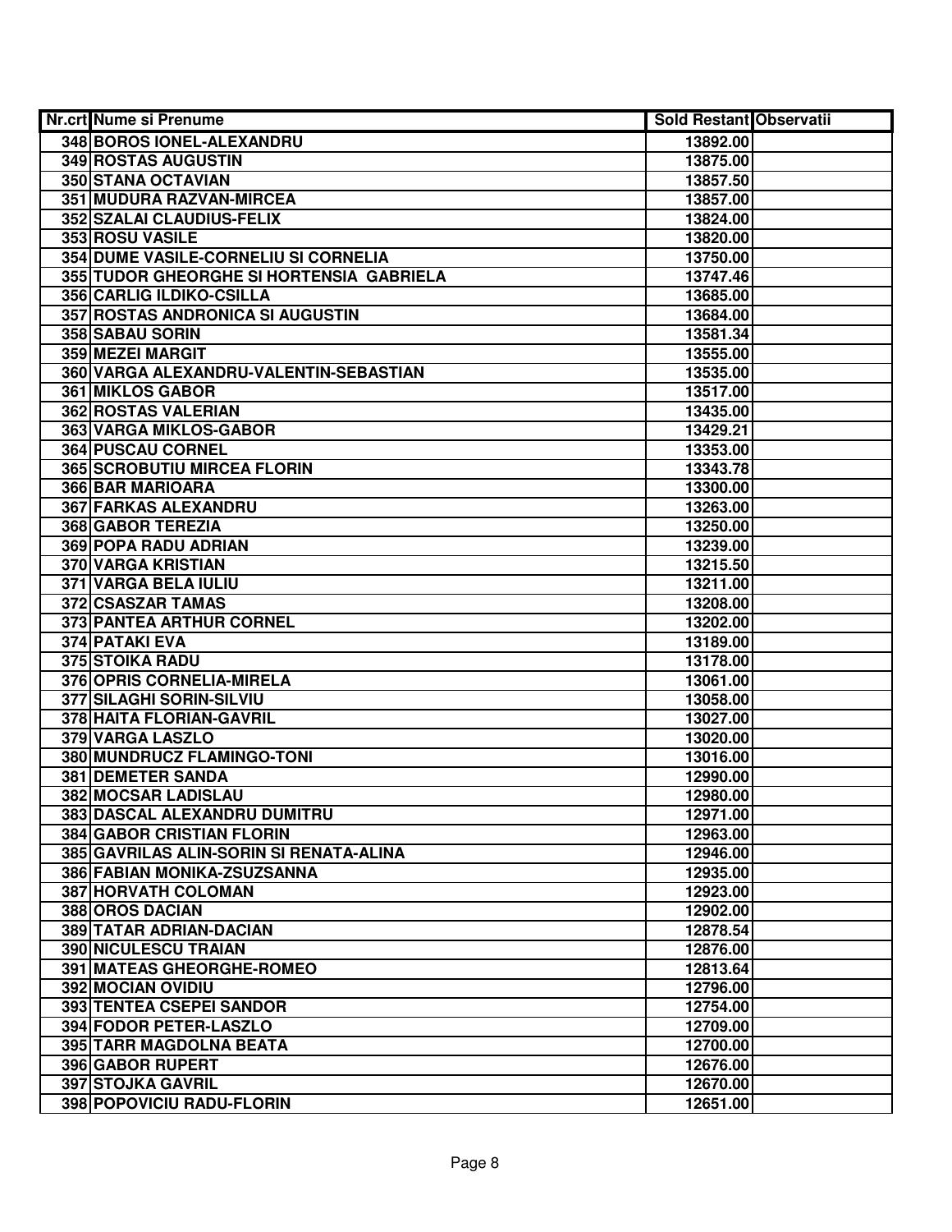| Nr.crt | Nume si Prenume | Sold Restant | Observatii |
|---|---|---|---|
| 348 | BOROS IONEL-ALEXANDRU | 13892.00 | |
| 349 | ROSTAS AUGUSTIN | 13875.00 | |
| 350 | STANA OCTAVIAN | 13857.50 | |
| 351 | MUDURA RAZVAN-MIRCEA | 13857.00 | |
| 352 | SZALAI CLAUDIUS-FELIX | 13824.00 | |
| 353 | ROSU VASILE | 13820.00 | |
| 354 | DUME VASILE-CORNELIU SI CORNELIA | 13750.00 | |
| 355 | TUDOR GHEORGHE SI HORTENSIA GABRIELA | 13747.46 | |
| 356 | CARLIG ILDIKO-CSILLA | 13685.00 | |
| 357 | ROSTAS ANDRONICA SI AUGUSTIN | 13684.00 | |
| 358 | SABAU SORIN | 13581.34 | |
| 359 | MEZEI MARGIT | 13555.00 | |
| 360 | VARGA ALEXANDRU-VALENTIN-SEBASTIAN | 13535.00 | |
| 361 | MIKLOS GABOR | 13517.00 | |
| 362 | ROSTAS VALERIAN | 13435.00 | |
| 363 | VARGA MIKLOS-GABOR | 13429.21 | |
| 364 | PUSCAU CORNEL | 13353.00 | |
| 365 | SCROBUTIU MIRCEA FLORIN | 13343.78 | |
| 366 | BAR MARIOARA | 13300.00 | |
| 367 | FARKAS ALEXANDRU | 13263.00 | |
| 368 | GABOR TEREZIA | 13250.00 | |
| 369 | POPA RADU ADRIAN | 13239.00 | |
| 370 | VARGA KRISTIAN | 13215.50 | |
| 371 | VARGA BELA IULIU | 13211.00 | |
| 372 | CSASZAR TAMAS | 13208.00 | |
| 373 | PANTEA ARTHUR CORNEL | 13202.00 | |
| 374 | PATAKI EVA | 13189.00 | |
| 375 | STOIKA RADU | 13178.00 | |
| 376 | OPRIS CORNELIA-MIRELA | 13061.00 | |
| 377 | SILAGHI SORIN-SILVIU | 13058.00 | |
| 378 | HAITA FLORIAN-GAVRIL | 13027.00 | |
| 379 | VARGA LASZLO | 13020.00 | |
| 380 | MUNDRUCZ FLAMINGO-TONI | 13016.00 | |
| 381 | DEMETER SANDA | 12990.00 | |
| 382 | MOCSAR LADISLAU | 12980.00 | |
| 383 | DASCAL ALEXANDRU DUMITRU | 12971.00 | |
| 384 | GABOR CRISTIAN FLORIN | 12963.00 | |
| 385 | GAVRILAS ALIN-SORIN SI RENATA-ALINA | 12946.00 | |
| 386 | FABIAN MONIKA-ZSUZSANNA | 12935.00 | |
| 387 | HORVATH COLOMAN | 12923.00 | |
| 388 | OROS DACIAN | 12902.00 | |
| 389 | TATAR ADRIAN-DACIAN | 12878.54 | |
| 390 | NICULESCU TRAIAN | 12876.00 | |
| 391 | MATEAS GHEORGHE-ROMEO | 12813.64 | |
| 392 | MOCIAN OVIDIU | 12796.00 | |
| 393 | TENTEA CSEPEI SANDOR | 12754.00 | |
| 394 | FODOR PETER-LASZLO | 12709.00 | |
| 395 | TARR MAGDOLNA BEATA | 12700.00 | |
| 396 | GABOR RUPERT | 12676.00 | |
| 397 | STOJKA GAVRIL | 12670.00 | |
| 398 | POPOVICIU RADU-FLORIN | 12651.00 | |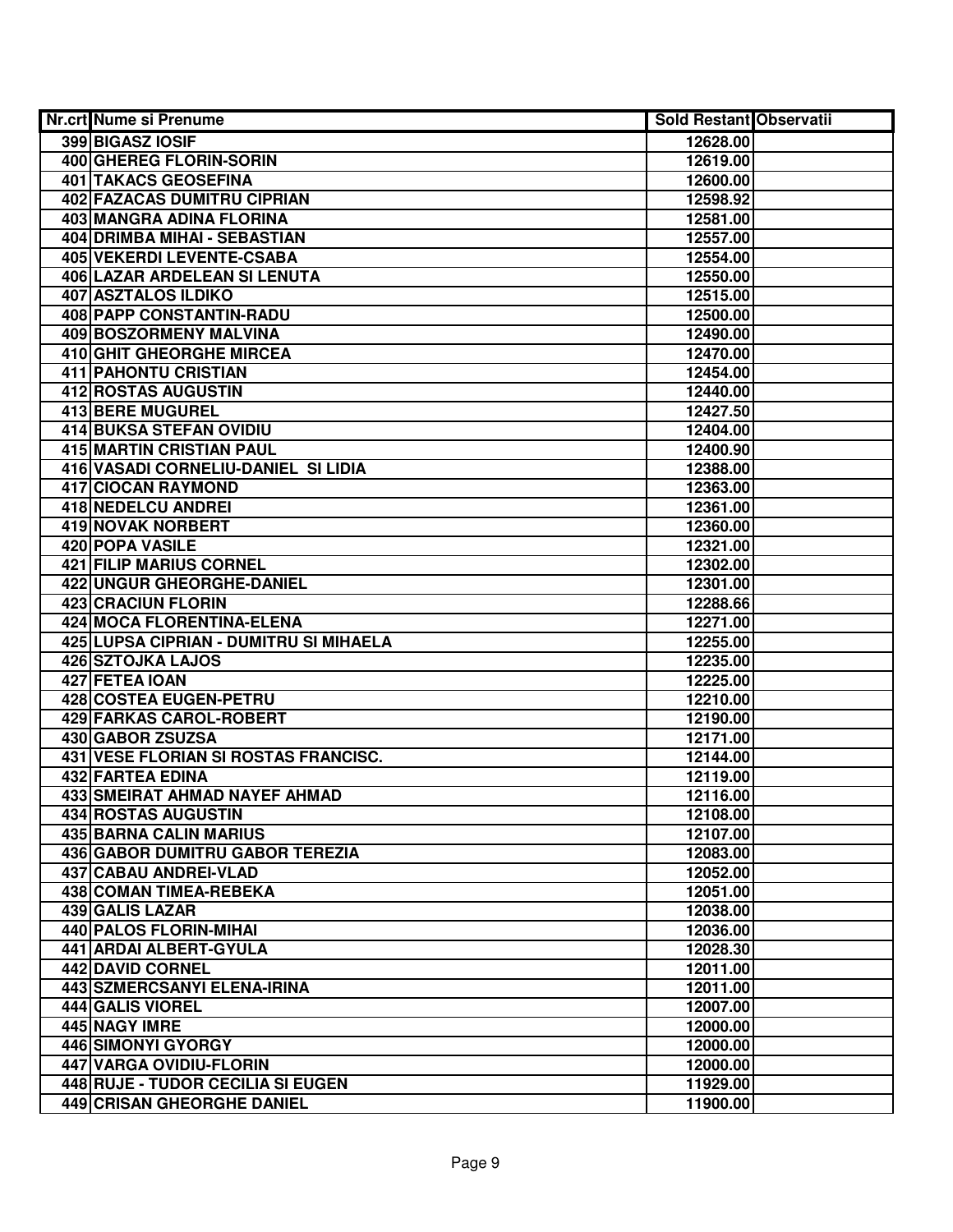| Nr.crt | Nume si Prenume | Sold Restant | Observatii |
|---|---|---|---|
| 399 | BIGASZ IOSIF | 12628.00 | |
| 400 | GHEREG FLORIN-SORIN | 12619.00 | |
| 401 | TAKACS GEOSEFINA | 12600.00 | |
| 402 | FAZACAS DUMITRU CIPRIAN | 12598.92 | |
| 403 | MANGRA ADINA FLORINA | 12581.00 | |
| 404 | DRIMBA MIHAI - SEBASTIAN | 12557.00 | |
| 405 | VEKERDI LEVENTE-CSABA | 12554.00 | |
| 406 | LAZAR ARDELEAN SI LENUTA | 12550.00 | |
| 407 | ASZTALOS ILDIKO | 12515.00 | |
| 408 | PAPP CONSTANTIN-RADU | 12500.00 | |
| 409 | BOSZORMENY MALVINA | 12490.00 | |
| 410 | GHIT GHEORGHE MIRCEA | 12470.00 | |
| 411 | PAHONTU CRISTIAN | 12454.00 | |
| 412 | ROSTAS AUGUSTIN | 12440.00 | |
| 413 | BERE MUGUREL | 12427.50 | |
| 414 | BUKSA STEFAN OVIDIU | 12404.00 | |
| 415 | MARTIN CRISTIAN PAUL | 12400.90 | |
| 416 | VASADI CORNELIU-DANIEL SI LIDIA | 12388.00 | |
| 417 | CIOCAN RAYMOND | 12363.00 | |
| 418 | NEDELCU ANDREI | 12361.00 | |
| 419 | NOVAK NORBERT | 12360.00 | |
| 420 | POPA VASILE | 12321.00 | |
| 421 | FILIP MARIUS CORNEL | 12302.00 | |
| 422 | UNGUR GHEORGHE-DANIEL | 12301.00 | |
| 423 | CRACIUN FLORIN | 12288.66 | |
| 424 | MOCA FLORENTINA-ELENA | 12271.00 | |
| 425 | LUPSA CIPRIAN - DUMITRU SI MIHAELA | 12255.00 | |
| 426 | SZTOJKA LAJOS | 12235.00 | |
| 427 | FETEA IOAN | 12225.00 | |
| 428 | COSTEA EUGEN-PETRU | 12210.00 | |
| 429 | FARKAS CAROL-ROBERT | 12190.00 | |
| 430 | GABOR ZSUZSA | 12171.00 | |
| 431 | VESE FLORIAN SI ROSTAS FRANCISC. | 12144.00 | |
| 432 | FARTEA EDINA | 12119.00 | |
| 433 | SMEIRAT AHMAD NAYEF AHMAD | 12116.00 | |
| 434 | ROSTAS AUGUSTIN | 12108.00 | |
| 435 | BARNA CALIN MARIUS | 12107.00 | |
| 436 | GABOR DUMITRU GABOR TEREZIA | 12083.00 | |
| 437 | CABAU ANDREI-VLAD | 12052.00 | |
| 438 | COMAN TIMEA-REBEKA | 12051.00 | |
| 439 | GALIS LAZAR | 12038.00 | |
| 440 | PALOS FLORIN-MIHAI | 12036.00 | |
| 441 | ARDAI ALBERT-GYULA | 12028.30 | |
| 442 | DAVID CORNEL | 12011.00 | |
| 443 | SZMERCSANYI ELENA-IRINA | 12011.00 | |
| 444 | GALIS VIOREL | 12007.00 | |
| 445 | NAGY IMRE | 12000.00 | |
| 446 | SIMONYI GYORGY | 12000.00 | |
| 447 | VARGA OVIDIU-FLORIN | 12000.00 | |
| 448 | RUJE - TUDOR CECILIA SI EUGEN | 11929.00 | |
| 449 | CRISAN GHEORGHE DANIEL | 11900.00 | |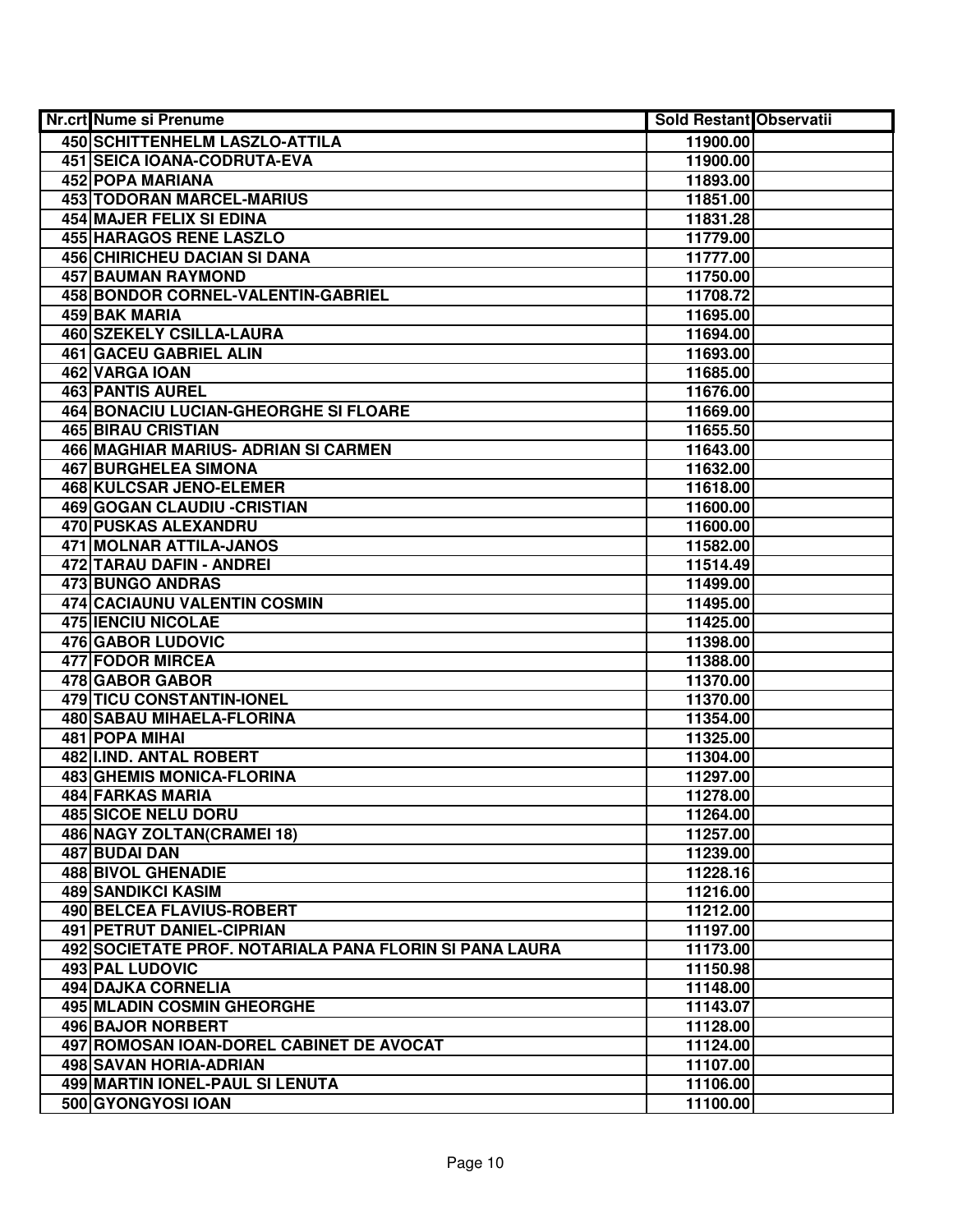| Nr.crt | Nume si Prenume | Sold Restant | Observatii |
| --- | --- | --- | --- |
| 450 | SCHITTENHELM LASZLO-ATTILA | 11900.00 | |
| 451 | SEICA IOANA-CODRUTA-EVA | 11900.00 | |
| 452 | POPA MARIANA | 11893.00 | |
| 453 | TODORAN MARCEL-MARIUS | 11851.00 | |
| 454 | MAJER FELIX SI EDINA | 11831.28 | |
| 455 | HARAGOS RENE LASZLO | 11779.00 | |
| 456 | CHIRICHEU DACIAN SI DANA | 11777.00 | |
| 457 | BAUMAN RAYMOND | 11750.00 | |
| 458 | BONDOR CORNEL-VALENTIN-GABRIEL | 11708.72 | |
| 459 | BAK MARIA | 11695.00 | |
| 460 | SZEKELY CSILLA-LAURA | 11694.00 | |
| 461 | GACEU GABRIEL ALIN | 11693.00 | |
| 462 | VARGA IOAN | 11685.00 | |
| 463 | PANTIS AUREL | 11676.00 | |
| 464 | BONACIU LUCIAN-GHEORGHE SI FLOARE | 11669.00 | |
| 465 | BIRAU CRISTIAN | 11655.50 | |
| 466 | MAGHIAR MARIUS- ADRIAN SI CARMEN | 11643.00 | |
| 467 | BURGHELEA SIMONA | 11632.00 | |
| 468 | KULCSAR JENO-ELEMER | 11618.00 | |
| 469 | GOGAN CLAUDIU -CRISTIAN | 11600.00 | |
| 470 | PUSKAS ALEXANDRU | 11600.00 | |
| 471 | MOLNAR ATTILA-JANOS | 11582.00 | |
| 472 | TARAU DAFIN - ANDREI | 11514.49 | |
| 473 | BUNGO ANDRAS | 11499.00 | |
| 474 | CACIAUNU VALENTIN COSMIN | 11495.00 | |
| 475 | IENCIU NICOLAE | 11425.00 | |
| 476 | GABOR LUDOVIC | 11398.00 | |
| 477 | FODOR MIRCEA | 11388.00 | |
| 478 | GABOR GABOR | 11370.00 | |
| 479 | TICU CONSTANTIN-IONEL | 11370.00 | |
| 480 | SABAU MIHAELA-FLORINA | 11354.00 | |
| 481 | POPA MIHAI | 11325.00 | |
| 482 | I.IND. ANTAL ROBERT | 11304.00 | |
| 483 | GHEMIS MONICA-FLORINA | 11297.00 | |
| 484 | FARKAS MARIA | 11278.00 | |
| 485 | SICOE NELU DORU | 11264.00 | |
| 486 | NAGY ZOLTAN(CRAMEI 18) | 11257.00 | |
| 487 | BUDAI DAN | 11239.00 | |
| 488 | BIVOL GHENADIE | 11228.16 | |
| 489 | SANDIKCI KASIM | 11216.00 | |
| 490 | BELCEA FLAVIUS-ROBERT | 11212.00 | |
| 491 | PETRUT DANIEL-CIPRIAN | 11197.00 | |
| 492 | SOCIETATE PROF. NOTARIALA PANA FLORIN SI PANA LAURA | 11173.00 | |
| 493 | PAL LUDOVIC | 11150.98 | |
| 494 | DAJKA CORNELIA | 11148.00 | |
| 495 | MLADIN COSMIN GHEORGHE | 11143.07 | |
| 496 | BAJOR NORBERT | 11128.00 | |
| 497 | ROMOSAN IOAN-DOREL CABINET DE AVOCAT | 11124.00 | |
| 498 | SAVAN HORIA-ADRIAN | 11107.00 | |
| 499 | MARTIN IONEL-PAUL SI LENUTA | 11106.00 | |
| 500 | GYONGYOSI IOAN | 11100.00 | |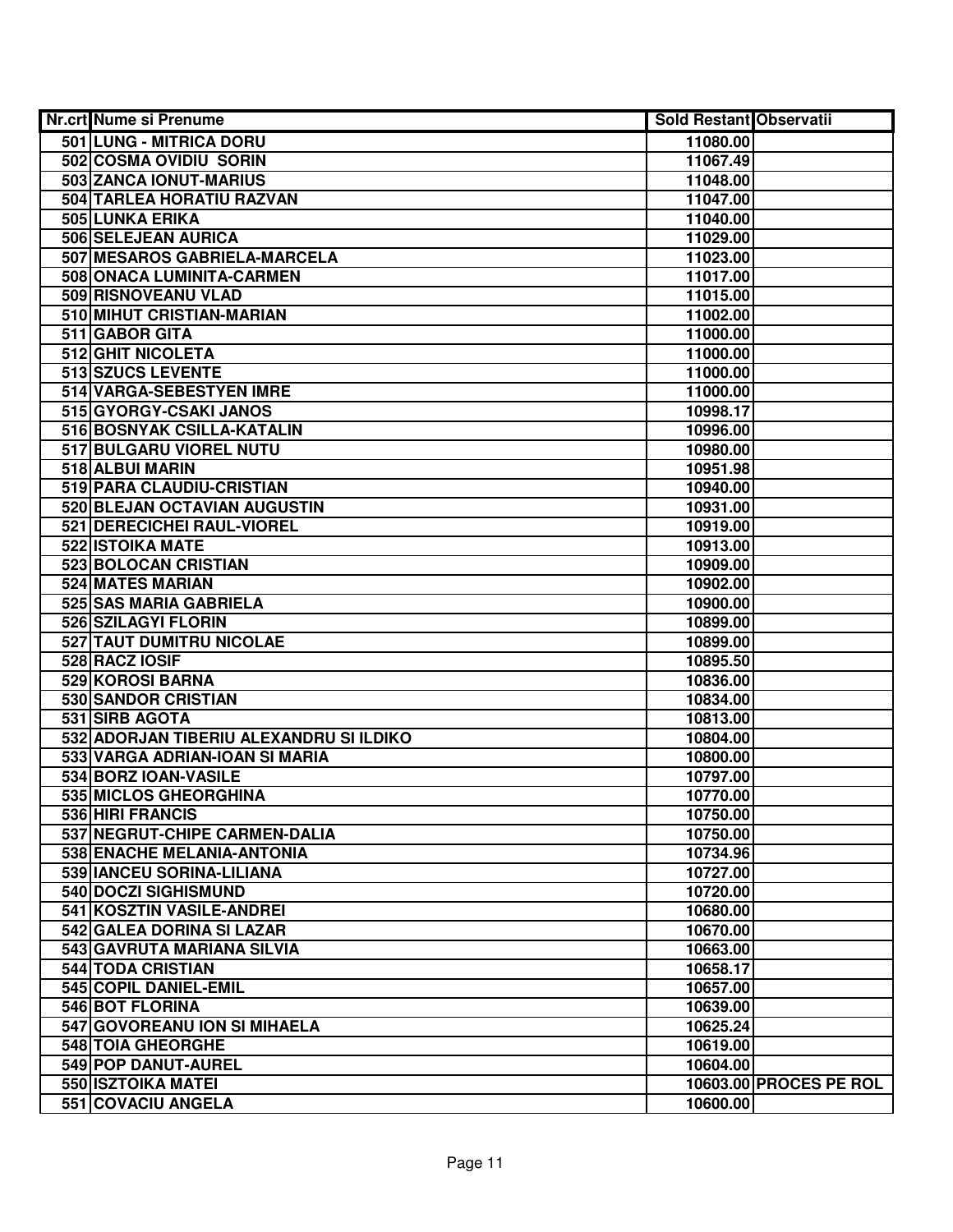| Nr.crt | Nume si Prenume | Sold Restant | Observatii |
|---|---|---|---|
| 501 | LUNG - MITRICA DORU | 11080.00 | |
| 502 | COSMA OVIDIU SORIN | 11067.49 | |
| 503 | ZANCA IONUT-MARIUS | 11048.00 | |
| 504 | TARLEA HORATIU RAZVAN | 11047.00 | |
| 505 | LUNKA ERIKA | 11040.00 | |
| 506 | SELEJEAN AURICA | 11029.00 | |
| 507 | MESAROS GABRIELA-MARCELA | 11023.00 | |
| 508 | ONACA LUMINITA-CARMEN | 11017.00 | |
| 509 | RISNOVEANU VLAD | 11015.00 | |
| 510 | MIHUT CRISTIAN-MARIAN | 11002.00 | |
| 511 | GABOR GITA | 11000.00 | |
| 512 | GHIT NICOLETA | 11000.00 | |
| 513 | SZUCS LEVENTE | 11000.00 | |
| 514 | VARGA-SEBESTYEN IMRE | 11000.00 | |
| 515 | GYORGY-CSAKI JANOS | 10998.17 | |
| 516 | BOSNYAK CSILLA-KATALIN | 10996.00 | |
| 517 | BULGARU VIOREL NUTU | 10980.00 | |
| 518 | ALBUI MARIN | 10951.98 | |
| 519 | PARA CLAUDIU-CRISTIAN | 10940.00 | |
| 520 | BLEJAN OCTAVIAN AUGUSTIN | 10931.00 | |
| 521 | DERECICHEI RAUL-VIOREL | 10919.00 | |
| 522 | ISTOIKA MATE | 10913.00 | |
| 523 | BOLOCAN CRISTIAN | 10909.00 | |
| 524 | MATES MARIAN | 10902.00 | |
| 525 | SAS MARIA GABRIELA | 10900.00 | |
| 526 | SZILAGYI FLORIN | 10899.00 | |
| 527 | TAUT DUMITRU NICOLAE | 10899.00 | |
| 528 | RACZ IOSIF | 10895.50 | |
| 529 | KOROSI BARNA | 10836.00 | |
| 530 | SANDOR CRISTIAN | 10834.00 | |
| 531 | SIRB AGOTA | 10813.00 | |
| 532 | ADORJAN TIBERIU ALEXANDRU SI ILDIKO | 10804.00 | |
| 533 | VARGA ADRIAN-IOAN SI MARIA | 10800.00 | |
| 534 | BORZ IOAN-VASILE | 10797.00 | |
| 535 | MICLOS GHEORGHINA | 10770.00 | |
| 536 | HIRI FRANCIS | 10750.00 | |
| 537 | NEGRUT-CHIPE CARMEN-DALIA | 10750.00 | |
| 538 | ENACHE MELANIA-ANTONIA | 10734.96 | |
| 539 | IANCEU SORINA-LILIANA | 10727.00 | |
| 540 | DOCZI SIGHISMUND | 10720.00 | |
| 541 | KOSZTIN VASILE-ANDREI | 10680.00 | |
| 542 | GALEA DORINA SI LAZAR | 10670.00 | |
| 543 | GAVRUTA MARIANA SILVIA | 10663.00 | |
| 544 | TODA CRISTIAN | 10658.17 | |
| 545 | COPIL DANIEL-EMIL | 10657.00 | |
| 546 | BOT FLORINA | 10639.00 | |
| 547 | GOVOREANU ION SI MIHAELA | 10625.24 | |
| 548 | TOIA GHEORGHE | 10619.00 | |
| 549 | POP DANUT-AUREL | 10604.00 | |
| 550 | ISZTOIKA MATEI | 10603.00 | PROCES PE ROL |
| 551 | COVACIU ANGELA | 10600.00 | |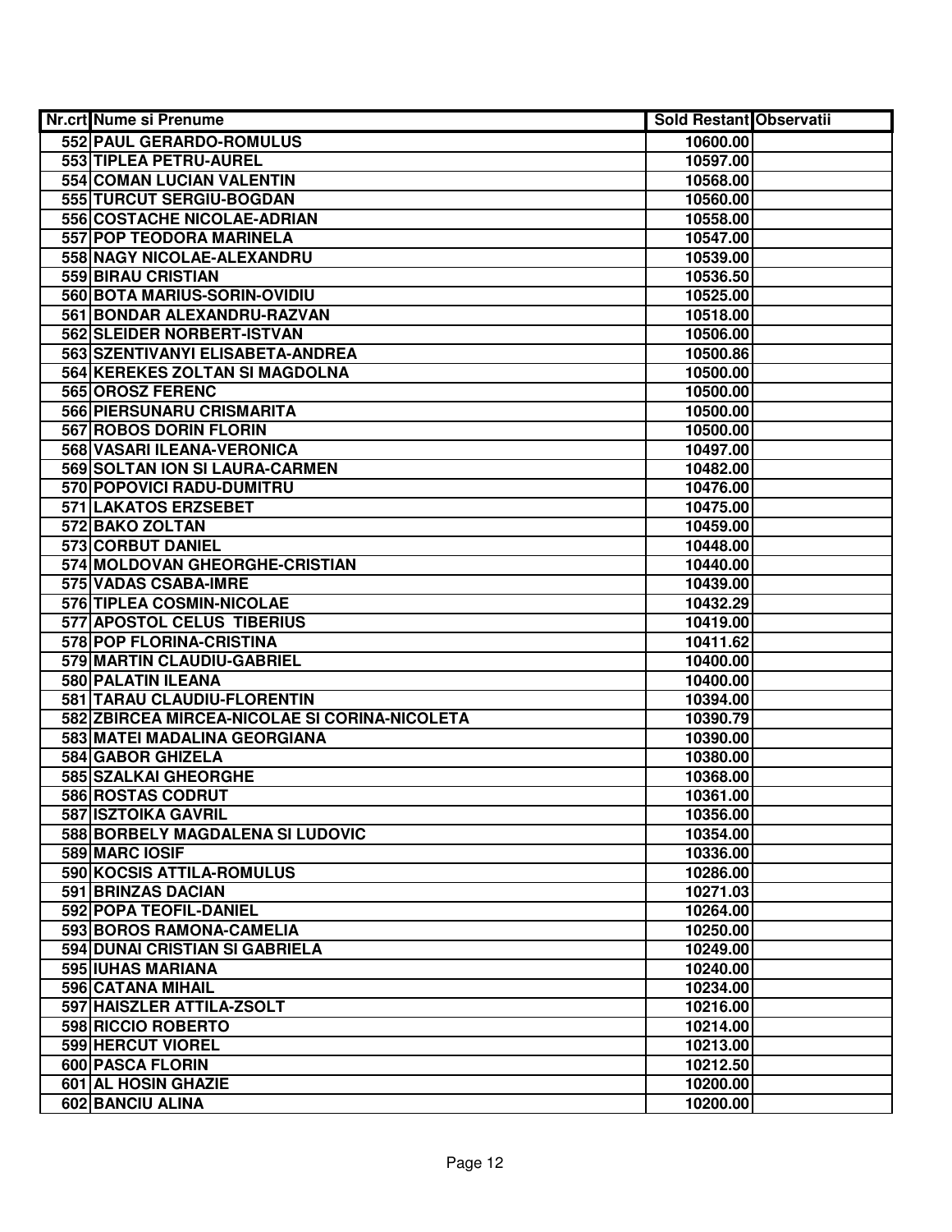| Nr.crt | Nume si Prenume | Sold Restant | Observatii |
|---|---|---|---|
| 552 | PAUL GERARDO-ROMULUS | 10600.00 | |
| 553 | TIPLEA PETRU-AUREL | 10597.00 | |
| 554 | COMAN LUCIAN VALENTIN | 10568.00 | |
| 555 | TURCUT SERGIU-BOGDAN | 10560.00 | |
| 556 | COSTACHE NICOLAE-ADRIAN | 10558.00 | |
| 557 | POP TEODORA MARINELA | 10547.00 | |
| 558 | NAGY NICOLAE-ALEXANDRU | 10539.00 | |
| 559 | BIRAU CRISTIAN | 10536.50 | |
| 560 | BOTA MARIUS-SORIN-OVIDIU | 10525.00 | |
| 561 | BONDAR ALEXANDRU-RAZVAN | 10518.00 | |
| 562 | SLEIDER NORBERT-ISTVAN | 10506.00 | |
| 563 | SZENTIVANYI ELISABETA-ANDREA | 10500.86 | |
| 564 | KEREKES ZOLTAN SI MAGDOLNA | 10500.00 | |
| 565 | OROSZ FERENC | 10500.00 | |
| 566 | PIERSUNARU CRISMARITA | 10500.00 | |
| 567 | ROBOS DORIN FLORIN | 10500.00 | |
| 568 | VASARI ILEANA-VERONICA | 10497.00 | |
| 569 | SOLTAN ION SI LAURA-CARMEN | 10482.00 | |
| 570 | POPOVICI RADU-DUMITRU | 10476.00 | |
| 571 | LAKATOS ERZSEBET | 10475.00 | |
| 572 | BAKO ZOLTAN | 10459.00 | |
| 573 | CORBUT DANIEL | 10448.00 | |
| 574 | MOLDOVAN GHEORGHE-CRISTIAN | 10440.00 | |
| 575 | VADAS CSABA-IMRE | 10439.00 | |
| 576 | TIPLEA COSMIN-NICOLAE | 10432.29 | |
| 577 | APOSTOL CELUS TIBERIUS | 10419.00 | |
| 578 | POP FLORINA-CRISTINA | 10411.62 | |
| 579 | MARTIN CLAUDIU-GABRIEL | 10400.00 | |
| 580 | PALATIN ILEANA | 10400.00 | |
| 581 | TARAU CLAUDIU-FLORENTIN | 10394.00 | |
| 582 | ZBIRCEA MIRCEA-NICOLAE SI CORINA-NICOLETA | 10390.79 | |
| 583 | MATEI MADALINA GEORGIANA | 10390.00 | |
| 584 | GABOR GHIZELA | 10380.00 | |
| 585 | SZALKAI GHEORGHE | 10368.00 | |
| 586 | ROSTAS CODRUT | 10361.00 | |
| 587 | ISZTOIKA GAVRIL | 10356.00 | |
| 588 | BORBELY MAGDALENA SI LUDOVIC | 10354.00 | |
| 589 | MARC IOSIF | 10336.00 | |
| 590 | KOCSIS ATTILA-ROMULUS | 10286.00 | |
| 591 | BRINZAS DACIAN | 10271.03 | |
| 592 | POPA TEOFIL-DANIEL | 10264.00 | |
| 593 | BOROS RAMONA-CAMELIA | 10250.00 | |
| 594 | DUNAI CRISTIAN SI GABRIELA | 10249.00 | |
| 595 | IUHAS MARIANA | 10240.00 | |
| 596 | CATANA MIHAIL | 10234.00 | |
| 597 | HAISZLER ATTILA-ZSOLT | 10216.00 | |
| 598 | RICCIO ROBERTO | 10214.00 | |
| 599 | HERCUT VIOREL | 10213.00 | |
| 600 | PASCA FLORIN | 10212.50 | |
| 601 | AL HOSIN GHAZIE | 10200.00 | |
| 602 | BANCIU ALINA | 10200.00 | |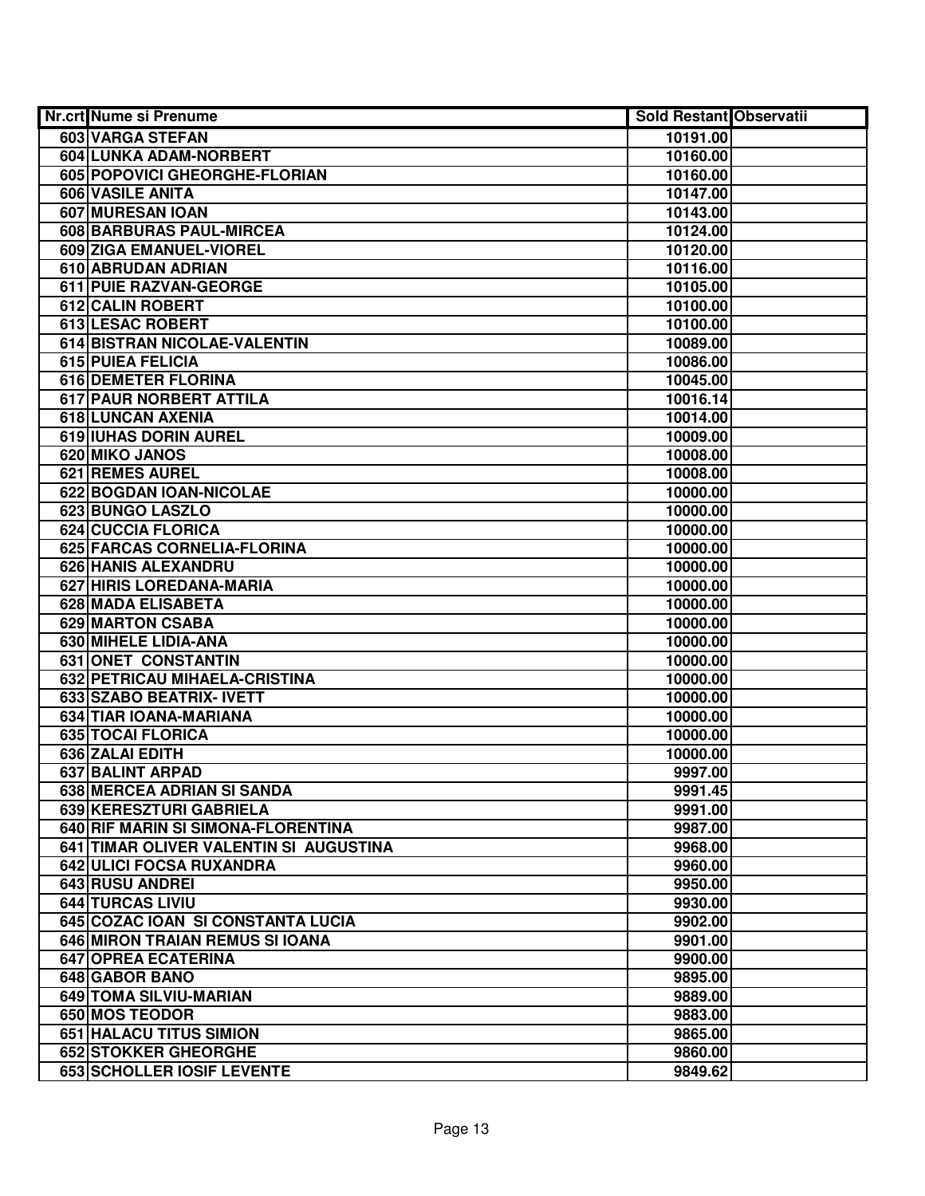| Nr.crt | Nume si Prenume | Sold Restant | Observatii |
|---|---|---|---|
| 603 | VARGA STEFAN | 10191.00 | |
| 604 | LUNKA ADAM-NORBERT | 10160.00 | |
| 605 | POPOVICI GHEORGHE-FLORIAN | 10160.00 | |
| 606 | VASILE ANITA | 10147.00 | |
| 607 | MURESAN IOAN | 10143.00 | |
| 608 | BARBURAS PAUL-MIRCEA | 10124.00 | |
| 609 | ZIGA EMANUEL-VIOREL | 10120.00 | |
| 610 | ABRUDAN ADRIAN | 10116.00 | |
| 611 | PUIE RAZVAN-GEORGE | 10105.00 | |
| 612 | CALIN ROBERT | 10100.00 | |
| 613 | LESAC ROBERT | 10100.00 | |
| 614 | BISTRAN NICOLAE-VALENTIN | 10089.00 | |
| 615 | PUIEA FELICIA | 10086.00 | |
| 616 | DEMETER FLORINA | 10045.00 | |
| 617 | PAUR NORBERT ATTILA | 10016.14 | |
| 618 | LUNCAN AXENIA | 10014.00 | |
| 619 | IUHAS DORIN AUREL | 10009.00 | |
| 620 | MIKO JANOS | 10008.00 | |
| 621 | REMES AUREL | 10008.00 | |
| 622 | BOGDAN IOAN-NICOLAE | 10000.00 | |
| 623 | BUNGO LASZLO | 10000.00 | |
| 624 | CUCCIA FLORICA | 10000.00 | |
| 625 | FARCAS CORNELIA-FLORINA | 10000.00 | |
| 626 | HANIS ALEXANDRU | 10000.00 | |
| 627 | HIRIS LOREDANA-MARIA | 10000.00 | |
| 628 | MADA ELISABETA | 10000.00 | |
| 629 | MARTON CSABA | 10000.00 | |
| 630 | MIHELE LIDIA-ANA | 10000.00 | |
| 631 | ONET CONSTANTIN | 10000.00 | |
| 632 | PETRICAU MIHAELA-CRISTINA | 10000.00 | |
| 633 | SZABO BEATRIX- IVETT | 10000.00 | |
| 634 | TIAR IOANA-MARIANA | 10000.00 | |
| 635 | TOCAI FLORICA | 10000.00 | |
| 636 | ZALAI EDITH | 10000.00 | |
| 637 | BALINT ARPAD | 9997.00 | |
| 638 | MERCEA ADRIAN SI SANDA | 9991.45 | |
| 639 | KERESZTURI GABRIELA | 9991.00 | |
| 640 | RIF MARIN SI SIMONA-FLORENTINA | 9987.00 | |
| 641 | TIMAR OLIVER VALENTIN SI AUGUSTINA | 9968.00 | |
| 642 | ULICI FOCSA RUXANDRA | 9960.00 | |
| 643 | RUSU ANDREI | 9950.00 | |
| 644 | TURCAS LIVIU | 9930.00 | |
| 645 | COZAC IOAN SI CONSTANTA LUCIA | 9902.00 | |
| 646 | MIRON TRAIAN REMUS SI IOANA | 9901.00 | |
| 647 | OPREA ECATERINA | 9900.00 | |
| 648 | GABOR BANO | 9895.00 | |
| 649 | TOMA SILVIU-MARIAN | 9889.00 | |
| 650 | MOS TEODOR | 9883.00 | |
| 651 | HALACU TITUS SIMION | 9865.00 | |
| 652 | STOKKER GHEORGHE | 9860.00 | |
| 653 | SCHOLLER IOSIF LEVENTE | 9849.62 | |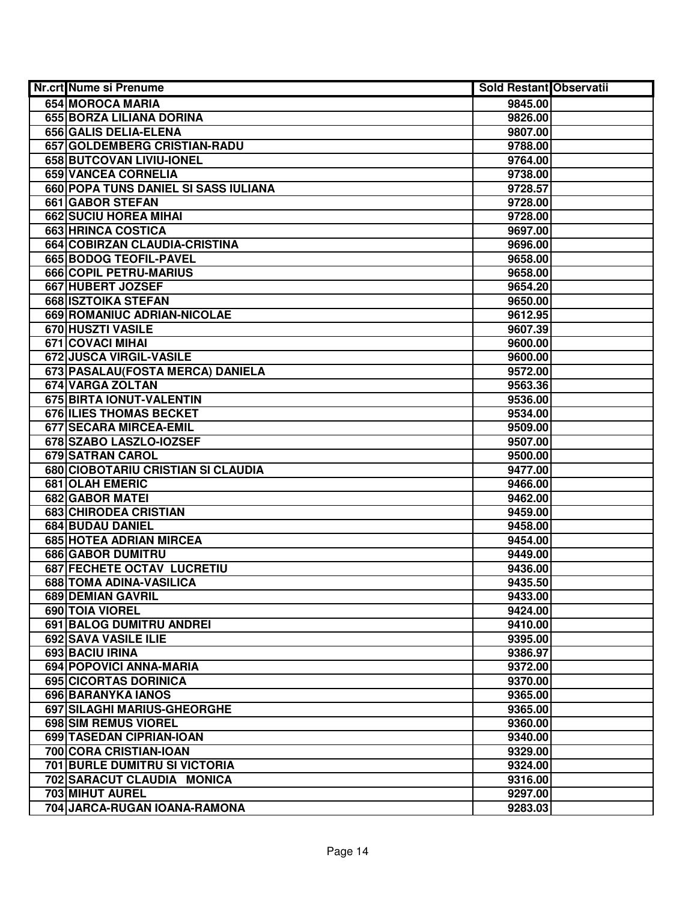| Nr.crt | Nume si Prenume | Sold Restant | Observatii |
|---|---|---|---|
| 654 | MOROCA MARIA | 9845.00 | |
| 655 | BORZA LILIANA DORINA | 9826.00 | |
| 656 | GALIS DELIA-ELENA | 9807.00 | |
| 657 | GOLDEMBERG CRISTIAN-RADU | 9788.00 | |
| 658 | BUTCOVAN LIVIU-IONEL | 9764.00 | |
| 659 | VANCEA CORNELIA | 9738.00 | |
| 660 | POPA TUNS DANIEL SI SASS IULIANA | 9728.57 | |
| 661 | GABOR STEFAN | 9728.00 | |
| 662 | SUCIU HOREA MIHAI | 9728.00 | |
| 663 | HRINCA COSTICA | 9697.00 | |
| 664 | COBIRZAN CLAUDIA-CRISTINA | 9696.00 | |
| 665 | BODOG TEOFIL-PAVEL | 9658.00 | |
| 666 | COPIL PETRU-MARIUS | 9658.00 | |
| 667 | HUBERT JOZSEF | 9654.20 | |
| 668 | ISZTOIKA STEFAN | 9650.00 | |
| 669 | ROMANIUC ADRIAN-NICOLAE | 9612.95 | |
| 670 | HUSZTI VASILE | 9607.39 | |
| 671 | COVACI MIHAI | 9600.00 | |
| 672 | JUSCA VIRGIL-VASILE | 9600.00 | |
| 673 | PASALAU(FOSTA MERCA) DANIELA | 9572.00 | |
| 674 | VARGA ZOLTAN | 9563.36 | |
| 675 | BIRTA IONUT-VALENTIN | 9536.00 | |
| 676 | ILIES THOMAS BECKET | 9534.00 | |
| 677 | SECARA MIRCEA-EMIL | 9509.00 | |
| 678 | SZABO LASZLO-IOZSEF | 9507.00 | |
| 679 | SATRAN CAROL | 9500.00 | |
| 680 | CIOBOTARIU CRISTIAN SI CLAUDIA | 9477.00 | |
| 681 | OLAH EMERIC | 9466.00 | |
| 682 | GABOR MATEI | 9462.00 | |
| 683 | CHIRODEA CRISTIAN | 9459.00 | |
| 684 | BUDAU DANIEL | 9458.00 | |
| 685 | HOTEA ADRIAN MIRCEA | 9454.00 | |
| 686 | GABOR DUMITRU | 9449.00 | |
| 687 | FECHETE OCTAV LUCRETIU | 9436.00 | |
| 688 | TOMA ADINA-VASILICA | 9435.50 | |
| 689 | DEMIAN GAVRIL | 9433.00 | |
| 690 | TOIA VIOREL | 9424.00 | |
| 691 | BALOG DUMITRU ANDREI | 9410.00 | |
| 692 | SAVA VASILE ILIE | 9395.00 | |
| 693 | BACIU IRINA | 9386.97 | |
| 694 | POPOVICI ANNA-MARIA | 9372.00 | |
| 695 | CICORTAS DORINICA | 9370.00 | |
| 696 | BARANYKA IANOS | 9365.00 | |
| 697 | SILAGHI MARIUS-GHEORGHE | 9365.00 | |
| 698 | SIM REMUS VIOREL | 9360.00 | |
| 699 | TASEDAN CIPRIAN-IOAN | 9340.00 | |
| 700 | CORA CRISTIAN-IOAN | 9329.00 | |
| 701 | BURLE DUMITRU SI VICTORIA | 9324.00 | |
| 702 | SARACUT CLAUDIA MONICA | 9316.00 | |
| 703 | MIHUT AUREL | 9297.00 | |
| 704 | JARCA-RUGAN IOANA-RAMONA | 9283.03 | |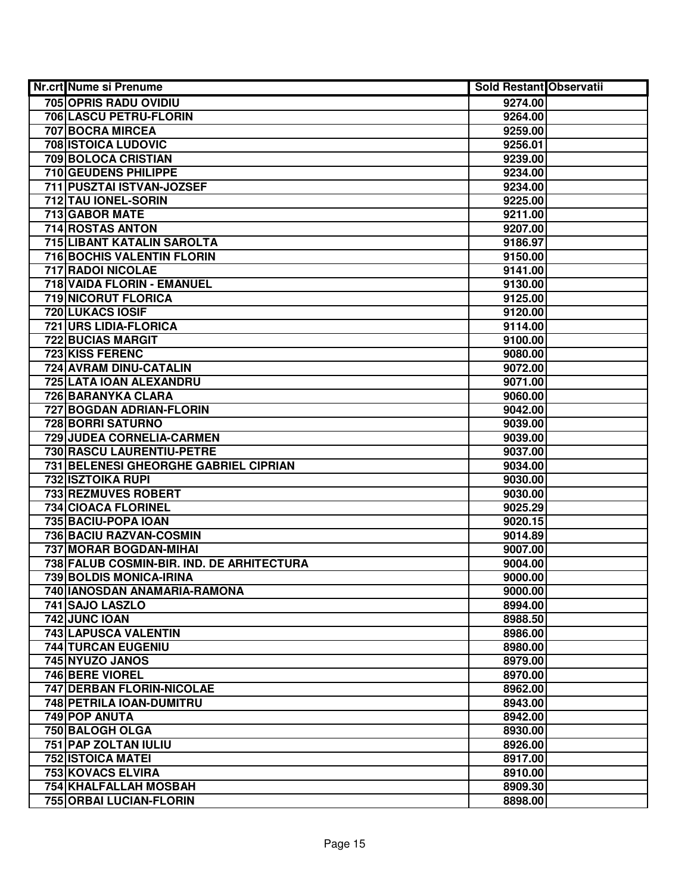| Nr.crt | Nume si Prenume | Sold Restant | Observatii |
|---|---|---|---|
| 705 | OPRIS RADU OVIDIU | 9274.00 | |
| 706 | LASCU PETRU-FLORIN | 9264.00 | |
| 707 | BOCRA MIRCEA | 9259.00 | |
| 708 | ISTOICA LUDOVIC | 9256.01 | |
| 709 | BOLOCA CRISTIAN | 9239.00 | |
| 710 | GEUDENS PHILIPPE | 9234.00 | |
| 711 | PUSZTAI ISTVAN-JOZSEF | 9234.00 | |
| 712 | TAU IONEL-SORIN | 9225.00 | |
| 713 | GABOR MATE | 9211.00 | |
| 714 | ROSTAS ANTON | 9207.00 | |
| 715 | LIBANT KATALIN SAROLTA | 9186.97 | |
| 716 | BOCHIS VALENTIN FLORIN | 9150.00 | |
| 717 | RADOI NICOLAE | 9141.00 | |
| 718 | VAIDA FLORIN - EMANUEL | 9130.00 | |
| 719 | NICORUT FLORICA | 9125.00 | |
| 720 | LUKACS IOSIF | 9120.00 | |
| 721 | URS LIDIA-FLORICA | 9114.00 | |
| 722 | BUCIAS MARGIT | 9100.00 | |
| 723 | KISS FERENC | 9080.00 | |
| 724 | AVRAM DINU-CATALIN | 9072.00 | |
| 725 | LATA IOAN ALEXANDRU | 9071.00 | |
| 726 | BARANYKA CLARA | 9060.00 | |
| 727 | BOGDAN ADRIAN-FLORIN | 9042.00 | |
| 728 | BORRI SATURNO | 9039.00 | |
| 729 | JUDEA CORNELIA-CARMEN | 9039.00 | |
| 730 | RASCU LAURENTIU-PETRE | 9037.00 | |
| 731 | BELENESI GHEORGHE GABRIEL CIPRIAN | 9034.00 | |
| 732 | ISZTOIKA RUPI | 9030.00 | |
| 733 | REZMUVES ROBERT | 9030.00 | |
| 734 | CIOACA FLORINEL | 9025.29 | |
| 735 | BACIU-POPA IOAN | 9020.15 | |
| 736 | BACIU RAZVAN-COSMIN | 9014.89 | |
| 737 | MORAR BOGDAN-MIHAI | 9007.00 | |
| 738 | FALUB COSMIN-BIR. IND. DE ARHITECTURA | 9004.00 | |
| 739 | BOLDIS MONICA-IRINA | 9000.00 | |
| 740 | IANOSDAN ANAMARIA-RAMONA | 9000.00 | |
| 741 | SAJO LASZLO | 8994.00 | |
| 742 | JUNC IOAN | 8988.50 | |
| 743 | LAPUSCA VALENTIN | 8986.00 | |
| 744 | TURCAN EUGENIU | 8980.00 | |
| 745 | NYUZO JANOS | 8979.00 | |
| 746 | BERE VIOREL | 8970.00 | |
| 747 | DERBAN FLORIN-NICOLAE | 8962.00 | |
| 748 | PETRILA IOAN-DUMITRU | 8943.00 | |
| 749 | POP ANUTA | 8942.00 | |
| 750 | BALOGH OLGA | 8930.00 | |
| 751 | PAP ZOLTAN IULIU | 8926.00 | |
| 752 | ISTOICA MATEI | 8917.00 | |
| 753 | KOVACS ELVIRA | 8910.00 | |
| 754 | KHALFALLAH MOSBAH | 8909.30 | |
| 755 | ORBAI LUCIAN-FLORIN | 8898.00 | |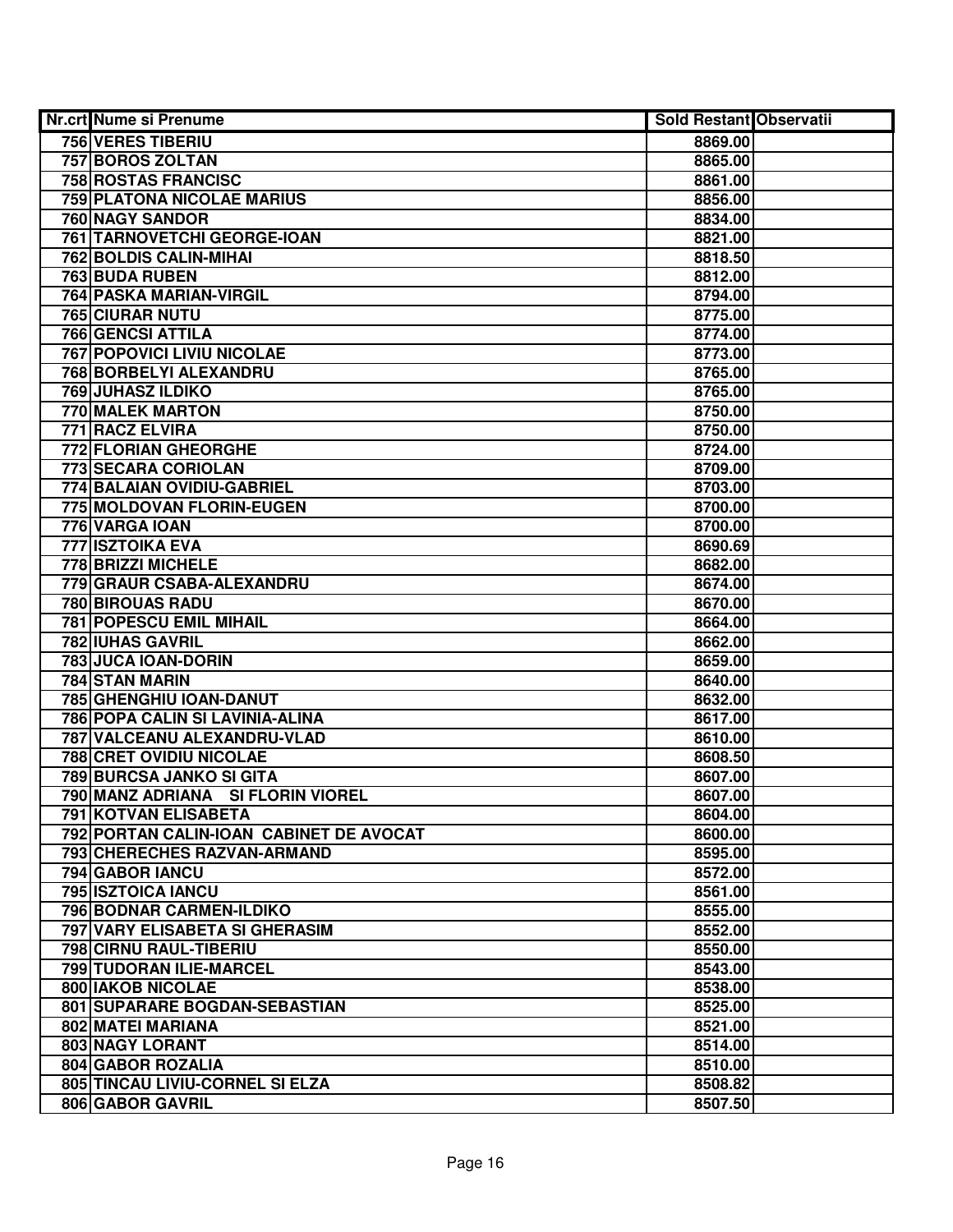| Nr.crt | Nume si Prenume | Sold Restant | Observatii |
|---|---|---|---|
| 756 | VERES TIBERIU | 8869.00 | |
| 757 | BOROS ZOLTAN | 8865.00 | |
| 758 | ROSTAS FRANCISC | 8861.00 | |
| 759 | PLATONA NICOLAE MARIUS | 8856.00 | |
| 760 | NAGY SANDOR | 8834.00 | |
| 761 | TARNOVETCHI GEORGE-IOAN | 8821.00 | |
| 762 | BOLDIS CALIN-MIHAI | 8818.50 | |
| 763 | BUDA RUBEN | 8812.00 | |
| 764 | PASKA MARIAN-VIRGIL | 8794.00 | |
| 765 | CIURAR NUTU | 8775.00 | |
| 766 | GENCSI ATTILA | 8774.00 | |
| 767 | POPOVICI LIVIU NICOLAE | 8773.00 | |
| 768 | BORBELYI ALEXANDRU | 8765.00 | |
| 769 | JUHASZ ILDIKO | 8765.00 | |
| 770 | MALEK MARTON | 8750.00 | |
| 771 | RACZ ELVIRA | 8750.00 | |
| 772 | FLORIAN GHEORGHE | 8724.00 | |
| 773 | SECARA CORIOLAN | 8709.00 | |
| 774 | BALAIAN OVIDIU-GABRIEL | 8703.00 | |
| 775 | MOLDOVAN FLORIN-EUGEN | 8700.00 | |
| 776 | VARGA IOAN | 8700.00 | |
| 777 | ISZTOIKA EVA | 8690.69 | |
| 778 | BRIZZI MICHELE | 8682.00 | |
| 779 | GRAUR CSABA-ALEXANDRU | 8674.00 | |
| 780 | BIROUAS RADU | 8670.00 | |
| 781 | POPESCU EMIL MIHAIL | 8664.00 | |
| 782 | IUHAS GAVRIL | 8662.00 | |
| 783 | JUCA IOAN-DORIN | 8659.00 | |
| 784 | STAN MARIN | 8640.00 | |
| 785 | GHENGHIU IOAN-DANUT | 8632.00 | |
| 786 | POPA CALIN SI LAVINIA-ALINA | 8617.00 | |
| 787 | VALCEANU ALEXANDRU-VLAD | 8610.00 | |
| 788 | CRET OVIDIU NICOLAE | 8608.50 | |
| 789 | BURCSA JANKO SI GITA | 8607.00 | |
| 790 | MANZ ADRIANA SI FLORIN VIOREL | 8607.00 | |
| 791 | KOTVAN ELISABETA | 8604.00 | |
| 792 | PORTAN CALIN-IOAN CABINET DE AVOCAT | 8600.00 | |
| 793 | CHERECHES RAZVAN-ARMAND | 8595.00 | |
| 794 | GABOR IANCU | 8572.00 | |
| 795 | ISZTOICA IANCU | 8561.00 | |
| 796 | BODNAR CARMEN-ILDIKO | 8555.00 | |
| 797 | VARY ELISABETA SI GHERASIM | 8552.00 | |
| 798 | CIRNU RAUL-TIBERIU | 8550.00 | |
| 799 | TUDORAN ILIE-MARCEL | 8543.00 | |
| 800 | IAKOB NICOLAE | 8538.00 | |
| 801 | SUPARARE BOGDAN-SEBASTIAN | 8525.00 | |
| 802 | MATEI MARIANA | 8521.00 | |
| 803 | NAGY LORANT | 8514.00 | |
| 804 | GABOR ROZALIA | 8510.00 | |
| 805 | TINCAU LIVIU-CORNEL SI ELZA | 8508.82 | |
| 806 | GABOR GAVRIL | 8507.50 | |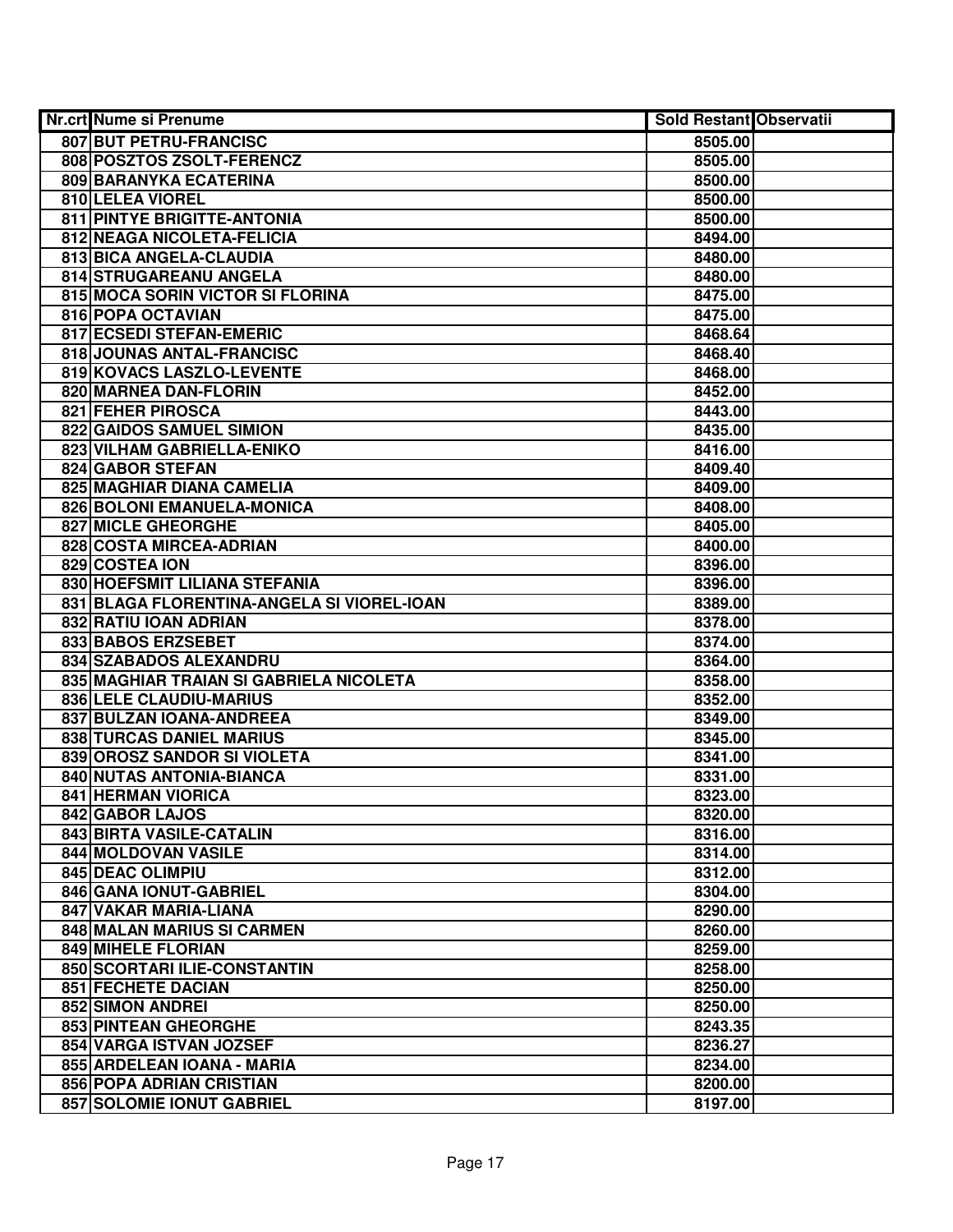| Nr.crt | Nume si Prenume | Sold Restant | Observatii |
|---|---|---|---|
| 807 | BUT PETRU-FRANCISC | 8505.00 | |
| 808 | POSZTOS ZSOLT-FERENCZ | 8505.00 | |
| 809 | BARANYKA ECATERINA | 8500.00 | |
| 810 | LELEA VIOREL | 8500.00 | |
| 811 | PINTYE BRIGITTE-ANTONIA | 8500.00 | |
| 812 | NEAGA NICOLETA-FELICIA | 8494.00 | |
| 813 | BICA ANGELA-CLAUDIA | 8480.00 | |
| 814 | STRUGAREANU ANGELA | 8480.00 | |
| 815 | MOCA SORIN VICTOR SI FLORINA | 8475.00 | |
| 816 | POPA OCTAVIAN | 8475.00 | |
| 817 | ECSEDI STEFAN-EMERIC | 8468.64 | |
| 818 | JOUNAS ANTAL-FRANCISC | 8468.40 | |
| 819 | KOVACS LASZLO-LEVENTE | 8468.00 | |
| 820 | MARNEA DAN-FLORIN | 8452.00 | |
| 821 | FEHER PIROSCA | 8443.00 | |
| 822 | GAIDOS SAMUEL SIMION | 8435.00 | |
| 823 | VILHAM GABRIELLA-ENIKO | 8416.00 | |
| 824 | GABOR STEFAN | 8409.40 | |
| 825 | MAGHIAR DIANA CAMELIA | 8409.00 | |
| 826 | BOLONI EMANUELA-MONICA | 8408.00 | |
| 827 | MICLE GHEORGHE | 8405.00 | |
| 828 | COSTA MIRCEA-ADRIAN | 8400.00 | |
| 829 | COSTEA ION | 8396.00 | |
| 830 | HOEFSMIT LILIANA STEFANIA | 8396.00 | |
| 831 | BLAGA FLORENTINA-ANGELA SI VIOREL-IOAN | 8389.00 | |
| 832 | RATIU IOAN ADRIAN | 8378.00 | |
| 833 | BABOS ERZSEBET | 8374.00 | |
| 834 | SZABADOS ALEXANDRU | 8364.00 | |
| 835 | MAGHIAR TRAIAN SI GABRIELA NICOLETA | 8358.00 | |
| 836 | LELE CLAUDIU-MARIUS | 8352.00 | |
| 837 | BULZAN IOANA-ANDREEA | 8349.00 | |
| 838 | TURCAS DANIEL MARIUS | 8345.00 | |
| 839 | OROSZ SANDOR SI VIOLETA | 8341.00 | |
| 840 | NUTAS ANTONIA-BIANCA | 8331.00 | |
| 841 | HERMAN VIORICA | 8323.00 | |
| 842 | GABOR LAJOS | 8320.00 | |
| 843 | BIRTA VASILE-CATALIN | 8316.00 | |
| 844 | MOLDOVAN VASILE | 8314.00 | |
| 845 | DEAC OLIMPIU | 8312.00 | |
| 846 | GANA IONUT-GABRIEL | 8304.00 | |
| 847 | VAKAR MARIA-LIANA | 8290.00 | |
| 848 | MALAN MARIUS SI CARMEN | 8260.00 | |
| 849 | MIHELE FLORIAN | 8259.00 | |
| 850 | SCORTARI ILIE-CONSTANTIN | 8258.00 | |
| 851 | FECHETE DACIAN | 8250.00 | |
| 852 | SIMON ANDREI | 8250.00 | |
| 853 | PINTEAN GHEORGHE | 8243.35 | |
| 854 | VARGA ISTVAN JOZSEF | 8236.27 | |
| 855 | ARDELEAN IOANA - MARIA | 8234.00 | |
| 856 | POPA ADRIAN CRISTIAN | 8200.00 | |
| 857 | SOLOMIE IONUT GABRIEL | 8197.00 | |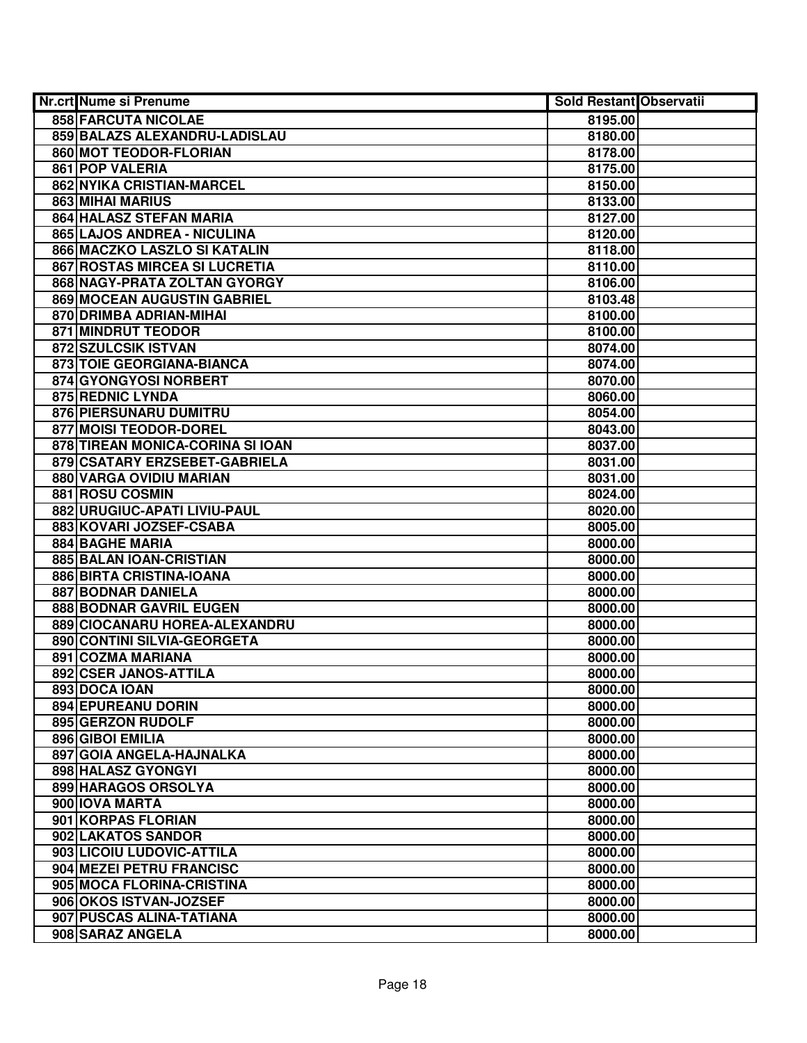| Nr.crt | Nume si Prenume | Sold Restant | Observatii |
|---|---|---|---|
| 858 | FARCUTA NICOLAE | 8195.00 | |
| 859 | BALAZS ALEXANDRU-LADISLAU | 8180.00 | |
| 860 | MOT TEODOR-FLORIAN | 8178.00 | |
| 861 | POP VALERIA | 8175.00 | |
| 862 | NYIKA CRISTIAN-MARCEL | 8150.00 | |
| 863 | MIHAI MARIUS | 8133.00 | |
| 864 | HALASZ STEFAN MARIA | 8127.00 | |
| 865 | LAJOS ANDREA - NICULINA | 8120.00 | |
| 866 | MACZKO LASZLO SI KATALIN | 8118.00 | |
| 867 | ROSTAS MIRCEA SI LUCRETIA | 8110.00 | |
| 868 | NAGY-PRATA ZOLTAN GYORGY | 8106.00 | |
| 869 | MOCEAN AUGUSTIN GABRIEL | 8103.48 | |
| 870 | DRIMBA ADRIAN-MIHAI | 8100.00 | |
| 871 | MINDRUT TEODOR | 8100.00 | |
| 872 | SZULCSIK ISTVAN | 8074.00 | |
| 873 | TOIE GEORGIANA-BIANCA | 8074.00 | |
| 874 | GYONGYOSI NORBERT | 8070.00 | |
| 875 | REDNIC LYNDA | 8060.00 | |
| 876 | PIERSUNARU DUMITRU | 8054.00 | |
| 877 | MOISI TEODOR-DOREL | 8043.00 | |
| 878 | TIREAN MONICA-CORINA SI IOAN | 8037.00 | |
| 879 | CSATARY ERZSEBET-GABRIELA | 8031.00 | |
| 880 | VARGA OVIDIU MARIAN | 8031.00 | |
| 881 | ROSU COSMIN | 8024.00 | |
| 882 | URUGIUC-APATI LIVIU-PAUL | 8020.00 | |
| 883 | KOVARI JOZSEF-CSABA | 8005.00 | |
| 884 | BAGHE MARIA | 8000.00 | |
| 885 | BALAN IOAN-CRISTIAN | 8000.00 | |
| 886 | BIRTA CRISTINA-IOANA | 8000.00 | |
| 887 | BODNAR DANIELA | 8000.00 | |
| 888 | BODNAR GAVRIL EUGEN | 8000.00 | |
| 889 | CIOCANARU HOREA-ALEXANDRU | 8000.00 | |
| 890 | CONTINI SILVIA-GEORGETA | 8000.00 | |
| 891 | COZMA MARIANA | 8000.00 | |
| 892 | CSER JANOS-ATTILA | 8000.00 | |
| 893 | DOCA IOAN | 8000.00 | |
| 894 | EPUREANU DORIN | 8000.00 | |
| 895 | GERZON RUDOLF | 8000.00 | |
| 896 | GIBOI EMILIA | 8000.00 | |
| 897 | GOIA ANGELA-HAJNALKA | 8000.00 | |
| 898 | HALASZ GYONGYI | 8000.00 | |
| 899 | HARAGOS ORSOLYA | 8000.00 | |
| 900 | IOVA MARTA | 8000.00 | |
| 901 | KORPAS FLORIAN | 8000.00 | |
| 902 | LAKATOS SANDOR | 8000.00 | |
| 903 | LICOIU LUDOVIC-ATTILA | 8000.00 | |
| 904 | MEZEI PETRU FRANCISC | 8000.00 | |
| 905 | MOCA FLORINA-CRISTINA | 8000.00 | |
| 906 | OKOS ISTVAN-JOZSEF | 8000.00 | |
| 907 | PUSCAS ALINA-TATIANA | 8000.00 | |
| 908 | SARAZ ANGELA | 8000.00 | |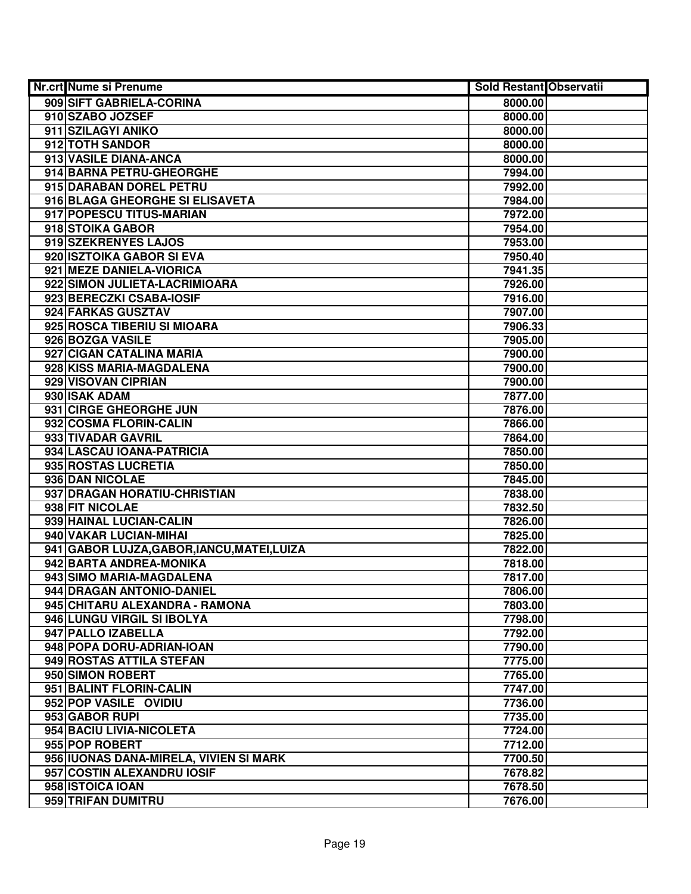| Nr.crt | Nume si Prenume | Sold Restant | Observatii |
|---|---|---|---|
| 909 | SIFT GABRIELA-CORINA | 8000.00 | |
| 910 | SZABO JOZSEF | 8000.00 | |
| 911 | SZILAGYI ANIKO | 8000.00 | |
| 912 | TOTH SANDOR | 8000.00 | |
| 913 | VASILE DIANA-ANCA | 8000.00 | |
| 914 | BARNA PETRU-GHEORGHE | 7994.00 | |
| 915 | DARABAN DOREL PETRU | 7992.00 | |
| 916 | BLAGA GHEORGHE SI ELISAVETA | 7984.00 | |
| 917 | POPESCU TITUS-MARIAN | 7972.00 | |
| 918 | STOIKA GABOR | 7954.00 | |
| 919 | SZEKRENYES LAJOS | 7953.00 | |
| 920 | ISZTOIKA GABOR SI EVA | 7950.40 | |
| 921 | MEZE DANIELA-VIORICA | 7941.35 | |
| 922 | SIMON JULIETA-LACRIMIOARA | 7926.00 | |
| 923 | BERECZKI CSABA-IOSIF | 7916.00 | |
| 924 | FARKAS GUSZTAV | 7907.00 | |
| 925 | ROSCA TIBERIU SI MIOARA | 7906.33 | |
| 926 | BOZGA VASILE | 7905.00 | |
| 927 | CIGAN CATALINA MARIA | 7900.00 | |
| 928 | KISS MARIA-MAGDALENA | 7900.00 | |
| 929 | VISOVAN CIPRIAN | 7900.00 | |
| 930 | ISAK ADAM | 7877.00 | |
| 931 | CIRGE GHEORGHE JUN | 7876.00 | |
| 932 | COSMA FLORIN-CALIN | 7866.00 | |
| 933 | TIVADAR GAVRIL | 7864.00 | |
| 934 | LASCAU IOANA-PATRICIA | 7850.00 | |
| 935 | ROSTAS LUCRETIA | 7850.00 | |
| 936 | DAN NICOLAE | 7845.00 | |
| 937 | DRAGAN HORATIU-CHRISTIAN | 7838.00 | |
| 938 | FIT NICOLAE | 7832.50 | |
| 939 | HAINAL LUCIAN-CALIN | 7826.00 | |
| 940 | VAKAR LUCIAN-MIHAI | 7825.00 | |
| 941 | GABOR LUJZA,GABOR,IANCU,MATEI,LUIZA | 7822.00 | |
| 942 | BARTA ANDREA-MONIKA | 7818.00 | |
| 943 | SIMO MARIA-MAGDALENA | 7817.00 | |
| 944 | DRAGAN ANTONIO-DANIEL | 7806.00 | |
| 945 | CHITARU ALEXANDRA - RAMONA | 7803.00 | |
| 946 | LUNGU VIRGIL SI IBOLYA | 7798.00 | |
| 947 | PALLO IZABELLA | 7792.00 | |
| 948 | POPA DORU-ADRIAN-IOAN | 7790.00 | |
| 949 | ROSTAS ATTILA STEFAN | 7775.00 | |
| 950 | SIMON ROBERT | 7765.00 | |
| 951 | BALINT FLORIN-CALIN | 7747.00 | |
| 952 | POP VASILE OVIDIU | 7736.00 | |
| 953 | GABOR RUPI | 7735.00 | |
| 954 | BACIU LIVIA-NICOLETA | 7724.00 | |
| 955 | POP ROBERT | 7712.00 | |
| 956 | IUONAS DANA-MIRELA, VIVIEN SI MARK | 7700.50 | |
| 957 | COSTIN ALEXANDRU IOSIF | 7678.82 | |
| 958 | ISTOICA IOAN | 7678.50 | |
| 959 | TRIFAN DUMITRU | 7676.00 | |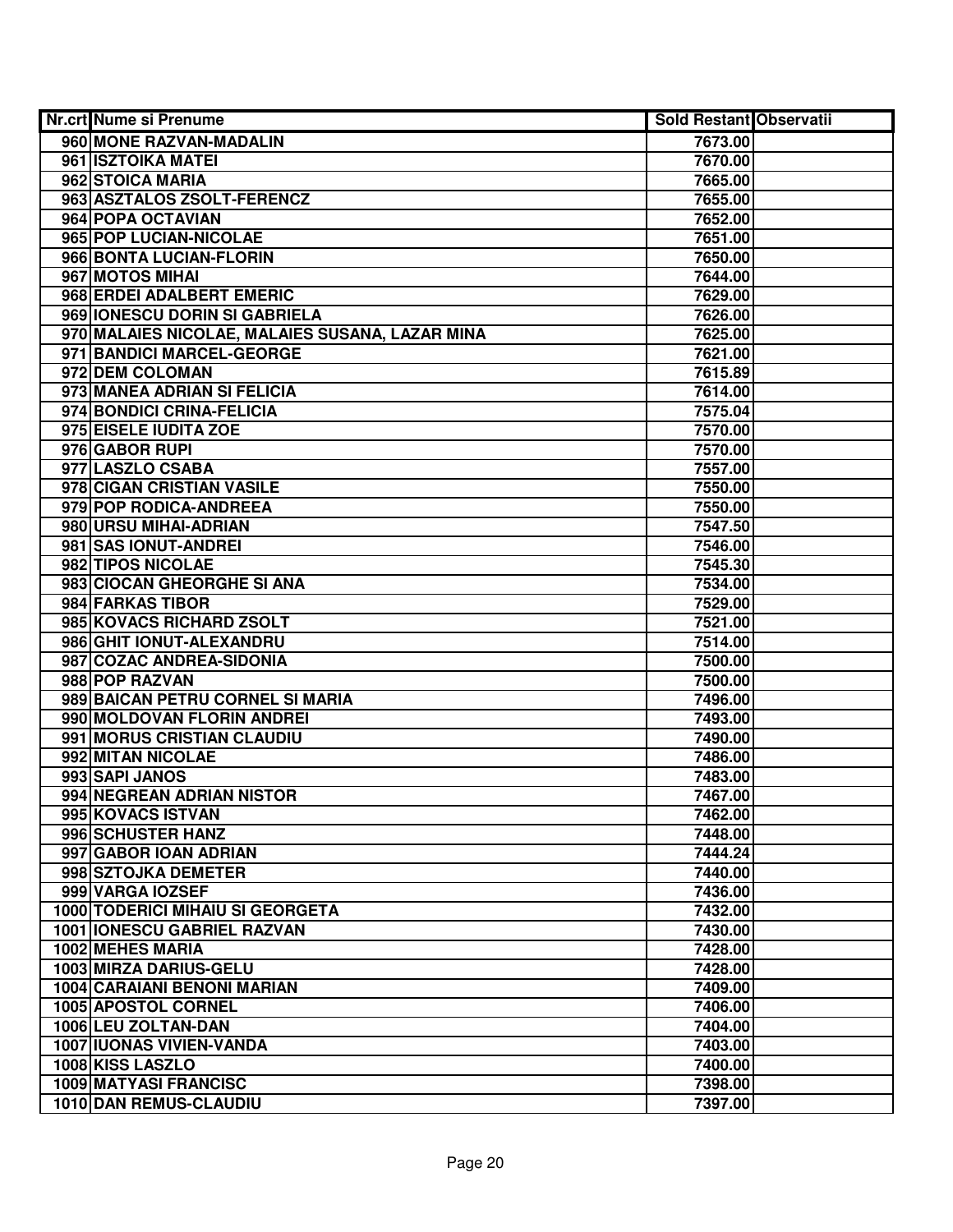| Nr.crt | Nume si Prenume | Sold Restant | Observatii |
|---|---|---|---|
| 960 | MONE RAZVAN-MADALIN | 7673.00 | |
| 961 | ISZTOIKA MATEI | 7670.00 | |
| 962 | STOICA MARIA | 7665.00 | |
| 963 | ASZTALOS ZSOLT-FERENCZ | 7655.00 | |
| 964 | POPA OCTAVIAN | 7652.00 | |
| 965 | POP LUCIAN-NICOLAE | 7651.00 | |
| 966 | BONTA LUCIAN-FLORIN | 7650.00 | |
| 967 | MOTOS MIHAI | 7644.00 | |
| 968 | ERDEI ADALBERT EMERIC | 7629.00 | |
| 969 | IONESCU DORIN SI GABRIELA | 7626.00 | |
| 970 | MALAIES NICOLAE, MALAIES SUSANA, LAZAR MINA | 7625.00 | |
| 971 | BANDICI MARCEL-GEORGE | 7621.00 | |
| 972 | DEM COLOMAN | 7615.89 | |
| 973 | MANEA ADRIAN SI FELICIA | 7614.00 | |
| 974 | BONDICI CRINA-FELICIA | 7575.04 | |
| 975 | EISELE IUDITA ZOE | 7570.00 | |
| 976 | GABOR RUPI | 7570.00 | |
| 977 | LASZLO CSABA | 7557.00 | |
| 978 | CIGAN CRISTIAN VASILE | 7550.00 | |
| 979 | POP RODICA-ANDREEA | 7550.00 | |
| 980 | URSU MIHAI-ADRIAN | 7547.50 | |
| 981 | SAS IONUT-ANDREI | 7546.00 | |
| 982 | TIPOS NICOLAE | 7545.30 | |
| 983 | CIOCAN GHEORGHE SI ANA | 7534.00 | |
| 984 | FARKAS TIBOR | 7529.00 | |
| 985 | KOVACS RICHARD ZSOLT | 7521.00 | |
| 986 | GHIT IONUT-ALEXANDRU | 7514.00 | |
| 987 | COZAC ANDREA-SIDONIA | 7500.00 | |
| 988 | POP RAZVAN | 7500.00 | |
| 989 | BAICAN PETRU CORNEL SI MARIA | 7496.00 | |
| 990 | MOLDOVAN FLORIN ANDREI | 7493.00 | |
| 991 | MORUS CRISTIAN CLAUDIU | 7490.00 | |
| 992 | MITAN NICOLAE | 7486.00 | |
| 993 | SAPI JANOS | 7483.00 | |
| 994 | NEGREAN ADRIAN NISTOR | 7467.00 | |
| 995 | KOVACS ISTVAN | 7462.00 | |
| 996 | SCHUSTER HANZ | 7448.00 | |
| 997 | GABOR IOAN ADRIAN | 7444.24 | |
| 998 | SZTOJKA DEMETER | 7440.00 | |
| 999 | VARGA IOZSEF | 7436.00 | |
| 1000 | TODERICI MIHAIU SI GEORGETA | 7432.00 | |
| 1001 | IONESCU GABRIEL RAZVAN | 7430.00 | |
| 1002 | MEHES MARIA | 7428.00 | |
| 1003 | MIRZA DARIUS-GELU | 7428.00 | |
| 1004 | CARAIANI BENONI MARIAN | 7409.00 | |
| 1005 | APOSTOL CORNEL | 7406.00 | |
| 1006 | LEU ZOLTAN-DAN | 7404.00 | |
| 1007 | IUONAS VIVIEN-VANDA | 7403.00 | |
| 1008 | KISS LASZLO | 7400.00 | |
| 1009 | MATYASI FRANCISC | 7398.00 | |
| 1010 | DAN REMUS-CLAUDIU | 7397.00 | |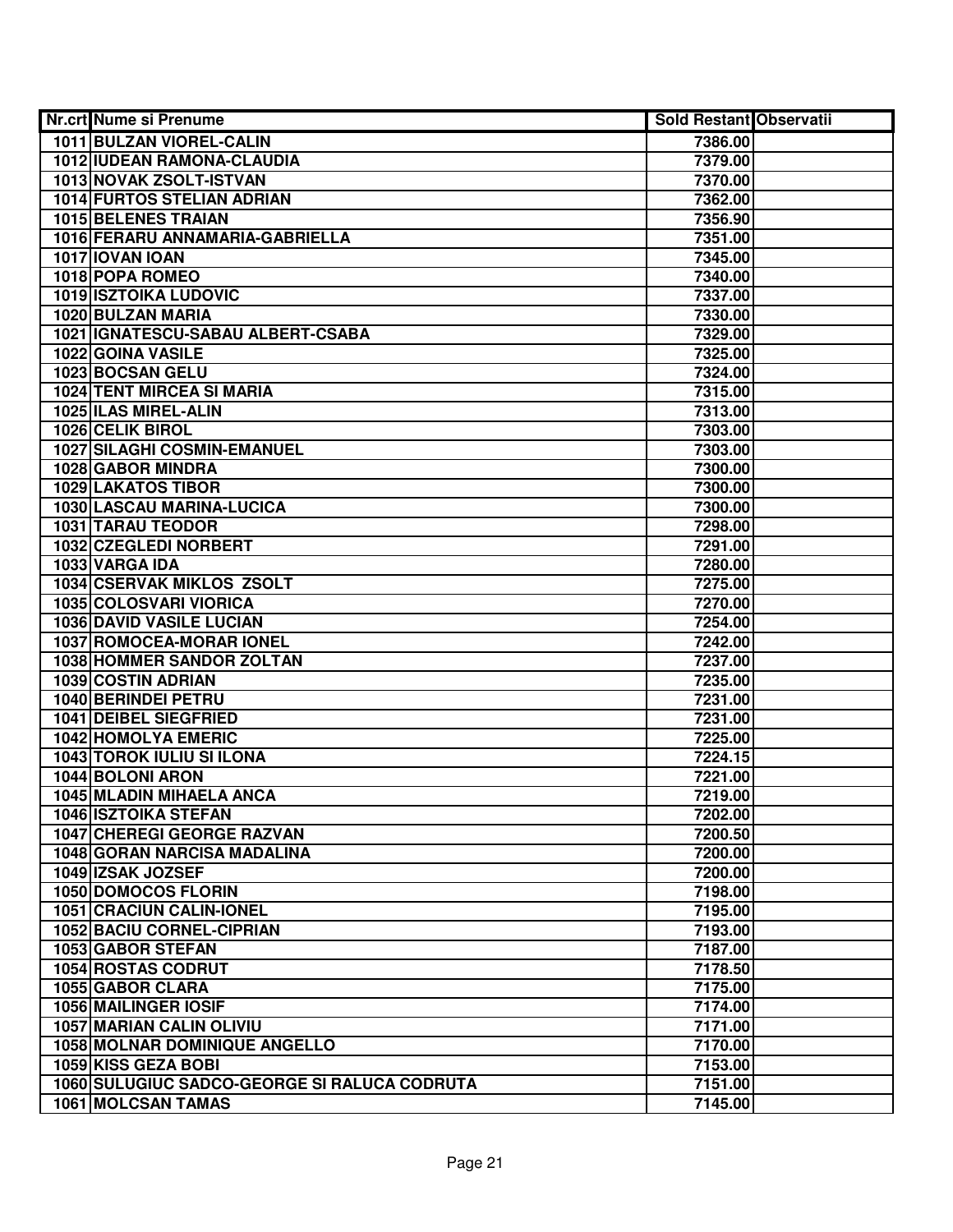| Nr.crt | Nume si Prenume | Sold Restant | Observatii |
|---|---|---|---|
| 1011 | BULZAN VIOREL-CALIN | 7386.00 | |
| 1012 | IUDEAN RAMONA-CLAUDIA | 7379.00 | |
| 1013 | NOVAK ZSOLT-ISTVAN | 7370.00 | |
| 1014 | FURTOS STELIAN ADRIAN | 7362.00 | |
| 1015 | BELENES TRAIAN | 7356.90 | |
| 1016 | FERARU ANNAMARIA-GABRIELLA | 7351.00 | |
| 1017 | IOVAN IOAN | 7345.00 | |
| 1018 | POPA ROMEO | 7340.00 | |
| 1019 | ISZTOIKA LUDOVIC | 7337.00 | |
| 1020 | BULZAN MARIA | 7330.00 | |
| 1021 | IGNATESCU-SABAU ALBERT-CSABA | 7329.00 | |
| 1022 | GOINA VASILE | 7325.00 | |
| 1023 | BOCSAN GELU | 7324.00 | |
| 1024 | TENT MIRCEA SI MARIA | 7315.00 | |
| 1025 | ILAS MIREL-ALIN | 7313.00 | |
| 1026 | CELIK BIROL | 7303.00 | |
| 1027 | SILAGHI COSMIN-EMANUEL | 7303.00 | |
| 1028 | GABOR MINDRA | 7300.00 | |
| 1029 | LAKATOS TIBOR | 7300.00 | |
| 1030 | LASCAU MARINA-LUCICA | 7300.00 | |
| 1031 | TARAU TEODOR | 7298.00 | |
| 1032 | CZEGLEDI NORBERT | 7291.00 | |
| 1033 | VARGA IDA | 7280.00 | |
| 1034 | CSERVAK MIKLOS ZSOLT | 7275.00 | |
| 1035 | COLOSVARI VIORICA | 7270.00 | |
| 1036 | DAVID VASILE LUCIAN | 7254.00 | |
| 1037 | ROMOCEA-MORAR IONEL | 7242.00 | |
| 1038 | HOMMER SANDOR ZOLTAN | 7237.00 | |
| 1039 | COSTIN ADRIAN | 7235.00 | |
| 1040 | BERINDEI PETRU | 7231.00 | |
| 1041 | DEIBEL SIEGFRIED | 7231.00 | |
| 1042 | HOMOLYA EMERIC | 7225.00 | |
| 1043 | TOROK IULIU SI ILONA | 7224.15 | |
| 1044 | BOLONI ARON | 7221.00 | |
| 1045 | MLADIN MIHAELA ANCA | 7219.00 | |
| 1046 | ISZTOIKA STEFAN | 7202.00 | |
| 1047 | CHEREGI GEORGE RAZVAN | 7200.50 | |
| 1048 | GORAN NARCISA MADALINA | 7200.00 | |
| 1049 | IZSAK JOZSEF | 7200.00 | |
| 1050 | DOMOCOS FLORIN | 7198.00 | |
| 1051 | CRACIUN CALIN-IONEL | 7195.00 | |
| 1052 | BACIU CORNEL-CIPRIAN | 7193.00 | |
| 1053 | GABOR STEFAN | 7187.00 | |
| 1054 | ROSTAS CODRUT | 7178.50 | |
| 1055 | GABOR CLARA | 7175.00 | |
| 1056 | MAILINGER IOSIF | 7174.00 | |
| 1057 | MARIAN CALIN OLIVIU | 7171.00 | |
| 1058 | MOLNAR DOMINIQUE ANGELLO | 7170.00 | |
| 1059 | KISS GEZA BOBI | 7153.00 | |
| 1060 | SULUGIUC SADCO-GEORGE SI RALUCA CODRUTA | 7151.00 | |
| 1061 | MOLCSAN TAMAS | 7145.00 | |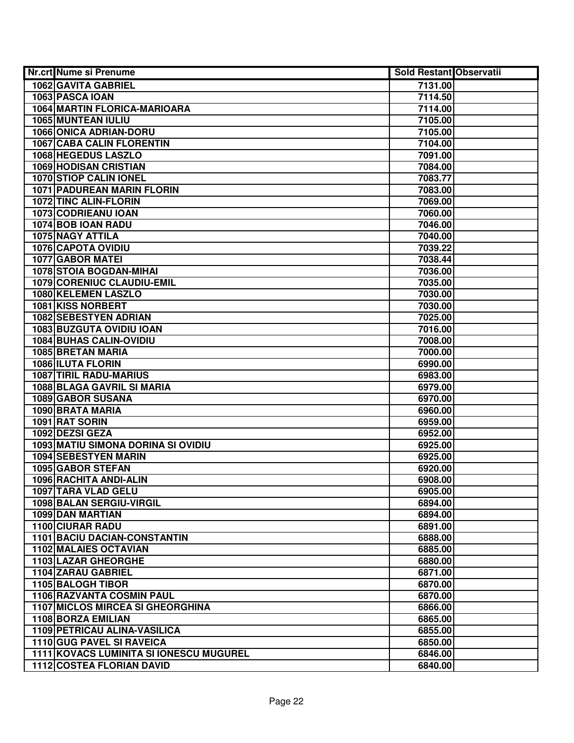| Nr.crt | Nume si Prenume | Sold Restant | Observatii |
|---|---|---|---|
| 1062 | GAVITA GABRIEL | 7131.00 | |
| 1063 | PASCA IOAN | 7114.50 | |
| 1064 | MARTIN FLORICA-MARIOARA | 7114.00 | |
| 1065 | MUNTEAN IULIU | 7105.00 | |
| 1066 | ONICA ADRIAN-DORU | 7105.00 | |
| 1067 | CABA CALIN FLORENTIN | 7104.00 | |
| 1068 | HEGEDUS LASZLO | 7091.00 | |
| 1069 | HODISAN CRISTIAN | 7084.00 | |
| 1070 | STIOP CALIN IONEL | 7083.77 | |
| 1071 | PADUREAN MARIN FLORIN | 7083.00 | |
| 1072 | TINC ALIN-FLORIN | 7069.00 | |
| 1073 | CODRIEANU IOAN | 7060.00 | |
| 1074 | BOB IOAN RADU | 7046.00 | |
| 1075 | NAGY ATTILA | 7040.00 | |
| 1076 | CAPOTA OVIDIU | 7039.22 | |
| 1077 | GABOR MATEI | 7038.44 | |
| 1078 | STOIA BOGDAN-MIHAI | 7036.00 | |
| 1079 | CORENIUC CLAUDIU-EMIL | 7035.00 | |
| 1080 | KELEMEN LASZLO | 7030.00 | |
| 1081 | KISS NORBERT | 7030.00 | |
| 1082 | SEBESTYEN ADRIAN | 7025.00 | |
| 1083 | BUZGUTA OVIDIU IOAN | 7016.00 | |
| 1084 | BUHAS CALIN-OVIDIU | 7008.00 | |
| 1085 | BRETAN MARIA | 7000.00 | |
| 1086 | ILUTA FLORIN | 6990.00 | |
| 1087 | TIRIL RADU-MARIUS | 6983.00 | |
| 1088 | BLAGA GAVRIL SI MARIA | 6979.00 | |
| 1089 | GABOR SUSANA | 6970.00 | |
| 1090 | BRATA MARIA | 6960.00 | |
| 1091 | RAT SORIN | 6959.00 | |
| 1092 | DEZSI GEZA | 6952.00 | |
| 1093 | MATIU SIMONA DORINA SI OVIDIU | 6925.00 | |
| 1094 | SEBESTYEN MARIN | 6925.00 | |
| 1095 | GABOR STEFAN | 6920.00 | |
| 1096 | RACHITA ANDI-ALIN | 6908.00 | |
| 1097 | TARA VLAD GELU | 6905.00 | |
| 1098 | BALAN SERGIU-VIRGIL | 6894.00 | |
| 1099 | DAN MARTIAN | 6894.00 | |
| 1100 | CIURAR RADU | 6891.00 | |
| 1101 | BACIU DACIAN-CONSTANTIN | 6888.00 | |
| 1102 | MALAIES OCTAVIAN | 6885.00 | |
| 1103 | LAZAR GHEORGHE | 6880.00 | |
| 1104 | ZARAU GABRIEL | 6871.00 | |
| 1105 | BALOGH TIBOR | 6870.00 | |
| 1106 | RAZVANTA COSMIN PAUL | 6870.00 | |
| 1107 | MICLOS MIRCEA SI GHEORGHINA | 6866.00 | |
| 1108 | BORZA EMILIAN | 6865.00 | |
| 1109 | PETRICAU ALINA-VASILICA | 6855.00 | |
| 1110 | GUG PAVEL SI RAVEICA | 6850.00 | |
| 1111 | KOVACS LUMINITA SI IONESCU MUGUREL | 6846.00 | |
| 1112 | COSTEA FLORIAN DAVID | 6840.00 | |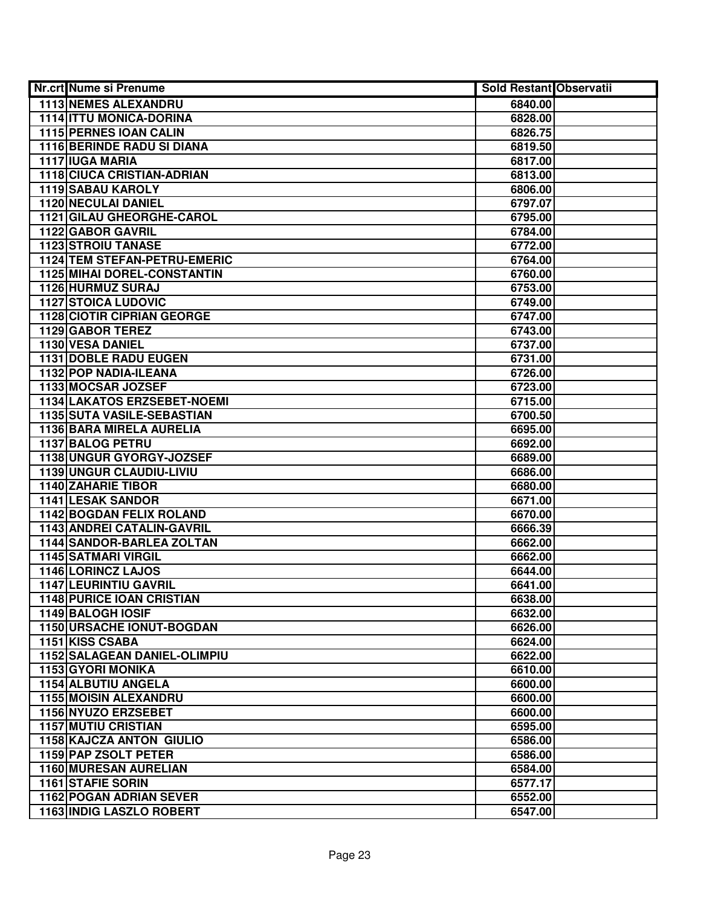| Nr.crt | Nume si Prenume | Sold Restant | Observatii |
|---|---|---|---|
| 1113 | NEMES ALEXANDRU | 6840.00 | |
| 1114 | ITTU MONICA-DORINA | 6828.00 | |
| 1115 | PERNES IOAN CALIN | 6826.75 | |
| 1116 | BERINDE RADU SI DIANA | 6819.50 | |
| 1117 | IUGA MARIA | 6817.00 | |
| 1118 | CIUCA CRISTIAN-ADRIAN | 6813.00 | |
| 1119 | SABAU KAROLY | 6806.00 | |
| 1120 | NECULAI DANIEL | 6797.07 | |
| 1121 | GILAU GHEORGHE-CAROL | 6795.00 | |
| 1122 | GABOR GAVRIL | 6784.00 | |
| 1123 | STROIU TANASE | 6772.00 | |
| 1124 | TEM STEFAN-PETRU-EMERIC | 6764.00 | |
| 1125 | MIHAI DOREL-CONSTANTIN | 6760.00 | |
| 1126 | HURMUZ SURAJ | 6753.00 | |
| 1127 | STOICA LUDOVIC | 6749.00 | |
| 1128 | CIOTIR CIPRIAN GEORGE | 6747.00 | |
| 1129 | GABOR TEREZ | 6743.00 | |
| 1130 | VESA DANIEL | 6737.00 | |
| 1131 | DOBLE RADU EUGEN | 6731.00 | |
| 1132 | POP NADIA-ILEANA | 6726.00 | |
| 1133 | MOCSAR JOZSEF | 6723.00 | |
| 1134 | LAKATOS ERZSEBET-NOEMI | 6715.00 | |
| 1135 | SUTA VASILE-SEBASTIAN | 6700.50 | |
| 1136 | BARA MIRELA AURELIA | 6695.00 | |
| 1137 | BALOG PETRU | 6692.00 | |
| 1138 | UNGUR GYORGY-JOZSEF | 6689.00 | |
| 1139 | UNGUR CLAUDIU-LIVIU | 6686.00 | |
| 1140 | ZAHARIE TIBOR | 6680.00 | |
| 1141 | LESAK SANDOR | 6671.00 | |
| 1142 | BOGDAN FELIX ROLAND | 6670.00 | |
| 1143 | ANDREI CATALIN-GAVRIL | 6666.39 | |
| 1144 | SANDOR-BARLEA ZOLTAN | 6662.00 | |
| 1145 | SATMARI VIRGIL | 6662.00 | |
| 1146 | LORINCZ LAJOS | 6644.00 | |
| 1147 | LEURINTIU GAVRIL | 6641.00 | |
| 1148 | PURICE IOAN CRISTIAN | 6638.00 | |
| 1149 | BALOGH IOSIF | 6632.00 | |
| 1150 | URSACHE IONUT-BOGDAN | 6626.00 | |
| 1151 | KISS CSABA | 6624.00 | |
| 1152 | SALAGEAN DANIEL-OLIMPIU | 6622.00 | |
| 1153 | GYORI MONIKA | 6610.00 | |
| 1154 | ALBUTIU ANGELA | 6600.00 | |
| 1155 | MOISIN ALEXANDRU | 6600.00 | |
| 1156 | NYUZO ERZSEBET | 6600.00 | |
| 1157 | MUTIU CRISTIAN | 6595.00 | |
| 1158 | KAJCZA ANTON GIULIO | 6586.00 | |
| 1159 | PAP ZSOLT PETER | 6586.00 | |
| 1160 | MURESAN AURELIAN | 6584.00 | |
| 1161 | STAFIE SORIN | 6577.17 | |
| 1162 | POGAN ADRIAN SEVER | 6552.00 | |
| 1163 | INDIG LASZLO ROBERT | 6547.00 | |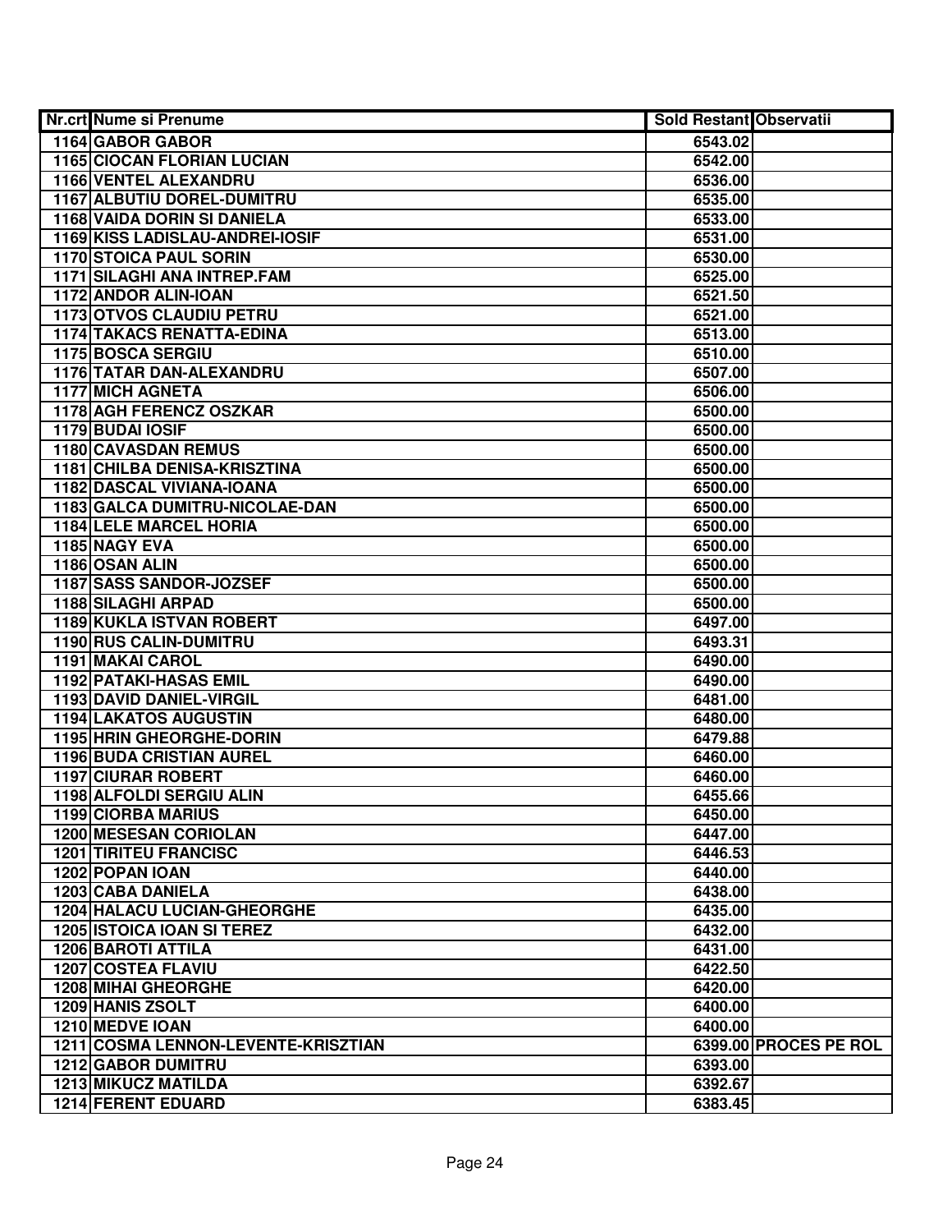| Nr.crt | Nume si Prenume | Sold Restant | Observatii |
|---|---|---|---|
| 1164 | GABOR GABOR | 6543.02 | |
| 1165 | CIOCAN FLORIAN LUCIAN | 6542.00 | |
| 1166 | VENTEL ALEXANDRU | 6536.00 | |
| 1167 | ALBUTIU DOREL-DUMITRU | 6535.00 | |
| 1168 | VAIDA DORIN SI DANIELA | 6533.00 | |
| 1169 | KISS LADISLAU-ANDREI-IOSIF | 6531.00 | |
| 1170 | STOICA PAUL SORIN | 6530.00 | |
| 1171 | SILAGHI ANA INTREP.FAM | 6525.00 | |
| 1172 | ANDOR ALIN-IOAN | 6521.50 | |
| 1173 | OTVOS CLAUDIU PETRU | 6521.00 | |
| 1174 | TAKACS RENATTA-EDINA | 6513.00 | |
| 1175 | BOSCA SERGIU | 6510.00 | |
| 1176 | TATAR DAN-ALEXANDRU | 6507.00 | |
| 1177 | MICH AGNETA | 6506.00 | |
| 1178 | AGH FERENCZ OSZKAR | 6500.00 | |
| 1179 | BUDAI IOSIF | 6500.00 | |
| 1180 | CAVASDAN REMUS | 6500.00 | |
| 1181 | CHILBA DENISA-KRISZTINA | 6500.00 | |
| 1182 | DASCAL VIVIANA-IOANA | 6500.00 | |
| 1183 | GALCA DUMITRU-NICOLAE-DAN | 6500.00 | |
| 1184 | LELE MARCEL HORIA | 6500.00 | |
| 1185 | NAGY EVA | 6500.00 | |
| 1186 | OSAN ALIN | 6500.00 | |
| 1187 | SASS SANDOR-JOZSEF | 6500.00 | |
| 1188 | SILAGHI ARPAD | 6500.00 | |
| 1189 | KUKLA ISTVAN ROBERT | 6497.00 | |
| 1190 | RUS CALIN-DUMITRU | 6493.31 | |
| 1191 | MAKAI CAROL | 6490.00 | |
| 1192 | PATAKI-HASAS EMIL | 6490.00 | |
| 1193 | DAVID DANIEL-VIRGIL | 6481.00 | |
| 1194 | LAKATOS AUGUSTIN | 6480.00 | |
| 1195 | HRIN GHEORGHE-DORIN | 6479.88 | |
| 1196 | BUDA CRISTIAN AUREL | 6460.00 | |
| 1197 | CIURAR ROBERT | 6460.00 | |
| 1198 | ALFOLDI SERGIU ALIN | 6455.66 | |
| 1199 | CIORBA MARIUS | 6450.00 | |
| 1200 | MESESAN CORIOLAN | 6447.00 | |
| 1201 | TIRITEU FRANCISC | 6446.53 | |
| 1202 | POPAN IOAN | 6440.00 | |
| 1203 | CABA DANIELA | 6438.00 | |
| 1204 | HALACU LUCIAN-GHEORGHE | 6435.00 | |
| 1205 | ISTOICA IOAN SI TEREZ | 6432.00 | |
| 1206 | BAROTI ATTILA | 6431.00 | |
| 1207 | COSTEA FLAVIU | 6422.50 | |
| 1208 | MIHAI GHEORGHE | 6420.00 | |
| 1209 | HANIS ZSOLT | 6400.00 | |
| 1210 | MEDVE IOAN | 6400.00 | |
| 1211 | COSMA LENNON-LEVENTE-KRISZTIAN | 6399.00 | PROCES PE ROL |
| 1212 | GABOR DUMITRU | 6393.00 | |
| 1213 | MIKUCZ MATILDA | 6392.67 | |
| 1214 | FERENT EDUARD | 6383.45 | |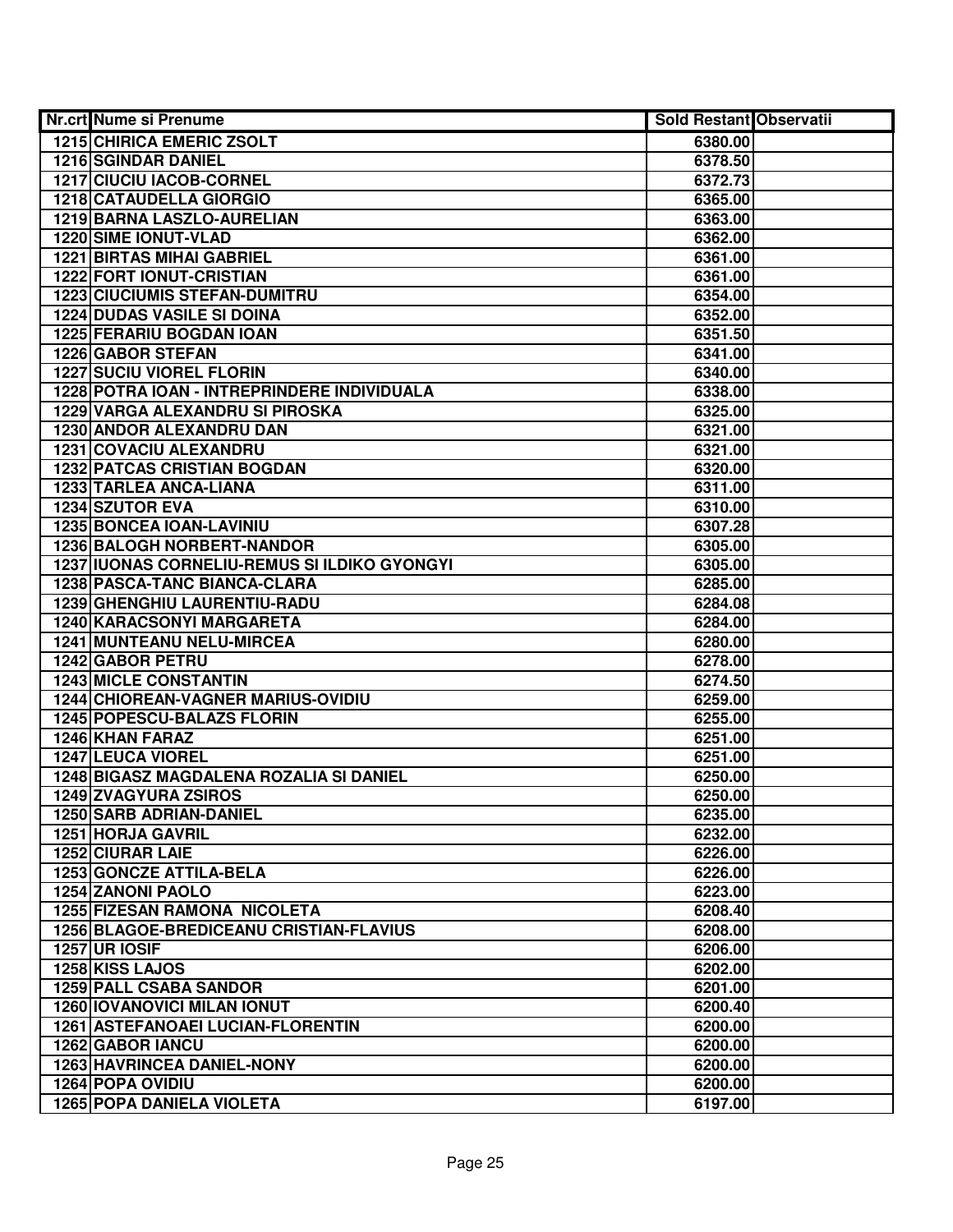| Nr.crt | Nume si Prenume | Sold Restant | Observatii |
|---|---|---|---|
| 1215 | CHIRICA EMERIC ZSOLT | 6380.00 | |
| 1216 | SGINDAR DANIEL | 6378.50 | |
| 1217 | CIUCIU IACOB-CORNEL | 6372.73 | |
| 1218 | CATAUDELLA GIORGIO | 6365.00 | |
| 1219 | BARNA LASZLO-AURELIAN | 6363.00 | |
| 1220 | SIME IONUT-VLAD | 6362.00 | |
| 1221 | BIRTAS MIHAI GABRIEL | 6361.00 | |
| 1222 | FORT IONUT-CRISTIAN | 6361.00 | |
| 1223 | CIUCIUMIS STEFAN-DUMITRU | 6354.00 | |
| 1224 | DUDAS VASILE SI DOINA | 6352.00 | |
| 1225 | FERARIU BOGDAN IOAN | 6351.50 | |
| 1226 | GABOR STEFAN | 6341.00 | |
| 1227 | SUCIU VIOREL FLORIN | 6340.00 | |
| 1228 | POTRA IOAN - INTREPRINDERE INDIVIDUALA | 6338.00 | |
| 1229 | VARGA ALEXANDRU SI PIROSKA | 6325.00 | |
| 1230 | ANDOR ALEXANDRU DAN | 6321.00 | |
| 1231 | COVACIU ALEXANDRU | 6321.00 | |
| 1232 | PATCAS CRISTIAN BOGDAN | 6320.00 | |
| 1233 | TARLEA ANCA-LIANA | 6311.00 | |
| 1234 | SZUTOR EVA | 6310.00 | |
| 1235 | BONCEA IOAN-LAVINIU | 6307.28 | |
| 1236 | BALOGH NORBERT-NANDOR | 6305.00 | |
| 1237 | IUONAS CORNELIU-REMUS SI ILDIKO GYONGYI | 6305.00 | |
| 1238 | PASCA-TANC BIANCA-CLARA | 6285.00 | |
| 1239 | GHENGHIU LAURENTIU-RADU | 6284.08 | |
| 1240 | KARACSONYI MARGARETA | 6284.00 | |
| 1241 | MUNTEANU NELU-MIRCEA | 6280.00 | |
| 1242 | GABOR PETRU | 6278.00 | |
| 1243 | MICLE CONSTANTIN | 6274.50 | |
| 1244 | CHIOREAN-VAGNER MARIUS-OVIDIU | 6259.00 | |
| 1245 | POPESCU-BALAZS FLORIN | 6255.00 | |
| 1246 | KHAN FARAZ | 6251.00 | |
| 1247 | LEUCA VIOREL | 6251.00 | |
| 1248 | BIGASZ MAGDALENA ROZALIA SI DANIEL | 6250.00 | |
| 1249 | ZVAGYURA ZSIROS | 6250.00 | |
| 1250 | SARB ADRIAN-DANIEL | 6235.00 | |
| 1251 | HORJA GAVRIL | 6232.00 | |
| 1252 | CIURAR LAIE | 6226.00 | |
| 1253 | GONCZE ATTILA-BELA | 6226.00 | |
| 1254 | ZANONI PAOLO | 6223.00 | |
| 1255 | FIZESAN RAMONA NICOLETA | 6208.40 | |
| 1256 | BLAGOE-BREDICEANU CRISTIAN-FLAVIUS | 6208.00 | |
| 1257 | UR IOSIF | 6206.00 | |
| 1258 | KISS LAJOS | 6202.00 | |
| 1259 | PALL CSABA SANDOR | 6201.00 | |
| 1260 | IOVANOVICI MILAN IONUT | 6200.40 | |
| 1261 | ASTEFANOAEI LUCIAN-FLORENTIN | 6200.00 | |
| 1262 | GABOR IANCU | 6200.00 | |
| 1263 | HAVRINCEA DANIEL-NONY | 6200.00 | |
| 1264 | POPA OVIDIU | 6200.00 | |
| 1265 | POPA DANIELA VIOLETA | 6197.00 | |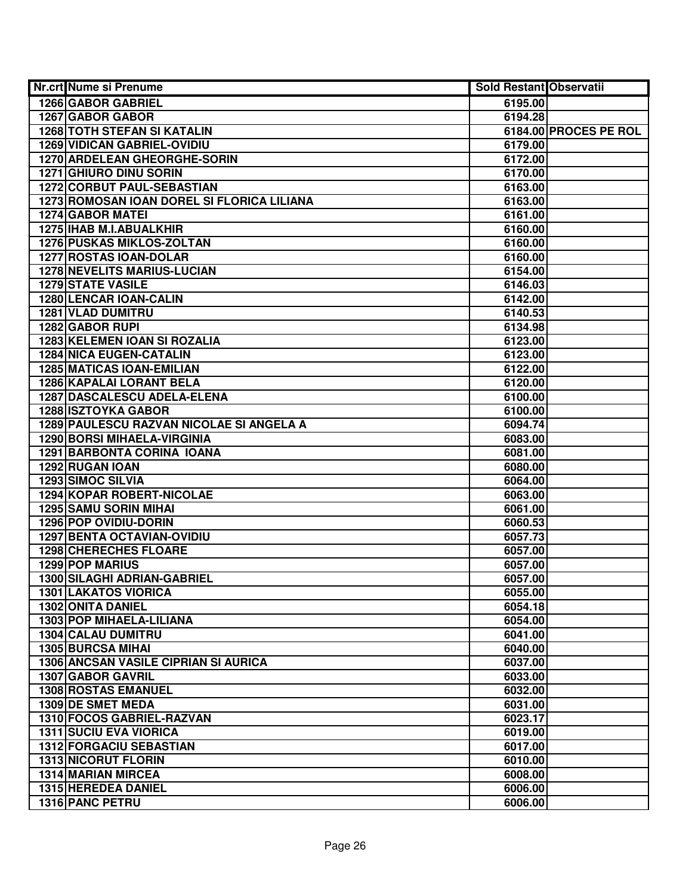| Nr.crt | Nume si Prenume | Sold Restant | Observatii |
|---|---|---|---|
| 1266 | GABOR GABRIEL | 6195.00 | |
| 1267 | GABOR GABOR | 6194.28 | |
| 1268 | TOTH STEFAN SI KATALIN | 6184.00 | PROCES PE ROL |
| 1269 | VIDICAN GABRIEL-OVIDIU | 6179.00 | |
| 1270 | ARDELEAN GHEORGHE-SORIN | 6172.00 | |
| 1271 | GHIURO DINU SORIN | 6170.00 | |
| 1272 | CORBUT PAUL-SEBASTIAN | 6163.00 | |
| 1273 | ROMOSAN IOAN DOREL SI FLORICA LILIANA | 6163.00 | |
| 1274 | GABOR MATEI | 6161.00 | |
| 1275 | IHAB M.I.ABUALKHIR | 6160.00 | |
| 1276 | PUSKAS MIKLOS-ZOLTAN | 6160.00 | |
| 1277 | ROSTAS IOAN-DOLAR | 6160.00 | |
| 1278 | NEVELITS MARIUS-LUCIAN | 6154.00 | |
| 1279 | STATE VASILE | 6146.03 | |
| 1280 | LENCAR IOAN-CALIN | 6142.00 | |
| 1281 | VLAD DUMITRU | 6140.53 | |
| 1282 | GABOR RUPI | 6134.98 | |
| 1283 | KELEMEN IOAN SI ROZALIA | 6123.00 | |
| 1284 | NICA EUGEN-CATALIN | 6123.00 | |
| 1285 | MATICAS IOAN-EMILIAN | 6122.00 | |
| 1286 | KAPALAI LORANT BELA | 6120.00 | |
| 1287 | DASCALESCU ADELA-ELENA | 6100.00 | |
| 1288 | ISZTOYKA GABOR | 6100.00 | |
| 1289 | PAULESCU RAZVAN NICOLAE SI ANGELA A | 6094.74 | |
| 1290 | BORSI MIHAELA-VIRGINIA | 6083.00 | |
| 1291 | BARBONTA CORINA IOANA | 6081.00 | |
| 1292 | RUGAN IOAN | 6080.00 | |
| 1293 | SIMOC SILVIA | 6064.00 | |
| 1294 | KOPAR ROBERT-NICOLAE | 6063.00 | |
| 1295 | SAMU SORIN MIHAI | 6061.00 | |
| 1296 | POP OVIDIU-DORIN | 6060.53 | |
| 1297 | BENTA OCTAVIAN-OVIDIU | 6057.73 | |
| 1298 | CHERECHES FLOARE | 6057.00 | |
| 1299 | POP MARIUS | 6057.00 | |
| 1300 | SILAGHI ADRIAN-GABRIEL | 6057.00 | |
| 1301 | LAKATOS VIORICA | 6055.00 | |
| 1302 | ONITA DANIEL | 6054.18 | |
| 1303 | POP MIHAELA-LILIANA | 6054.00 | |
| 1304 | CALAU DUMITRU | 6041.00 | |
| 1305 | BURCSA MIHAI | 6040.00 | |
| 1306 | ANCSAN VASILE CIPRIAN SI AURICA | 6037.00 | |
| 1307 | GABOR GAVRIL | 6033.00 | |
| 1308 | ROSTAS EMANUEL | 6032.00 | |
| 1309 | DE SMET MEDA | 6031.00 | |
| 1310 | FOCOS GABRIEL-RAZVAN | 6023.17 | |
| 1311 | SUCIU EVA VIORICA | 6019.00 | |
| 1312 | FORGACIU SEBASTIAN | 6017.00 | |
| 1313 | NICORUT FLORIN | 6010.00 | |
| 1314 | MARIAN MIRCEA | 6008.00 | |
| 1315 | HEREDEA DANIEL | 6006.00 | |
| 1316 | PANC PETRU | 6006.00 | |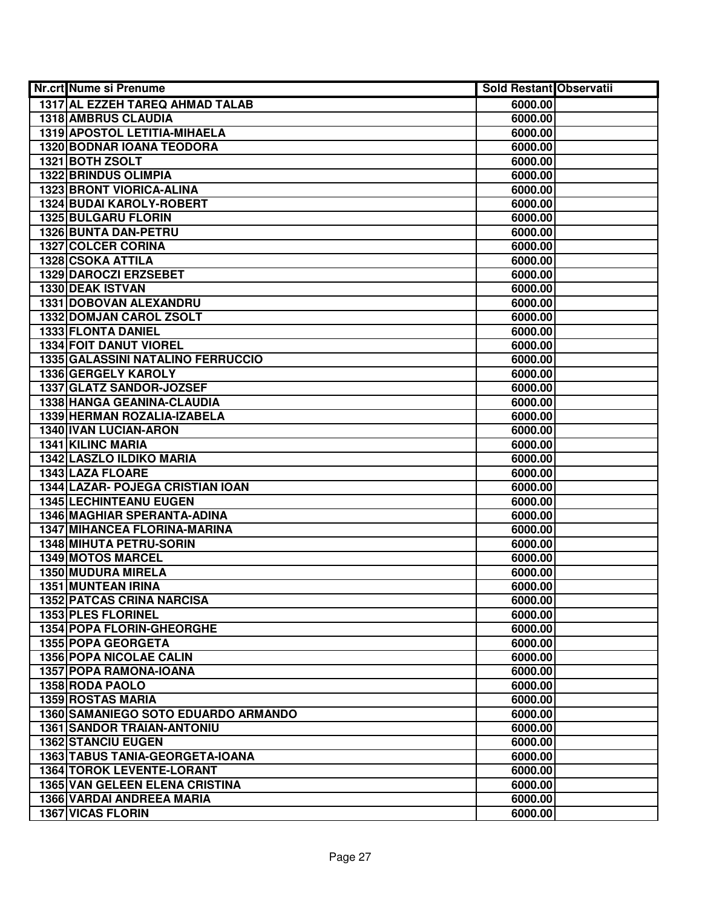| Nr.crt | Nume si Prenume | Sold Restant | Observatii |
|---|---|---|---|
| 1317 | AL EZZEH TAREQ AHMAD TALAB | 6000.00 | |
| 1318 | AMBRUS CLAUDIA | 6000.00 | |
| 1319 | APOSTOL LETITIA-MIHAELA | 6000.00 | |
| 1320 | BODNAR IOANA TEODORA | 6000.00 | |
| 1321 | BOTH ZSOLT | 6000.00 | |
| 1322 | BRINDUS OLIMPIA | 6000.00 | |
| 1323 | BRONT VIORICA-ALINA | 6000.00 | |
| 1324 | BUDAI KAROLY-ROBERT | 6000.00 | |
| 1325 | BULGARU FLORIN | 6000.00 | |
| 1326 | BUNTA DAN-PETRU | 6000.00 | |
| 1327 | COLCER CORINA | 6000.00 | |
| 1328 | CSOKA ATTILA | 6000.00 | |
| 1329 | DAROCZI ERZSEBET | 6000.00 | |
| 1330 | DEAK ISTVAN | 6000.00 | |
| 1331 | DOBOVAN ALEXANDRU | 6000.00 | |
| 1332 | DOMJAN CAROL ZSOLT | 6000.00 | |
| 1333 | FLONTA DANIEL | 6000.00 | |
| 1334 | FOIT DANUT VIOREL | 6000.00 | |
| 1335 | GALASSINI NATALINO FERRUCCIO | 6000.00 | |
| 1336 | GERGELY KAROLY | 6000.00 | |
| 1337 | GLATZ SANDOR-JOZSEF | 6000.00 | |
| 1338 | HANGA GEANINA-CLAUDIA | 6000.00 | |
| 1339 | HERMAN ROZALIA-IZABELA | 6000.00 | |
| 1340 | IVAN LUCIAN-ARON | 6000.00 | |
| 1341 | KILINC MARIA | 6000.00 | |
| 1342 | LASZLO ILDIKO MARIA | 6000.00 | |
| 1343 | LAZA FLOARE | 6000.00 | |
| 1344 | LAZAR- POJEGA CRISTIAN IOAN | 6000.00 | |
| 1345 | LECHINTEANU EUGEN | 6000.00 | |
| 1346 | MAGHIAR SPERANTA-ADINA | 6000.00 | |
| 1347 | MIHANCEA FLORINA-MARINA | 6000.00 | |
| 1348 | MIHUTA PETRU-SORIN | 6000.00 | |
| 1349 | MOTOS MARCEL | 6000.00 | |
| 1350 | MUDURA MIRELA | 6000.00 | |
| 1351 | MUNTEAN IRINA | 6000.00 | |
| 1352 | PATCAS CRINA NARCISA | 6000.00 | |
| 1353 | PLES FLORINEL | 6000.00 | |
| 1354 | POPA FLORIN-GHEORGHE | 6000.00 | |
| 1355 | POPA GEORGETA | 6000.00 | |
| 1356 | POPA NICOLAE CALIN | 6000.00 | |
| 1357 | POPA RAMONA-IOANA | 6000.00 | |
| 1358 | RODA PAOLO | 6000.00 | |
| 1359 | ROSTAS MARIA | 6000.00 | |
| 1360 | SAMANIEGO SOTO EDUARDO ARMANDO | 6000.00 | |
| 1361 | SANDOR TRAIAN-ANTONIU | 6000.00 | |
| 1362 | STANCIU EUGEN | 6000.00 | |
| 1363 | TABUS TANIA-GEORGETA-IOANA | 6000.00 | |
| 1364 | TOROK LEVENTE-LORANT | 6000.00 | |
| 1365 | VAN GELEEN ELENA CRISTINA | 6000.00 | |
| 1366 | VARDAI ANDREEA MARIA | 6000.00 | |
| 1367 | VICAS FLORIN | 6000.00 | |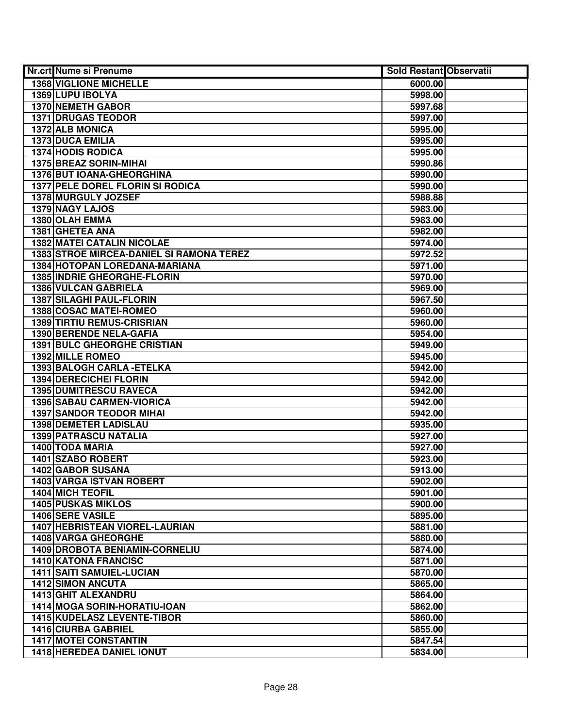| Nr.crt | Nume si Prenume | Sold Restant | Observatii |
|---|---|---|---|
| 1368 | VIGLIONE MICHELLE | 6000.00 | |
| 1369 | LUPU IBOLYA | 5998.00 | |
| 1370 | NEMETH GABOR | 5997.68 | |
| 1371 | DRUGAS TEODOR | 5997.00 | |
| 1372 | ALB MONICA | 5995.00 | |
| 1373 | DUCA EMILIA | 5995.00 | |
| 1374 | HODIS RODICA | 5995.00 | |
| 1375 | BREAZ SORIN-MIHAI | 5990.86 | |
| 1376 | BUT IOANA-GHEORGHINA | 5990.00 | |
| 1377 | PELE DOREL FLORIN SI RODICA | 5990.00 | |
| 1378 | MURGULY JOZSEF | 5988.88 | |
| 1379 | NAGY LAJOS | 5983.00 | |
| 1380 | OLAH EMMA | 5983.00 | |
| 1381 | GHETEA ANA | 5982.00 | |
| 1382 | MATEI CATALIN NICOLAE | 5974.00 | |
| 1383 | STROE MIRCEA-DANIEL SI RAMONA TEREZ | 5972.52 | |
| 1384 | HOTOPAN LOREDANA-MARIANA | 5971.00 | |
| 1385 | INDRIE GHEORGHE-FLORIN | 5970.00 | |
| 1386 | VULCAN GABRIELA | 5969.00 | |
| 1387 | SILAGHI PAUL-FLORIN | 5967.50 | |
| 1388 | COSAC MATEI-ROMEO | 5960.00 | |
| 1389 | TIRTIU REMUS-CRISRIAN | 5960.00 | |
| 1390 | BERENDE NELA-GAFIA | 5954.00 | |
| 1391 | BULC GHEORGHE CRISTIAN | 5949.00 | |
| 1392 | MILLE ROMEO | 5945.00 | |
| 1393 | BALOGH CARLA -ETELKA | 5942.00 | |
| 1394 | DERECICHEI FLORIN | 5942.00 | |
| 1395 | DUMITRESCU RAVECA | 5942.00 | |
| 1396 | SABAU CARMEN-VIORICA | 5942.00 | |
| 1397 | SANDOR TEODOR MIHAI | 5942.00 | |
| 1398 | DEMETER LADISLAU | 5935.00 | |
| 1399 | PATRASCU NATALIA | 5927.00 | |
| 1400 | TODA MARIA | 5927.00 | |
| 1401 | SZABO ROBERT | 5923.00 | |
| 1402 | GABOR SUSANA | 5913.00 | |
| 1403 | VARGA ISTVAN ROBERT | 5902.00 | |
| 1404 | MICH TEOFIL | 5901.00 | |
| 1405 | PUSKAS MIKLOS | 5900.00 | |
| 1406 | SERE VASILE | 5895.00 | |
| 1407 | HEBRISTEAN VIOREL-LAURIAN | 5881.00 | |
| 1408 | VARGA GHEORGHE | 5880.00 | |
| 1409 | DROBOTA BENIAMIN-CORNELIU | 5874.00 | |
| 1410 | KATONA FRANCISC | 5871.00 | |
| 1411 | SAITI SAMUIEL-LUCIAN | 5870.00 | |
| 1412 | SIMON ANCUTA | 5865.00 | |
| 1413 | GHIT ALEXANDRU | 5864.00 | |
| 1414 | MOGA SORIN-HORATIU-IOAN | 5862.00 | |
| 1415 | KUDELASZ LEVENTE-TIBOR | 5860.00 | |
| 1416 | CIURBA GABRIEL | 5855.00 | |
| 1417 | MOTEI CONSTANTIN | 5847.54 | |
| 1418 | HEREDEA DANIEL IONUT | 5834.00 | |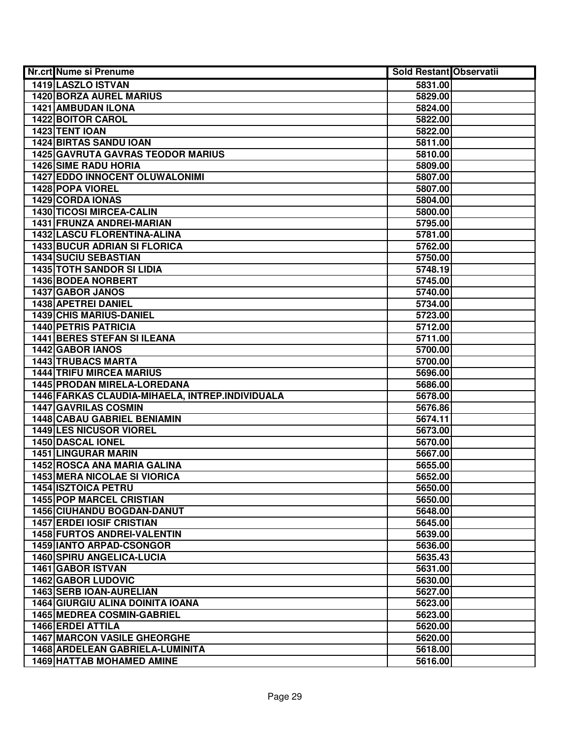| Nr.crt | Nume si Prenume | Sold Restant | Observatii |
|---|---|---|---|
| 1419 | LASZLO ISTVAN | 5831.00 | |
| 1420 | BORZA AUREL MARIUS | 5829.00 | |
| 1421 | AMBUDAN ILONA | 5824.00 | |
| 1422 | BOITOR CAROL | 5822.00 | |
| 1423 | TENT IOAN | 5822.00 | |
| 1424 | BIRTAS SANDU IOAN | 5811.00 | |
| 1425 | GAVRUTA GAVRAS TEODOR MARIUS | 5810.00 | |
| 1426 | SIME RADU HORIA | 5809.00 | |
| 1427 | EDDO INNOCENT OLUWALONIMI | 5807.00 | |
| 1428 | POPA VIOREL | 5807.00 | |
| 1429 | CORDA IONAS | 5804.00 | |
| 1430 | TICOSI MIRCEA-CALIN | 5800.00 | |
| 1431 | FRUNZA ANDREI-MARIAN | 5795.00 | |
| 1432 | LASCU FLORENTINA-ALINA | 5781.00 | |
| 1433 | BUCUR ADRIAN SI FLORICA | 5762.00 | |
| 1434 | SUCIU SEBASTIAN | 5750.00 | |
| 1435 | TOTH SANDOR SI LIDIA | 5748.19 | |
| 1436 | BODEA NORBERT | 5745.00 | |
| 1437 | GABOR JANOS | 5740.00 | |
| 1438 | APETREI DANIEL | 5734.00 | |
| 1439 | CHIS MARIUS-DANIEL | 5723.00 | |
| 1440 | PETRIS PATRICIA | 5712.00 | |
| 1441 | BERES STEFAN SI ILEANA | 5711.00 | |
| 1442 | GABOR IANOS | 5700.00 | |
| 1443 | TRUBACS MARTA | 5700.00 | |
| 1444 | TRIFU MIRCEA MARIUS | 5696.00 | |
| 1445 | PRODAN MIRELA-LOREDANA | 5686.00 | |
| 1446 | FARKAS CLAUDIA-MIHAELA, INTREP.INDIVIDUALA | 5678.00 | |
| 1447 | GAVRILAS COSMIN | 5676.86 | |
| 1448 | CABAU GABRIEL BENIAMIN | 5674.11 | |
| 1449 | LES NICUSOR VIOREL | 5673.00 | |
| 1450 | DASCAL IONEL | 5670.00 | |
| 1451 | LINGURAR MARIN | 5667.00 | |
| 1452 | ROSCA ANA MARIA GALINA | 5655.00 | |
| 1453 | MERA NICOLAE SI VIORICA | 5652.00 | |
| 1454 | ISZTOICA PETRU | 5650.00 | |
| 1455 | POP MARCEL CRISTIAN | 5650.00 | |
| 1456 | CIUHANDU BOGDAN-DANUT | 5648.00 | |
| 1457 | ERDEI IOSIF CRISTIAN | 5645.00 | |
| 1458 | FURTOS ANDREI-VALENTIN | 5639.00 | |
| 1459 | IANTO ARPAD-CSONGOR | 5636.00 | |
| 1460 | SPIRU ANGELICA-LUCIA | 5635.43 | |
| 1461 | GABOR ISTVAN | 5631.00 | |
| 1462 | GABOR LUDOVIC | 5630.00 | |
| 1463 | SERB IOAN-AURELIAN | 5627.00 | |
| 1464 | GIURGIU ALINA DOINITA IOANA | 5623.00 | |
| 1465 | MEDREA COSMIN-GABRIEL | 5623.00 | |
| 1466 | ERDEI ATTILA | 5620.00 | |
| 1467 | MARCON VASILE GHEORGHE | 5620.00 | |
| 1468 | ARDELEAN GABRIELA-LUMINITA | 5618.00 | |
| 1469 | HATTAB MOHAMED AMINE | 5616.00 | |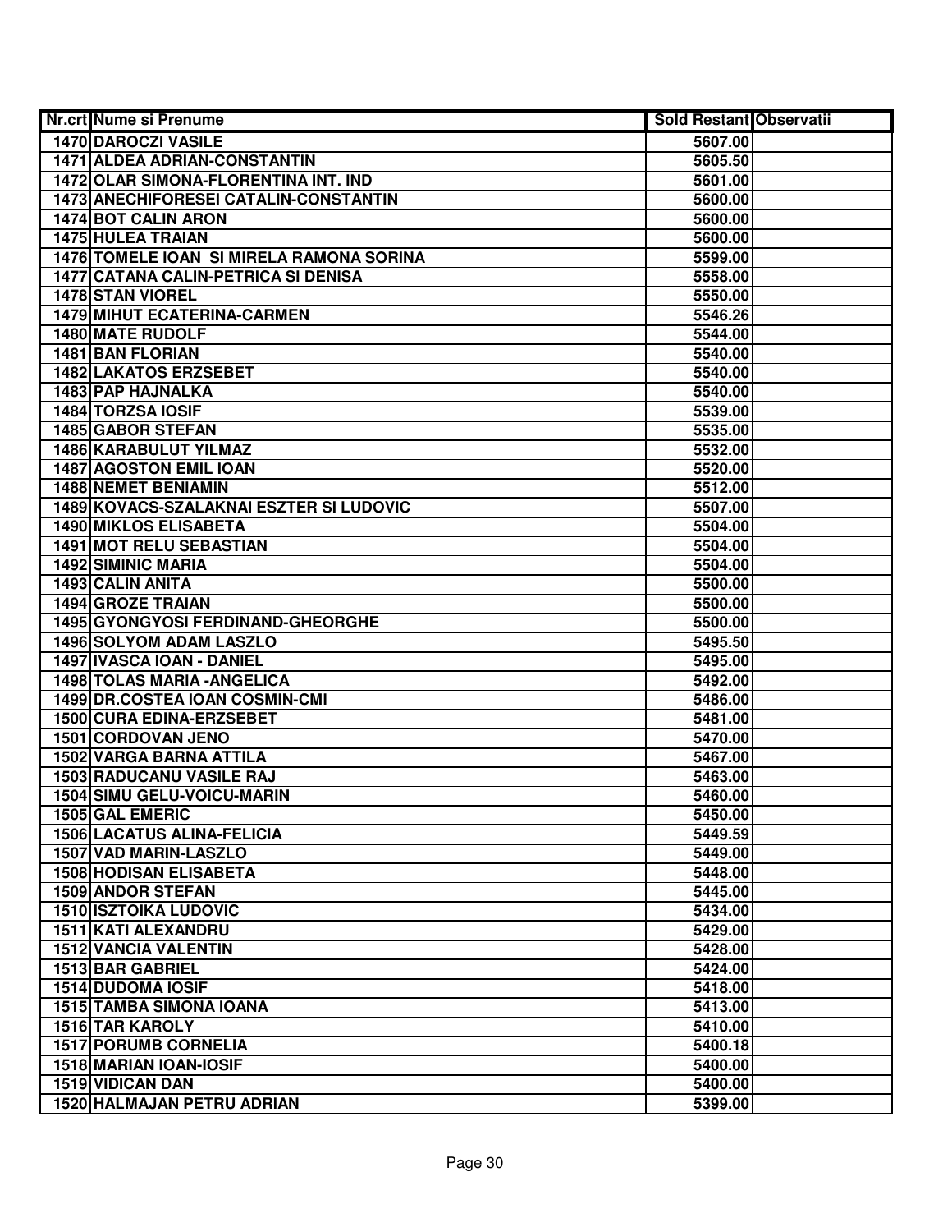| Nr.crt | Nume si Prenume | Sold Restant | Observatii |
|---|---|---|---|
| 1470 | DAROCZI VASILE | 5607.00 | |
| 1471 | ALDEA ADRIAN-CONSTANTIN | 5605.50 | |
| 1472 | OLAR SIMONA-FLORENTINA INT. IND | 5601.00 | |
| 1473 | ANECHIFORESEI CATALIN-CONSTANTIN | 5600.00 | |
| 1474 | BOT CALIN ARON | 5600.00 | |
| 1475 | HULEA TRAIAN | 5600.00 | |
| 1476 | TOMELE IOAN SI MIRELA RAMONA SORINA | 5599.00 | |
| 1477 | CATANA CALIN-PETRICA SI DENISA | 5558.00 | |
| 1478 | STAN VIOREL | 5550.00 | |
| 1479 | MIHUT ECATERINA-CARMEN | 5546.26 | |
| 1480 | MATE RUDOLF | 5544.00 | |
| 1481 | BAN FLORIAN | 5540.00 | |
| 1482 | LAKATOS ERZSEBET | 5540.00 | |
| 1483 | PAP HAJNALKA | 5540.00 | |
| 1484 | TORZSA IOSIF | 5539.00 | |
| 1485 | GABOR STEFAN | 5535.00 | |
| 1486 | KARABULUT YILMAZ | 5532.00 | |
| 1487 | AGOSTON EMIL IOAN | 5520.00 | |
| 1488 | NEMET BENIAMIN | 5512.00 | |
| 1489 | KOVACS-SZALAKNAI ESZTER SI LUDOVIC | 5507.00 | |
| 1490 | MIKLOS ELISABETA | 5504.00 | |
| 1491 | MOT RELU SEBASTIAN | 5504.00 | |
| 1492 | SIMINIC MARIA | 5504.00 | |
| 1493 | CALIN ANITA | 5500.00 | |
| 1494 | GROZE TRAIAN | 5500.00 | |
| 1495 | GYONGYOSI FERDINAND-GHEORGHE | 5500.00 | |
| 1496 | SOLYOM ADAM LASZLO | 5495.50 | |
| 1497 | IVASCA IOAN - DANIEL | 5495.00 | |
| 1498 | TOLAS MARIA -ANGELICA | 5492.00 | |
| 1499 | DR.COSTEA IOAN COSMIN-CMI | 5486.00 | |
| 1500 | CURA EDINA-ERZSEBET | 5481.00 | |
| 1501 | CORDOVAN JENO | 5470.00 | |
| 1502 | VARGA BARNA ATTILA | 5467.00 | |
| 1503 | RADUCANU VASILE RAJ | 5463.00 | |
| 1504 | SIMU GELU-VOICU-MARIN | 5460.00 | |
| 1505 | GAL EMERIC | 5450.00 | |
| 1506 | LACATUS ALINA-FELICIA | 5449.59 | |
| 1507 | VAD MARIN-LASZLO | 5449.00 | |
| 1508 | HODISAN ELISABETA | 5448.00 | |
| 1509 | ANDOR STEFAN | 5445.00 | |
| 1510 | ISZTOIKA LUDOVIC | 5434.00 | |
| 1511 | KATI ALEXANDRU | 5429.00 | |
| 1512 | VANCIA VALENTIN | 5428.00 | |
| 1513 | BAR GABRIEL | 5424.00 | |
| 1514 | DUDOMA IOSIF | 5418.00 | |
| 1515 | TAMBA SIMONA IOANA | 5413.00 | |
| 1516 | TAR KAROLY | 5410.00 | |
| 1517 | PORUMB CORNELIA | 5400.18 | |
| 1518 | MARIAN IOAN-IOSIF | 5400.00 | |
| 1519 | VIDICAN DAN | 5400.00 | |
| 1520 | HALMAJAN PETRU ADRIAN | 5399.00 | |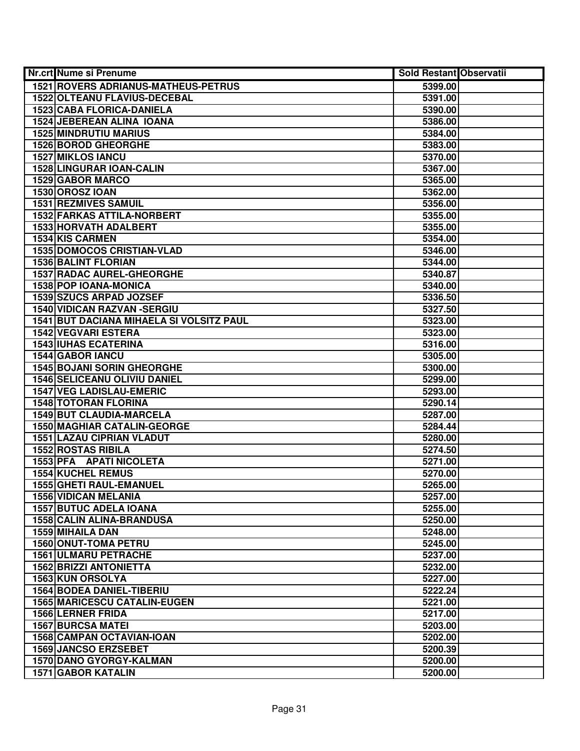| Nr.crt | Nume si Prenume | Sold Restant | Observatii |
|---|---|---|---|
| 1521 | ROVERS ADRIANUS-MATHEUS-PETRUS | 5399.00 | |
| 1522 | OLTEANU FLAVIUS-DECEBAL | 5391.00 | |
| 1523 | CABA FLORICA-DANIELA | 5390.00 | |
| 1524 | JEBEREAN ALINA IOANA | 5386.00 | |
| 1525 | MINDRUTIU MARIUS | 5384.00 | |
| 1526 | BOROD GHEORGHE | 5383.00 | |
| 1527 | MIKLOS IANCU | 5370.00 | |
| 1528 | LINGURAR IOAN-CALIN | 5367.00 | |
| 1529 | GABOR MARCO | 5365.00 | |
| 1530 | OROSZ IOAN | 5362.00 | |
| 1531 | REZMIVES SAMUIL | 5356.00 | |
| 1532 | FARKAS ATTILA-NORBERT | 5355.00 | |
| 1533 | HORVATH ADALBERT | 5355.00 | |
| 1534 | KIS CARMEN | 5354.00 | |
| 1535 | DOMOCOS CRISTIAN-VLAD | 5346.00 | |
| 1536 | BALINT FLORIAN | 5344.00 | |
| 1537 | RADAC AUREL-GHEORGHE | 5340.87 | |
| 1538 | POP IOANA-MONICA | 5340.00 | |
| 1539 | SZUCS ARPAD JOZSEF | 5336.50 | |
| 1540 | VIDICAN RAZVAN -SERGIU | 5327.50 | |
| 1541 | BUT DACIANA MIHAELA SI VOLSITZ PAUL | 5323.00 | |
| 1542 | VEGVARI ESTERA | 5323.00 | |
| 1543 | IUHAS ECATERINA | 5316.00 | |
| 1544 | GABOR IANCU | 5305.00 | |
| 1545 | BOJANI SORIN GHEORGHE | 5300.00 | |
| 1546 | SELICEANU OLIVIU DANIEL | 5299.00 | |
| 1547 | VEG LADISLAU-EMERIC | 5293.00 | |
| 1548 | TOTORAN FLORINA | 5290.14 | |
| 1549 | BUT CLAUDIA-MARCELA | 5287.00 | |
| 1550 | MAGHIAR CATALIN-GEORGE | 5284.44 | |
| 1551 | LAZAU CIPRIAN VLADUT | 5280.00 | |
| 1552 | ROSTAS RIBILA | 5274.50 | |
| 1553 | PFA APATI NICOLETA | 5271.00 | |
| 1554 | KUCHEL REMUS | 5270.00 | |
| 1555 | GHETI RAUL-EMANUEL | 5265.00 | |
| 1556 | VIDICAN MELANIA | 5257.00 | |
| 1557 | BUTUC ADELA IOANA | 5255.00 | |
| 1558 | CALIN ALINA-BRANDUSA | 5250.00 | |
| 1559 | MIHAILA DAN | 5248.00 | |
| 1560 | ONUT-TOMA PETRU | 5245.00 | |
| 1561 | ULMARU PETRACHE | 5237.00 | |
| 1562 | BRIZZI ANTONIETTA | 5232.00 | |
| 1563 | KUN ORSOLYA | 5227.00 | |
| 1564 | BODEA DANIEL-TIBERIU | 5222.24 | |
| 1565 | MARICESCU CATALIN-EUGEN | 5221.00 | |
| 1566 | LERNER FRIDA | 5217.00 | |
| 1567 | BURCSA MATEI | 5203.00 | |
| 1568 | CAMPAN OCTAVIAN-IOAN | 5202.00 | |
| 1569 | JANCSO ERZSEBET | 5200.39 | |
| 1570 | DANO GYORGY-KALMAN | 5200.00 | |
| 1571 | GABOR KATALIN | 5200.00 | |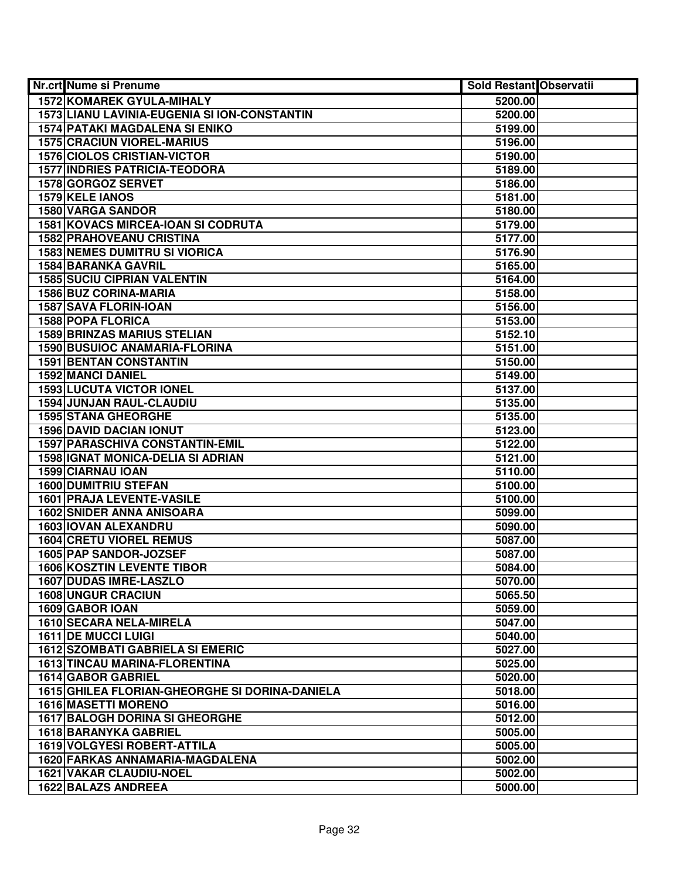| Nr.crt | Nume si Prenume | Sold Restant | Observatii |
|---|---|---|---|
| 1572 | KOMAREK GYULA-MIHALY | 5200.00 | |
| 1573 | LIANU LAVINIA-EUGENIA SI ION-CONSTANTIN | 5200.00 | |
| 1574 | PATAKI MAGDALENA SI ENIKO | 5199.00 | |
| 1575 | CRACIUN VIOREL-MARIUS | 5196.00 | |
| 1576 | CIOLOS CRISTIAN-VICTOR | 5190.00 | |
| 1577 | INDRIES PATRICIA-TEODORA | 5189.00 | |
| 1578 | GORGOZ SERVET | 5186.00 | |
| 1579 | KELE IANOS | 5181.00 | |
| 1580 | VARGA SANDOR | 5180.00 | |
| 1581 | KOVACS MIRCEA-IOAN SI CODRUTA | 5179.00 | |
| 1582 | PRAHOVEANU CRISTINA | 5177.00 | |
| 1583 | NEMES DUMITRU SI VIORICA | 5176.90 | |
| 1584 | BARANKA GAVRIL | 5165.00 | |
| 1585 | SUCIU CIPRIAN VALENTIN | 5164.00 | |
| 1586 | BUZ CORINA-MARIA | 5158.00 | |
| 1587 | SAVA FLORIN-IOAN | 5156.00 | |
| 1588 | POPA FLORICA | 5153.00 | |
| 1589 | BRINZAS MARIUS STELIAN | 5152.10 | |
| 1590 | BUSUIOC ANAMARIA-FLORINA | 5151.00 | |
| 1591 | BENTAN CONSTANTIN | 5150.00 | |
| 1592 | MANCI DANIEL | 5149.00 | |
| 1593 | LUCUTA VICTOR IONEL | 5137.00 | |
| 1594 | JUNJAN RAUL-CLAUDIU | 5135.00 | |
| 1595 | STANA GHEORGHE | 5135.00 | |
| 1596 | DAVID DACIAN IONUT | 5123.00 | |
| 1597 | PARASCHIVA CONSTANTIN-EMIL | 5122.00 | |
| 1598 | IGNAT MONICA-DELIA SI ADRIAN | 5121.00 | |
| 1599 | CIARNAU IOAN | 5110.00 | |
| 1600 | DUMITRIU STEFAN | 5100.00 | |
| 1601 | PRAJA LEVENTE-VASILE | 5100.00 | |
| 1602 | SNIDER ANNA ANISOARA | 5099.00 | |
| 1603 | IOVAN ALEXANDRU | 5090.00 | |
| 1604 | CRETU VIOREL REMUS | 5087.00 | |
| 1605 | PAP SANDOR-JOZSEF | 5087.00 | |
| 1606 | KOSZTIN LEVENTE TIBOR | 5084.00 | |
| 1607 | DUDAS IMRE-LASZLO | 5070.00 | |
| 1608 | UNGUR CRACIUN | 5065.50 | |
| 1609 | GABOR IOAN | 5059.00 | |
| 1610 | SECARA NELA-MIRELA | 5047.00 | |
| 1611 | DE MUCCI LUIGI | 5040.00 | |
| 1612 | SZOMBATI GABRIELA SI EMERIC | 5027.00 | |
| 1613 | TINCAU MARINA-FLORENTINA | 5025.00 | |
| 1614 | GABOR GABRIEL | 5020.00 | |
| 1615 | GHILEA FLORIAN-GHEORGHE SI DORINA-DANIELA | 5018.00 | |
| 1616 | MASETTI MORENO | 5016.00 | |
| 1617 | BALOGH DORINA SI GHEORGHE | 5012.00 | |
| 1618 | BARANYKA GABRIEL | 5005.00 | |
| 1619 | VOLGYESI ROBERT-ATTILA | 5005.00 | |
| 1620 | FARKAS ANNAMARIA-MAGDALENA | 5002.00 | |
| 1621 | VAKAR CLAUDIU-NOEL | 5002.00 | |
| 1622 | BALAZS ANDREEA | 5000.00 | |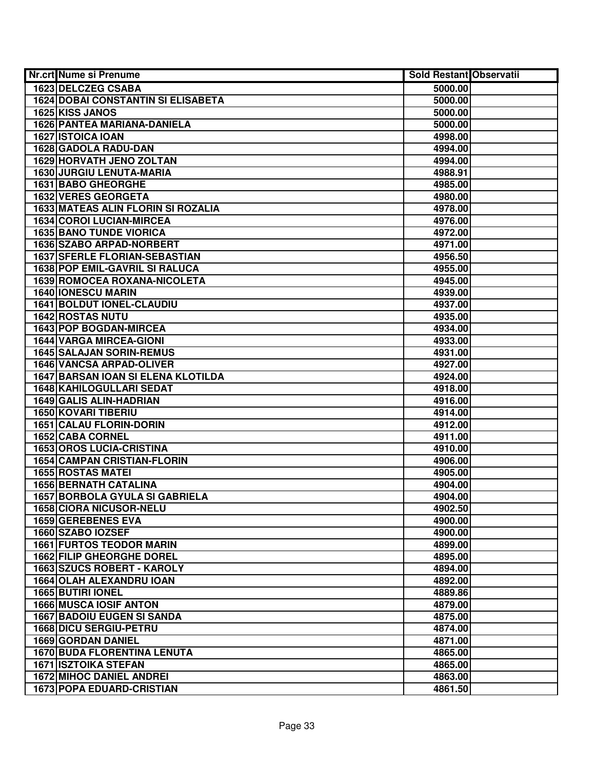| Nr.crt | Nume si Prenume | Sold Restant | Observatii |
|---|---|---|---|
| 1623 | DELCZEG CSABA | 5000.00 | |
| 1624 | DOBAI CONSTANTIN SI ELISABETA | 5000.00 | |
| 1625 | KISS JANOS | 5000.00 | |
| 1626 | PANTEA MARIANA-DANIELA | 5000.00 | |
| 1627 | ISTOICA IOAN | 4998.00 | |
| 1628 | GADOLA RADU-DAN | 4994.00 | |
| 1629 | HORVATH JENO ZOLTAN | 4994.00 | |
| 1630 | JURGIU LENUTA-MARIA | 4988.91 | |
| 1631 | BABO GHEORGHE | 4985.00 | |
| 1632 | VERES GEORGETA | 4980.00 | |
| 1633 | MATEAS ALIN FLORIN SI ROZALIA | 4978.00 | |
| 1634 | COROI LUCIAN-MIRCEA | 4976.00 | |
| 1635 | BANO TUNDE VIORICA | 4972.00 | |
| 1636 | SZABO ARPAD-NORBERT | 4971.00 | |
| 1637 | SFERLE FLORIAN-SEBASTIAN | 4956.50 | |
| 1638 | POP EMIL-GAVRIL SI RALUCA | 4955.00 | |
| 1639 | ROMOCEA ROXANA-NICOLETA | 4945.00 | |
| 1640 | IONESCU MARIN | 4939.00 | |
| 1641 | BOLDUT IONEL-CLAUDIU | 4937.00 | |
| 1642 | ROSTAS NUTU | 4935.00 | |
| 1643 | POP BOGDAN-MIRCEA | 4934.00 | |
| 1644 | VARGA MIRCEA-GIONI | 4933.00 | |
| 1645 | SALAJAN SORIN-REMUS | 4931.00 | |
| 1646 | VANCSA ARPAD-OLIVER | 4927.00 | |
| 1647 | BARSAN IOAN SI ELENA KLOTILDA | 4924.00 | |
| 1648 | KAHILOGULLARI SEDAT | 4918.00 | |
| 1649 | GALIS ALIN-HADRIAN | 4916.00 | |
| 1650 | KOVARI TIBERIU | 4914.00 | |
| 1651 | CALAU FLORIN-DORIN | 4912.00 | |
| 1652 | CABA CORNEL | 4911.00 | |
| 1653 | OROS LUCIA-CRISTINA | 4910.00 | |
| 1654 | CAMPAN CRISTIAN-FLORIN | 4906.00 | |
| 1655 | ROSTAS MATEI | 4905.00 | |
| 1656 | BERNATH CATALINA | 4904.00 | |
| 1657 | BORBOLA GYULA SI GABRIELA | 4904.00 | |
| 1658 | CIORA NICUSOR-NELU | 4902.50 | |
| 1659 | GEREBENES EVA | 4900.00 | |
| 1660 | SZABO IOZSEF | 4900.00 | |
| 1661 | FURTOS TEODOR MARIN | 4899.00 | |
| 1662 | FILIP GHEORGHE DOREL | 4895.00 | |
| 1663 | SZUCS ROBERT - KAROLY | 4894.00 | |
| 1664 | OLAH ALEXANDRU IOAN | 4892.00 | |
| 1665 | BUTIRI IONEL | 4889.86 | |
| 1666 | MUSCA IOSIF ANTON | 4879.00 | |
| 1667 | BADOIU EUGEN SI SANDA | 4875.00 | |
| 1668 | DICU SERGIU-PETRU | 4874.00 | |
| 1669 | GORDAN DANIEL | 4871.00 | |
| 1670 | BUDA FLORENTINA LENUTA | 4865.00 | |
| 1671 | ISZTOIKA STEFAN | 4865.00 | |
| 1672 | MIHOC DANIEL ANDREI | 4863.00 | |
| 1673 | POPA EDUARD-CRISTIAN | 4861.50 | |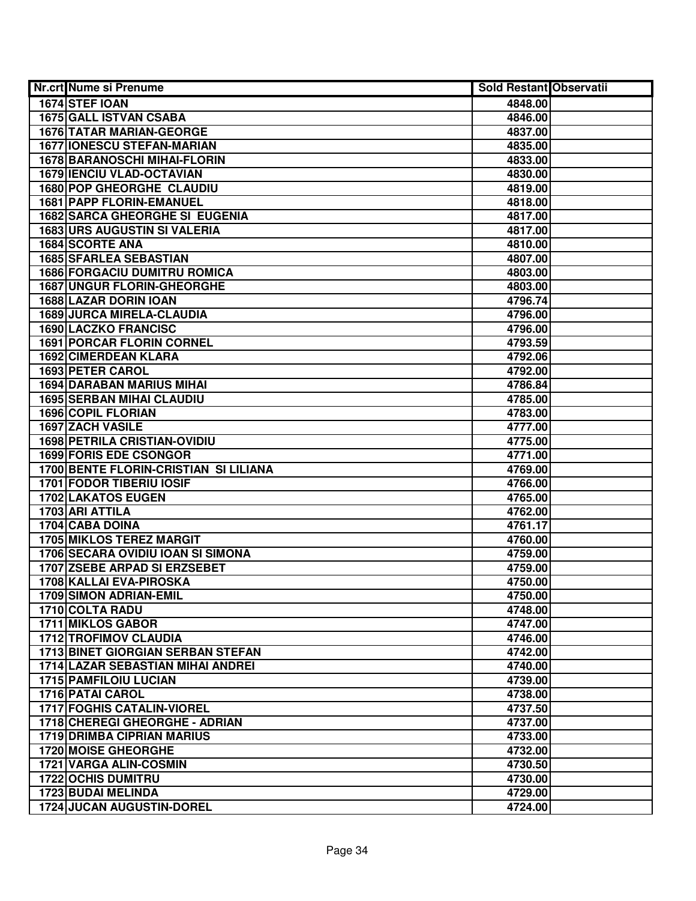| Nr.crt | Nume si Prenume | Sold Restant | Observatii |
|---|---|---|---|
| 1674 | STEF IOAN | 4848.00 | |
| 1675 | GALL ISTVAN CSABA | 4846.00 | |
| 1676 | TATAR MARIAN-GEORGE | 4837.00 | |
| 1677 | IONESCU STEFAN-MARIAN | 4835.00 | |
| 1678 | BARANOSCHI MIHAI-FLORIN | 4833.00 | |
| 1679 | IENCIU VLAD-OCTAVIAN | 4830.00 | |
| 1680 | POP GHEORGHE CLAUDIU | 4819.00 | |
| 1681 | PAPP FLORIN-EMANUEL | 4818.00 | |
| 1682 | SARCA GHEORGHE SI EUGENIA | 4817.00 | |
| 1683 | URS AUGUSTIN SI VALERIA | 4817.00 | |
| 1684 | SCORTE ANA | 4810.00 | |
| 1685 | SFARLEA SEBASTIAN | 4807.00 | |
| 1686 | FORGACIU DUMITRU ROMICA | 4803.00 | |
| 1687 | UNGUR FLORIN-GHEORGHE | 4803.00 | |
| 1688 | LAZAR DORIN IOAN | 4796.74 | |
| 1689 | JURCA MIRELA-CLAUDIA | 4796.00 | |
| 1690 | LACZKO FRANCISC | 4796.00 | |
| 1691 | PORCAR FLORIN CORNEL | 4793.59 | |
| 1692 | CIMERDEAN KLARA | 4792.06 | |
| 1693 | PETER CAROL | 4792.00 | |
| 1694 | DARABAN MARIUS MIHAI | 4786.84 | |
| 1695 | SERBAN MIHAI CLAUDIU | 4785.00 | |
| 1696 | COPIL FLORIAN | 4783.00 | |
| 1697 | ZACH VASILE | 4777.00 | |
| 1698 | PETRILA CRISTIAN-OVIDIU | 4775.00 | |
| 1699 | FORIS EDE CSONGOR | 4771.00 | |
| 1700 | BENTE FLORIN-CRISTIAN SI LILIANA | 4769.00 | |
| 1701 | FODOR TIBERIU IOSIF | 4766.00 | |
| 1702 | LAKATOS EUGEN | 4765.00 | |
| 1703 | ARI ATTILA | 4762.00 | |
| 1704 | CABA DOINA | 4761.17 | |
| 1705 | MIKLOS TEREZ MARGIT | 4760.00 | |
| 1706 | SECARA OVIDIU IOAN SI SIMONA | 4759.00 | |
| 1707 | ZSEBE ARPAD SI ERZSEBET | 4759.00 | |
| 1708 | KALLAI EVA-PIROSKA | 4750.00 | |
| 1709 | SIMON ADRIAN-EMIL | 4750.00 | |
| 1710 | COLTA RADU | 4748.00 | |
| 1711 | MIKLOS GABOR | 4747.00 | |
| 1712 | TROFIMOV CLAUDIA | 4746.00 | |
| 1713 | BINET GIORGIAN SERBAN STEFAN | 4742.00 | |
| 1714 | LAZAR SEBASTIAN MIHAI ANDREI | 4740.00 | |
| 1715 | PAMFILOIU LUCIAN | 4739.00 | |
| 1716 | PATAI CAROL | 4738.00 | |
| 1717 | FOGHIS CATALIN-VIOREL | 4737.50 | |
| 1718 | CHEREGI GHEORGHE - ADRIAN | 4737.00 | |
| 1719 | DRIMBA CIPRIAN MARIUS | 4733.00 | |
| 1720 | MOISE GHEORGHE | 4732.00 | |
| 1721 | VARGA ALIN-COSMIN | 4730.50 | |
| 1722 | OCHIS DUMITRU | 4730.00 | |
| 1723 | BUDAI MELINDA | 4729.00 | |
| 1724 | JUCAN AUGUSTIN-DOREL | 4724.00 | |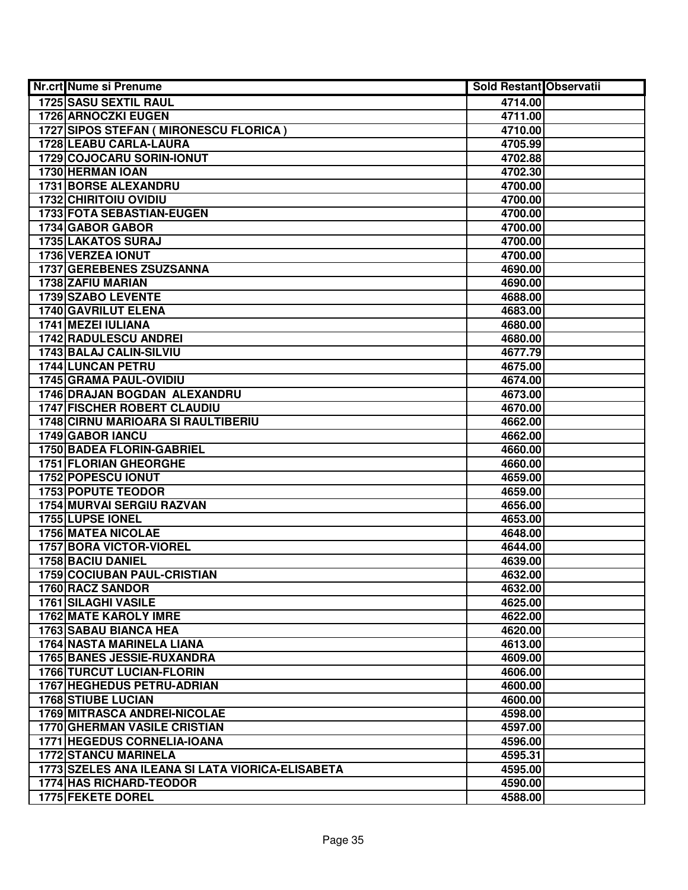| Nr.crt | Nume si Prenume | Sold Restant | Observatii |
|---|---|---|---|
| 1725 | SASU SEXTIL RAUL | 4714.00 | |
| 1726 | ARNOCZKI EUGEN | 4711.00 | |
| 1727 | SIPOS STEFAN ( MIRONESCU FLORICA ) | 4710.00 | |
| 1728 | LEABU CARLA-LAURA | 4705.99 | |
| 1729 | COJOCARU SORIN-IONUT | 4702.88 | |
| 1730 | HERMAN IOAN | 4702.30 | |
| 1731 | BORSE ALEXANDRU | 4700.00 | |
| 1732 | CHIRITOIU OVIDIU | 4700.00 | |
| 1733 | FOTA SEBASTIAN-EUGEN | 4700.00 | |
| 1734 | GABOR GABOR | 4700.00 | |
| 1735 | LAKATOS SURAJ | 4700.00 | |
| 1736 | VERZEA IONUT | 4700.00 | |
| 1737 | GEREBENES ZSUZSANNA | 4690.00 | |
| 1738 | ZAFIU MARIAN | 4690.00 | |
| 1739 | SZABO LEVENTE | 4688.00 | |
| 1740 | GAVRILUT ELENA | 4683.00 | |
| 1741 | MEZEI IULIANA | 4680.00 | |
| 1742 | RADULESCU ANDREI | 4680.00 | |
| 1743 | BALAJ CALIN-SILVIU | 4677.79 | |
| 1744 | LUNCAN PETRU | 4675.00 | |
| 1745 | GRAMA PAUL-OVIDIU | 4674.00 | |
| 1746 | DRAJAN BOGDAN ALEXANDRU | 4673.00 | |
| 1747 | FISCHER ROBERT CLAUDIU | 4670.00 | |
| 1748 | CIRNU MARIOARA SI RAULTIBERIU | 4662.00 | |
| 1749 | GABOR IANCU | 4662.00 | |
| 1750 | BADEA FLORIN-GABRIEL | 4660.00 | |
| 1751 | FLORIAN GHEORGHE | 4660.00 | |
| 1752 | POPESCU IONUT | 4659.00 | |
| 1753 | POPUTE TEODOR | 4659.00 | |
| 1754 | MURVAI SERGIU RAZVAN | 4656.00 | |
| 1755 | LUPSE IONEL | 4653.00 | |
| 1756 | MATEA NICOLAE | 4648.00 | |
| 1757 | BORA VICTOR-VIOREL | 4644.00 | |
| 1758 | BACIU DANIEL | 4639.00 | |
| 1759 | COCIUBAN PAUL-CRISTIAN | 4632.00 | |
| 1760 | RACZ SANDOR | 4632.00 | |
| 1761 | SILAGHI VASILE | 4625.00 | |
| 1762 | MATE KAROLY IMRE | 4622.00 | |
| 1763 | SABAU BIANCA HEA | 4620.00 | |
| 1764 | NASTA MARINELA LIANA | 4613.00 | |
| 1765 | BANES JESSIE-RUXANDRA | 4609.00 | |
| 1766 | TURCUT LUCIAN-FLORIN | 4606.00 | |
| 1767 | HEGHEDUS PETRU-ADRIAN | 4600.00 | |
| 1768 | STIUBE LUCIAN | 4600.00 | |
| 1769 | MITRASCA ANDREI-NICOLAE | 4598.00 | |
| 1770 | GHERMAN VASILE CRISTIAN | 4597.00 | |
| 1771 | HEGEDUS CORNELIA-IOANA | 4596.00 | |
| 1772 | STANCU MARINELA | 4595.31 | |
| 1773 | SZELES ANA ILEANA SI LATA VIORICA-ELISABETA | 4595.00 | |
| 1774 | HAS RICHARD-TEODOR | 4590.00 | |
| 1775 | FEKETE DOREL | 4588.00 | |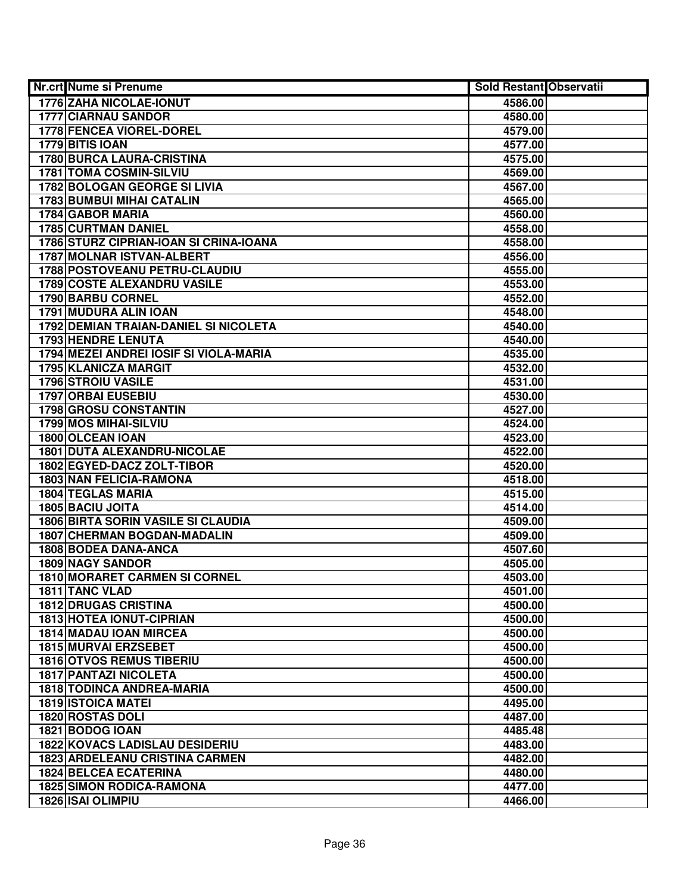| Nr.crt | Nume si Prenume | Sold Restant | Observatii |
|---|---|---|---|
| 1776 | ZAHA NICOLAE-IONUT | 4586.00 | |
| 1777 | CIARNAU SANDOR | 4580.00 | |
| 1778 | FENCEA VIOREL-DOREL | 4579.00 | |
| 1779 | BITIS IOAN | 4577.00 | |
| 1780 | BURCA LAURA-CRISTINA | 4575.00 | |
| 1781 | TOMA COSMIN-SILVIU | 4569.00 | |
| 1782 | BOLOGAN GEORGE SI LIVIA | 4567.00 | |
| 1783 | BUMBUI MIHAI CATALIN | 4565.00 | |
| 1784 | GABOR MARIA | 4560.00 | |
| 1785 | CURTMAN DANIEL | 4558.00 | |
| 1786 | STURZ CIPRIAN-IOAN SI CRINA-IOANA | 4558.00 | |
| 1787 | MOLNAR ISTVAN-ALBERT | 4556.00 | |
| 1788 | POSTOVEANU PETRU-CLAUDIU | 4555.00 | |
| 1789 | COSTE ALEXANDRU VASILE | 4553.00 | |
| 1790 | BARBU CORNEL | 4552.00 | |
| 1791 | MUDURA ALIN IOAN | 4548.00 | |
| 1792 | DEMIAN TRAIAN-DANIEL SI NICOLETA | 4540.00 | |
| 1793 | HENDRE LENUTA | 4540.00 | |
| 1794 | MEZEI ANDREI IOSIF SI VIOLA-MARIA | 4535.00 | |
| 1795 | KLANICZA MARGIT | 4532.00 | |
| 1796 | STROIU VASILE | 4531.00 | |
| 1797 | ORBAI EUSEBIU | 4530.00 | |
| 1798 | GROSU CONSTANTIN | 4527.00 | |
| 1799 | MOS MIHAI-SILVIU | 4524.00 | |
| 1800 | OLCEAN IOAN | 4523.00 | |
| 1801 | DUTA ALEXANDRU-NICOLAE | 4522.00 | |
| 1802 | EGYED-DACZ ZOLT-TIBOR | 4520.00 | |
| 1803 | NAN FELICIA-RAMONA | 4518.00 | |
| 1804 | TEGLAS MARIA | 4515.00 | |
| 1805 | BACIU JOITA | 4514.00 | |
| 1806 | BIRTA SORIN VASILE SI CLAUDIA | 4509.00 | |
| 1807 | CHERMAN BOGDAN-MADALIN | 4509.00 | |
| 1808 | BODEA DANA-ANCA | 4507.60 | |
| 1809 | NAGY SANDOR | 4505.00 | |
| 1810 | MORARET CARMEN SI CORNEL | 4503.00 | |
| 1811 | TANC VLAD | 4501.00 | |
| 1812 | DRUGAS CRISTINA | 4500.00 | |
| 1813 | HOTEA IONUT-CIPRIAN | 4500.00 | |
| 1814 | MADAU IOAN MIRCEA | 4500.00 | |
| 1815 | MURVAI ERZSEBET | 4500.00 | |
| 1816 | OTVOS REMUS TIBERIU | 4500.00 | |
| 1817 | PANTAZI NICOLETA | 4500.00 | |
| 1818 | TODINCA ANDREA-MARIA | 4500.00 | |
| 1819 | ISTOICA MATEI | 4495.00 | |
| 1820 | ROSTAS DOLI | 4487.00 | |
| 1821 | BODOG IOAN | 4485.48 | |
| 1822 | KOVACS LADISLAU DESIDERIU | 4483.00 | |
| 1823 | ARDELEANU CRISTINA CARMEN | 4482.00 | |
| 1824 | BELCEA ECATERINA | 4480.00 | |
| 1825 | SIMON RODICA-RAMONA | 4477.00 | |
| 1826 | ISAI OLIMPIU | 4466.00 | |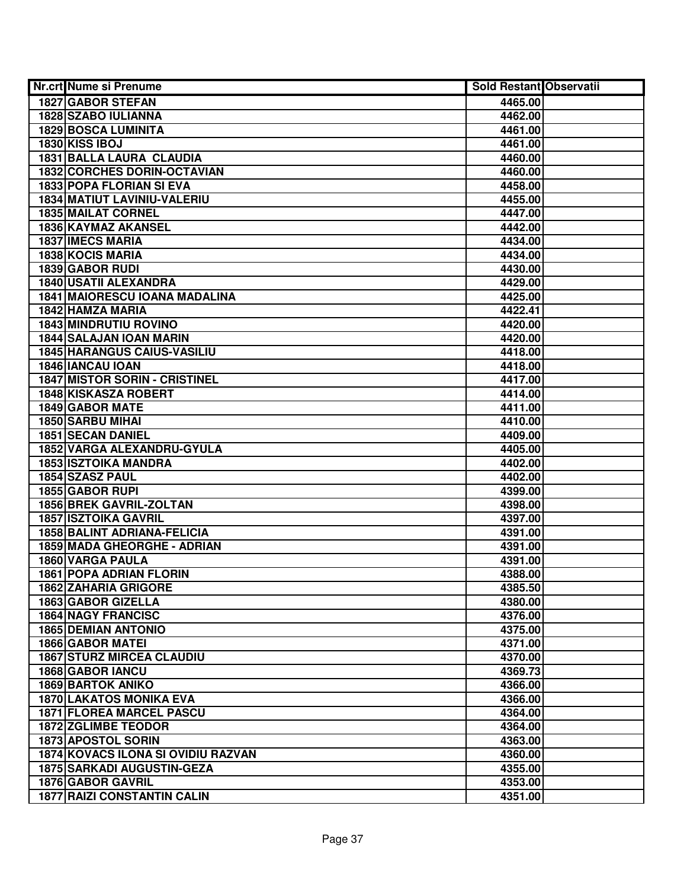| Nr.crt | Nume si Prenume | Sold Restant | Observatii |
|---|---|---|---|
| 1827 | GABOR STEFAN | 4465.00 | |
| 1828 | SZABO IULIANNA | 4462.00 | |
| 1829 | BOSCA LUMINITA | 4461.00 | |
| 1830 | KISS IBOJ | 4461.00 | |
| 1831 | BALLA LAURA CLAUDIA | 4460.00 | |
| 1832 | CORCHES DORIN-OCTAVIAN | 4460.00 | |
| 1833 | POPA FLORIAN SI EVA | 4458.00 | |
| 1834 | MATIUT LAVINIU-VALERIU | 4455.00 | |
| 1835 | MAILAT CORNEL | 4447.00 | |
| 1836 | KAYMAZ AKANSEL | 4442.00 | |
| 1837 | IMECS MARIA | 4434.00 | |
| 1838 | KOCIS MARIA | 4434.00 | |
| 1839 | GABOR RUDI | 4430.00 | |
| 1840 | USATII ALEXANDRA | 4429.00 | |
| 1841 | MAIORESCU IOANA MADALINA | 4425.00 | |
| 1842 | HAMZA MARIA | 4422.41 | |
| 1843 | MINDRUTIU ROVINO | 4420.00 | |
| 1844 | SALAJAN IOAN MARIN | 4420.00 | |
| 1845 | HARANGUS CAIUS-VASILIU | 4418.00 | |
| 1846 | IANCAU IOAN | 4418.00 | |
| 1847 | MISTOR SORIN - CRISTINEL | 4417.00 | |
| 1848 | KISKASZA ROBERT | 4414.00 | |
| 1849 | GABOR MATE | 4411.00 | |
| 1850 | SARBU MIHAI | 4410.00 | |
| 1851 | SECAN DANIEL | 4409.00 | |
| 1852 | VARGA ALEXANDRU-GYULA | 4405.00 | |
| 1853 | ISZTOIKA MANDRA | 4402.00 | |
| 1854 | SZASZ PAUL | 4402.00 | |
| 1855 | GABOR RUPI | 4399.00 | |
| 1856 | BREK GAVRIL-ZOLTAN | 4398.00 | |
| 1857 | ISZTOIKA GAVRIL | 4397.00 | |
| 1858 | BALINT ADRIANA-FELICIA | 4391.00 | |
| 1859 | MADA GHEORGHE - ADRIAN | 4391.00 | |
| 1860 | VARGA PAULA | 4391.00 | |
| 1861 | POPA ADRIAN FLORIN | 4388.00 | |
| 1862 | ZAHARIA GRIGORE | 4385.50 | |
| 1863 | GABOR GIZELLA | 4380.00 | |
| 1864 | NAGY FRANCISC | 4376.00 | |
| 1865 | DEMIAN ANTONIO | 4375.00 | |
| 1866 | GABOR MATEI | 4371.00 | |
| 1867 | STURZ MIRCEA CLAUDIU | 4370.00 | |
| 1868 | GABOR IANCU | 4369.73 | |
| 1869 | BARTOK ANIKO | 4366.00 | |
| 1870 | LAKATOS MONIKA EVA | 4366.00 | |
| 1871 | FLOREA MARCEL PASCU | 4364.00 | |
| 1872 | ZGLIMBE TEODOR | 4364.00 | |
| 1873 | APOSTOL SORIN | 4363.00 | |
| 1874 | KOVACS ILONA SI OVIDIU RAZVAN | 4360.00 | |
| 1875 | SARKADI AUGUSTIN-GEZA | 4355.00 | |
| 1876 | GABOR GAVRIL | 4353.00 | |
| 1877 | RAIZI CONSTANTIN CALIN | 4351.00 | |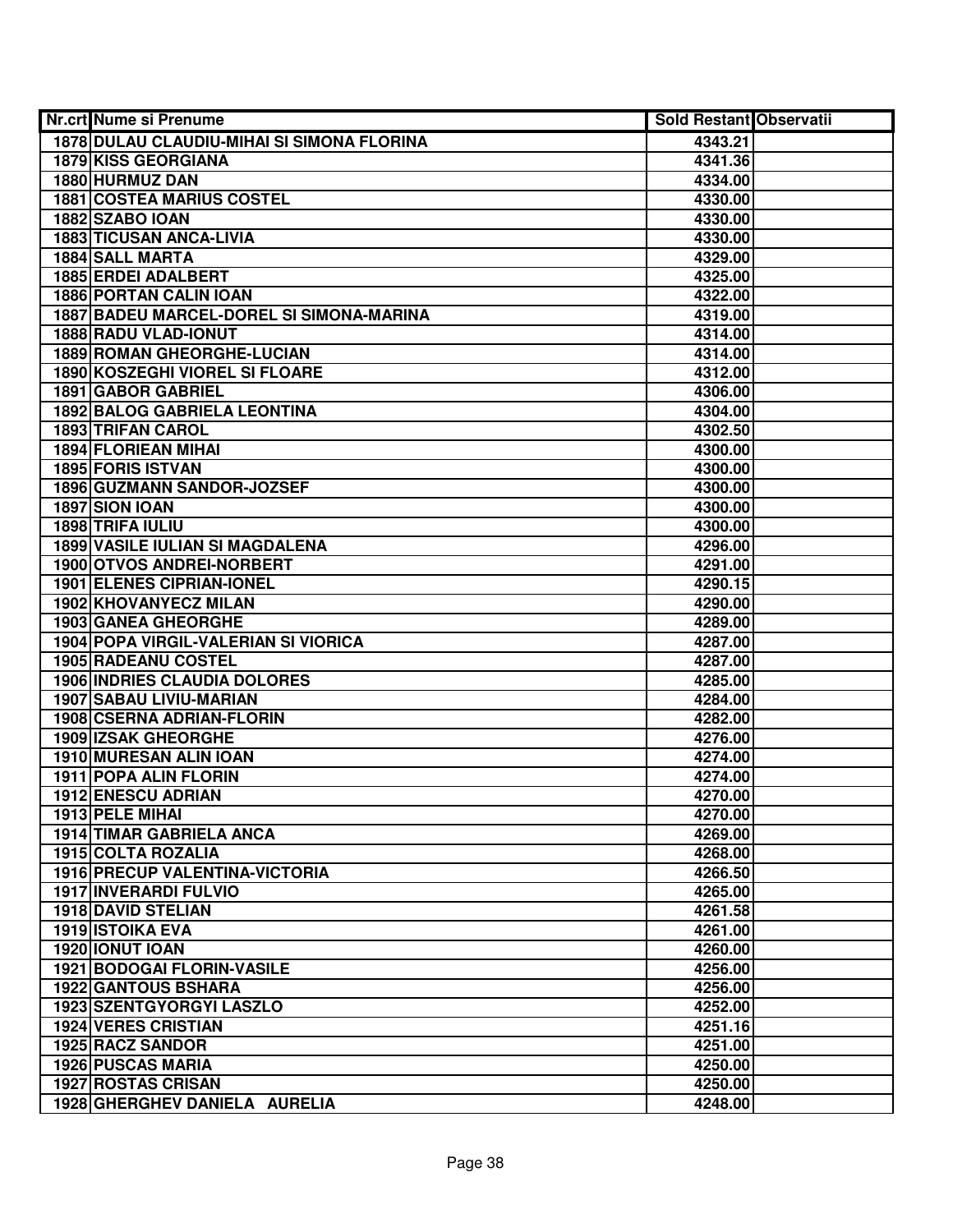| Nr.crt | Nume si Prenume | Sold Restant | Observatii |
|---|---|---|---|
| 1878 | DULAU CLAUDIU-MIHAI SI SIMONA FLORINA | 4343.21 | |
| 1879 | KISS GEORGIANA | 4341.36 | |
| 1880 | HURMUZ DAN | 4334.00 | |
| 1881 | COSTEA MARIUS COSTEL | 4330.00 | |
| 1882 | SZABO IOAN | 4330.00 | |
| 1883 | TICUSAN ANCA-LIVIA | 4330.00 | |
| 1884 | SALL MARTA | 4329.00 | |
| 1885 | ERDEI ADALBERT | 4325.00 | |
| 1886 | PORTAN CALIN IOAN | 4322.00 | |
| 1887 | BADEU MARCEL-DOREL SI SIMONA-MARINA | 4319.00 | |
| 1888 | RADU VLAD-IONUT | 4314.00 | |
| 1889 | ROMAN GHEORGHE-LUCIAN | 4314.00 | |
| 1890 | KOSZEGHI VIOREL SI FLOARE | 4312.00 | |
| 1891 | GABOR GABRIEL | 4306.00 | |
| 1892 | BALOG GABRIELA LEONTINA | 4304.00 | |
| 1893 | TRIFAN CAROL | 4302.50 | |
| 1894 | FLORIEAN MIHAI | 4300.00 | |
| 1895 | FORIS ISTVAN | 4300.00 | |
| 1896 | GUZMANN SANDOR-JOZSEF | 4300.00 | |
| 1897 | SION IOAN | 4300.00 | |
| 1898 | TRIFA IULIU | 4300.00 | |
| 1899 | VASILE IULIAN SI MAGDALENA | 4296.00 | |
| 1900 | OTVOS ANDREI-NORBERT | 4291.00 | |
| 1901 | ELENES CIPRIAN-IONEL | 4290.15 | |
| 1902 | KHOVANYECZ MILAN | 4290.00 | |
| 1903 | GANEA GHEORGHE | 4289.00 | |
| 1904 | POPA VIRGIL-VALERIAN SI VIORICA | 4287.00 | |
| 1905 | RADEANU COSTEL | 4287.00 | |
| 1906 | INDRIES CLAUDIA DOLORES | 4285.00 | |
| 1907 | SABAU LIVIU-MARIAN | 4284.00 | |
| 1908 | CSERNA ADRIAN-FLORIN | 4282.00 | |
| 1909 | IZSAK GHEORGHE | 4276.00 | |
| 1910 | MURESAN ALIN IOAN | 4274.00 | |
| 1911 | POPA ALIN FLORIN | 4274.00 | |
| 1912 | ENESCU ADRIAN | 4270.00 | |
| 1913 | PELE MIHAI | 4270.00 | |
| 1914 | TIMAR GABRIELA ANCA | 4269.00 | |
| 1915 | COLTA ROZALIA | 4268.00 | |
| 1916 | PRECUP VALENTINA-VICTORIA | 4266.50 | |
| 1917 | INVERARDI FULVIO | 4265.00 | |
| 1918 | DAVID STELIAN | 4261.58 | |
| 1919 | ISTOIKA EVA | 4261.00 | |
| 1920 | IONUT IOAN | 4260.00 | |
| 1921 | BODOGAI FLORIN-VASILE | 4256.00 | |
| 1922 | GANTOUS BSHARA | 4256.00 | |
| 1923 | SZENTGYORGYI LASZLO | 4252.00 | |
| 1924 | VERES CRISTIAN | 4251.16 | |
| 1925 | RACZ SANDOR | 4251.00 | |
| 1926 | PUSCAS MARIA | 4250.00 | |
| 1927 | ROSTAS CRISAN | 4250.00 | |
| 1928 | GHERGHEV DANIELA AURELIA | 4248.00 | |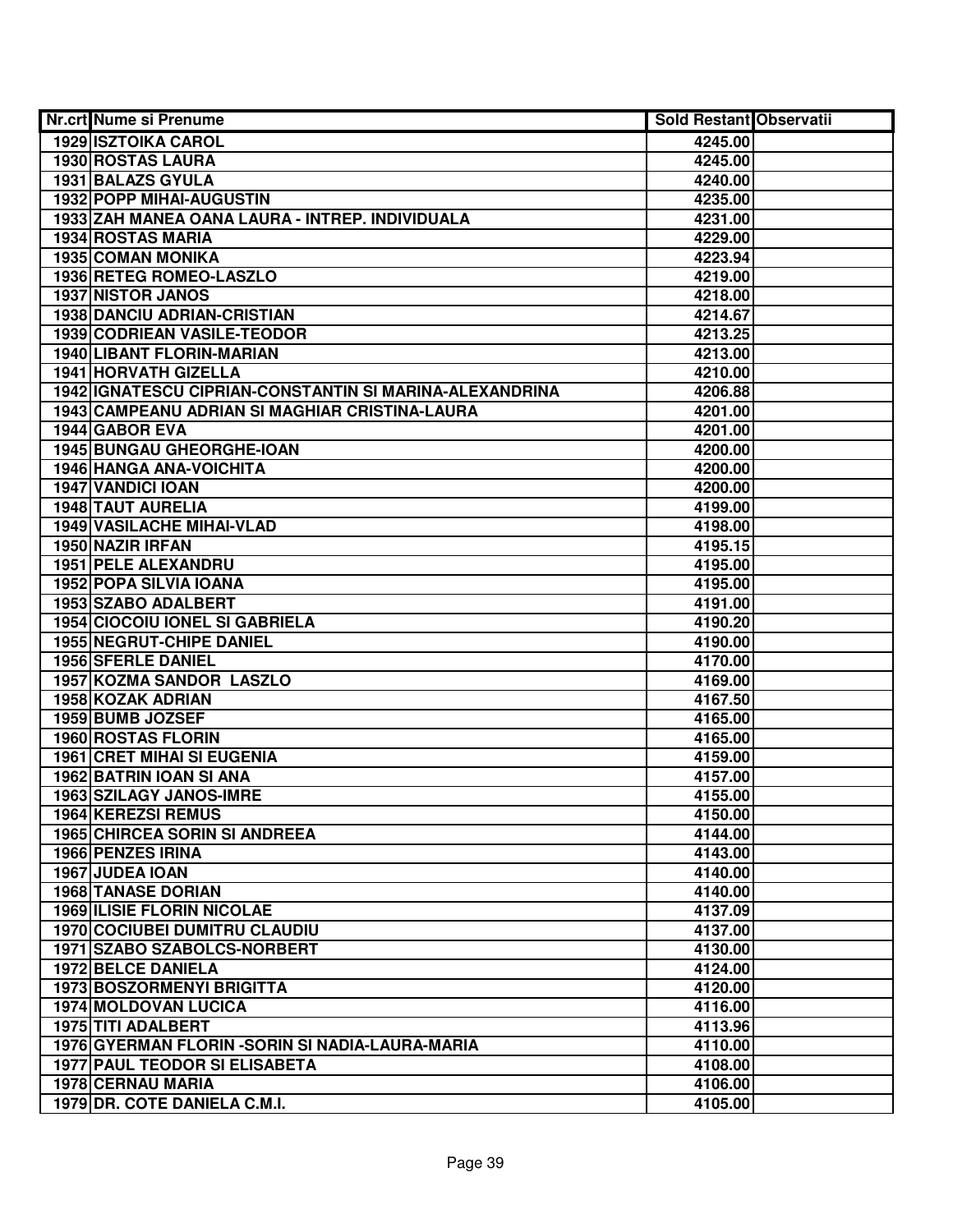| Nr.crt | Nume si Prenume | Sold Restant | Observatii |
|---|---|---|---|
| 1929 | ISZTOIKA CAROL | 4245.00 | |
| 1930 | ROSTAS LAURA | 4245.00 | |
| 1931 | BALAZS GYULA | 4240.00 | |
| 1932 | POPP MIHAI-AUGUSTIN | 4235.00 | |
| 1933 | ZAH MANEA OANA LAURA - INTREP. INDIVIDUALA | 4231.00 | |
| 1934 | ROSTAS MARIA | 4229.00 | |
| 1935 | COMAN MONIKA | 4223.94 | |
| 1936 | RETEG ROMEO-LASZLO | 4219.00 | |
| 1937 | NISTOR JANOS | 4218.00 | |
| 1938 | DANCIU ADRIAN-CRISTIAN | 4214.67 | |
| 1939 | CODRIEAN VASILE-TEODOR | 4213.25 | |
| 1940 | LIBANT FLORIN-MARIAN | 4213.00 | |
| 1941 | HORVATH GIZELLA | 4210.00 | |
| 1942 | IGNATESCU CIPRIAN-CONSTANTIN SI MARINA-ALEXANDRINA | 4206.88 | |
| 1943 | CAMPEANU ADRIAN SI MAGHIAR CRISTINA-LAURA | 4201.00 | |
| 1944 | GABOR EVA | 4201.00 | |
| 1945 | BUNGAU GHEORGHE-IOAN | 4200.00 | |
| 1946 | HANGA ANA-VOICHITA | 4200.00 | |
| 1947 | VANDICI IOAN | 4200.00 | |
| 1948 | TAUT AURELIA | 4199.00 | |
| 1949 | VASILACHE MIHAI-VLAD | 4198.00 | |
| 1950 | NAZIR IRFAN | 4195.15 | |
| 1951 | PELE ALEXANDRU | 4195.00 | |
| 1952 | POPA SILVIA IOANA | 4195.00 | |
| 1953 | SZABO ADALBERT | 4191.00 | |
| 1954 | CIOCOIU IONEL SI GABRIELA | 4190.20 | |
| 1955 | NEGRUT-CHIPE DANIEL | 4190.00 | |
| 1956 | SFERLE DANIEL | 4170.00 | |
| 1957 | KOZMA SANDOR LASZLO | 4169.00 | |
| 1958 | KOZAK ADRIAN | 4167.50 | |
| 1959 | BUMB JOZSEF | 4165.00 | |
| 1960 | ROSTAS FLORIN | 4165.00 | |
| 1961 | CRET MIHAI SI EUGENIA | 4159.00 | |
| 1962 | BATRIN IOAN SI ANA | 4157.00 | |
| 1963 | SZILAGY JANOS-IMRE | 4155.00 | |
| 1964 | KEREZSI REMUS | 4150.00 | |
| 1965 | CHIRCEA SORIN SI ANDREEA | 4144.00 | |
| 1966 | PENZES IRINA | 4143.00 | |
| 1967 | JUDEA IOAN | 4140.00 | |
| 1968 | TANASE DORIAN | 4140.00 | |
| 1969 | ILISIE FLORIN NICOLAE | 4137.09 | |
| 1970 | COCIUBEI DUMITRU CLAUDIU | 4137.00 | |
| 1971 | SZABO SZABOLCS-NORBERT | 4130.00 | |
| 1972 | BELCE DANIELA | 4124.00 | |
| 1973 | BOSZORMENYI BRIGITTA | 4120.00 | |
| 1974 | MOLDOVAN LUCICA | 4116.00 | |
| 1975 | TITI ADALBERT | 4113.96 | |
| 1976 | GYERMAN FLORIN -SORIN SI NADIA-LAURA-MARIA | 4110.00 | |
| 1977 | PAUL TEODOR SI ELISABETA | 4108.00 | |
| 1978 | CERNAU MARIA | 4106.00 | |
| 1979 | DR. COTE DANIELA C.M.I. | 4105.00 | |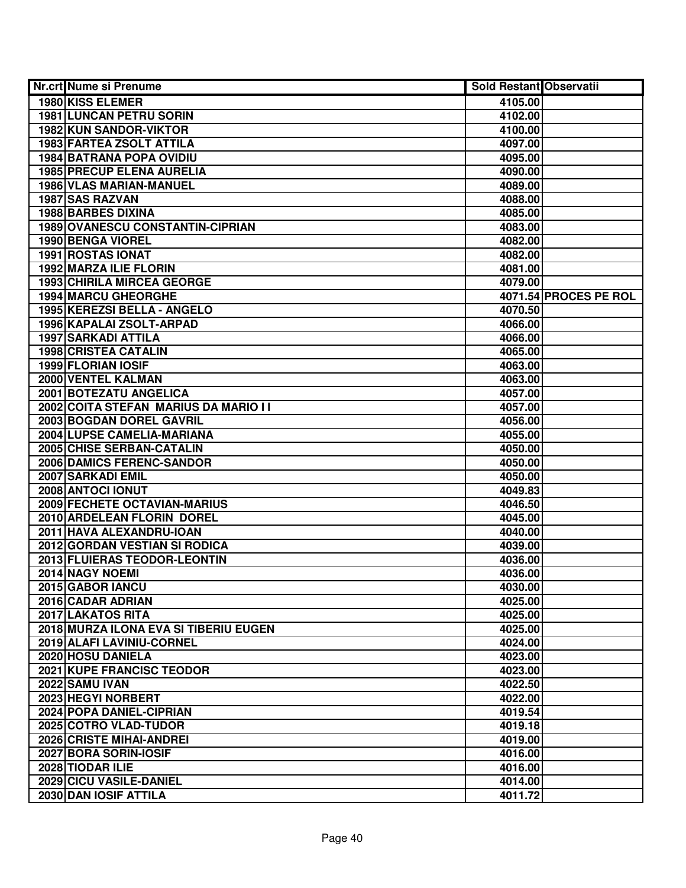| Nr.crt | Nume si Prenume | Sold Restant | Observatii |
|---|---|---|---|
| 1980 | KISS ELEMER | 4105.00 | |
| 1981 | LUNCAN PETRU SORIN | 4102.00 | |
| 1982 | KUN SANDOR-VIKTOR | 4100.00 | |
| 1983 | FARTEA ZSOLT ATTILA | 4097.00 | |
| 1984 | BATRANA POPA OVIDIU | 4095.00 | |
| 1985 | PRECUP ELENA AURELIA | 4090.00 | |
| 1986 | VLAS MARIAN-MANUEL | 4089.00 | |
| 1987 | SAS RAZVAN | 4088.00 | |
| 1988 | BARBES DIXINA | 4085.00 | |
| 1989 | OVANESCU CONSTANTIN-CIPRIAN | 4083.00 | |
| 1990 | BENGA VIOREL | 4082.00 | |
| 1991 | ROSTAS IONAT | 4082.00 | |
| 1992 | MARZA ILIE FLORIN | 4081.00 | |
| 1993 | CHIRILA MIRCEA GEORGE | 4079.00 | |
| 1994 | MARCU GHEORGHE | 4071.54 | PROCES PE ROL |
| 1995 | KEREZSI BELLA - ANGELO | 4070.50 | |
| 1996 | KAPALAI ZSOLT-ARPAD | 4066.00 | |
| 1997 | SARKADI ATTILA | 4066.00 | |
| 1998 | CRISTEA CATALIN | 4065.00 | |
| 1999 | FLORIAN IOSIF | 4063.00 | |
| 2000 | VENTEL KALMAN | 4063.00 | |
| 2001 | BOTEZATU ANGELICA | 4057.00 | |
| 2002 | COITA STEFAN MARIUS DA MARIO I I | 4057.00 | |
| 2003 | BOGDAN DOREL GAVRIL | 4056.00 | |
| 2004 | LUPSE CAMELIA-MARIANA | 4055.00 | |
| 2005 | CHISE SERBAN-CATALIN | 4050.00 | |
| 2006 | DAMICS FERENC-SANDOR | 4050.00 | |
| 2007 | SARKADI EMIL | 4050.00 | |
| 2008 | ANTOCI IONUT | 4049.83 | |
| 2009 | FECHETE OCTAVIAN-MARIUS | 4046.50 | |
| 2010 | ARDELEAN FLORIN DOREL | 4045.00 | |
| 2011 | HAVA ALEXANDRU-IOAN | 4040.00 | |
| 2012 | GORDAN VESTIAN SI RODICA | 4039.00 | |
| 2013 | FLUIERAS TEODOR-LEONTIN | 4036.00 | |
| 2014 | NAGY NOEMI | 4036.00 | |
| 2015 | GABOR IANCU | 4030.00 | |
| 2016 | CADAR ADRIAN | 4025.00 | |
| 2017 | LAKATOS RITA | 4025.00 | |
| 2018 | MURZA ILONA EVA SI TIBERIU EUGEN | 4025.00 | |
| 2019 | ALAFI LAVINIU-CORNEL | 4024.00 | |
| 2020 | HOSU DANIELA | 4023.00 | |
| 2021 | KUPE FRANCISC TEODOR | 4023.00 | |
| 2022 | SAMU IVAN | 4022.50 | |
| 2023 | HEGYI NORBERT | 4022.00 | |
| 2024 | POPA DANIEL-CIPRIAN | 4019.54 | |
| 2025 | COTRO VLAD-TUDOR | 4019.18 | |
| 2026 | CRISTE MIHAI-ANDREI | 4019.00 | |
| 2027 | BORA SORIN-IOSIF | 4016.00 | |
| 2028 | TIODAR ILIE | 4016.00 | |
| 2029 | CICU VASILE-DANIEL | 4014.00 | |
| 2030 | DAN IOSIF ATTILA | 4011.72 | |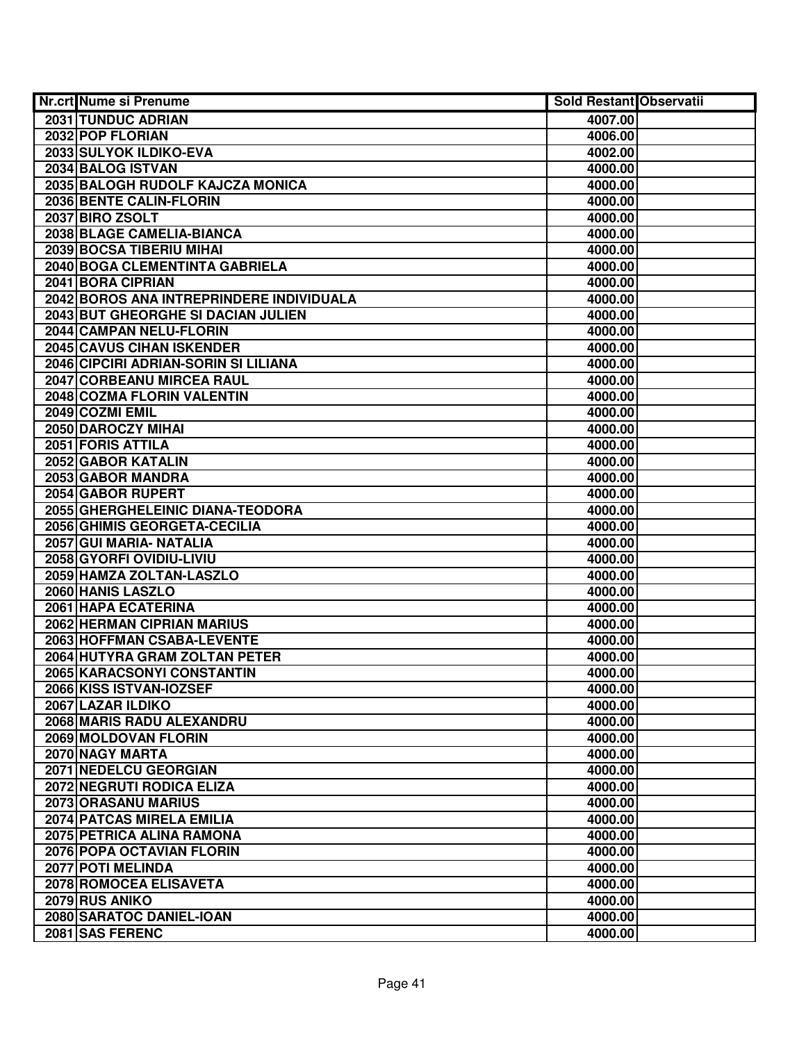| Nr.crt | Nume si Prenume | Sold Restant | Observatii |
|---|---|---|---|
| 2031 | TUNDUC ADRIAN | 4007.00 | |
| 2032 | POP FLORIAN | 4006.00 | |
| 2033 | SULYOK ILDIKO-EVA | 4002.00 | |
| 2034 | BALOG ISTVAN | 4000.00 | |
| 2035 | BALOGH RUDOLF KAJCZA MONICA | 4000.00 | |
| 2036 | BENTE CALIN-FLORIN | 4000.00 | |
| 2037 | BIRO ZSOLT | 4000.00 | |
| 2038 | BLAGE CAMELIA-BIANCA | 4000.00 | |
| 2039 | BOCSA TIBERIU MIHAI | 4000.00 | |
| 2040 | BOGA CLEMENTINTA GABRIELA | 4000.00 | |
| 2041 | BORA CIPRIAN | 4000.00 | |
| 2042 | BOROS ANA INTREPRINDERE INDIVIDUALA | 4000.00 | |
| 2043 | BUT GHEORGHE SI DACIAN JULIEN | 4000.00 | |
| 2044 | CAMPAN NELU-FLORIN | 4000.00 | |
| 2045 | CAVUS CIHAN ISKENDER | 4000.00 | |
| 2046 | CIPCIRI ADRIAN-SORIN SI LILIANA | 4000.00 | |
| 2047 | CORBEANU MIRCEA RAUL | 4000.00 | |
| 2048 | COZMA FLORIN VALENTIN | 4000.00 | |
| 2049 | COZMI EMIL | 4000.00 | |
| 2050 | DAROCZY MIHAI | 4000.00 | |
| 2051 | FORIS ATTILA | 4000.00 | |
| 2052 | GABOR KATALIN | 4000.00 | |
| 2053 | GABOR MANDRA | 4000.00 | |
| 2054 | GABOR RUPERT | 4000.00 | |
| 2055 | GHERGHELEINIC DIANA-TEODORA | 4000.00 | |
| 2056 | GHIMIS GEORGETA-CECILIA | 4000.00 | |
| 2057 | GUI MARIA- NATALIA | 4000.00 | |
| 2058 | GYORFI OVIDIU-LIVIU | 4000.00 | |
| 2059 | HAMZA ZOLTAN-LASZLO | 4000.00 | |
| 2060 | HANIS LASZLO | 4000.00 | |
| 2061 | HAPA ECATERINA | 4000.00 | |
| 2062 | HERMAN CIPRIAN MARIUS | 4000.00 | |
| 2063 | HOFFMAN CSABA-LEVENTE | 4000.00 | |
| 2064 | HUTYRA GRAM ZOLTAN PETER | 4000.00 | |
| 2065 | KARACSONYI CONSTANTIN | 4000.00 | |
| 2066 | KISS ISTVAN-IOZSEF | 4000.00 | |
| 2067 | LAZAR ILDIKO | 4000.00 | |
| 2068 | MARIS RADU ALEXANDRU | 4000.00 | |
| 2069 | MOLDOVAN FLORIN | 4000.00 | |
| 2070 | NAGY MARTA | 4000.00 | |
| 2071 | NEDELCU GEORGIAN | 4000.00 | |
| 2072 | NEGRUTI RODICA ELIZA | 4000.00 | |
| 2073 | ORASANU MARIUS | 4000.00 | |
| 2074 | PATCAS MIRELA EMILIA | 4000.00 | |
| 2075 | PETRICA ALINA RAMONA | 4000.00 | |
| 2076 | POPA OCTAVIAN FLORIN | 4000.00 | |
| 2077 | POTI MELINDA | 4000.00 | |
| 2078 | ROMOCEA ELISAVETA | 4000.00 | |
| 2079 | RUS ANIKO | 4000.00 | |
| 2080 | SARATOC DANIEL-IOAN | 4000.00 | |
| 2081 | SAS FERENC | 4000.00 | |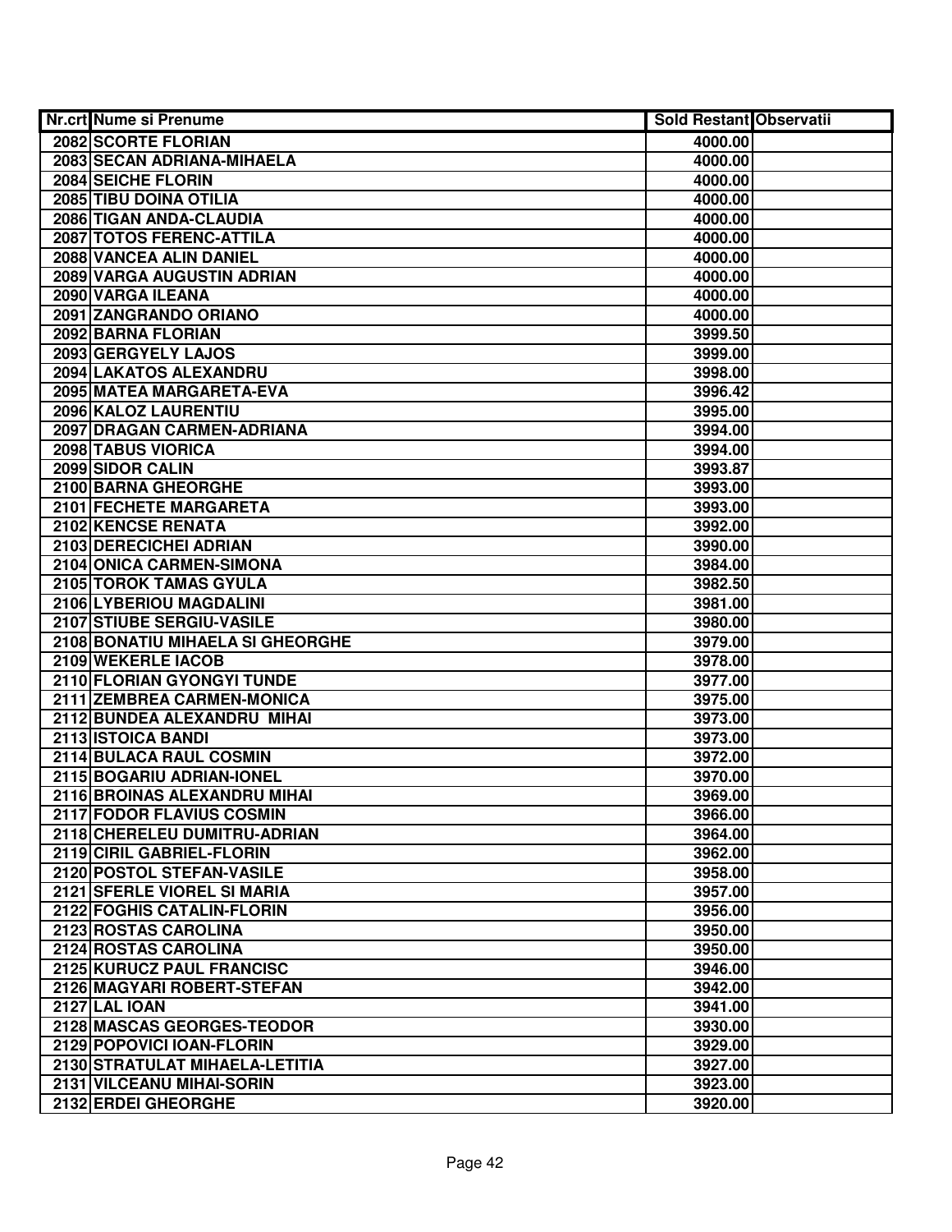| Nr.crt | Nume si Prenume | Sold Restant | Observatii |
|---|---|---|---|
| 2082 | SCORTE FLORIAN | 4000.00 | |
| 2083 | SECAN ADRIANA-MIHAELA | 4000.00 | |
| 2084 | SEICHE FLORIN | 4000.00 | |
| 2085 | TIBU DOINA OTILIA | 4000.00 | |
| 2086 | TIGAN ANDA-CLAUDIA | 4000.00 | |
| 2087 | TOTOS FERENC-ATTILA | 4000.00 | |
| 2088 | VANCEA ALIN DANIEL | 4000.00 | |
| 2089 | VARGA AUGUSTIN ADRIAN | 4000.00 | |
| 2090 | VARGA ILEANA | 4000.00 | |
| 2091 | ZANGRANDO ORIANO | 4000.00 | |
| 2092 | BARNA FLORIAN | 3999.50 | |
| 2093 | GERGYELY LAJOS | 3999.00 | |
| 2094 | LAKATOS ALEXANDRU | 3998.00 | |
| 2095 | MATEA MARGARETA-EVA | 3996.42 | |
| 2096 | KALOZ LAURENTIU | 3995.00 | |
| 2097 | DRAGAN CARMEN-ADRIANA | 3994.00 | |
| 2098 | TABUS VIORICA | 3994.00 | |
| 2099 | SIDOR CALIN | 3993.87 | |
| 2100 | BARNA GHEORGHE | 3993.00 | |
| 2101 | FECHETE MARGARETA | 3993.00 | |
| 2102 | KENCSE RENATA | 3992.00 | |
| 2103 | DERECICHEI ADRIAN | 3990.00 | |
| 2104 | ONICA CARMEN-SIMONA | 3984.00 | |
| 2105 | TOROK TAMAS GYULA | 3982.50 | |
| 2106 | LYBERIOU MAGDALINI | 3981.00 | |
| 2107 | STIUBE SERGIU-VASILE | 3980.00 | |
| 2108 | BONATIU MIHAELA SI GHEORGHE | 3979.00 | |
| 2109 | WEKERLE IACOB | 3978.00 | |
| 2110 | FLORIAN GYONGYI TUNDE | 3977.00 | |
| 2111 | ZEMBREA CARMEN-MONICA | 3975.00 | |
| 2112 | BUNDEA ALEXANDRU MIHAI | 3973.00 | |
| 2113 | ISTOICA BANDI | 3973.00 | |
| 2114 | BULACA RAUL COSMIN | 3972.00 | |
| 2115 | BOGARIU ADRIAN-IONEL | 3970.00 | |
| 2116 | BROINAS ALEXANDRU MIHAI | 3969.00 | |
| 2117 | FODOR FLAVIUS COSMIN | 3966.00 | |
| 2118 | CHERELEU DUMITRU-ADRIAN | 3964.00 | |
| 2119 | CIRIL GABRIEL-FLORIN | 3962.00 | |
| 2120 | POSTOL STEFAN-VASILE | 3958.00 | |
| 2121 | SFERLE VIOREL SI MARIA | 3957.00 | |
| 2122 | FOGHIS CATALIN-FLORIN | 3956.00 | |
| 2123 | ROSTAS CAROLINA | 3950.00 | |
| 2124 | ROSTAS CAROLINA | 3950.00 | |
| 2125 | KURUCZ PAUL FRANCISC | 3946.00 | |
| 2126 | MAGYARI ROBERT-STEFAN | 3942.00 | |
| 2127 | LAL IOAN | 3941.00 | |
| 2128 | MASCAS GEORGES-TEODOR | 3930.00 | |
| 2129 | POPOVICI IOAN-FLORIN | 3929.00 | |
| 2130 | STRATULAT MIHAELA-LETITIA | 3927.00 | |
| 2131 | VILCEANU MIHAI-SORIN | 3923.00 | |
| 2132 | ERDEI GHEORGHE | 3920.00 | |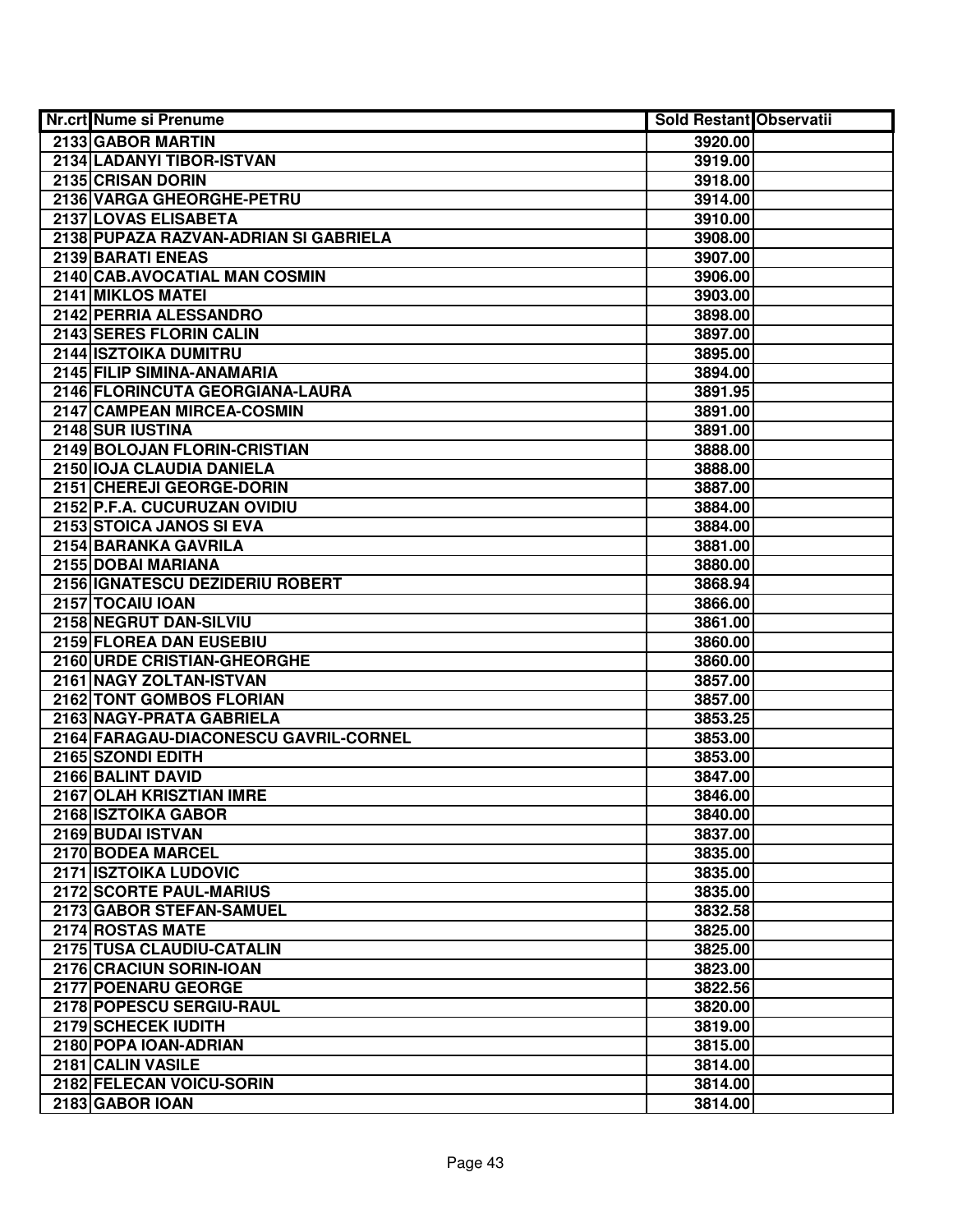| Nr.crt | Nume si Prenume | Sold Restant | Observatii |
|---|---|---|---|
| 2133 | GABOR MARTIN | 3920.00 | |
| 2134 | LADANYI TIBOR-ISTVAN | 3919.00 | |
| 2135 | CRISAN DORIN | 3918.00 | |
| 2136 | VARGA GHEORGHE-PETRU | 3914.00 | |
| 2137 | LOVAS ELISABETA | 3910.00 | |
| 2138 | PUPAZA RAZVAN-ADRIAN SI GABRIELA | 3908.00 | |
| 2139 | BARATI ENEAS | 3907.00 | |
| 2140 | CAB.AVOCATIAL MAN COSMIN | 3906.00 | |
| 2141 | MIKLOS MATEI | 3903.00 | |
| 2142 | PERRIA ALESSANDRO | 3898.00 | |
| 2143 | SERES FLORIN CALIN | 3897.00 | |
| 2144 | ISZTOIKA DUMITRU | 3895.00 | |
| 2145 | FILIP SIMINA-ANAMARIA | 3894.00 | |
| 2146 | FLORINCUTA GEORGIANA-LAURA | 3891.95 | |
| 2147 | CAMPEAN MIRCEA-COSMIN | 3891.00 | |
| 2148 | SUR IUSTINA | 3891.00 | |
| 2149 | BOLOJAN FLORIN-CRISTIAN | 3888.00 | |
| 2150 | IOJA CLAUDIA DANIELA | 3888.00 | |
| 2151 | CHEREJI GEORGE-DORIN | 3887.00 | |
| 2152 | P.F.A. CUCURUZAN OVIDIU | 3884.00 | |
| 2153 | STOICA JANOS SI EVA | 3884.00 | |
| 2154 | BARANKA GAVRILA | 3881.00 | |
| 2155 | DOBAI MARIANA | 3880.00 | |
| 2156 | IGNATESCU DEZIDERIU ROBERT | 3868.94 | |
| 2157 | TOCAIU IOAN | 3866.00 | |
| 2158 | NEGRUT DAN-SILVIU | 3861.00 | |
| 2159 | FLOREA DAN EUSEBIU | 3860.00 | |
| 2160 | URDE CRISTIAN-GHEORGHE | 3860.00 | |
| 2161 | NAGY ZOLTAN-ISTVAN | 3857.00 | |
| 2162 | TONT GOMBOS FLORIAN | 3857.00 | |
| 2163 | NAGY-PRATA GABRIELA | 3853.25 | |
| 2164 | FARAGAU-DIACONESCU GAVRIL-CORNEL | 3853.00 | |
| 2165 | SZONDI EDITH | 3853.00 | |
| 2166 | BALINT DAVID | 3847.00 | |
| 2167 | OLAH KRISZTIAN IMRE | 3846.00 | |
| 2168 | ISZTOIKA GABOR | 3840.00 | |
| 2169 | BUDAI ISTVAN | 3837.00 | |
| 2170 | BODEA MARCEL | 3835.00 | |
| 2171 | ISZTOIKA LUDOVIC | 3835.00 | |
| 2172 | SCORTE PAUL-MARIUS | 3835.00 | |
| 2173 | GABOR STEFAN-SAMUEL | 3832.58 | |
| 2174 | ROSTAS MATE | 3825.00 | |
| 2175 | TUSA CLAUDIU-CATALIN | 3825.00 | |
| 2176 | CRACIUN SORIN-IOAN | 3823.00 | |
| 2177 | POENARU GEORGE | 3822.56 | |
| 2178 | POPESCU SERGIU-RAUL | 3820.00 | |
| 2179 | SCHECEK IUDITH | 3819.00 | |
| 2180 | POPA IOAN-ADRIAN | 3815.00 | |
| 2181 | CALIN VASILE | 3814.00 | |
| 2182 | FELECAN VOICU-SORIN | 3814.00 | |
| 2183 | GABOR IOAN | 3814.00 | |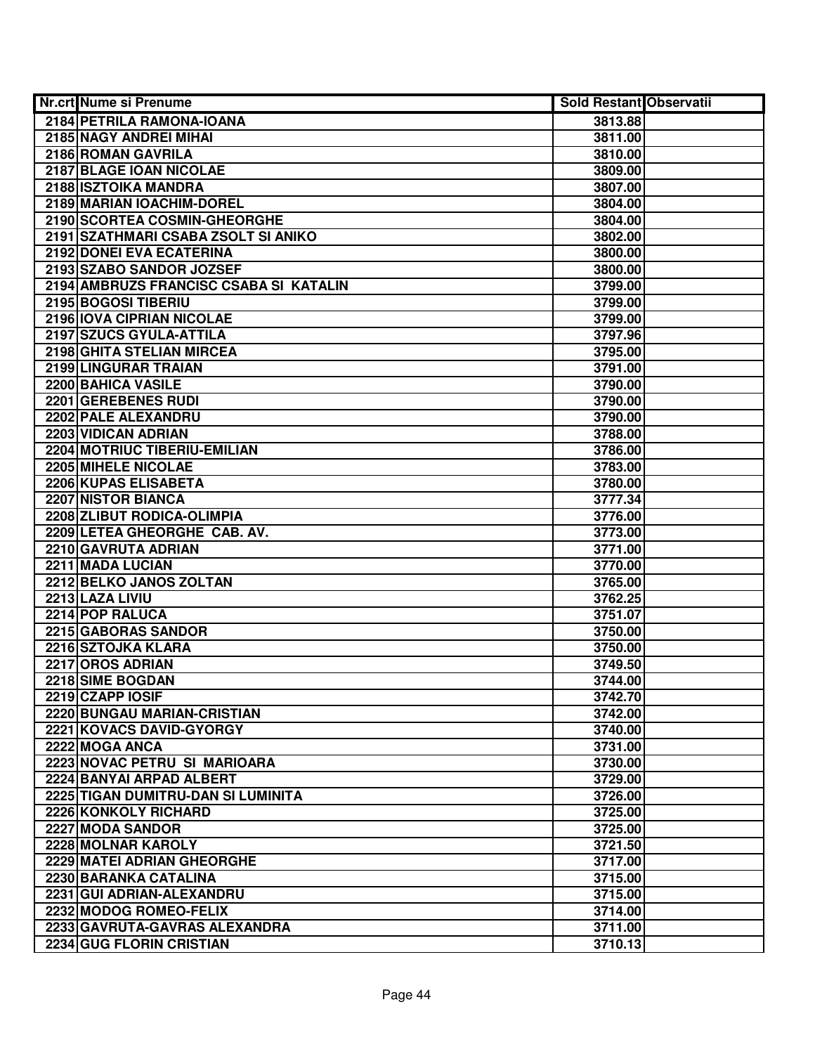| Nr.crt | Nume si Prenume | Sold Restant | Observatii |
|---|---|---|---|
| 2184 | PETRILA RAMONA-IOANA | 3813.88 | |
| 2185 | NAGY ANDREI MIHAI | 3811.00 | |
| 2186 | ROMAN GAVRILA | 3810.00 | |
| 2187 | BLAGE IOAN NICOLAE | 3809.00 | |
| 2188 | ISZTOIKA MANDRA | 3807.00 | |
| 2189 | MARIAN IOACHIM-DOREL | 3804.00 | |
| 2190 | SCORTEA COSMIN-GHEORGHE | 3804.00 | |
| 2191 | SZATHMARI CSABA ZSOLT SI ANIKO | 3802.00 | |
| 2192 | DONEI EVA ECATERINA | 3800.00 | |
| 2193 | SZABO SANDOR JOZSEF | 3800.00 | |
| 2194 | AMBRUZS FRANCISC CSABA SI KATALIN | 3799.00 | |
| 2195 | BOGOSI TIBERIU | 3799.00 | |
| 2196 | IOVA CIPRIAN NICOLAE | 3799.00 | |
| 2197 | SZUCS GYULA-ATTILA | 3797.96 | |
| 2198 | GHITA STELIAN MIRCEA | 3795.00 | |
| 2199 | LINGURAR TRAIAN | 3791.00 | |
| 2200 | BAHICA VASILE | 3790.00 | |
| 2201 | GEREBENES RUDI | 3790.00 | |
| 2202 | PALE ALEXANDRU | 3790.00 | |
| 2203 | VIDICAN ADRIAN | 3788.00 | |
| 2204 | MOTRIUC TIBERIU-EMILIAN | 3786.00 | |
| 2205 | MIHELE NICOLAE | 3783.00 | |
| 2206 | KUPAS ELISABETA | 3780.00 | |
| 2207 | NISTOR BIANCA | 3777.34 | |
| 2208 | ZLIBUT RODICA-OLIMPIA | 3776.00 | |
| 2209 | LETEA GHEORGHE CAB. AV. | 3773.00 | |
| 2210 | GAVRUTA ADRIAN | 3771.00 | |
| 2211 | MADA LUCIAN | 3770.00 | |
| 2212 | BELKO JANOS ZOLTAN | 3765.00 | |
| 2213 | LAZA LIVIU | 3762.25 | |
| 2214 | POP RALUCA | 3751.07 | |
| 2215 | GABORAS SANDOR | 3750.00 | |
| 2216 | SZTOJKA KLARA | 3750.00 | |
| 2217 | OROS ADRIAN | 3749.50 | |
| 2218 | SIME BOGDAN | 3744.00 | |
| 2219 | CZAPP IOSIF | 3742.70 | |
| 2220 | BUNGAU MARIAN-CRISTIAN | 3742.00 | |
| 2221 | KOVACS DAVID-GYORGY | 3740.00 | |
| 2222 | MOGA ANCA | 3731.00 | |
| 2223 | NOVAC PETRU SI MARIOARA | 3730.00 | |
| 2224 | BANYAI ARPAD ALBERT | 3729.00 | |
| 2225 | TIGAN DUMITRU-DAN SI LUMINITA | 3726.00 | |
| 2226 | KONKOLY RICHARD | 3725.00 | |
| 2227 | MODA SANDOR | 3725.00 | |
| 2228 | MOLNAR KAROLY | 3721.50 | |
| 2229 | MATEI ADRIAN GHEORGHE | 3717.00 | |
| 2230 | BARANKA CATALINA | 3715.00 | |
| 2231 | GUI ADRIAN-ALEXANDRU | 3715.00 | |
| 2232 | MODOG ROMEO-FELIX | 3714.00 | |
| 2233 | GAVRUTA-GAVRAS ALEXANDRA | 3711.00 | |
| 2234 | GUG FLORIN CRISTIAN | 3710.13 | |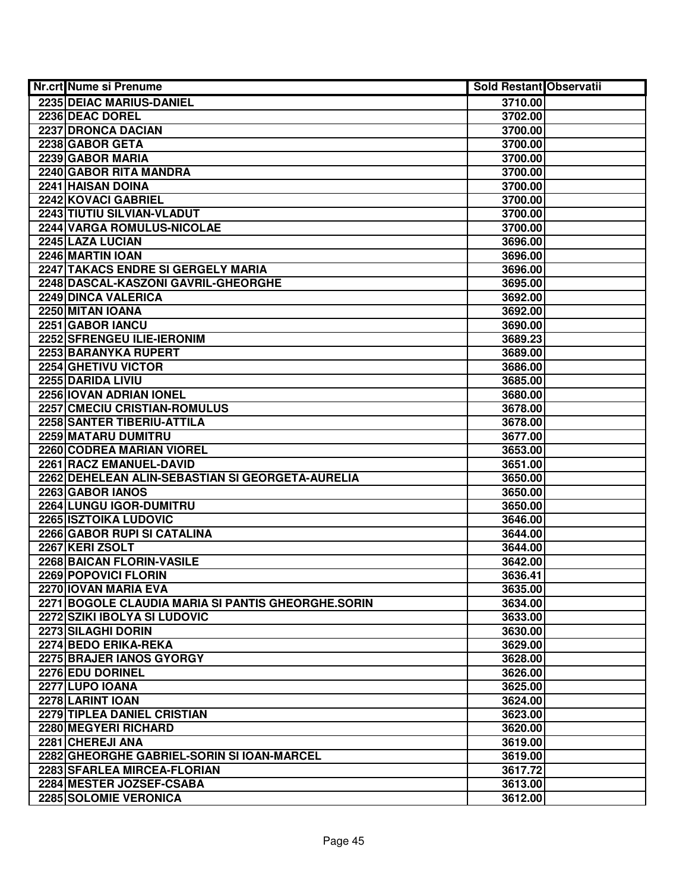| Nr.crt | Nume si Prenume | Sold Restant | Observatii |
|---|---|---|---|
| 2235 | DEIAC MARIUS-DANIEL | 3710.00 | |
| 2236 | DEAC DOREL | 3702.00 | |
| 2237 | DRONCA DACIAN | 3700.00 | |
| 2238 | GABOR GETA | 3700.00 | |
| 2239 | GABOR MARIA | 3700.00 | |
| 2240 | GABOR RITA MANDRA | 3700.00 | |
| 2241 | HAISAN DOINA | 3700.00 | |
| 2242 | KOVACI GABRIEL | 3700.00 | |
| 2243 | TIUTIU SILVIAN-VLADUT | 3700.00 | |
| 2244 | VARGA ROMULUS-NICOLAE | 3700.00 | |
| 2245 | LAZA LUCIAN | 3696.00 | |
| 2246 | MARTIN IOAN | 3696.00 | |
| 2247 | TAKACS ENDRE SI GERGELY MARIA | 3696.00 | |
| 2248 | DASCAL-KASZONI GAVRIL-GHEORGHE | 3695.00 | |
| 2249 | DINCA VALERICA | 3692.00 | |
| 2250 | MITAN IOANA | 3692.00 | |
| 2251 | GABOR IANCU | 3690.00 | |
| 2252 | SFRENGEU ILIE-IERONIM | 3689.23 | |
| 2253 | BARANYKA RUPERT | 3689.00 | |
| 2254 | GHETIVU VICTOR | 3686.00 | |
| 2255 | DARIDA LIVIU | 3685.00 | |
| 2256 | IOVAN ADRIAN IONEL | 3680.00 | |
| 2257 | CMECIU CRISTIAN-ROMULUS | 3678.00 | |
| 2258 | SANTER TIBERIU-ATTILA | 3678.00 | |
| 2259 | MATARU DUMITRU | 3677.00 | |
| 2260 | CODREA MARIAN VIOREL | 3653.00 | |
| 2261 | RACZ EMANUEL-DAVID | 3651.00 | |
| 2262 | DEHELEAN ALIN-SEBASTIAN SI GEORGETA-AURELIA | 3650.00 | |
| 2263 | GABOR IANOS | 3650.00 | |
| 2264 | LUNGU IGOR-DUMITRU | 3650.00 | |
| 2265 | ISZTOIKA LUDOVIC | 3646.00 | |
| 2266 | GABOR RUPI SI CATALINA | 3644.00 | |
| 2267 | KERI ZSOLT | 3644.00 | |
| 2268 | BAICAN FLORIN-VASILE | 3642.00 | |
| 2269 | POPOVICI FLORIN | 3636.41 | |
| 2270 | IOVAN MARIA EVA | 3635.00 | |
| 2271 | BOGOLE CLAUDIA MARIA SI PANTIS GHEORGHE.SORIN | 3634.00 | |
| 2272 | SZIKI IBOLYA SI LUDOVIC | 3633.00 | |
| 2273 | SILAGHI DORIN | 3630.00 | |
| 2274 | BEDO ERIKA-REKA | 3629.00 | |
| 2275 | BRAJER IANOS GYORGY | 3628.00 | |
| 2276 | EDU DORINEL | 3626.00 | |
| 2277 | LUPO IOANA | 3625.00 | |
| 2278 | LARINT IOAN | 3624.00 | |
| 2279 | TIPLEA DANIEL CRISTIAN | 3623.00 | |
| 2280 | MEGYERI RICHARD | 3620.00 | |
| 2281 | CHEREJI ANA | 3619.00 | |
| 2282 | GHEORGHE GABRIEL-SORIN SI IOAN-MARCEL | 3619.00 | |
| 2283 | SFARLEA MIRCEA-FLORIAN | 3617.72 | |
| 2284 | MESTER JOZSEF-CSABA | 3613.00 | |
| 2285 | SOLOMIE VERONICA | 3612.00 | |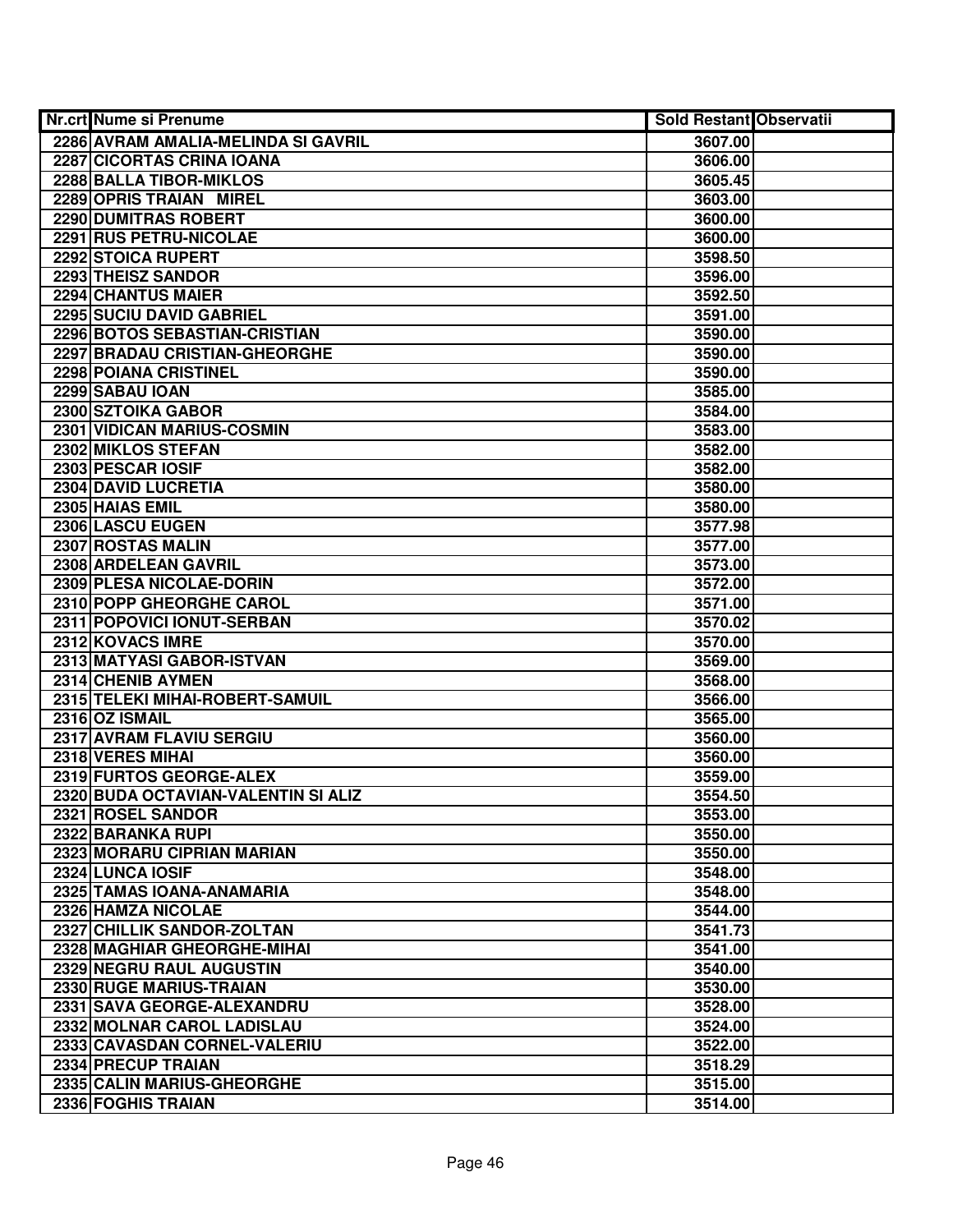| Nr.crt | Nume si Prenume | Sold Restant | Observatii |
|---|---|---|---|
| 2286 | AVRAM AMALIA-MELINDA SI GAVRIL | 3607.00 | |
| 2287 | CICORTAS CRINA IOANA | 3606.00 | |
| 2288 | BALLA TIBOR-MIKLOS | 3605.45 | |
| 2289 | OPRIS TRAIAN MIREL | 3603.00 | |
| 2290 | DUMITRAS ROBERT | 3600.00 | |
| 2291 | RUS PETRU-NICOLAE | 3600.00 | |
| 2292 | STOICA RUPERT | 3598.50 | |
| 2293 | THEISZ SANDOR | 3596.00 | |
| 2294 | CHANTUS MAIER | 3592.50 | |
| 2295 | SUCIU DAVID GABRIEL | 3591.00 | |
| 2296 | BOTOS SEBASTIAN-CRISTIAN | 3590.00 | |
| 2297 | BRADAU CRISTIAN-GHEORGHE | 3590.00 | |
| 2298 | POIANA CRISTINEL | 3590.00 | |
| 2299 | SABAU IOAN | 3585.00 | |
| 2300 | SZTOIKA GABOR | 3584.00 | |
| 2301 | VIDICAN MARIUS-COSMIN | 3583.00 | |
| 2302 | MIKLOS STEFAN | 3582.00 | |
| 2303 | PESCAR IOSIF | 3582.00 | |
| 2304 | DAVID LUCRETIA | 3580.00 | |
| 2305 | HAIAS EMIL | 3580.00 | |
| 2306 | LASCU EUGEN | 3577.98 | |
| 2307 | ROSTAS MALIN | 3577.00 | |
| 2308 | ARDELEAN GAVRIL | 3573.00 | |
| 2309 | PLESA NICOLAE-DORIN | 3572.00 | |
| 2310 | POPP GHEORGHE CAROL | 3571.00 | |
| 2311 | POPOVICI IONUT-SERBAN | 3570.02 | |
| 2312 | KOVACS IMRE | 3570.00 | |
| 2313 | MATYASI GABOR-ISTVAN | 3569.00 | |
| 2314 | CHENIB AYMEN | 3568.00 | |
| 2315 | TELEKI MIHAI-ROBERT-SAMUIL | 3566.00 | |
| 2316 | OZ ISMAIL | 3565.00 | |
| 2317 | AVRAM FLAVIU SERGIU | 3560.00 | |
| 2318 | VERES MIHAI | 3560.00 | |
| 2319 | FURTOS GEORGE-ALEX | 3559.00 | |
| 2320 | BUDA OCTAVIAN-VALENTIN SI ALIZ | 3554.50 | |
| 2321 | ROSEL SANDOR | 3553.00 | |
| 2322 | BARANKA RUPI | 3550.00 | |
| 2323 | MORARU CIPRIAN MARIAN | 3550.00 | |
| 2324 | LUNCA IOSIF | 3548.00 | |
| 2325 | TAMAS IOANA-ANAMARIA | 3548.00 | |
| 2326 | HAMZA NICOLAE | 3544.00 | |
| 2327 | CHILLIK SANDOR-ZOLTAN | 3541.73 | |
| 2328 | MAGHIAR GHEORGHE-MIHAI | 3541.00 | |
| 2329 | NEGRU RAUL AUGUSTIN | 3540.00 | |
| 2330 | RUGE MARIUS-TRAIAN | 3530.00 | |
| 2331 | SAVA GEORGE-ALEXANDRU | 3528.00 | |
| 2332 | MOLNAR CAROL LADISLAU | 3524.00 | |
| 2333 | CAVASDAN CORNEL-VALERIU | 3522.00 | |
| 2334 | PRECUP TRAIAN | 3518.29 | |
| 2335 | CALIN MARIUS-GHEORGHE | 3515.00 | |
| 2336 | FOGHIS TRAIAN | 3514.00 | |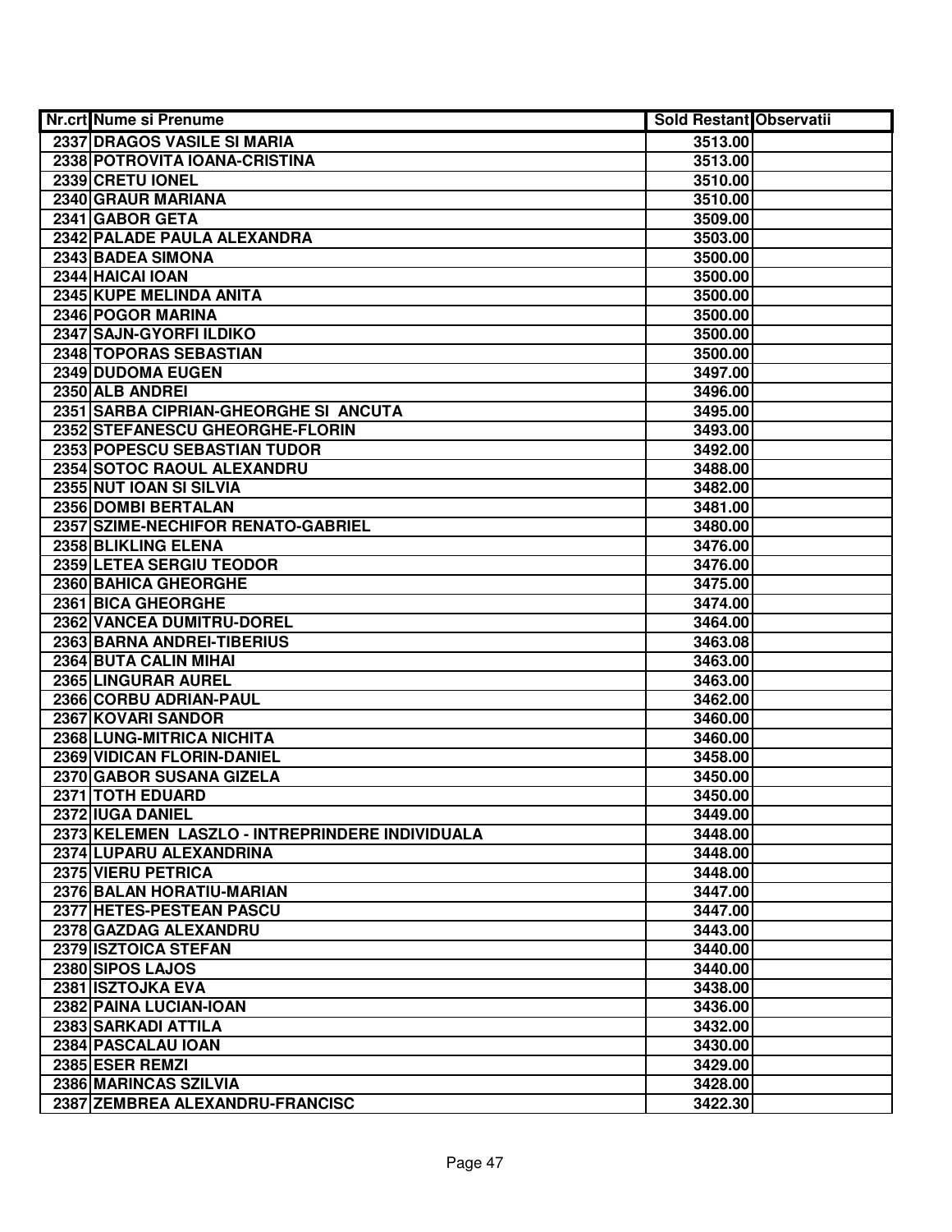| Nr.crt | Nume si Prenume | Sold Restant | Observatii |
|---|---|---|---|
| 2337 | DRAGOS VASILE SI MARIA | 3513.00 | |
| 2338 | POTROVITA IOANA-CRISTINA | 3513.00 | |
| 2339 | CRETU IONEL | 3510.00 | |
| 2340 | GRAUR MARIANA | 3510.00 | |
| 2341 | GABOR GETA | 3509.00 | |
| 2342 | PALADE PAULA ALEXANDRA | 3503.00 | |
| 2343 | BADEA SIMONA | 3500.00 | |
| 2344 | HAICAI IOAN | 3500.00 | |
| 2345 | KUPE MELINDA ANITA | 3500.00 | |
| 2346 | POGOR MARINA | 3500.00 | |
| 2347 | SAJN-GYORFI ILDIKO | 3500.00 | |
| 2348 | TOPORAS SEBASTIAN | 3500.00 | |
| 2349 | DUDOMA EUGEN | 3497.00 | |
| 2350 | ALB ANDREI | 3496.00 | |
| 2351 | SARBA CIPRIAN-GHEORGHE SI ANCUTA | 3495.00 | |
| 2352 | STEFANESCU GHEORGHE-FLORIN | 3493.00 | |
| 2353 | POPESCU SEBASTIAN TUDOR | 3492.00 | |
| 2354 | SOTOC RAOUL ALEXANDRU | 3488.00 | |
| 2355 | NUT IOAN SI SILVIA | 3482.00 | |
| 2356 | DOMBI BERTALAN | 3481.00 | |
| 2357 | SZIME-NECHIFOR RENATO-GABRIEL | 3480.00 | |
| 2358 | BLIKLING ELENA | 3476.00 | |
| 2359 | LETEA SERGIU TEODOR | 3476.00 | |
| 2360 | BAHICA GHEORGHE | 3475.00 | |
| 2361 | BICA GHEORGHE | 3474.00 | |
| 2362 | VANCEA DUMITRU-DOREL | 3464.00 | |
| 2363 | BARNA ANDREI-TIBERIUS | 3463.08 | |
| 2364 | BUTA CALIN MIHAI | 3463.00 | |
| 2365 | LINGURAR AUREL | 3463.00 | |
| 2366 | CORBU ADRIAN-PAUL | 3462.00 | |
| 2367 | KOVARI SANDOR | 3460.00 | |
| 2368 | LUNG-MITRICA NICHITA | 3460.00 | |
| 2369 | VIDICAN FLORIN-DANIEL | 3458.00 | |
| 2370 | GABOR SUSANA GIZELA | 3450.00 | |
| 2371 | TOTH EDUARD | 3450.00 | |
| 2372 | IUGA DANIEL | 3449.00 | |
| 2373 | KELEMEN LASZLO - INTREPRINDERE INDIVIDUALA | 3448.00 | |
| 2374 | LUPARU ALEXANDRINA | 3448.00 | |
| 2375 | VIERU PETRICA | 3448.00 | |
| 2376 | BALAN HORATIU-MARIAN | 3447.00 | |
| 2377 | HETES-PESTEAN PASCU | 3447.00 | |
| 2378 | GAZDAG ALEXANDRU | 3443.00 | |
| 2379 | ISZTOICA STEFAN | 3440.00 | |
| 2380 | SIPOS LAJOS | 3440.00 | |
| 2381 | ISZTOJKA EVA | 3438.00 | |
| 2382 | PAINA LUCIAN-IOAN | 3436.00 | |
| 2383 | SARKADI ATTILA | 3432.00 | |
| 2384 | PASCALAU IOAN | 3430.00 | |
| 2385 | ESER REMZI | 3429.00 | |
| 2386 | MARINCAS SZILVIA | 3428.00 | |
| 2387 | ZEMBREA ALEXANDRU-FRANCISC | 3422.30 | |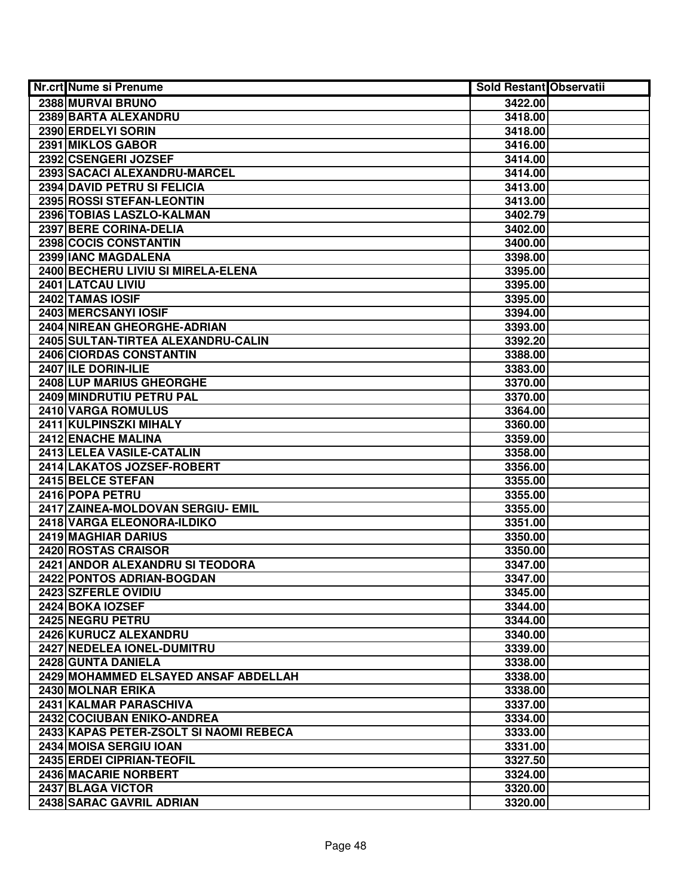| Nr.crt | Nume si Prenume | Sold Restant | Observatii |
|---|---|---|---|
| 2388 | MURVAI BRUNO | 3422.00 | |
| 2389 | BARTA ALEXANDRU | 3418.00 | |
| 2390 | ERDELYI SORIN | 3418.00 | |
| 2391 | MIKLOS GABOR | 3416.00 | |
| 2392 | CSENGERI JOZSEF | 3414.00 | |
| 2393 | SACACI ALEXANDRU-MARCEL | 3414.00 | |
| 2394 | DAVID PETRU SI FELICIA | 3413.00 | |
| 2395 | ROSSI STEFAN-LEONTIN | 3413.00 | |
| 2396 | TOBIAS LASZLO-KALMAN | 3402.79 | |
| 2397 | BERE CORINA-DELIA | 3402.00 | |
| 2398 | COCIS CONSTANTIN | 3400.00 | |
| 2399 | IANC MAGDALENA | 3398.00 | |
| 2400 | BECHERU LIVIU SI MIRELA-ELENA | 3395.00 | |
| 2401 | LATCAU LIVIU | 3395.00 | |
| 2402 | TAMAS IOSIF | 3395.00 | |
| 2403 | MERCSANYI IOSIF | 3394.00 | |
| 2404 | NIREAN GHEORGHE-ADRIAN | 3393.00 | |
| 2405 | SULTAN-TIRTEA ALEXANDRU-CALIN | 3392.20 | |
| 2406 | CIORDAS CONSTANTIN | 3388.00 | |
| 2407 | ILE DORIN-ILIE | 3383.00 | |
| 2408 | LUP MARIUS GHEORGHE | 3370.00 | |
| 2409 | MINDRUTIU PETRU PAL | 3370.00 | |
| 2410 | VARGA ROMULUS | 3364.00 | |
| 2411 | KULPINSZKI MIHALY | 3360.00 | |
| 2412 | ENACHE MALINA | 3359.00 | |
| 2413 | LELEA VASILE-CATALIN | 3358.00 | |
| 2414 | LAKATOS JOZSEF-ROBERT | 3356.00 | |
| 2415 | BELCE STEFAN | 3355.00 | |
| 2416 | POPA PETRU | 3355.00 | |
| 2417 | ZAINEA-MOLDOVAN SERGIU- EMIL | 3355.00 | |
| 2418 | VARGA ELEONORA-ILDIKO | 3351.00 | |
| 2419 | MAGHIAR DARIUS | 3350.00 | |
| 2420 | ROSTAS CRAISOR | 3350.00 | |
| 2421 | ANDOR ALEXANDRU SI TEODORA | 3347.00 | |
| 2422 | PONTOS ADRIAN-BOGDAN | 3347.00 | |
| 2423 | SZFERLE OVIDIU | 3345.00 | |
| 2424 | BOKA IOZSEF | 3344.00 | |
| 2425 | NEGRU PETRU | 3344.00 | |
| 2426 | KURUCZ ALEXANDRU | 3340.00 | |
| 2427 | NEDELEA IONEL-DUMITRU | 3339.00 | |
| 2428 | GUNTA DANIELA | 3338.00 | |
| 2429 | MOHAMMED ELSAYED ANSAF ABDELLAH | 3338.00 | |
| 2430 | MOLNAR ERIKA | 3338.00 | |
| 2431 | KALMAR PARASCHIVA | 3337.00 | |
| 2432 | COCIUBAN ENIKO-ANDREA | 3334.00 | |
| 2433 | KAPAS PETER-ZSOLT SI NAOMI REBECA | 3333.00 | |
| 2434 | MOISA SERGIU IOAN | 3331.00 | |
| 2435 | ERDEI CIPRIAN-TEOFIL | 3327.50 | |
| 2436 | MACARIE NORBERT | 3324.00 | |
| 2437 | BLAGA VICTOR | 3320.00 | |
| 2438 | SARAC GAVRIL ADRIAN | 3320.00 | |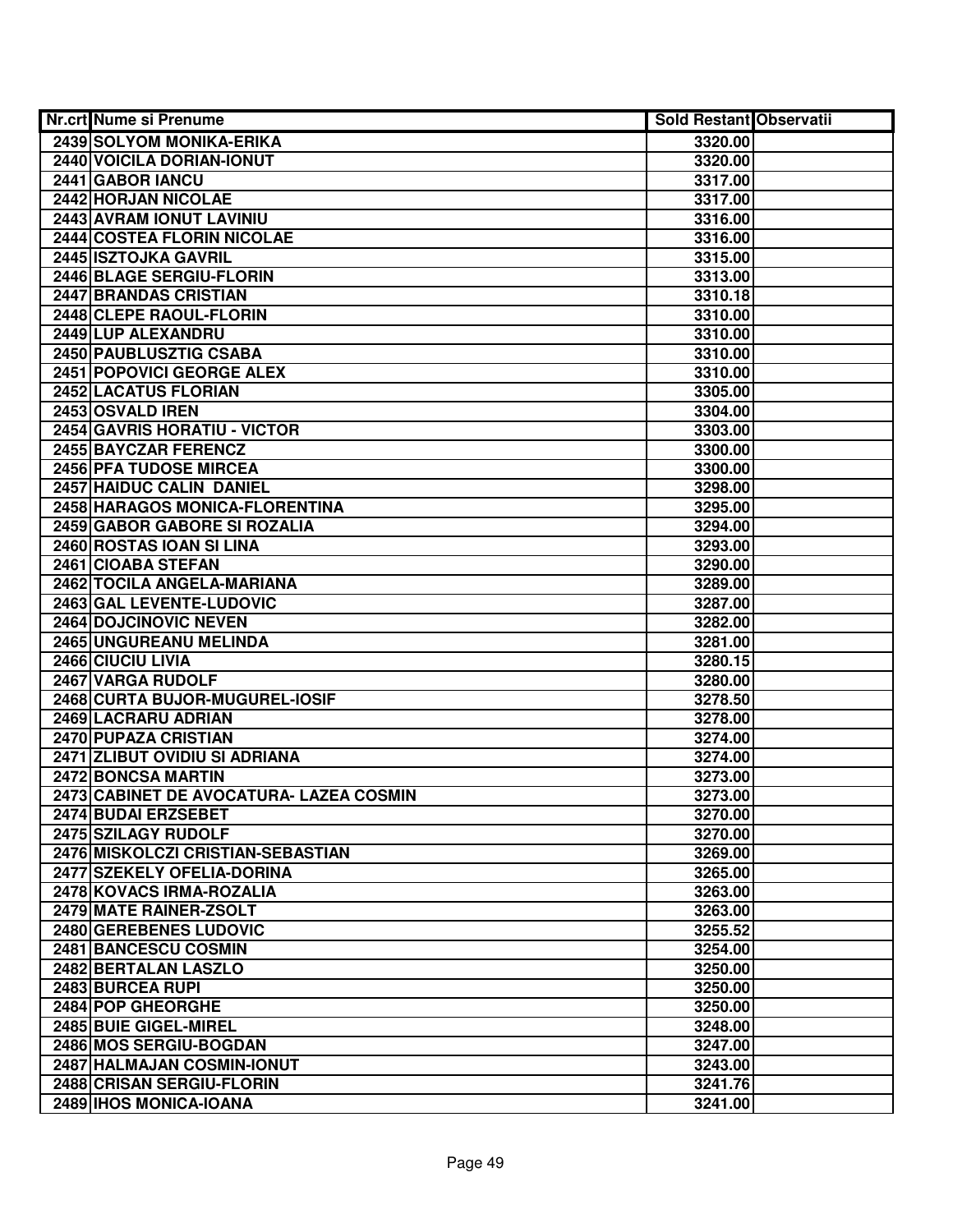| Nr.crt | Nume si Prenume | Sold Restant | Observatii |
|---|---|---|---|
| 2439 | SOLYOM MONIKA-ERIKA | 3320.00 | |
| 2440 | VOICILA DORIAN-IONUT | 3320.00 | |
| 2441 | GABOR IANCU | 3317.00 | |
| 2442 | HORJAN NICOLAE | 3317.00 | |
| 2443 | AVRAM IONUT LAVINIU | 3316.00 | |
| 2444 | COSTEA FLORIN NICOLAE | 3316.00 | |
| 2445 | ISZTOJKA GAVRIL | 3315.00 | |
| 2446 | BLAGE SERGIU-FLORIN | 3313.00 | |
| 2447 | BRANDAS CRISTIAN | 3310.18 | |
| 2448 | CLEPE RAOUL-FLORIN | 3310.00 | |
| 2449 | LUP ALEXANDRU | 3310.00 | |
| 2450 | PAUBLUSZTIG CSABA | 3310.00 | |
| 2451 | POPOVICI GEORGE ALEX | 3310.00 | |
| 2452 | LACATUS FLORIAN | 3305.00 | |
| 2453 | OSVALD IREN | 3304.00 | |
| 2454 | GAVRIS HORATIU - VICTOR | 3303.00 | |
| 2455 | BAYCZAR FERENCZ | 3300.00 | |
| 2456 | PFA TUDOSE MIRCEA | 3300.00 | |
| 2457 | HAIDUC CALIN DANIEL | 3298.00 | |
| 2458 | HARAGOS MONICA-FLORENTINA | 3295.00 | |
| 2459 | GABOR GABORE SI ROZALIA | 3294.00 | |
| 2460 | ROSTAS IOAN SI LINA | 3293.00 | |
| 2461 | CIOABA STEFAN | 3290.00 | |
| 2462 | TOCILA ANGELA-MARIANA | 3289.00 | |
| 2463 | GAL LEVENTE-LUDOVIC | 3287.00 | |
| 2464 | DOJCINOVIC NEVEN | 3282.00 | |
| 2465 | UNGUREANU MELINDA | 3281.00 | |
| 2466 | CIUCIU LIVIA | 3280.15 | |
| 2467 | VARGA RUDOLF | 3280.00 | |
| 2468 | CURTA BUJOR-MUGUREL-IOSIF | 3278.50 | |
| 2469 | LACRARU ADRIAN | 3278.00 | |
| 2470 | PUPAZA CRISTIAN | 3274.00 | |
| 2471 | ZLIBUT OVIDIU SI ADRIANA | 3274.00 | |
| 2472 | BONCSA MARTIN | 3273.00 | |
| 2473 | CABINET DE AVOCATURA- LAZEA COSMIN | 3273.00 | |
| 2474 | BUDAI ERZSEBET | 3270.00 | |
| 2475 | SZILAGY RUDOLF | 3270.00 | |
| 2476 | MISKOLCZI CRISTIAN-SEBASTIAN | 3269.00 | |
| 2477 | SZEKELY OFELIA-DORINA | 3265.00 | |
| 2478 | KOVACS IRMA-ROZALIA | 3263.00 | |
| 2479 | MATE RAINER-ZSOLT | 3263.00 | |
| 2480 | GEREBENES LUDOVIC | 3255.52 | |
| 2481 | BANCESCU COSMIN | 3254.00 | |
| 2482 | BERTALAN LASZLO | 3250.00 | |
| 2483 | BURCEA RUPI | 3250.00 | |
| 2484 | POP GHEORGHE | 3250.00 | |
| 2485 | BUIE GIGEL-MIREL | 3248.00 | |
| 2486 | MOS SERGIU-BOGDAN | 3247.00 | |
| 2487 | HALMAJAN COSMIN-IONUT | 3243.00 | |
| 2488 | CRISAN SERGIU-FLORIN | 3241.76 | |
| 2489 | IHOS MONICA-IOANA | 3241.00 | |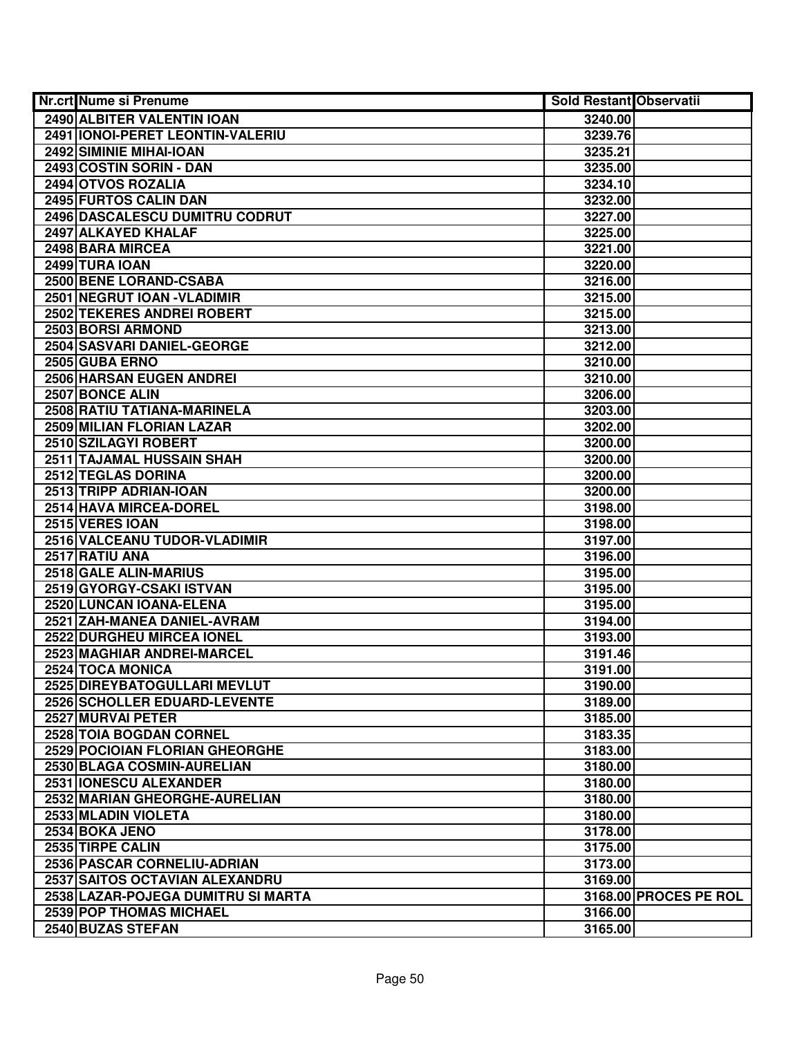| Nr.crt | Nume si Prenume | Sold Restant | Observatii |
|---|---|---|---|
| 2490 | ALBITER VALENTIN IOAN | 3240.00 | |
| 2491 | IONOI-PERET LEONTIN-VALERIU | 3239.76 | |
| 2492 | SIMINIE MIHAI-IOAN | 3235.21 | |
| 2493 | COSTIN SORIN - DAN | 3235.00 | |
| 2494 | OTVOS ROZALIA | 3234.10 | |
| 2495 | FURTOS CALIN DAN | 3232.00 | |
| 2496 | DASCALESCU DUMITRU CODRUT | 3227.00 | |
| 2497 | ALKAYED KHALAF | 3225.00 | |
| 2498 | BARA MIRCEA | 3221.00 | |
| 2499 | TURA IOAN | 3220.00 | |
| 2500 | BENE LORAND-CSABA | 3216.00 | |
| 2501 | NEGRUT IOAN -VLADIMIR | 3215.00 | |
| 2502 | TEKERES ANDREI ROBERT | 3215.00 | |
| 2503 | BORSI ARMOND | 3213.00 | |
| 2504 | SASVARI DANIEL-GEORGE | 3212.00 | |
| 2505 | GUBA ERNO | 3210.00 | |
| 2506 | HARSAN EUGEN ANDREI | 3210.00 | |
| 2507 | BONCE ALIN | 3206.00 | |
| 2508 | RATIU TATIANA-MARINELA | 3203.00 | |
| 2509 | MILIAN FLORIAN LAZAR | 3202.00 | |
| 2510 | SZILAGYI ROBERT | 3200.00 | |
| 2511 | TAJAMAL HUSSAIN SHAH | 3200.00 | |
| 2512 | TEGLAS DORINA | 3200.00 | |
| 2513 | TRIPP ADRIAN-IOAN | 3200.00 | |
| 2514 | HAVA MIRCEA-DOREL | 3198.00 | |
| 2515 | VERES IOAN | 3198.00 | |
| 2516 | VALCEANU TUDOR-VLADIMIR | 3197.00 | |
| 2517 | RATIU ANA | 3196.00 | |
| 2518 | GALE ALIN-MARIUS | 3195.00 | |
| 2519 | GYORGY-CSAKI ISTVAN | 3195.00 | |
| 2520 | LUNCAN IOANA-ELENA | 3195.00 | |
| 2521 | ZAH-MANEA DANIEL-AVRAM | 3194.00 | |
| 2522 | DURGHEU MIRCEA IONEL | 3193.00 | |
| 2523 | MAGHIAR ANDREI-MARCEL | 3191.46 | |
| 2524 | TOCA MONICA | 3191.00 | |
| 2525 | DIREYBATOGULLARI MEVLUT | 3190.00 | |
| 2526 | SCHOLLER EDUARD-LEVENTE | 3189.00 | |
| 2527 | MURVAI PETER | 3185.00 | |
| 2528 | TOIA BOGDAN CORNEL | 3183.35 | |
| 2529 | POCIOIAN FLORIAN GHEORGHE | 3183.00 | |
| 2530 | BLAGA COSMIN-AURELIAN | 3180.00 | |
| 2531 | IONESCU ALEXANDER | 3180.00 | |
| 2532 | MARIAN GHEORGHE-AURELIAN | 3180.00 | |
| 2533 | MLADIN VIOLETA | 3180.00 | |
| 2534 | BOKA JENO | 3178.00 | |
| 2535 | TIRPE CALIN | 3175.00 | |
| 2536 | PASCAR CORNELIU-ADRIAN | 3173.00 | |
| 2537 | SAITOS OCTAVIAN ALEXANDRU | 3169.00 | |
| 2538 | LAZAR-POJEGA DUMITRU SI MARTA | 3168.00 | PROCES PE ROL |
| 2539 | POP THOMAS MICHAEL | 3166.00 | |
| 2540 | BUZAS STEFAN | 3165.00 | |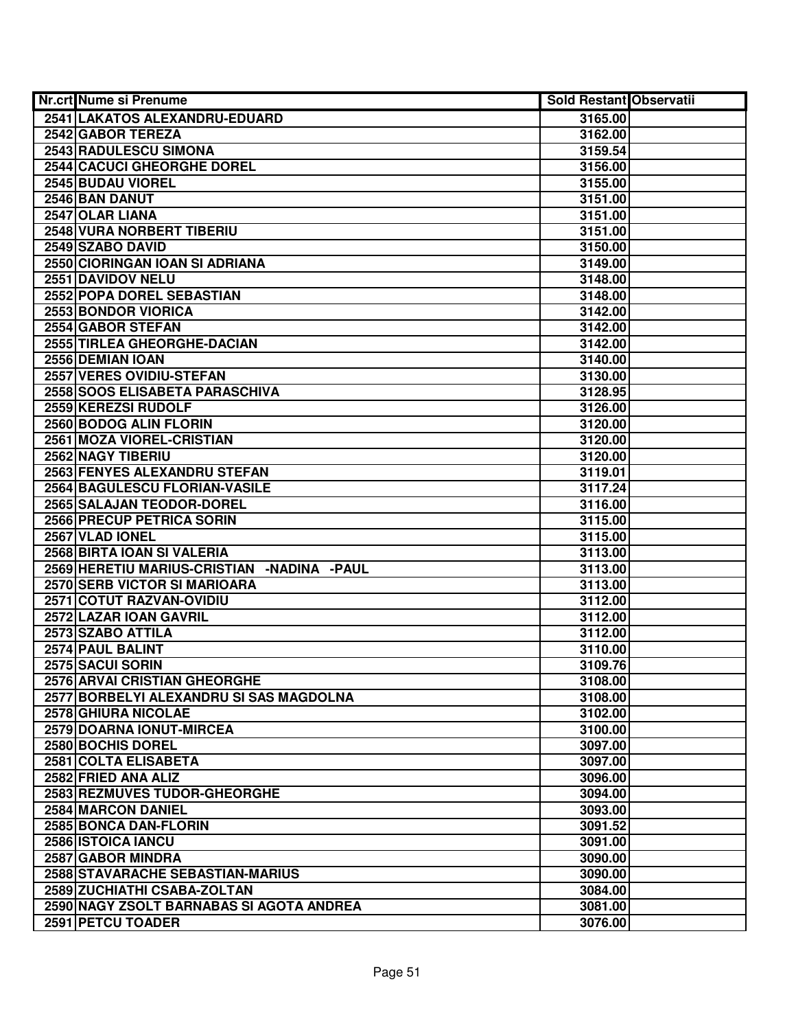| Nr.crt | Nume si Prenume | Sold Restant | Observatii |
|---|---|---|---|
| 2541 | LAKATOS ALEXANDRU-EDUARD | 3165.00 | |
| 2542 | GABOR TEREZA | 3162.00 | |
| 2543 | RADULESCU SIMONA | 3159.54 | |
| 2544 | CACUCI GHEORGHE DOREL | 3156.00 | |
| 2545 | BUDAU VIOREL | 3155.00 | |
| 2546 | BAN DANUT | 3151.00 | |
| 2547 | OLAR LIANA | 3151.00 | |
| 2548 | VURA NORBERT TIBERIU | 3151.00 | |
| 2549 | SZABO DAVID | 3150.00 | |
| 2550 | CIORINGAN IOAN SI ADRIANA | 3149.00 | |
| 2551 | DAVIDOV NELU | 3148.00 | |
| 2552 | POPA DOREL SEBASTIAN | 3148.00 | |
| 2553 | BONDOR VIORICA | 3142.00 | |
| 2554 | GABOR STEFAN | 3142.00 | |
| 2555 | TIRLEA GHEORGHE-DACIAN | 3142.00 | |
| 2556 | DEMIAN IOAN | 3140.00 | |
| 2557 | VERES OVIDIU-STEFAN | 3130.00 | |
| 2558 | SOOS ELISABETA PARASCHIVA | 3128.95 | |
| 2559 | KEREZSI RUDOLF | 3126.00 | |
| 2560 | BODOG ALIN FLORIN | 3120.00 | |
| 2561 | MOZA VIOREL-CRISTIAN | 3120.00 | |
| 2562 | NAGY TIBERIU | 3120.00 | |
| 2563 | FENYES ALEXANDRU STEFAN | 3119.01 | |
| 2564 | BAGULESCU FLORIAN-VASILE | 3117.24 | |
| 2565 | SALAJAN TEODOR-DOREL | 3116.00 | |
| 2566 | PRECUP PETRICA SORIN | 3115.00 | |
| 2567 | VLAD IONEL | 3115.00 | |
| 2568 | BIRTA IOAN SI VALERIA | 3113.00 | |
| 2569 | HERETIU MARIUS-CRISTIAN -NADINA -PAUL | 3113.00 | |
| 2570 | SERB VICTOR SI MARIOARA | 3113.00 | |
| 2571 | COTUT RAZVAN-OVIDIU | 3112.00 | |
| 2572 | LAZAR IOAN GAVRIL | 3112.00 | |
| 2573 | SZABO ATTILA | 3112.00 | |
| 2574 | PAUL BALINT | 3110.00 | |
| 2575 | SACUI SORIN | 3109.76 | |
| 2576 | ARVAI CRISTIAN GHEORGHE | 3108.00 | |
| 2577 | BORBELYI ALEXANDRU SI SAS MAGDOLNA | 3108.00 | |
| 2578 | GHIURA NICOLAE | 3102.00 | |
| 2579 | DOARNA IONUT-MIRCEA | 3100.00 | |
| 2580 | BOCHIS DOREL | 3097.00 | |
| 2581 | COLTA ELISABETA | 3097.00 | |
| 2582 | FRIED ANA ALIZ | 3096.00 | |
| 2583 | REZMUVES TUDOR-GHEORGHE | 3094.00 | |
| 2584 | MARCON DANIEL | 3093.00 | |
| 2585 | BONCA DAN-FLORIN | 3091.52 | |
| 2586 | ISTOICA IANCU | 3091.00 | |
| 2587 | GABOR MINDRA | 3090.00 | |
| 2588 | STAVARACHE SEBASTIAN-MARIUS | 3090.00 | |
| 2589 | ZUCHIATHI CSABA-ZOLTAN | 3084.00 | |
| 2590 | NAGY ZSOLT BARNABAS SI AGOTA ANDREA | 3081.00 | |
| 2591 | PETCU TOADER | 3076.00 | |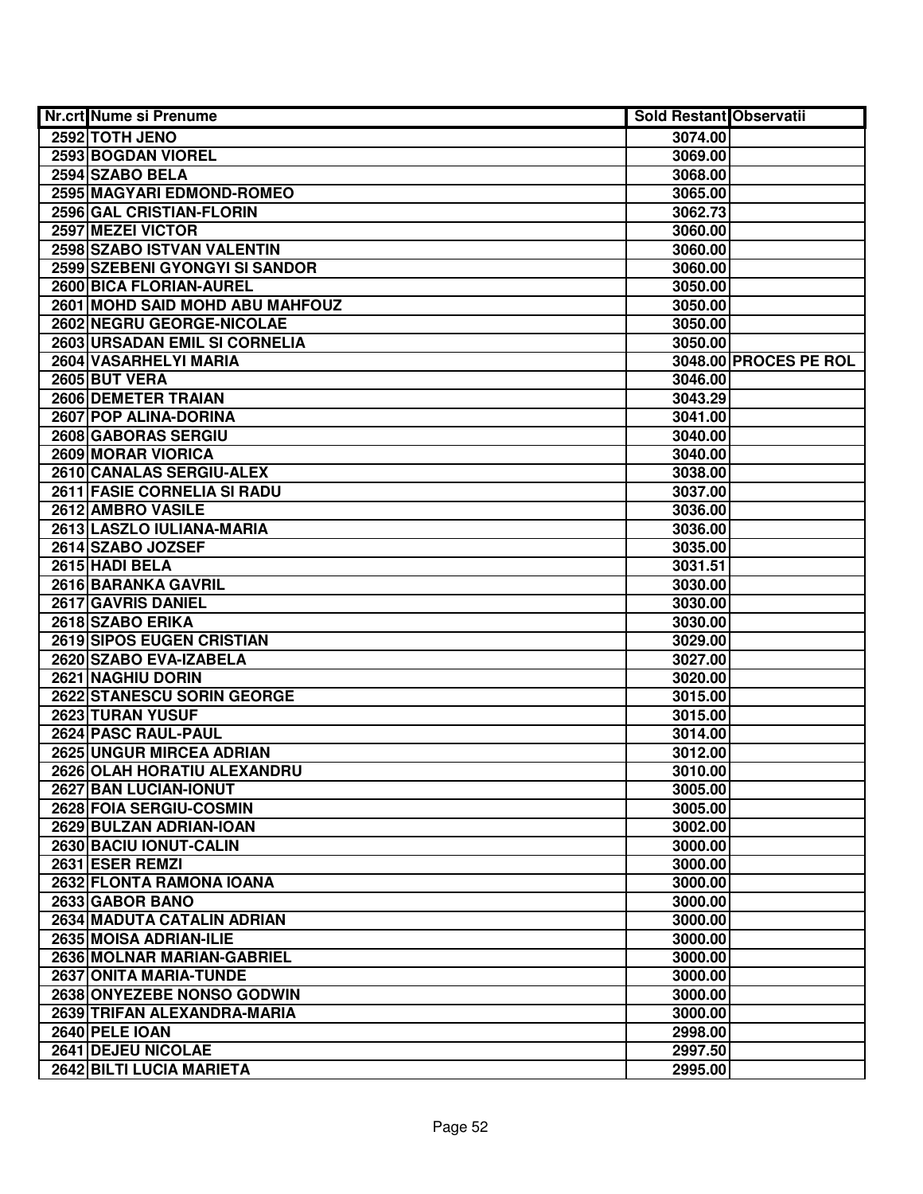| Nr.crt | Nume si Prenume | Sold Restant | Observatii |
|---|---|---|---|
| 2592 | TOTH JENO | 3074.00 | |
| 2593 | BOGDAN VIOREL | 3069.00 | |
| 2594 | SZABO BELA | 3068.00 | |
| 2595 | MAGYARI EDMOND-ROMEO | 3065.00 | |
| 2596 | GAL CRISTIAN-FLORIN | 3062.73 | |
| 2597 | MEZEI VICTOR | 3060.00 | |
| 2598 | SZABO ISTVAN VALENTIN | 3060.00 | |
| 2599 | SZEBENI GYONGYI SI SANDOR | 3060.00 | |
| 2600 | BICA FLORIAN-AUREL | 3050.00 | |
| 2601 | MOHD SAID MOHD ABU MAHFOUZ | 3050.00 | |
| 2602 | NEGRU GEORGE-NICOLAE | 3050.00 | |
| 2603 | URSADAN EMIL SI CORNELIA | 3050.00 | |
| 2604 | VASARHELYI MARIA | 3048.00 | PROCES PE ROL |
| 2605 | BUT VERA | 3046.00 | |
| 2606 | DEMETER TRAIAN | 3043.29 | |
| 2607 | POP ALINA-DORINA | 3041.00 | |
| 2608 | GABORAS SERGIU | 3040.00 | |
| 2609 | MORAR VIORICA | 3040.00 | |
| 2610 | CANALAS SERGIU-ALEX | 3038.00 | |
| 2611 | FASIE CORNELIA SI RADU | 3037.00 | |
| 2612 | AMBRO VASILE | 3036.00 | |
| 2613 | LASZLO IULIANA-MARIA | 3036.00 | |
| 2614 | SZABO JOZSEF | 3035.00 | |
| 2615 | HADI BELA | 3031.51 | |
| 2616 | BARANKA GAVRIL | 3030.00 | |
| 2617 | GAVRIS DANIEL | 3030.00 | |
| 2618 | SZABO ERIKA | 3030.00 | |
| 2619 | SIPOS EUGEN CRISTIAN | 3029.00 | |
| 2620 | SZABO EVA-IZABELA | 3027.00 | |
| 2621 | NAGHIU DORIN | 3020.00 | |
| 2622 | STANESCU SORIN GEORGE | 3015.00 | |
| 2623 | TURAN YUSUF | 3015.00 | |
| 2624 | PASC RAUL-PAUL | 3014.00 | |
| 2625 | UNGUR MIRCEA ADRIAN | 3012.00 | |
| 2626 | OLAH HORATIU ALEXANDRU | 3010.00 | |
| 2627 | BAN LUCIAN-IONUT | 3005.00 | |
| 2628 | FOIA SERGIU-COSMIN | 3005.00 | |
| 2629 | BULZAN ADRIAN-IOAN | 3002.00 | |
| 2630 | BACIU IONUT-CALIN | 3000.00 | |
| 2631 | ESER REMZI | 3000.00 | |
| 2632 | FLONTA RAMONA IOANA | 3000.00 | |
| 2633 | GABOR BANO | 3000.00 | |
| 2634 | MADUTA CATALIN ADRIAN | 3000.00 | |
| 2635 | MOISA ADRIAN-ILIE | 3000.00 | |
| 2636 | MOLNAR MARIAN-GABRIEL | 3000.00 | |
| 2637 | ONITA MARIA-TUNDE | 3000.00 | |
| 2638 | ONYEZEBE NONSO GODWIN | 3000.00 | |
| 2639 | TRIFAN ALEXANDRA-MARIA | 3000.00 | |
| 2640 | PELE IOAN | 2998.00 | |
| 2641 | DEJEU NICOLAE | 2997.50 | |
| 2642 | BILTI LUCIA MARIETA | 2995.00 | |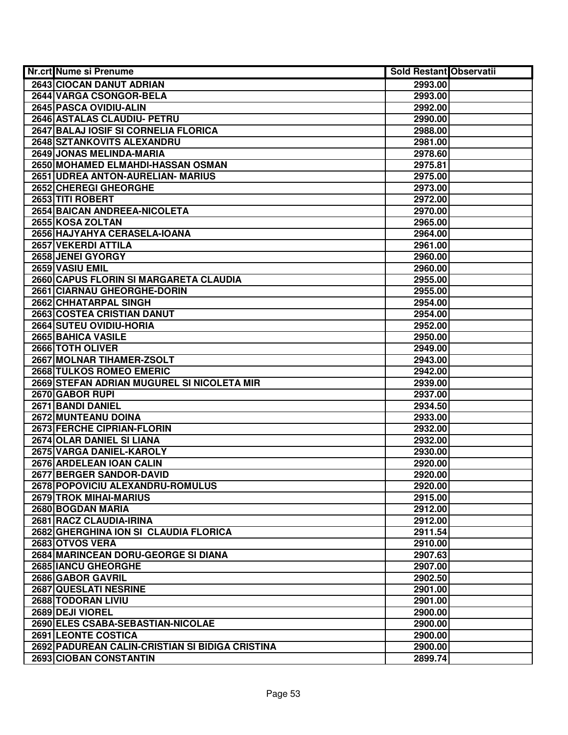| Nr.crt | Nume si Prenume | Sold Restant | Observatii |
|---|---|---|---|
| 2643 | CIOCAN DANUT ADRIAN | 2993.00 | |
| 2644 | VARGA CSONGOR-BELA | 2993.00 | |
| 2645 | PASCA OVIDIU-ALIN | 2992.00 | |
| 2646 | ASTALAS CLAUDIU- PETRU | 2990.00 | |
| 2647 | BALAJ IOSIF SI CORNELIA FLORICA | 2988.00 | |
| 2648 | SZTANKOVITS ALEXANDRU | 2981.00 | |
| 2649 | JONAS MELINDA-MARIA | 2978.60 | |
| 2650 | MOHAMED ELMAHDI-HASSAN OSMAN | 2975.81 | |
| 2651 | UDREA ANTON-AURELIAN- MARIUS | 2975.00 | |
| 2652 | CHEREGI GHEORGHE | 2973.00 | |
| 2653 | TITI ROBERT | 2972.00 | |
| 2654 | BAICAN ANDREEA-NICOLETA | 2970.00 | |
| 2655 | KOSA ZOLTAN | 2965.00 | |
| 2656 | HAJYAHYA CERASELA-IOANA | 2964.00 | |
| 2657 | VEKERDI ATTILA | 2961.00 | |
| 2658 | JENEI GYORGY | 2960.00 | |
| 2659 | VASIU EMIL | 2960.00 | |
| 2660 | CAPUS FLORIN SI MARGARETA CLAUDIA | 2955.00 | |
| 2661 | CIARNAU GHEORGHE-DORIN | 2955.00 | |
| 2662 | CHHATARPAL SINGH | 2954.00 | |
| 2663 | COSTEA CRISTIAN DANUT | 2954.00 | |
| 2664 | SUTEU OVIDIU-HORIA | 2952.00 | |
| 2665 | BAHICA VASILE | 2950.00 | |
| 2666 | TOTH OLIVER | 2949.00 | |
| 2667 | MOLNAR TIHAMER-ZSOLT | 2943.00 | |
| 2668 | TULKOS ROMEO EMERIC | 2942.00 | |
| 2669 | STEFAN ADRIAN MUGUREL SI NICOLETA MIR | 2939.00 | |
| 2670 | GABOR RUPI | 2937.00 | |
| 2671 | BANDI DANIEL | 2934.50 | |
| 2672 | MUNTEANU DOINA | 2933.00 | |
| 2673 | FERCHE CIPRIAN-FLORIN | 2932.00 | |
| 2674 | OLAR DANIEL SI LIANA | 2932.00 | |
| 2675 | VARGA DANIEL-KAROLY | 2930.00 | |
| 2676 | ARDELEAN IOAN CALIN | 2920.00 | |
| 2677 | BERGER SANDOR-DAVID | 2920.00 | |
| 2678 | POPOVICIU ALEXANDRU-ROMULUS | 2920.00 | |
| 2679 | TROK MIHAI-MARIUS | 2915.00 | |
| 2680 | BOGDAN MARIA | 2912.00 | |
| 2681 | RACZ CLAUDIA-IRINA | 2912.00 | |
| 2682 | GHERGHINA ION SI CLAUDIA FLORICA | 2911.54 | |
| 2683 | OTVOS VERA | 2910.00 | |
| 2684 | MARINCEAN DORU-GEORGE SI DIANA | 2907.63 | |
| 2685 | IANCU GHEORGHE | 2907.00 | |
| 2686 | GABOR GAVRIL | 2902.50 | |
| 2687 | QUESLATI NESRINE | 2901.00 | |
| 2688 | TODORAN LIVIU | 2901.00 | |
| 2689 | DEJI VIOREL | 2900.00 | |
| 2690 | ELES CSABA-SEBASTIAN-NICOLAE | 2900.00 | |
| 2691 | LEONTE COSTICA | 2900.00 | |
| 2692 | PADUREAN CALIN-CRISTIAN SI BIDIGA CRISTINA | 2900.00 | |
| 2693 | CIOBAN CONSTANTIN | 2899.74 | |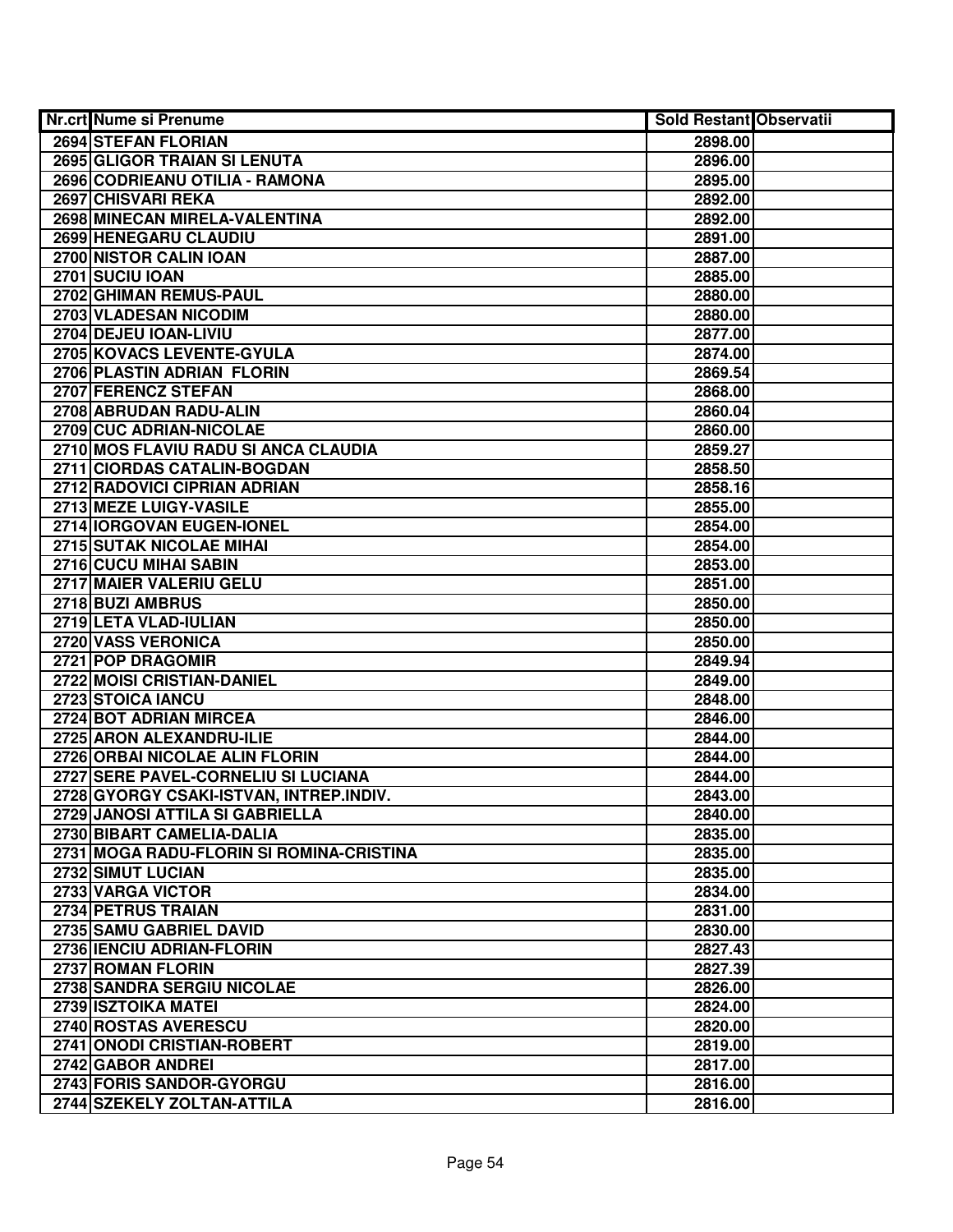| Nr.crt | Nume si Prenume | Sold Restant | Observatii |
|---|---|---|---|
| 2694 | STEFAN FLORIAN | 2898.00 | |
| 2695 | GLIGOR TRAIAN SI LENUTA | 2896.00 | |
| 2696 | CODRIEANU OTILIA - RAMONA | 2895.00 | |
| 2697 | CHISVARI REKA | 2892.00 | |
| 2698 | MINECAN MIRELA-VALENTINA | 2892.00 | |
| 2699 | HENEGARU CLAUDIU | 2891.00 | |
| 2700 | NISTOR CALIN IOAN | 2887.00 | |
| 2701 | SUCIU IOAN | 2885.00 | |
| 2702 | GHIMAN REMUS-PAUL | 2880.00 | |
| 2703 | VLADESAN NICODIM | 2880.00 | |
| 2704 | DEJEU IOAN-LIVIU | 2877.00 | |
| 2705 | KOVACS LEVENTE-GYULA | 2874.00 | |
| 2706 | PLASTIN ADRIAN FLORIN | 2869.54 | |
| 2707 | FERENCZ STEFAN | 2868.00 | |
| 2708 | ABRUDAN RADU-ALIN | 2860.04 | |
| 2709 | CUC ADRIAN-NICOLAE | 2860.00 | |
| 2710 | MOS FLAVIU RADU SI ANCA CLAUDIA | 2859.27 | |
| 2711 | CIORDAS CATALIN-BOGDAN | 2858.50 | |
| 2712 | RADOVICI CIPRIAN ADRIAN | 2858.16 | |
| 2713 | MEZE LUIGY-VASILE | 2855.00 | |
| 2714 | IORGOVAN EUGEN-IONEL | 2854.00 | |
| 2715 | SUTAK NICOLAE MIHAI | 2854.00 | |
| 2716 | CUCU MIHAI SABIN | 2853.00 | |
| 2717 | MAIER VALERIU GELU | 2851.00 | |
| 2718 | BUZI AMBRUS | 2850.00 | |
| 2719 | LETA VLAD-IULIAN | 2850.00 | |
| 2720 | VASS VERONICA | 2850.00 | |
| 2721 | POP DRAGOMIR | 2849.94 | |
| 2722 | MOISI CRISTIAN-DANIEL | 2849.00 | |
| 2723 | STOICA IANCU | 2848.00 | |
| 2724 | BOT ADRIAN MIRCEA | 2846.00 | |
| 2725 | ARON ALEXANDRU-ILIE | 2844.00 | |
| 2726 | ORBAI NICOLAE ALIN FLORIN | 2844.00 | |
| 2727 | SERE PAVEL-CORNELIU SI LUCIANA | 2844.00 | |
| 2728 | GYORGY CSAKI-ISTVAN, INTREP.INDIV. | 2843.00 | |
| 2729 | JANOSI ATTILA SI GABRIELLA | 2840.00 | |
| 2730 | BIBART CAMELIA-DALIA | 2835.00 | |
| 2731 | MOGA RADU-FLORIN SI ROMINA-CRISTINA | 2835.00 | |
| 2732 | SIMUT LUCIAN | 2835.00 | |
| 2733 | VARGA VICTOR | 2834.00 | |
| 2734 | PETRUS TRAIAN | 2831.00 | |
| 2735 | SAMU GABRIEL DAVID | 2830.00 | |
| 2736 | IENCIU ADRIAN-FLORIN | 2827.43 | |
| 2737 | ROMAN FLORIN | 2827.39 | |
| 2738 | SANDRA SERGIU NICOLAE | 2826.00 | |
| 2739 | ISZTOIKA MATEI | 2824.00 | |
| 2740 | ROSTAS AVERESCU | 2820.00 | |
| 2741 | ONODI CRISTIAN-ROBERT | 2819.00 | |
| 2742 | GABOR ANDREI | 2817.00 | |
| 2743 | FORIS SANDOR-GYORGU | 2816.00 | |
| 2744 | SZEKELY ZOLTAN-ATTILA | 2816.00 | |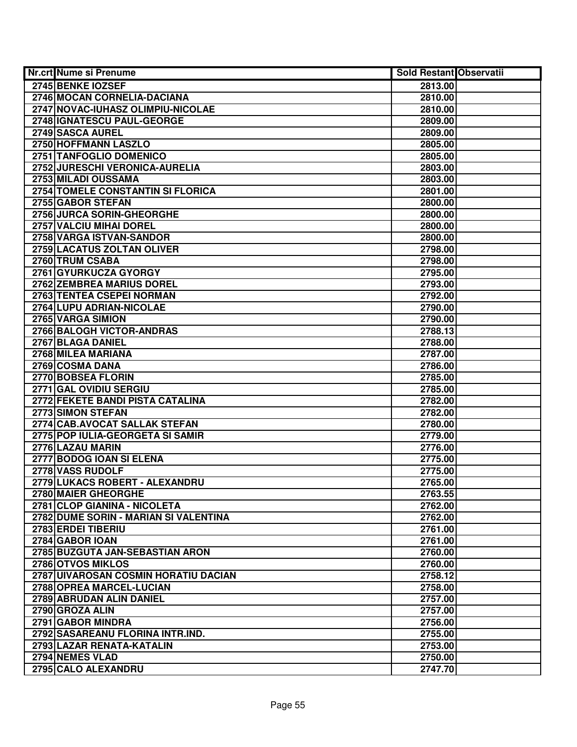| Nr.crt | Nume si Prenume | Sold Restant | Observatii |
|---|---|---|---|
| 2745 | BENKE IOZSEF | 2813.00 | |
| 2746 | MOCAN CORNELIA-DACIANA | 2810.00 | |
| 2747 | NOVAC-IUHASZ OLIMPIU-NICOLAE | 2810.00 | |
| 2748 | IGNATESCU PAUL-GEORGE | 2809.00 | |
| 2749 | SASCA AUREL | 2809.00 | |
| 2750 | HOFFMANN LASZLO | 2805.00 | |
| 2751 | TANFOGLIO DOMENICO | 2805.00 | |
| 2752 | JURESCHI VERONICA-AURELIA | 2803.00 | |
| 2753 | MILADI OUSSAMA | 2803.00 | |
| 2754 | TOMELE CONSTANTIN SI FLORICA | 2801.00 | |
| 2755 | GABOR STEFAN | 2800.00 | |
| 2756 | JURCA SORIN-GHEORGHE | 2800.00 | |
| 2757 | VALCIU MIHAI DOREL | 2800.00 | |
| 2758 | VARGA ISTVAN-SANDOR | 2800.00 | |
| 2759 | LACATUS ZOLTAN OLIVER | 2798.00 | |
| 2760 | TRUM CSABA | 2798.00 | |
| 2761 | GYURKUCZA GYORGY | 2795.00 | |
| 2762 | ZEMBREA MARIUS DOREL | 2793.00 | |
| 2763 | TENTEA CSEPEI NORMAN | 2792.00 | |
| 2764 | LUPU ADRIAN-NICOLAE | 2790.00 | |
| 2765 | VARGA SIMION | 2790.00 | |
| 2766 | BALOGH VICTOR-ANDRAS | 2788.13 | |
| 2767 | BLAGA DANIEL | 2788.00 | |
| 2768 | MILEA MARIANA | 2787.00 | |
| 2769 | COSMA DANA | 2786.00 | |
| 2770 | BOBSEA FLORIN | 2785.00 | |
| 2771 | GAL OVIDIU SERGIU | 2785.00 | |
| 2772 | FEKETE BANDI PISTA CATALINA | 2782.00 | |
| 2773 | SIMON STEFAN | 2782.00 | |
| 2774 | CAB.AVOCAT SALLAK STEFAN | 2780.00 | |
| 2775 | POP IULIA-GEORGETA SI SAMIR | 2779.00 | |
| 2776 | LAZAU MARIN | 2776.00 | |
| 2777 | BODOG IOAN SI ELENA | 2775.00 | |
| 2778 | VASS RUDOLF | 2775.00 | |
| 2779 | LUKACS ROBERT - ALEXANDRU | 2765.00 | |
| 2780 | MAIER GHEORGHE | 2763.55 | |
| 2781 | CLOP GIANINA - NICOLETA | 2762.00 | |
| 2782 | DUME SORIN - MARIAN SI VALENTINA | 2762.00 | |
| 2783 | ERDEI TIBERIU | 2761.00 | |
| 2784 | GABOR IOAN | 2761.00 | |
| 2785 | BUZGUTA JAN-SEBASTIAN ARON | 2760.00 | |
| 2786 | OTVOS MIKLOS | 2760.00 | |
| 2787 | UIVAROSAN COSMIN HORATIU DACIAN | 2758.12 | |
| 2788 | OPREA MARCEL-LUCIAN | 2758.00 | |
| 2789 | ABRUDAN ALIN DANIEL | 2757.00 | |
| 2790 | GROZA ALIN | 2757.00 | |
| 2791 | GABOR MINDRA | 2756.00 | |
| 2792 | SASAREANU FLORINA INTR.IND. | 2755.00 | |
| 2793 | LAZAR RENATA-KATALIN | 2753.00 | |
| 2794 | NEMES VLAD | 2750.00 | |
| 2795 | CALO ALEXANDRU | 2747.70 | |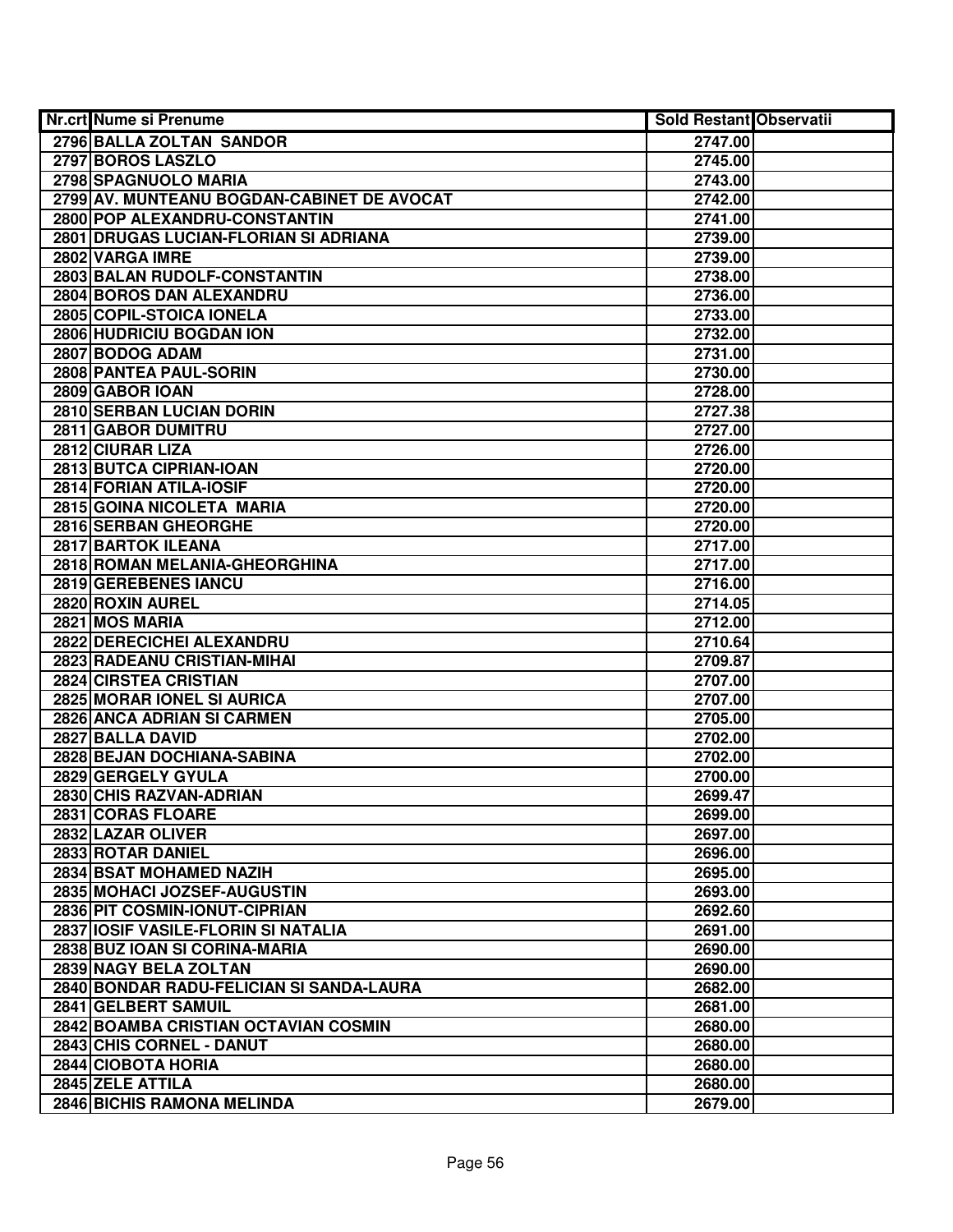| Nr.crt | Nume si Prenume | Sold Restant | Observatii |
|---|---|---|---|
| 2796 | BALLA ZOLTAN SANDOR | 2747.00 | |
| 2797 | BOROS LASZLO | 2745.00 | |
| 2798 | SPAGNUOLO MARIA | 2743.00 | |
| 2799 | AV. MUNTEANU BOGDAN-CABINET DE AVOCAT | 2742.00 | |
| 2800 | POP ALEXANDRU-CONSTANTIN | 2741.00 | |
| 2801 | DRUGAS LUCIAN-FLORIAN SI ADRIANA | 2739.00 | |
| 2802 | VARGA IMRE | 2739.00 | |
| 2803 | BALAN RUDOLF-CONSTANTIN | 2738.00 | |
| 2804 | BOROS DAN ALEXANDRU | 2736.00 | |
| 2805 | COPIL-STOICA IONELA | 2733.00 | |
| 2806 | HUDRICIU BOGDAN ION | 2732.00 | |
| 2807 | BODOG ADAM | 2731.00 | |
| 2808 | PANTEA PAUL-SORIN | 2730.00 | |
| 2809 | GABOR IOAN | 2728.00 | |
| 2810 | SERBAN LUCIAN DORIN | 2727.38 | |
| 2811 | GABOR DUMITRU | 2727.00 | |
| 2812 | CIURAR LIZA | 2726.00 | |
| 2813 | BUTCA CIPRIAN-IOAN | 2720.00 | |
| 2814 | FORIAN ATILA-IOSIF | 2720.00 | |
| 2815 | GOINA NICOLETA MARIA | 2720.00 | |
| 2816 | SERBAN GHEORGHE | 2720.00 | |
| 2817 | BARTOK ILEANA | 2717.00 | |
| 2818 | ROMAN MELANIA-GHEORGHINA | 2717.00 | |
| 2819 | GEREBENES IANCU | 2716.00 | |
| 2820 | ROXIN AUREL | 2714.05 | |
| 2821 | MOS MARIA | 2712.00 | |
| 2822 | DERECICHEI ALEXANDRU | 2710.64 | |
| 2823 | RADEANU CRISTIAN-MIHAI | 2709.87 | |
| 2824 | CIRSTEA CRISTIAN | 2707.00 | |
| 2825 | MORAR IONEL SI AURICA | 2707.00 | |
| 2826 | ANCA ADRIAN SI CARMEN | 2705.00 | |
| 2827 | BALLA DAVID | 2702.00 | |
| 2828 | BEJAN DOCHIANA-SABINA | 2702.00 | |
| 2829 | GERGELY GYULA | 2700.00 | |
| 2830 | CHIS RAZVAN-ADRIAN | 2699.47 | |
| 2831 | CORAS FLOARE | 2699.00 | |
| 2832 | LAZAR OLIVER | 2697.00 | |
| 2833 | ROTAR DANIEL | 2696.00 | |
| 2834 | BSAT MOHAMED NAZIH | 2695.00 | |
| 2835 | MOHACI JOZSEF-AUGUSTIN | 2693.00 | |
| 2836 | PIT COSMIN-IONUT-CIPRIAN | 2692.60 | |
| 2837 | IOSIF VASILE-FLORIN SI NATALIA | 2691.00 | |
| 2838 | BUZ IOAN SI CORINA-MARIA | 2690.00 | |
| 2839 | NAGY BELA ZOLTAN | 2690.00 | |
| 2840 | BONDAR RADU-FELICIAN SI SANDA-LAURA | 2682.00 | |
| 2841 | GELBERT SAMUIL | 2681.00 | |
| 2842 | BOAMBA CRISTIAN OCTAVIAN COSMIN | 2680.00 | |
| 2843 | CHIS CORNEL - DANUT | 2680.00 | |
| 2844 | CIOBOTA HORIA | 2680.00 | |
| 2845 | ZELE ATTILA | 2680.00 | |
| 2846 | BICHIS RAMONA MELINDA | 2679.00 | |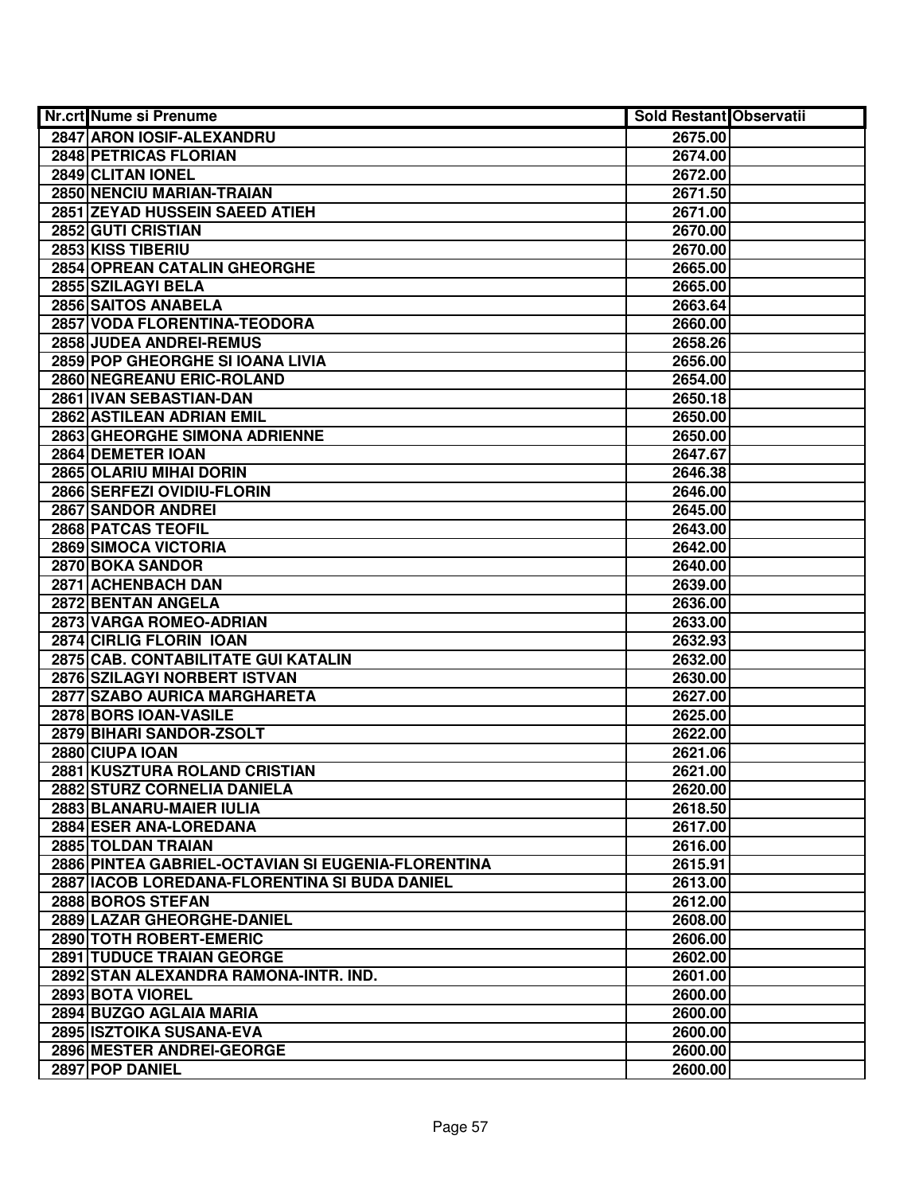| Nr.crt | Nume si Prenume | Sold Restant | Observatii |
|---|---|---|---|
| 2847 | ARON IOSIF-ALEXANDRU | 2675.00 | |
| 2848 | PETRICAS FLORIAN | 2674.00 | |
| 2849 | CLITAN IONEL | 2672.00 | |
| 2850 | NENCIU MARIAN-TRAIAN | 2671.50 | |
| 2851 | ZEYAD HUSSEIN SAEED ATIEH | 2671.00 | |
| 2852 | GUTI CRISTIAN | 2670.00 | |
| 2853 | KISS TIBERIU | 2670.00 | |
| 2854 | OPREAN CATALIN GHEORGHE | 2665.00 | |
| 2855 | SZILAGYI BELA | 2665.00 | |
| 2856 | SAITOS ANABELA | 2663.64 | |
| 2857 | VODA FLORENTINA-TEODORA | 2660.00 | |
| 2858 | JUDEA ANDREI-REMUS | 2658.26 | |
| 2859 | POP GHEORGHE SI IOANA LIVIA | 2656.00 | |
| 2860 | NEGREANU ERIC-ROLAND | 2654.00 | |
| 2861 | IVAN SEBASTIAN-DAN | 2650.18 | |
| 2862 | ASTILEAN ADRIAN EMIL | 2650.00 | |
| 2863 | GHEORGHE SIMONA ADRIENNE | 2650.00 | |
| 2864 | DEMETER IOAN | 2647.67 | |
| 2865 | OLARIU MIHAI DORIN | 2646.38 | |
| 2866 | SERFEZI OVIDIU-FLORIN | 2646.00 | |
| 2867 | SANDOR ANDREI | 2645.00 | |
| 2868 | PATCAS TEOFIL | 2643.00 | |
| 2869 | SIMOCA VICTORIA | 2642.00 | |
| 2870 | BOKA SANDOR | 2640.00 | |
| 2871 | ACHENBACH DAN | 2639.00 | |
| 2872 | BENTAN ANGELA | 2636.00 | |
| 2873 | VARGA ROMEO-ADRIAN | 2633.00 | |
| 2874 | CIRLIG FLORIN IOAN | 2632.93 | |
| 2875 | CAB. CONTABILITATE GUI KATALIN | 2632.00 | |
| 2876 | SZILAGYI NORBERT ISTVAN | 2630.00 | |
| 2877 | SZABO AURICA MARGHARETA | 2627.00 | |
| 2878 | BORS IOAN-VASILE | 2625.00 | |
| 2879 | BIHARI SANDOR-ZSOLT | 2622.00 | |
| 2880 | CIUPA IOAN | 2621.06 | |
| 2881 | KUSZTURA ROLAND CRISTIAN | 2621.00 | |
| 2882 | STURZ CORNELIA DANIELA | 2620.00 | |
| 2883 | BLANARU-MAIER IULIA | 2618.50 | |
| 2884 | ESER ANA-LOREDANA | 2617.00 | |
| 2885 | TOLDAN TRAIAN | 2616.00 | |
| 2886 | PINTEA GABRIEL-OCTAVIAN SI EUGENIA-FLORENTINA | 2615.91 | |
| 2887 | IACOB LOREDANA-FLORENTINA SI BUDA DANIEL | 2613.00 | |
| 2888 | BOROS STEFAN | 2612.00 | |
| 2889 | LAZAR GHEORGHE-DANIEL | 2608.00 | |
| 2890 | TOTH ROBERT-EMERIC | 2606.00 | |
| 2891 | TUDUCE TRAIAN GEORGE | 2602.00 | |
| 2892 | STAN ALEXANDRA RAMONA-INTR. IND. | 2601.00 | |
| 2893 | BOTA VIOREL | 2600.00 | |
| 2894 | BUZGO AGLAIA MARIA | 2600.00 | |
| 2895 | ISZTOIKA SUSANA-EVA | 2600.00 | |
| 2896 | MESTER ANDREI-GEORGE | 2600.00 | |
| 2897 | POP DANIEL | 2600.00 | |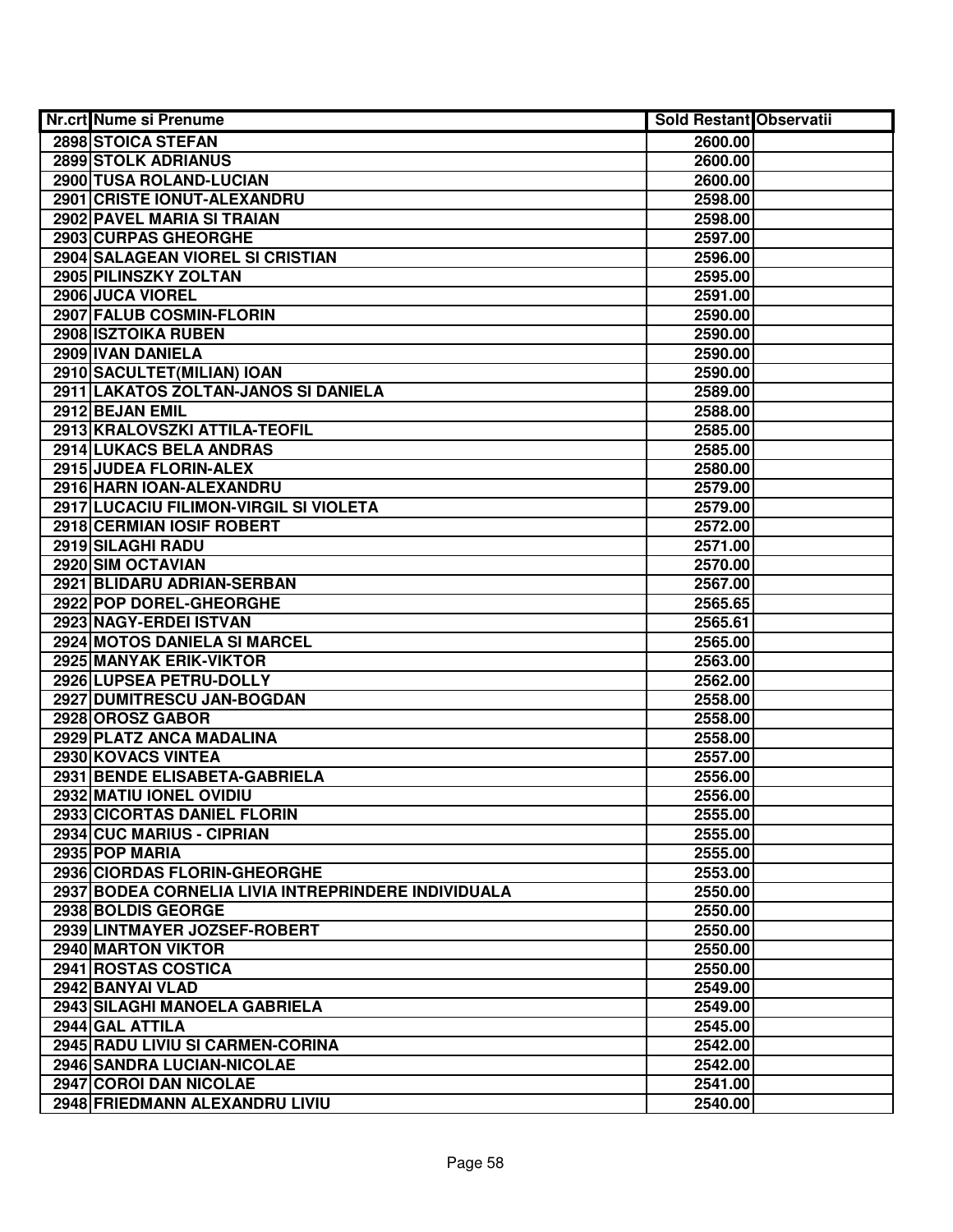| Nr.crt | Nume si Prenume | Sold Restant | Observatii |
|---|---|---|---|
| 2898 | STOICA STEFAN | 2600.00 | |
| 2899 | STOLK ADRIANUS | 2600.00 | |
| 2900 | TUSA ROLAND-LUCIAN | 2600.00 | |
| 2901 | CRISTE IONUT-ALEXANDRU | 2598.00 | |
| 2902 | PAVEL MARIA SI TRAIAN | 2598.00 | |
| 2903 | CURPAS GHEORGHE | 2597.00 | |
| 2904 | SALAGEAN VIOREL SI CRISTIAN | 2596.00 | |
| 2905 | PILINSZKY ZOLTAN | 2595.00 | |
| 2906 | JUCA VIOREL | 2591.00 | |
| 2907 | FALUB COSMIN-FLORIN | 2590.00 | |
| 2908 | ISZTOIKA RUBEN | 2590.00 | |
| 2909 | IVAN DANIELA | 2590.00 | |
| 2910 | SACULTET(MILIAN) IOAN | 2590.00 | |
| 2911 | LAKATOS ZOLTAN-JANOS SI DANIELA | 2589.00 | |
| 2912 | BEJAN EMIL | 2588.00 | |
| 2913 | KRALOVSZKI ATTILA-TEOFIL | 2585.00 | |
| 2914 | LUKACS BELA ANDRAS | 2585.00 | |
| 2915 | JUDEA FLORIN-ALEX | 2580.00 | |
| 2916 | HARN IOAN-ALEXANDRU | 2579.00 | |
| 2917 | LUCACIU FILIMON-VIRGIL SI VIOLETA | 2579.00 | |
| 2918 | CERMIAN IOSIF ROBERT | 2572.00 | |
| 2919 | SILAGHI RADU | 2571.00 | |
| 2920 | SIM OCTAVIAN | 2570.00 | |
| 2921 | BLIDARU ADRIAN-SERBAN | 2567.00 | |
| 2922 | POP DOREL-GHEORGHE | 2565.65 | |
| 2923 | NAGY-ERDEI ISTVAN | 2565.61 | |
| 2924 | MOTOS DANIELA SI MARCEL | 2565.00 | |
| 2925 | MANYAK ERIK-VIKTOR | 2563.00 | |
| 2926 | LUPSEA PETRU-DOLLY | 2562.00 | |
| 2927 | DUMITRESCU JAN-BOGDAN | 2558.00 | |
| 2928 | OROSZ GABOR | 2558.00 | |
| 2929 | PLATZ ANCA MADALINA | 2558.00 | |
| 2930 | KOVACS VINTEA | 2557.00 | |
| 2931 | BENDE ELISABETA-GABRIELA | 2556.00 | |
| 2932 | MATIU IONEL OVIDIU | 2556.00 | |
| 2933 | CICORTAS DANIEL FLORIN | 2555.00 | |
| 2934 | CUC MARIUS - CIPRIAN | 2555.00 | |
| 2935 | POP MARIA | 2555.00 | |
| 2936 | CIORDAS FLORIN-GHEORGHE | 2553.00 | |
| 2937 | BODEA CORNELIA LIVIA INTREPRINDERE INDIVIDUALA | 2550.00 | |
| 2938 | BOLDIS GEORGE | 2550.00 | |
| 2939 | LINTMAYER JOZSEF-ROBERT | 2550.00 | |
| 2940 | MARTON VIKTOR | 2550.00 | |
| 2941 | ROSTAS COSTICA | 2550.00 | |
| 2942 | BANYAI VLAD | 2549.00 | |
| 2943 | SILAGHI MANOELA GABRIELA | 2549.00 | |
| 2944 | GAL ATTILA | 2545.00 | |
| 2945 | RADU LIVIU SI CARMEN-CORINA | 2542.00 | |
| 2946 | SANDRA LUCIAN-NICOLAE | 2542.00 | |
| 2947 | COROI DAN NICOLAE | 2541.00 | |
| 2948 | FRIEDMANN ALEXANDRU LIVIU | 2540.00 | |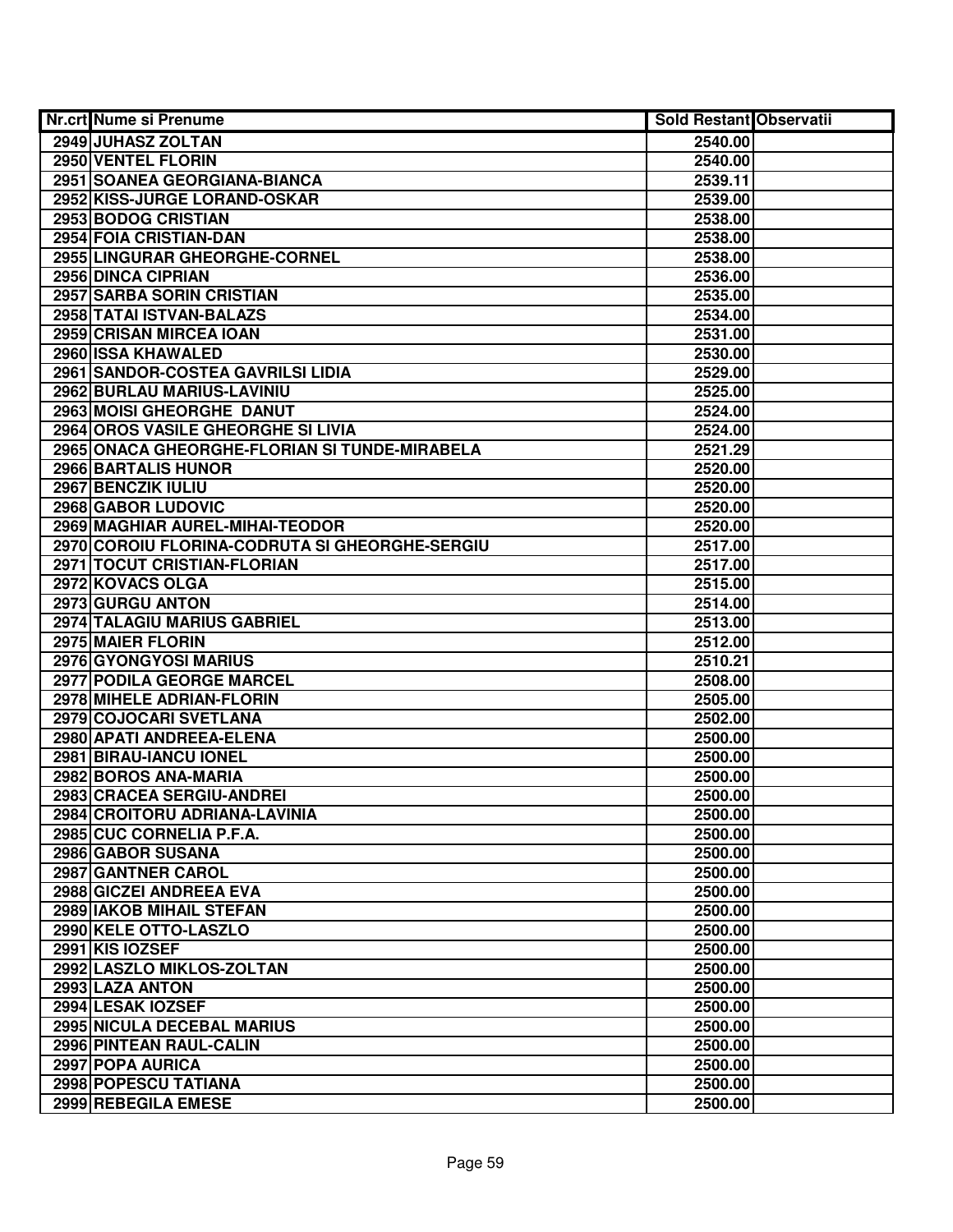| Nr.crt | Nume si Prenume | Sold Restant | Observatii |
|---|---|---|---|
| 2949 | JUHASZ ZOLTAN | 2540.00 | |
| 2950 | VENTEL FLORIN | 2540.00 | |
| 2951 | SOANEA GEORGIANA-BIANCA | 2539.11 | |
| 2952 | KISS-JURGE LORAND-OSKAR | 2539.00 | |
| 2953 | BODOG CRISTIAN | 2538.00 | |
| 2954 | FOIA CRISTIAN-DAN | 2538.00 | |
| 2955 | LINGURAR GHEORGHE-CORNEL | 2538.00 | |
| 2956 | DINCA CIPRIAN | 2536.00 | |
| 2957 | SARBA SORIN CRISTIAN | 2535.00 | |
| 2958 | TATAI ISTVAN-BALAZS | 2534.00 | |
| 2959 | CRISAN MIRCEA IOAN | 2531.00 | |
| 2960 | ISSA KHAWALED | 2530.00 | |
| 2961 | SANDOR-COSTEA GAVRILSI LIDIA | 2529.00 | |
| 2962 | BURLAU MARIUS-LAVINIU | 2525.00 | |
| 2963 | MOISI GHEORGHE DANUT | 2524.00 | |
| 2964 | OROS VASILE GHEORGHE SI LIVIA | 2524.00 | |
| 2965 | ONACA GHEORGHE-FLORIAN SI TUNDE-MIRABELA | 2521.29 | |
| 2966 | BARTALIS HUNOR | 2520.00 | |
| 2967 | BENCZIK IULIU | 2520.00 | |
| 2968 | GABOR LUDOVIC | 2520.00 | |
| 2969 | MAGHIAR AUREL-MIHAI-TEODOR | 2520.00 | |
| 2970 | COROIU FLORINA-CODRUTA SI GHEORGHE-SERGIU | 2517.00 | |
| 2971 | TOCUT CRISTIAN-FLORIAN | 2517.00 | |
| 2972 | KOVACS OLGA | 2515.00 | |
| 2973 | GURGU ANTON | 2514.00 | |
| 2974 | TALAGIU MARIUS GABRIEL | 2513.00 | |
| 2975 | MAIER FLORIN | 2512.00 | |
| 2976 | GYONGYOSI MARIUS | 2510.21 | |
| 2977 | PODILA GEORGE MARCEL | 2508.00 | |
| 2978 | MIHELE ADRIAN-FLORIN | 2505.00 | |
| 2979 | COJOCARI SVETLANA | 2502.00 | |
| 2980 | APATI ANDREEA-ELENA | 2500.00 | |
| 2981 | BIRAU-IANCU IONEL | 2500.00 | |
| 2982 | BOROS ANA-MARIA | 2500.00 | |
| 2983 | CRACEA SERGIU-ANDREI | 2500.00 | |
| 2984 | CROITORU ADRIANA-LAVINIA | 2500.00 | |
| 2985 | CUC CORNELIA P.F.A. | 2500.00 | |
| 2986 | GABOR SUSANA | 2500.00 | |
| 2987 | GANTNER CAROL | 2500.00 | |
| 2988 | GICZEI ANDREEA EVA | 2500.00 | |
| 2989 | IAKOB MIHAIL STEFAN | 2500.00 | |
| 2990 | KELE OTTO-LASZLO | 2500.00 | |
| 2991 | KIS IOZSEF | 2500.00 | |
| 2992 | LASZLO MIKLOS-ZOLTAN | 2500.00 | |
| 2993 | LAZA ANTON | 2500.00 | |
| 2994 | LESAK IOZSEF | 2500.00 | |
| 2995 | NICULA DECEBAL MARIUS | 2500.00 | |
| 2996 | PINTEAN RAUL-CALIN | 2500.00 | |
| 2997 | POPA AURICA | 2500.00 | |
| 2998 | POPESCU TATIANA | 2500.00 | |
| 2999 | REBEGILA EMESE | 2500.00 | |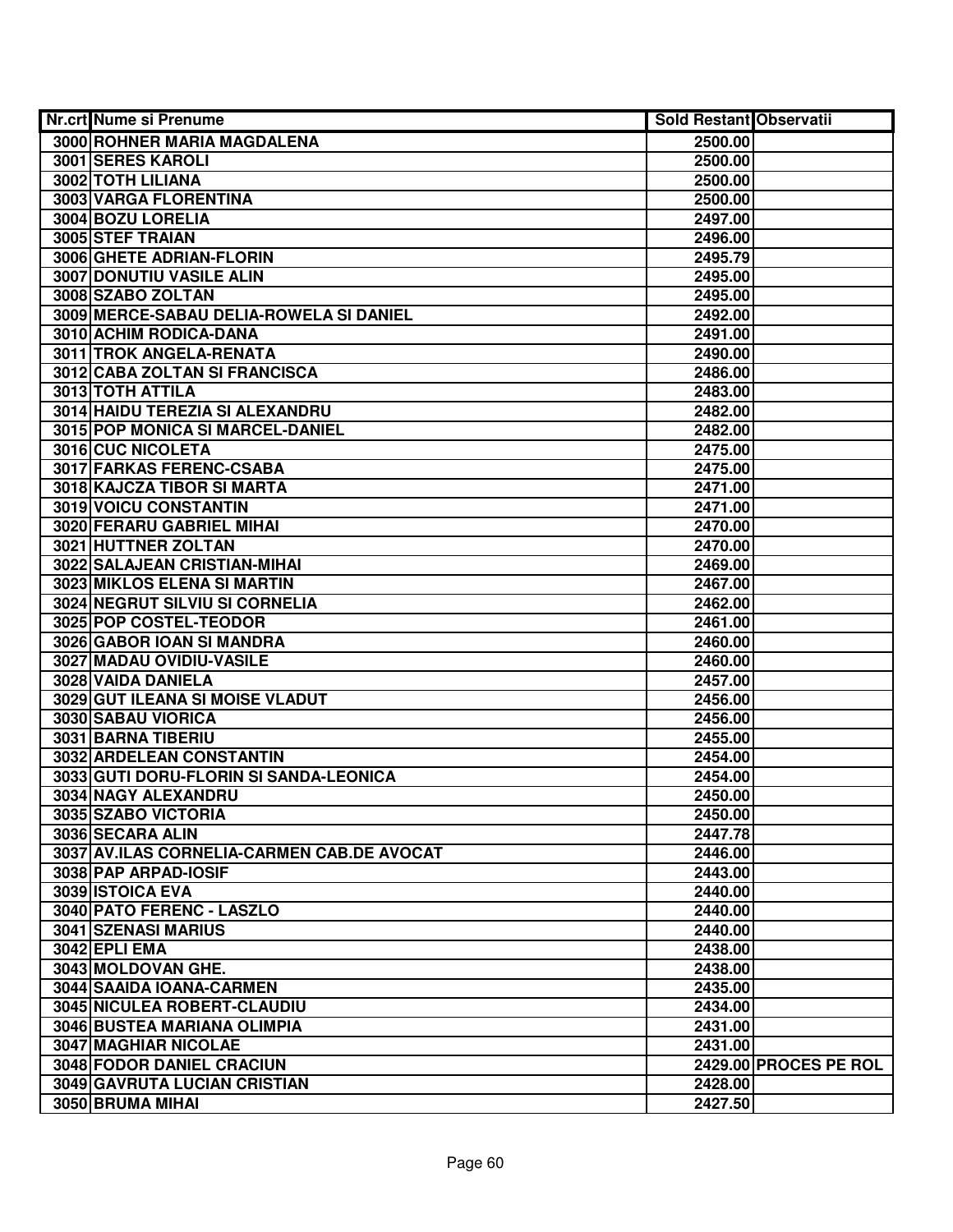| Nr.crt | Nume si Prenume | Sold Restant | Observatii |
|---|---|---|---|
| 3000 | ROHNER MARIA MAGDALENA | 2500.00 | |
| 3001 | SERES KAROLI | 2500.00 | |
| 3002 | TOTH LILIANA | 2500.00 | |
| 3003 | VARGA FLORENTINA | 2500.00 | |
| 3004 | BOZU LORELIA | 2497.00 | |
| 3005 | STEF TRAIAN | 2496.00 | |
| 3006 | GHETE ADRIAN-FLORIN | 2495.79 | |
| 3007 | DONUTIU VASILE ALIN | 2495.00 | |
| 3008 | SZABO ZOLTAN | 2495.00 | |
| 3009 | MERCE-SABAU DELIA-ROWELA SI DANIEL | 2492.00 | |
| 3010 | ACHIM RODICA-DANA | 2491.00 | |
| 3011 | TROK ANGELA-RENATA | 2490.00 | |
| 3012 | CABA ZOLTAN SI FRANCISCA | 2486.00 | |
| 3013 | TOTH ATTILA | 2483.00 | |
| 3014 | HAIDU TEREZIA SI ALEXANDRU | 2482.00 | |
| 3015 | POP MONICA SI MARCEL-DANIEL | 2482.00 | |
| 3016 | CUC NICOLETA | 2475.00 | |
| 3017 | FARKAS FERENC-CSABA | 2475.00 | |
| 3018 | KAJCZA TIBOR SI MARTA | 2471.00 | |
| 3019 | VOICU CONSTANTIN | 2471.00 | |
| 3020 | FERARU GABRIEL MIHAI | 2470.00 | |
| 3021 | HUTTNER ZOLTAN | 2470.00 | |
| 3022 | SALAJEAN CRISTIAN-MIHAI | 2469.00 | |
| 3023 | MIKLOS ELENA SI MARTIN | 2467.00 | |
| 3024 | NEGRUT SILVIU SI CORNELIA | 2462.00 | |
| 3025 | POP COSTEL-TEODOR | 2461.00 | |
| 3026 | GABOR IOAN SI MANDRA | 2460.00 | |
| 3027 | MADAU OVIDIU-VASILE | 2460.00 | |
| 3028 | VAIDA DANIELA | 2457.00 | |
| 3029 | GUT ILEANA SI MOISE VLADUT | 2456.00 | |
| 3030 | SABAU VIORICA | 2456.00 | |
| 3031 | BARNA TIBERIU | 2455.00 | |
| 3032 | ARDELEAN CONSTANTIN | 2454.00 | |
| 3033 | GUTI DORU-FLORIN SI SANDA-LEONICA | 2454.00 | |
| 3034 | NAGY ALEXANDRU | 2450.00 | |
| 3035 | SZABO VICTORIA | 2450.00 | |
| 3036 | SECARA ALIN | 2447.78 | |
| 3037 | AV.ILAS CORNELIA-CARMEN CAB.DE AVOCAT | 2446.00 | |
| 3038 | PAP ARPAD-IOSIF | 2443.00 | |
| 3039 | ISTOICA EVA | 2440.00 | |
| 3040 | PATO FERENC - LASZLO | 2440.00 | |
| 3041 | SZENASI MARIUS | 2440.00 | |
| 3042 | EPLI EMA | 2438.00 | |
| 3043 | MOLDOVAN GHE. | 2438.00 | |
| 3044 | SAAIDA IOANA-CARMEN | 2435.00 | |
| 3045 | NICULEA ROBERT-CLAUDIU | 2434.00 | |
| 3046 | BUSTEA MARIANA OLIMPIA | 2431.00 | |
| 3047 | MAGHIAR NICOLAE | 2431.00 | |
| 3048 | FODOR DANIEL CRACIUN | 2429.00 | PROCES PE ROL |
| 3049 | GAVRUTA LUCIAN CRISTIAN | 2428.00 | |
| 3050 | BRUMA MIHAI | 2427.50 | |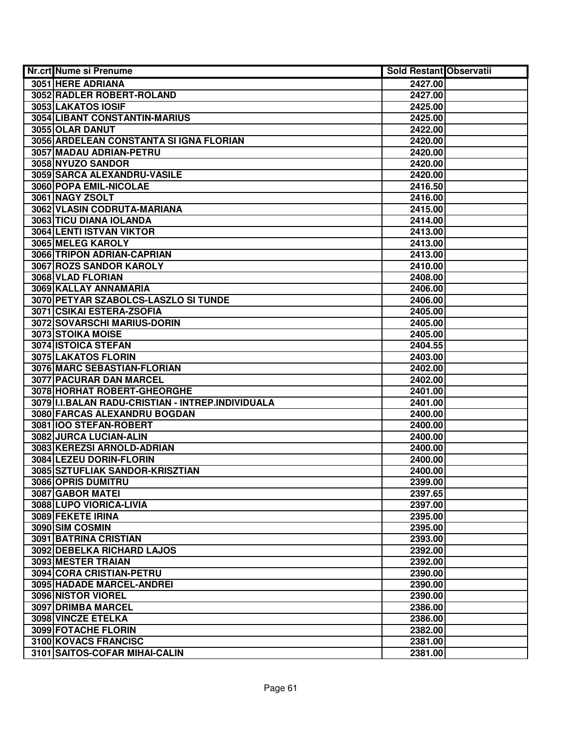| Nr.crt | Nume si Prenume | Sold Restant | Observatii |
|---|---|---|---|
| 3051 | HERE ADRIANA | 2427.00 | |
| 3052 | RADLER ROBERT-ROLAND | 2427.00 | |
| 3053 | LAKATOS IOSIF | 2425.00 | |
| 3054 | LIBANT CONSTANTIN-MARIUS | 2425.00 | |
| 3055 | OLAR DANUT | 2422.00 | |
| 3056 | ARDELEAN CONSTANTA SI IGNA FLORIAN | 2420.00 | |
| 3057 | MADAU ADRIAN-PETRU | 2420.00 | |
| 3058 | NYUZO SANDOR | 2420.00 | |
| 3059 | SARCA ALEXANDRU-VASILE | 2420.00 | |
| 3060 | POPA EMIL-NICOLAE | 2416.50 | |
| 3061 | NAGY ZSOLT | 2416.00 | |
| 3062 | VLASIN CODRUTA-MARIANA | 2415.00 | |
| 3063 | TICU DIANA IOLANDA | 2414.00 | |
| 3064 | LENTI ISTVAN VIKTOR | 2413.00 | |
| 3065 | MELEG KAROLY | 2413.00 | |
| 3066 | TRIPON ADRIAN-CAPRIAN | 2413.00 | |
| 3067 | ROZS SANDOR KAROLY | 2410.00 | |
| 3068 | VLAD FLORIAN | 2408.00 | |
| 3069 | KALLAY ANNAMARIA | 2406.00 | |
| 3070 | PETYAR SZABOLCS-LASZLO SI TUNDE | 2406.00 | |
| 3071 | CSIKAI ESTERA-ZSOFIA | 2405.00 | |
| 3072 | SOVARSCHI MARIUS-DORIN | 2405.00 | |
| 3073 | STOIKA MOISE | 2405.00 | |
| 3074 | ISTOICA STEFAN | 2404.55 | |
| 3075 | LAKATOS FLORIN | 2403.00 | |
| 3076 | MARC SEBASTIAN-FLORIAN | 2402.00 | |
| 3077 | PACURAR DAN MARCEL | 2402.00 | |
| 3078 | HORHAT ROBERT-GHEORGHE | 2401.00 | |
| 3079 | I.I.BALAN RADU-CRISTIAN - INTREP.INDIVIDUALA | 2401.00 | |
| 3080 | FARCAS ALEXANDRU BOGDAN | 2400.00 | |
| 3081 | IOO STEFAN-ROBERT | 2400.00 | |
| 3082 | JURCA LUCIAN-ALIN | 2400.00 | |
| 3083 | KEREZSI ARNOLD-ADRIAN | 2400.00 | |
| 3084 | LEZEU DORIN-FLORIN | 2400.00 | |
| 3085 | SZTUFLIAK SANDOR-KRISZTIAN | 2400.00 | |
| 3086 | OPRIS DUMITRU | 2399.00 | |
| 3087 | GABOR MATEI | 2397.65 | |
| 3088 | LUPO VIORICA-LIVIA | 2397.00 | |
| 3089 | FEKETE IRINA | 2395.00 | |
| 3090 | SIM COSMIN | 2395.00 | |
| 3091 | BATRINA CRISTIAN | 2393.00 | |
| 3092 | DEBELKA RICHARD LAJOS | 2392.00 | |
| 3093 | MESTER TRAIAN | 2392.00 | |
| 3094 | CORA CRISTIAN-PETRU | 2390.00 | |
| 3095 | HADADE MARCEL-ANDREI | 2390.00 | |
| 3096 | NISTOR VIOREL | 2390.00 | |
| 3097 | DRIMBA MARCEL | 2386.00 | |
| 3098 | VINCZE ETELKA | 2386.00 | |
| 3099 | FOTACHE FLORIN | 2382.00 | |
| 3100 | KOVACS FRANCISC | 2381.00 | |
| 3101 | SAITOS-COFAR MIHAI-CALIN | 2381.00 | |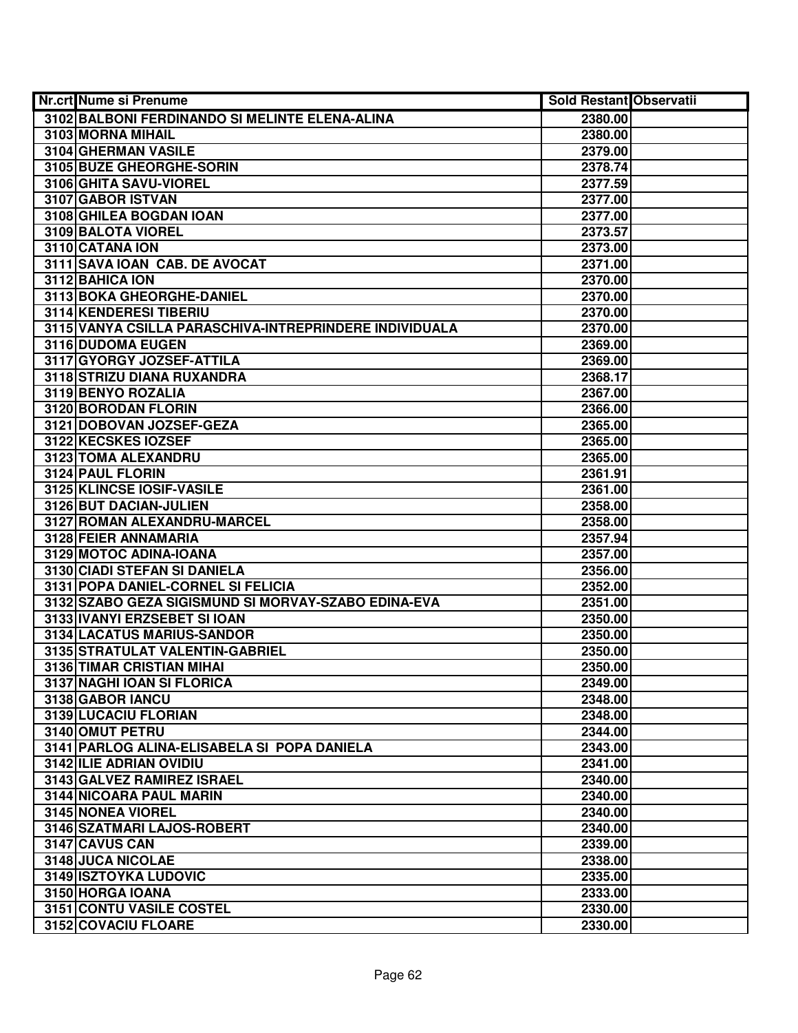| Nr.crt | Nume si Prenume | Sold Restant | Observatii |
|---|---|---|---|
| 3102 | BALBONI FERDINANDO SI MELINTE ELENA-ALINA | 2380.00 | |
| 3103 | MORNA MIHAIL | 2380.00 | |
| 3104 | GHERMAN VASILE | 2379.00 | |
| 3105 | BUZE GHEORGHE-SORIN | 2378.74 | |
| 3106 | GHITA SAVU-VIOREL | 2377.59 | |
| 3107 | GABOR ISTVAN | 2377.00 | |
| 3108 | GHILEA BOGDAN IOAN | 2377.00 | |
| 3109 | BALOTA VIOREL | 2373.57 | |
| 3110 | CATANA ION | 2373.00 | |
| 3111 | SAVA IOAN CAB. DE AVOCAT | 2371.00 | |
| 3112 | BAHICA ION | 2370.00 | |
| 3113 | BOKA GHEORGHE-DANIEL | 2370.00 | |
| 3114 | KENDERESI TIBERIU | 2370.00 | |
| 3115 | VANYA CSILLA PARASCHIVA-INTREPRINDERE INDIVIDUALA | 2370.00 | |
| 3116 | DUDOMA EUGEN | 2369.00 | |
| 3117 | GYORGY JOZSEF-ATTILA | 2369.00 | |
| 3118 | STRIZU DIANA RUXANDRA | 2368.17 | |
| 3119 | BENYO ROZALIA | 2367.00 | |
| 3120 | BORODAN FLORIN | 2366.00 | |
| 3121 | DOBOVAN JOZSEF-GEZA | 2365.00 | |
| 3122 | KECSKES IOZSEF | 2365.00 | |
| 3123 | TOMA ALEXANDRU | 2365.00 | |
| 3124 | PAUL FLORIN | 2361.91 | |
| 3125 | KLINCSE IOSIF-VASILE | 2361.00 | |
| 3126 | BUT DACIAN-JULIEN | 2358.00 | |
| 3127 | ROMAN ALEXANDRU-MARCEL | 2358.00 | |
| 3128 | FEIER ANNAMARIA | 2357.94 | |
| 3129 | MOTOC ADINA-IOANA | 2357.00 | |
| 3130 | CIADI STEFAN SI DANIELA | 2356.00 | |
| 3131 | POPA DANIEL-CORNEL SI FELICIA | 2352.00 | |
| 3132 | SZABO GEZA SIGISMUND SI MORVAY-SZABO EDINA-EVA | 2351.00 | |
| 3133 | IVANYI ERZSEBET SI IOAN | 2350.00 | |
| 3134 | LACATUS MARIUS-SANDOR | 2350.00 | |
| 3135 | STRATULAT VALENTIN-GABRIEL | 2350.00 | |
| 3136 | TIMAR CRISTIAN MIHAI | 2350.00 | |
| 3137 | NAGHI IOAN SI FLORICA | 2349.00 | |
| 3138 | GABOR IANCU | 2348.00 | |
| 3139 | LUCACIU FLORIAN | 2348.00 | |
| 3140 | OMUT PETRU | 2344.00 | |
| 3141 | PARLOG ALINA-ELISABELA SI POPA DANIELA | 2343.00 | |
| 3142 | ILIE ADRIAN OVIDIU | 2341.00 | |
| 3143 | GALVEZ RAMIREZ ISRAEL | 2340.00 | |
| 3144 | NICOARA PAUL MARIN | 2340.00 | |
| 3145 | NONEA VIOREL | 2340.00 | |
| 3146 | SZATMARI LAJOS-ROBERT | 2340.00 | |
| 3147 | CAVUS CAN | 2339.00 | |
| 3148 | JUCA NICOLAE | 2338.00 | |
| 3149 | ISZTOYKA LUDOVIC | 2335.00 | |
| 3150 | HORGA IOANA | 2333.00 | |
| 3151 | CONTU VASILE COSTEL | 2330.00 | |
| 3152 | COVACIU FLOARE | 2330.00 | |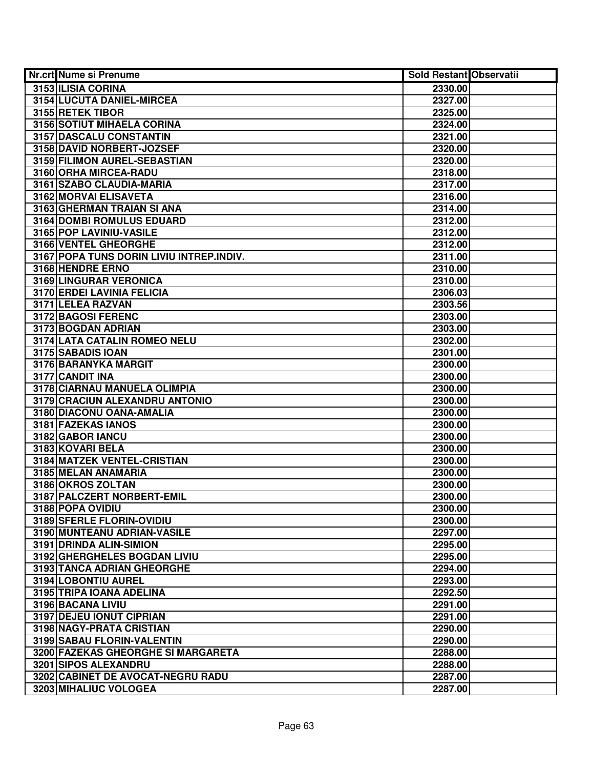| Nr.crt | Nume si Prenume | Sold Restant | Observatii |
|---|---|---|---|
| 3153 | ILISIA CORINA | 2330.00 | |
| 3154 | LUCUTA DANIEL-MIRCEA | 2327.00 | |
| 3155 | RETEK TIBOR | 2325.00 | |
| 3156 | SOTIUT MIHAELA CORINA | 2324.00 | |
| 3157 | DASCALU CONSTANTIN | 2321.00 | |
| 3158 | DAVID NORBERT-JOZSEF | 2320.00 | |
| 3159 | FILIMON AUREL-SEBASTIAN | 2320.00 | |
| 3160 | ORHA MIRCEA-RADU | 2318.00 | |
| 3161 | SZABO CLAUDIA-MARIA | 2317.00 | |
| 3162 | MORVAI ELISAVETA | 2316.00 | |
| 3163 | GHERMAN TRAIAN SI ANA | 2314.00 | |
| 3164 | DOMBI ROMULUS EDUARD | 2312.00 | |
| 3165 | POP LAVINIU-VASILE | 2312.00 | |
| 3166 | VENTEL GHEORGHE | 2312.00 | |
| 3167 | POPA TUNS DORIN LIVIU INTREP.INDIV. | 2311.00 | |
| 3168 | HENDRE ERNO | 2310.00 | |
| 3169 | LINGURAR VERONICA | 2310.00 | |
| 3170 | ERDEI LAVINIA FELICIA | 2306.03 | |
| 3171 | LELEA RAZVAN | 2303.56 | |
| 3172 | BAGOSI FERENC | 2303.00 | |
| 3173 | BOGDAN ADRIAN | 2303.00 | |
| 3174 | LATA CATALIN ROMEO NELU | 2302.00 | |
| 3175 | SABADIS IOAN | 2301.00 | |
| 3176 | BARANYKA MARGIT | 2300.00 | |
| 3177 | CANDIT INA | 2300.00 | |
| 3178 | CIARNAU MANUELA OLIMPIA | 2300.00 | |
| 3179 | CRACIUN ALEXANDRU ANTONIO | 2300.00 | |
| 3180 | DIACONU OANA-AMALIA | 2300.00 | |
| 3181 | FAZEKAS IANOS | 2300.00 | |
| 3182 | GABOR IANCU | 2300.00 | |
| 3183 | KOVARI BELA | 2300.00 | |
| 3184 | MATZEK VENTEL-CRISTIAN | 2300.00 | |
| 3185 | MELAN ANAMARIA | 2300.00 | |
| 3186 | OKROS ZOLTAN | 2300.00 | |
| 3187 | PALCZERT NORBERT-EMIL | 2300.00 | |
| 3188 | POPA OVIDIU | 2300.00 | |
| 3189 | SFERLE FLORIN-OVIDIU | 2300.00 | |
| 3190 | MUNTEANU ADRIAN-VASILE | 2297.00 | |
| 3191 | DRINDA ALIN-SIMION | 2295.00 | |
| 3192 | GHERGHELES BOGDAN LIVIU | 2295.00 | |
| 3193 | TANCA ADRIAN GHEORGHE | 2294.00 | |
| 3194 | LOBONTIU AUREL | 2293.00 | |
| 3195 | TRIPA IOANA ADELINA | 2292.50 | |
| 3196 | BACANA LIVIU | 2291.00 | |
| 3197 | DEJEU IONUT CIPRIAN | 2291.00 | |
| 3198 | NAGY-PRATA CRISTIAN | 2290.00 | |
| 3199 | SABAU FLORIN-VALENTIN | 2290.00 | |
| 3200 | FAZEKAS GHEORGHE SI MARGARETA | 2288.00 | |
| 3201 | SIPOS ALEXANDRU | 2288.00 | |
| 3202 | CABINET DE AVOCAT-NEGRU RADU | 2287.00 | |
| 3203 | MIHALIUC VOLOGEA | 2287.00 | |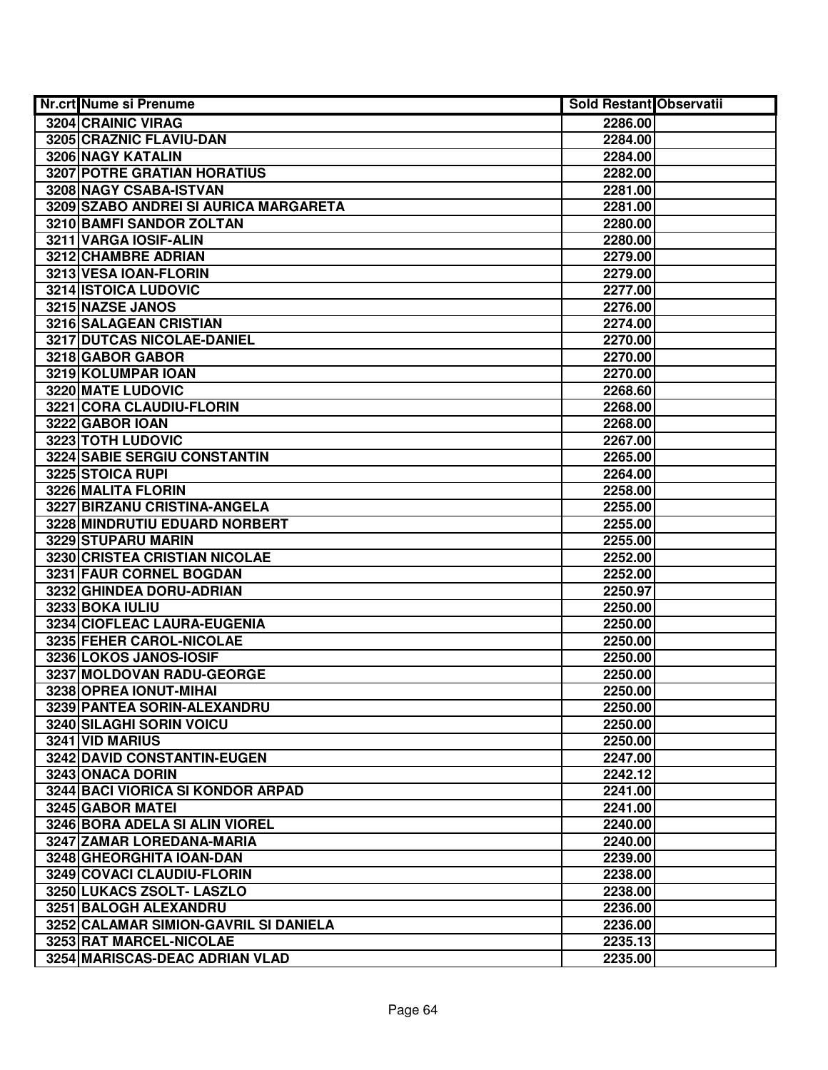| Nr.crt | Nume si Prenume | Sold Restant | Observatii |
|---|---|---|---|
| 3204 | CRAINIC VIRAG | 2286.00 | |
| 3205 | CRAZNIC FLAVIU-DAN | 2284.00 | |
| 3206 | NAGY KATALIN | 2284.00 | |
| 3207 | POTRE GRATIAN HORATIUS | 2282.00 | |
| 3208 | NAGY CSABA-ISTVAN | 2281.00 | |
| 3209 | SZABO ANDREI SI AURICA MARGARETA | 2281.00 | |
| 3210 | BAMFI SANDOR ZOLTAN | 2280.00 | |
| 3211 | VARGA IOSIF-ALIN | 2280.00 | |
| 3212 | CHAMBRE ADRIAN | 2279.00 | |
| 3213 | VESA IOAN-FLORIN | 2279.00 | |
| 3214 | ISTOICA LUDOVIC | 2277.00 | |
| 3215 | NAZSE JANOS | 2276.00 | |
| 3216 | SALAGEAN CRISTIAN | 2274.00 | |
| 3217 | DUTCAS NICOLAE-DANIEL | 2270.00 | |
| 3218 | GABOR GABOR | 2270.00 | |
| 3219 | KOLUMPAR IOAN | 2270.00 | |
| 3220 | MATE LUDOVIC | 2268.60 | |
| 3221 | CORA CLAUDIU-FLORIN | 2268.00 | |
| 3222 | GABOR IOAN | 2268.00 | |
| 3223 | TOTH LUDOVIC | 2267.00 | |
| 3224 | SABIE SERGIU CONSTANTIN | 2265.00 | |
| 3225 | STOICA RUPI | 2264.00 | |
| 3226 | MALITA FLORIN | 2258.00 | |
| 3227 | BIRZANU CRISTINA-ANGELA | 2255.00 | |
| 3228 | MINDRUTIU EDUARD NORBERT | 2255.00 | |
| 3229 | STUPARU MARIN | 2255.00 | |
| 3230 | CRISTEA CRISTIAN NICOLAE | 2252.00 | |
| 3231 | FAUR CORNEL BOGDAN | 2252.00 | |
| 3232 | GHINDEA DORU-ADRIAN | 2250.97 | |
| 3233 | BOKA IULIU | 2250.00 | |
| 3234 | CIOFLEAC LAURA-EUGENIA | 2250.00 | |
| 3235 | FEHER CAROL-NICOLAE | 2250.00 | |
| 3236 | LOKOS JANOS-IOSIF | 2250.00 | |
| 3237 | MOLDOVAN RADU-GEORGE | 2250.00 | |
| 3238 | OPREA IONUT-MIHAI | 2250.00 | |
| 3239 | PANTEA SORIN-ALEXANDRU | 2250.00 | |
| 3240 | SILAGHI SORIN VOICU | 2250.00 | |
| 3241 | VID MARIUS | 2250.00 | |
| 3242 | DAVID CONSTANTIN-EUGEN | 2247.00 | |
| 3243 | ONACA DORIN | 2242.12 | |
| 3244 | BACI VIORICA SI KONDOR ARPAD | 2241.00 | |
| 3245 | GABOR MATEI | 2241.00 | |
| 3246 | BORA ADELA SI ALIN VIOREL | 2240.00 | |
| 3247 | ZAMAR LOREDANA-MARIA | 2240.00 | |
| 3248 | GHEORGHITA IOAN-DAN | 2239.00 | |
| 3249 | COVACI CLAUDIU-FLORIN | 2238.00 | |
| 3250 | LUKACS ZSOLT- LASZLO | 2238.00 | |
| 3251 | BALOGH ALEXANDRU | 2236.00 | |
| 3252 | CALAMAR SIMION-GAVRIL SI DANIELA | 2236.00 | |
| 3253 | RAT MARCEL-NICOLAE | 2235.13 | |
| 3254 | MARISCAS-DEAC ADRIAN VLAD | 2235.00 | |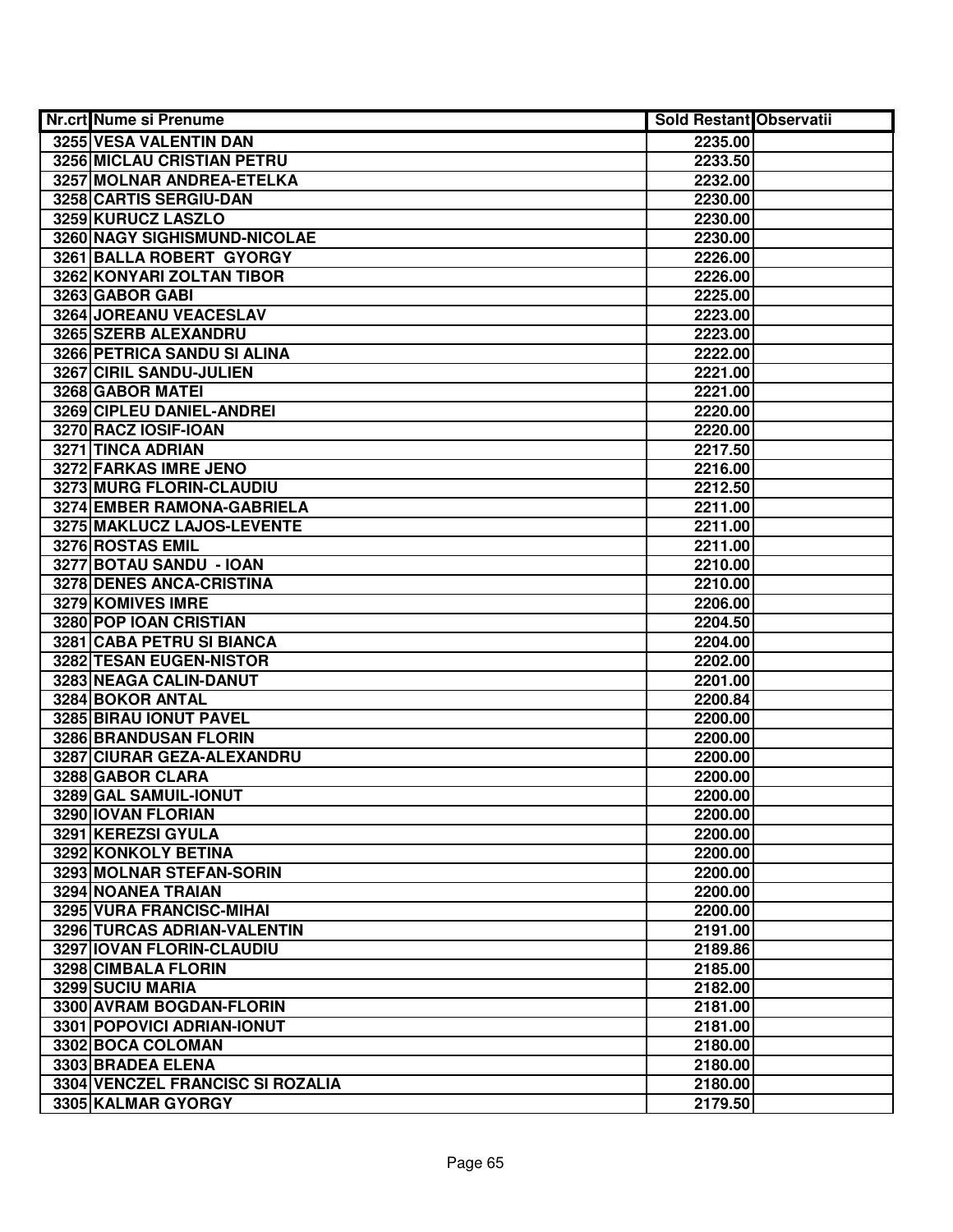| Nr.crt | Nume si Prenume | Sold Restant | Observatii |
|---|---|---|---|
| 3255 | VESA VALENTIN DAN | 2235.00 | |
| 3256 | MICLAU CRISTIAN PETRU | 2233.50 | |
| 3257 | MOLNAR ANDREA-ETELKA | 2232.00 | |
| 3258 | CARTIS SERGIU-DAN | 2230.00 | |
| 3259 | KURUCZ LASZLO | 2230.00 | |
| 3260 | NAGY SIGHISMUND-NICOLAE | 2230.00 | |
| 3261 | BALLA ROBERT GYORGY | 2226.00 | |
| 3262 | KONYARI ZOLTAN TIBOR | 2226.00 | |
| 3263 | GABOR GABI | 2225.00 | |
| 3264 | JOREANU VEACESLAV | 2223.00 | |
| 3265 | SZERB ALEXANDRU | 2223.00 | |
| 3266 | PETRICA SANDU SI ALINA | 2222.00 | |
| 3267 | CIRIL SANDU-JULIEN | 2221.00 | |
| 3268 | GABOR MATEI | 2221.00 | |
| 3269 | CIPLEU DANIEL-ANDREI | 2220.00 | |
| 3270 | RACZ IOSIF-IOAN | 2220.00 | |
| 3271 | TINCA ADRIAN | 2217.50 | |
| 3272 | FARKAS IMRE JENO | 2216.00 | |
| 3273 | MURG FLORIN-CLAUDIU | 2212.50 | |
| 3274 | EMBER RAMONA-GABRIELA | 2211.00 | |
| 3275 | MAKLUCZ LAJOS-LEVENTE | 2211.00 | |
| 3276 | ROSTAS EMIL | 2211.00 | |
| 3277 | BOTAU SANDU - IOAN | 2210.00 | |
| 3278 | DENES ANCA-CRISTINA | 2210.00 | |
| 3279 | KOMIVES IMRE | 2206.00 | |
| 3280 | POP IOAN CRISTIAN | 2204.50 | |
| 3281 | CABA PETRU SI BIANCA | 2204.00 | |
| 3282 | TESAN EUGEN-NISTOR | 2202.00 | |
| 3283 | NEAGA CALIN-DANUT | 2201.00 | |
| 3284 | BOKOR ANTAL | 2200.84 | |
| 3285 | BIRAU IONUT PAVEL | 2200.00 | |
| 3286 | BRANDUSAN FLORIN | 2200.00 | |
| 3287 | CIURAR GEZA-ALEXANDRU | 2200.00 | |
| 3288 | GABOR CLARA | 2200.00 | |
| 3289 | GAL SAMUIL-IONUT | 2200.00 | |
| 3290 | IOVAN FLORIAN | 2200.00 | |
| 3291 | KEREZSI GYULA | 2200.00 | |
| 3292 | KONKOLY BETINA | 2200.00 | |
| 3293 | MOLNAR STEFAN-SORIN | 2200.00 | |
| 3294 | NOANEA TRAIAN | 2200.00 | |
| 3295 | VURA FRANCISC-MIHAI | 2200.00 | |
| 3296 | TURCAS ADRIAN-VALENTIN | 2191.00 | |
| 3297 | IOVAN FLORIN-CLAUDIU | 2189.86 | |
| 3298 | CIMBALA FLORIN | 2185.00 | |
| 3299 | SUCIU MARIA | 2182.00 | |
| 3300 | AVRAM BOGDAN-FLORIN | 2181.00 | |
| 3301 | POPOVICI ADRIAN-IONUT | 2181.00 | |
| 3302 | BOCA COLOMAN | 2180.00 | |
| 3303 | BRADEA ELENA | 2180.00 | |
| 3304 | VENCZEL FRANCISC SI ROZALIA | 2180.00 | |
| 3305 | KALMAR GYORGY | 2179.50 | |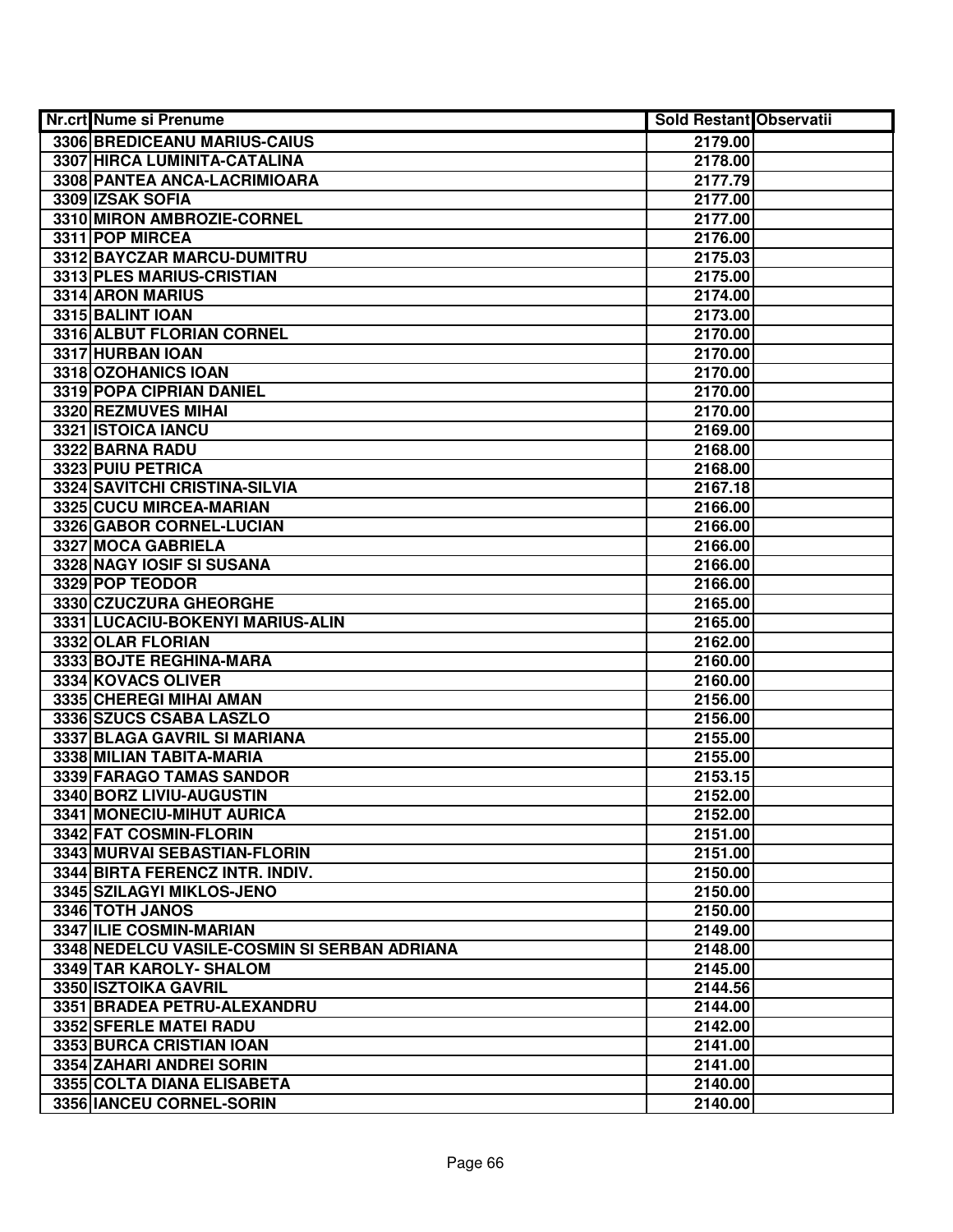| Nr.crt | Nume si Prenume | Sold Restant | Observatii |
|---|---|---|---|
| 3306 | BREDICEANU MARIUS-CAIUS | 2179.00 | |
| 3307 | HIRCA LUMINITA-CATALINA | 2178.00 | |
| 3308 | PANTEA ANCA-LACRIMIOARA | 2177.79 | |
| 3309 | IZSAK SOFIA | 2177.00 | |
| 3310 | MIRON AMBROZIE-CORNEL | 2177.00 | |
| 3311 | POP MIRCEA | 2176.00 | |
| 3312 | BAYCZAR MARCU-DUMITRU | 2175.03 | |
| 3313 | PLES MARIUS-CRISTIAN | 2175.00 | |
| 3314 | ARON MARIUS | 2174.00 | |
| 3315 | BALINT IOAN | 2173.00 | |
| 3316 | ALBUT FLORIAN CORNEL | 2170.00 | |
| 3317 | HURBAN IOAN | 2170.00 | |
| 3318 | OZOHANICS IOAN | 2170.00 | |
| 3319 | POPA CIPRIAN DANIEL | 2170.00 | |
| 3320 | REZMUVES MIHAI | 2170.00 | |
| 3321 | ISTOICA IANCU | 2169.00 | |
| 3322 | BARNA RADU | 2168.00 | |
| 3323 | PUIU PETRICA | 2168.00 | |
| 3324 | SAVITCHI CRISTINA-SILVIA | 2167.18 | |
| 3325 | CUCU MIRCEA-MARIAN | 2166.00 | |
| 3326 | GABOR CORNEL-LUCIAN | 2166.00 | |
| 3327 | MOCA GABRIELA | 2166.00 | |
| 3328 | NAGY IOSIF SI SUSANA | 2166.00 | |
| 3329 | POP TEODOR | 2166.00 | |
| 3330 | CZUCZURA GHEORGHE | 2165.00 | |
| 3331 | LUCACIU-BOKENYI MARIUS-ALIN | 2165.00 | |
| 3332 | OLAR FLORIAN | 2162.00 | |
| 3333 | BOJTE REGHINA-MARA | 2160.00 | |
| 3334 | KOVACS OLIVER | 2160.00 | |
| 3335 | CHEREGI MIHAI AMAN | 2156.00 | |
| 3336 | SZUCS CSABA LASZLO | 2156.00 | |
| 3337 | BLAGA GAVRIL SI MARIANA | 2155.00 | |
| 3338 | MILIAN TABITA-MARIA | 2155.00 | |
| 3339 | FARAGO TAMAS SANDOR | 2153.15 | |
| 3340 | BORZ LIVIU-AUGUSTIN | 2152.00 | |
| 3341 | MONECIU-MIHUT AURICA | 2152.00 | |
| 3342 | FAT COSMIN-FLORIN | 2151.00 | |
| 3343 | MURVAI SEBASTIAN-FLORIN | 2151.00 | |
| 3344 | BIRTA FERENCZ INTR. INDIV. | 2150.00 | |
| 3345 | SZILAGYI MIKLOS-JENO | 2150.00 | |
| 3346 | TOTH JANOS | 2150.00 | |
| 3347 | ILIE COSMIN-MARIAN | 2149.00 | |
| 3348 | NEDELCU VASILE-COSMIN SI SERBAN ADRIANA | 2148.00 | |
| 3349 | TAR KAROLY- SHALOM | 2145.00 | |
| 3350 | ISZTOIKA GAVRIL | 2144.56 | |
| 3351 | BRADEA PETRU-ALEXANDRU | 2144.00 | |
| 3352 | SFERLE MATEI RADU | 2142.00 | |
| 3353 | BURCA CRISTIAN IOAN | 2141.00 | |
| 3354 | ZAHARI ANDREI SORIN | 2141.00 | |
| 3355 | COLTA DIANA ELISABETA | 2140.00 | |
| 3356 | IANCEU CORNEL-SORIN | 2140.00 | |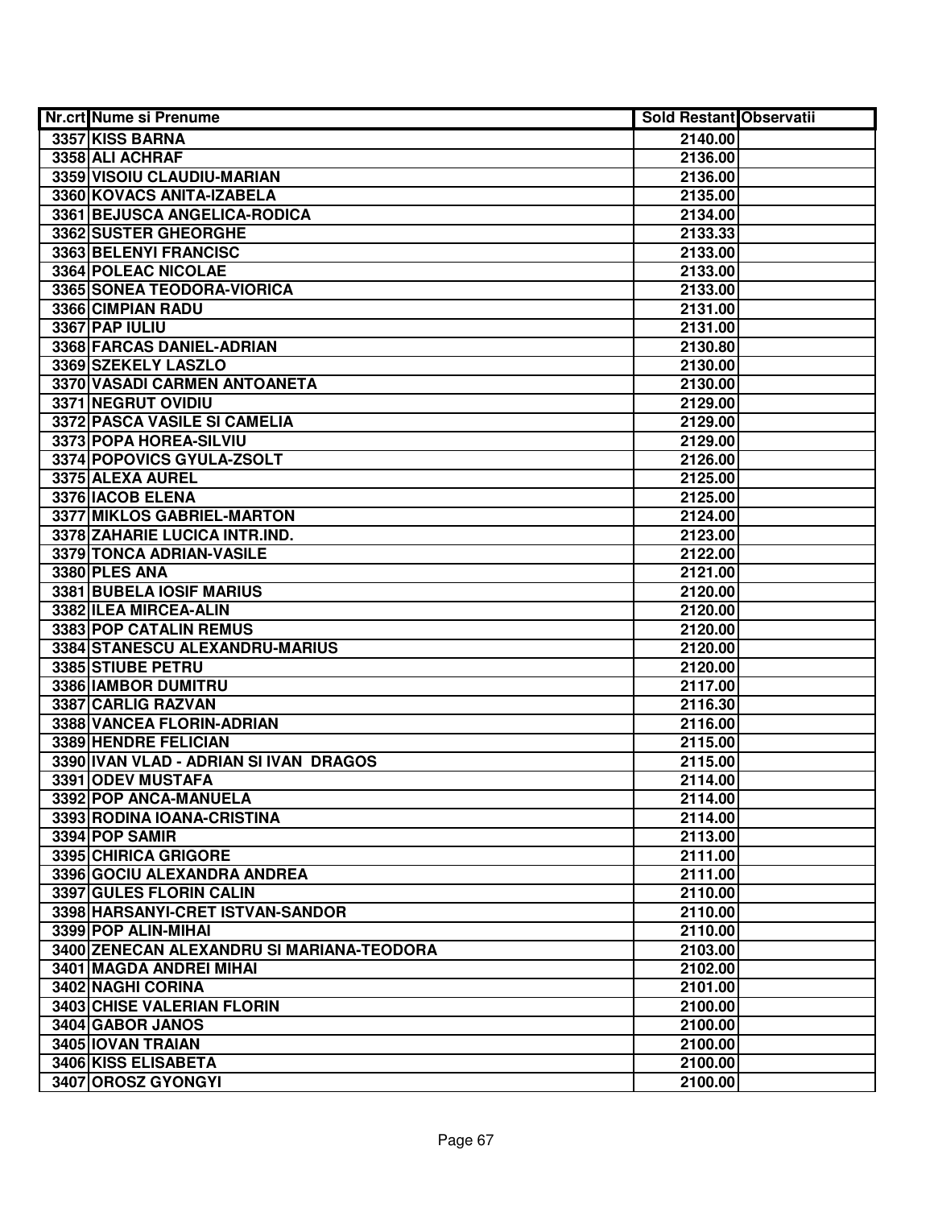| Nr.crt | Nume si Prenume | Sold Restant | Observatii |
|---|---|---|---|
| 3357 | KISS BARNA | 2140.00 | |
| 3358 | ALI ACHRAF | 2136.00 | |
| 3359 | VISOIU CLAUDIU-MARIAN | 2136.00 | |
| 3360 | KOVACS ANITA-IZABELA | 2135.00 | |
| 3361 | BEJUSCA ANGELICA-RODICA | 2134.00 | |
| 3362 | SUSTER GHEORGHE | 2133.33 | |
| 3363 | BELENYI FRANCISC | 2133.00 | |
| 3364 | POLEAC NICOLAE | 2133.00 | |
| 3365 | SONEA TEODORA-VIORICA | 2133.00 | |
| 3366 | CIMPIAN RADU | 2131.00 | |
| 3367 | PAP IULIU | 2131.00 | |
| 3368 | FARCAS DANIEL-ADRIAN | 2130.80 | |
| 3369 | SZEKELY LASZLO | 2130.00 | |
| 3370 | VASADI CARMEN ANTOANETA | 2130.00 | |
| 3371 | NEGRUT OVIDIU | 2129.00 | |
| 3372 | PASCA VASILE SI CAMELIA | 2129.00 | |
| 3373 | POPA HOREA-SILVIU | 2129.00 | |
| 3374 | POPOVICS GYULA-ZSOLT | 2126.00 | |
| 3375 | ALEXA AUREL | 2125.00 | |
| 3376 | IACOB ELENA | 2125.00 | |
| 3377 | MIKLOS GABRIEL-MARTON | 2124.00 | |
| 3378 | ZAHARIE LUCICA INTR.IND. | 2123.00 | |
| 3379 | TONCA ADRIAN-VASILE | 2122.00 | |
| 3380 | PLES ANA | 2121.00 | |
| 3381 | BUBELA IOSIF MARIUS | 2120.00 | |
| 3382 | ILEA MIRCEA-ALIN | 2120.00 | |
| 3383 | POP CATALIN REMUS | 2120.00 | |
| 3384 | STANESCU ALEXANDRU-MARIUS | 2120.00 | |
| 3385 | STIUBE PETRU | 2120.00 | |
| 3386 | IAMBOR DUMITRU | 2117.00 | |
| 3387 | CARLIG RAZVAN | 2116.30 | |
| 3388 | VANCEA FLORIN-ADRIAN | 2116.00 | |
| 3389 | HENDRE FELICIAN | 2115.00 | |
| 3390 | IVAN VLAD - ADRIAN SI IVAN DRAGOS | 2115.00 | |
| 3391 | ODEV MUSTAFA | 2114.00 | |
| 3392 | POP ANCA-MANUELA | 2114.00 | |
| 3393 | RODINA IOANA-CRISTINA | 2114.00 | |
| 3394 | POP SAMIR | 2113.00 | |
| 3395 | CHIRICA GRIGORE | 2111.00 | |
| 3396 | GOCIU ALEXANDRA ANDREA | 2111.00 | |
| 3397 | GULES FLORIN CALIN | 2110.00 | |
| 3398 | HARSANYI-CRET ISTVAN-SANDOR | 2110.00 | |
| 3399 | POP ALIN-MIHAI | 2110.00 | |
| 3400 | ZENECAN ALEXANDRU SI MARIANA-TEODORA | 2103.00 | |
| 3401 | MAGDA ANDREI MIHAI | 2102.00 | |
| 3402 | NAGHI CORINA | 2101.00 | |
| 3403 | CHISE VALERIAN FLORIN | 2100.00 | |
| 3404 | GABOR JANOS | 2100.00 | |
| 3405 | IOVAN TRAIAN | 2100.00 | |
| 3406 | KISS ELISABETA | 2100.00 | |
| 3407 | OROSZ GYONGYI | 2100.00 | |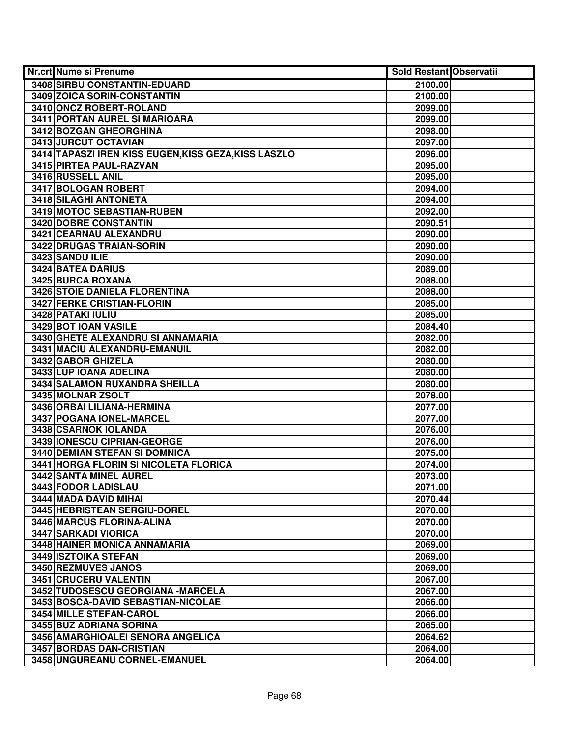| Nr.crt | Nume si Prenume | Sold Restant | Observatii |
|---|---|---|---|
| 3408 | SIRBU CONSTANTIN-EDUARD | 2100.00 | |
| 3409 | ZOICA SORIN-CONSTANTIN | 2100.00 | |
| 3410 | ONCZ ROBERT-ROLAND | 2099.00 | |
| 3411 | PORTAN AUREL SI MARIOARA | 2099.00 | |
| 3412 | BOZGAN GHEORGHINA | 2098.00 | |
| 3413 | JURCUT OCTAVIAN | 2097.00 | |
| 3414 | TAPASZI IREN KISS EUGEN,KISS GEZA,KISS LASZLO | 2096.00 | |
| 3415 | PIRTEA PAUL-RAZVAN | 2095.00 | |
| 3416 | RUSSELL ANIL | 2095.00 | |
| 3417 | BOLOGAN ROBERT | 2094.00 | |
| 3418 | SILAGHI ANTONETA | 2094.00 | |
| 3419 | MOTOC SEBASTIAN-RUBEN | 2092.00 | |
| 3420 | DOBRE CONSTANTIN | 2090.51 | |
| 3421 | CEARNAU ALEXANDRU | 2090.00 | |
| 3422 | DRUGAS TRAIAN-SORIN | 2090.00 | |
| 3423 | SANDU ILIE | 2090.00 | |
| 3424 | BATEA DARIUS | 2089.00 | |
| 3425 | BURCA ROXANA | 2088.00 | |
| 3426 | STOIE DANIELA FLORENTINA | 2088.00 | |
| 3427 | FERKE CRISTIAN-FLORIN | 2085.00 | |
| 3428 | PATAKI IULIU | 2085.00 | |
| 3429 | BOT IOAN VASILE | 2084.40 | |
| 3430 | GHETE ALEXANDRU SI ANNAMARIA | 2082.00 | |
| 3431 | MACIU ALEXANDRU-EMANUIL | 2082.00 | |
| 3432 | GABOR GHIZELA | 2080.00 | |
| 3433 | LUP IOANA ADELINA | 2080.00 | |
| 3434 | SALAMON RUXANDRA SHEILLA | 2080.00 | |
| 3435 | MOLNAR ZSOLT | 2078.00 | |
| 3436 | ORBAI LILIANA-HERMINA | 2077.00 | |
| 3437 | POGANA IONEL-MARCEL | 2077.00 | |
| 3438 | CSARNOK IOLANDA | 2076.00 | |
| 3439 | IONESCU CIPRIAN-GEORGE | 2076.00 | |
| 3440 | DEMIAN STEFAN SI DOMNICA | 2075.00 | |
| 3441 | HORGA FLORIN SI NICOLETA FLORICA | 2074.00 | |
| 3442 | SANTA MINEL AUREL | 2073.00 | |
| 3443 | FODOR LADISLAU | 2071.00 | |
| 3444 | MADA DAVID MIHAI | 2070.44 | |
| 3445 | HEBRISTEAN SERGIU-DOREL | 2070.00 | |
| 3446 | MARCUS FLORINA-ALINA | 2070.00 | |
| 3447 | SARKADI VIORICA | 2070.00 | |
| 3448 | HAINER MONICA ANNAMARIA | 2069.00 | |
| 3449 | ISZTOIKA STEFAN | 2069.00 | |
| 3450 | REZMUVES JANOS | 2069.00 | |
| 3451 | CRUCERU VALENTIN | 2067.00 | |
| 3452 | TUDOSESCU GEORGIANA -MARCELA | 2067.00 | |
| 3453 | BOSCA-DAVID SEBASTIAN-NICOLAE | 2066.00 | |
| 3454 | MILLE STEFAN-CAROL | 2066.00 | |
| 3455 | BUZ ADRIANA SORINA | 2065.00 | |
| 3456 | AMARGHIOALEI SENORA ANGELICA | 2064.62 | |
| 3457 | BORDAS DAN-CRISTIAN | 2064.00 | |
| 3458 | UNGUREANU CORNEL-EMANUEL | 2064.00 | |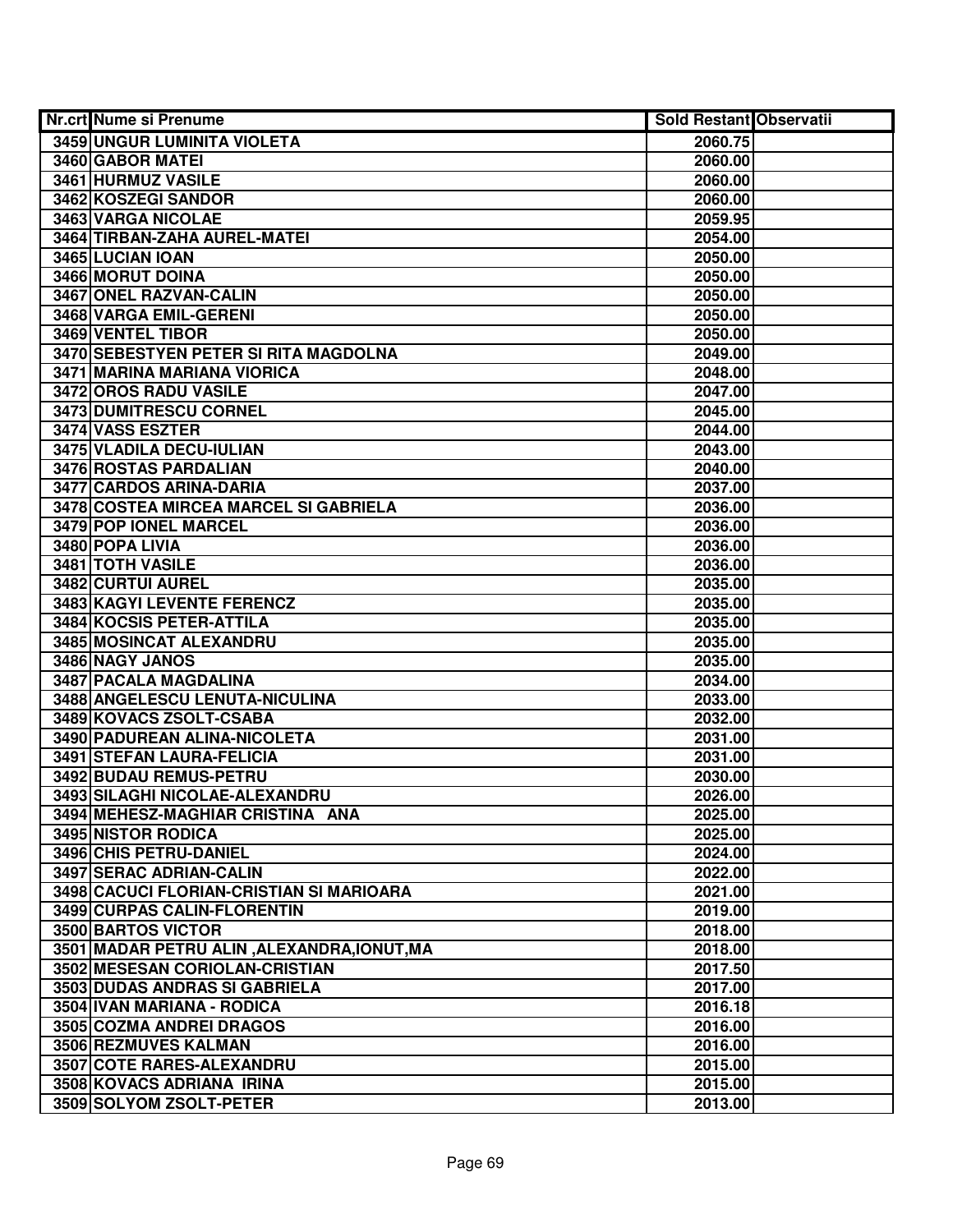| Nr.crt | Nume si Prenume | Sold Restant | Observatii |
|---|---|---|---|
| 3459 | UNGUR LUMINITA VIOLETA | 2060.75 | |
| 3460 | GABOR MATEI | 2060.00 | |
| 3461 | HURMUZ VASILE | 2060.00 | |
| 3462 | KOSZEGI SANDOR | 2060.00 | |
| 3463 | VARGA NICOLAE | 2059.95 | |
| 3464 | TIRBAN-ZAHA AUREL-MATEI | 2054.00 | |
| 3465 | LUCIAN IOAN | 2050.00 | |
| 3466 | MORUT DOINA | 2050.00 | |
| 3467 | ONEL RAZVAN-CALIN | 2050.00 | |
| 3468 | VARGA EMIL-GERENI | 2050.00 | |
| 3469 | VENTEL TIBOR | 2050.00 | |
| 3470 | SEBESTYEN PETER SI RITA MAGDOLNA | 2049.00 | |
| 3471 | MARINA MARIANA VIORICA | 2048.00 | |
| 3472 | OROS RADU VASILE | 2047.00 | |
| 3473 | DUMITRESCU CORNEL | 2045.00 | |
| 3474 | VASS ESZTER | 2044.00 | |
| 3475 | VLADILA DECU-IULIAN | 2043.00 | |
| 3476 | ROSTAS PARDALIAN | 2040.00 | |
| 3477 | CARDOS ARINA-DARIA | 2037.00 | |
| 3478 | COSTEA MIRCEA MARCEL SI GABRIELA | 2036.00 | |
| 3479 | POP IONEL MARCEL | 2036.00 | |
| 3480 | POPA LIVIA | 2036.00 | |
| 3481 | TOTH VASILE | 2036.00 | |
| 3482 | CURTUI AUREL | 2035.00 | |
| 3483 | KAGYI LEVENTE FERENCZ | 2035.00 | |
| 3484 | KOCSIS PETER-ATTILA | 2035.00 | |
| 3485 | MOSINCAT ALEXANDRU | 2035.00 | |
| 3486 | NAGY JANOS | 2035.00 | |
| 3487 | PACALA MAGDALINA | 2034.00 | |
| 3488 | ANGELESCU LENUTA-NICULINA | 2033.00 | |
| 3489 | KOVACS ZSOLT-CSABA | 2032.00 | |
| 3490 | PADUREAN ALINA-NICOLETA | 2031.00 | |
| 3491 | STEFAN LAURA-FELICIA | 2031.00 | |
| 3492 | BUDAU REMUS-PETRU | 2030.00 | |
| 3493 | SILAGHI NICOLAE-ALEXANDRU | 2026.00 | |
| 3494 | MEHESZ-MAGHIAR CRISTINA ANA | 2025.00 | |
| 3495 | NISTOR RODICA | 2025.00 | |
| 3496 | CHIS PETRU-DANIEL | 2024.00 | |
| 3497 | SERAC ADRIAN-CALIN | 2022.00 | |
| 3498 | CACUCI FLORIAN-CRISTIAN SI MARIOARA | 2021.00 | |
| 3499 | CURPAS CALIN-FLORENTIN | 2019.00 | |
| 3500 | BARTOS VICTOR | 2018.00 | |
| 3501 | MADAR PETRU ALIN ,ALEXANDRA,IONUT,MA | 2018.00 | |
| 3502 | MESESAN CORIOLAN-CRISTIAN | 2017.50 | |
| 3503 | DUDAS ANDRAS SI GABRIELA | 2017.00 | |
| 3504 | IVAN MARIANA - RODICA | 2016.18 | |
| 3505 | COZMA ANDREI DRAGOS | 2016.00 | |
| 3506 | REZMUVES KALMAN | 2016.00 | |
| 3507 | COTE RARES-ALEXANDRU | 2015.00 | |
| 3508 | KOVACS ADRIANA IRINA | 2015.00 | |
| 3509 | SOLYOM ZSOLT-PETER | 2013.00 | |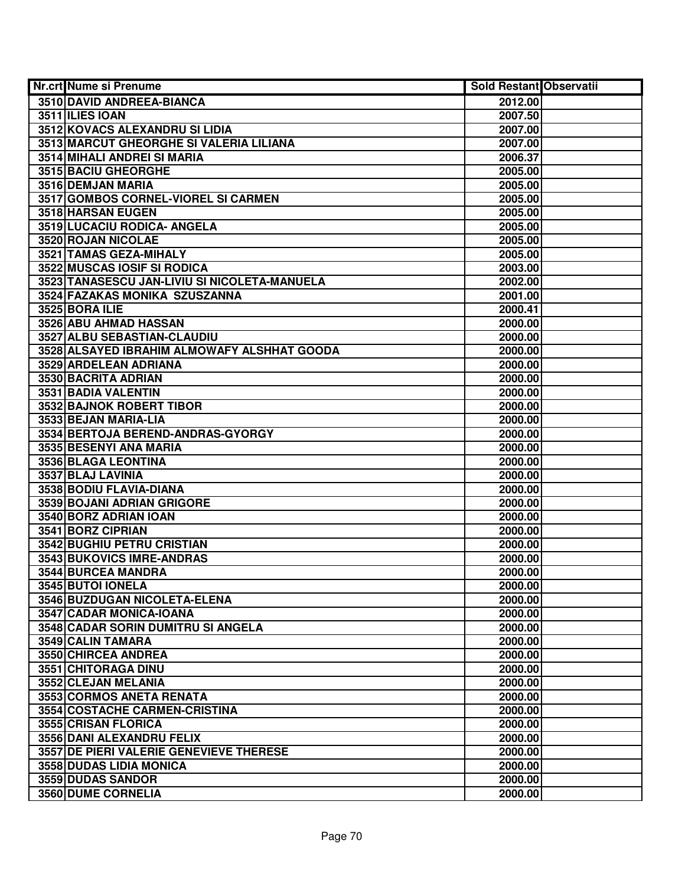| Nr.crt | Nume si Prenume | Sold Restant | Observatii |
|---|---|---|---|
| 3510 | DAVID ANDREEA-BIANCA | 2012.00 | |
| 3511 | ILIES IOAN | 2007.50 | |
| 3512 | KOVACS ALEXANDRU SI LIDIA | 2007.00 | |
| 3513 | MARCUT GHEORGHE SI VALERIA LILIANA | 2007.00 | |
| 3514 | MIHALI ANDREI SI MARIA | 2006.37 | |
| 3515 | BACIU GHEORGHE | 2005.00 | |
| 3516 | DEMJAN MARIA | 2005.00 | |
| 3517 | GOMBOS CORNEL-VIOREL SI CARMEN | 2005.00 | |
| 3518 | HARSAN EUGEN | 2005.00 | |
| 3519 | LUCACIU RODICA- ANGELA | 2005.00 | |
| 3520 | ROJAN NICOLAE | 2005.00 | |
| 3521 | TAMAS GEZA-MIHALY | 2005.00 | |
| 3522 | MUSCAS IOSIF SI RODICA | 2003.00 | |
| 3523 | TANASESCU JAN-LIVIU SI NICOLETA-MANUELA | 2002.00 | |
| 3524 | FAZAKAS MONIKA SZUSZANNA | 2001.00 | |
| 3525 | BORA ILIE | 2000.41 | |
| 3526 | ABU AHMAD HASSAN | 2000.00 | |
| 3527 | ALBU SEBASTIAN-CLAUDIU | 2000.00 | |
| 3528 | ALSAYED IBRAHIM ALMOWAFY ALSHHAT GOODA | 2000.00 | |
| 3529 | ARDELEAN ADRIANA | 2000.00 | |
| 3530 | BACRITA ADRIAN | 2000.00 | |
| 3531 | BADIA VALENTIN | 2000.00 | |
| 3532 | BAJNOK ROBERT TIBOR | 2000.00 | |
| 3533 | BEJAN MARIA-LIA | 2000.00 | |
| 3534 | BERTOJA BEREND-ANDRAS-GYORGY | 2000.00 | |
| 3535 | BESENYI ANA MARIA | 2000.00 | |
| 3536 | BLAGA LEONTINA | 2000.00 | |
| 3537 | BLAJ LAVINIA | 2000.00 | |
| 3538 | BODIU FLAVIA-DIANA | 2000.00 | |
| 3539 | BOJANI ADRIAN GRIGORE | 2000.00 | |
| 3540 | BORZ ADRIAN IOAN | 2000.00 | |
| 3541 | BORZ CIPRIAN | 2000.00 | |
| 3542 | BUGHIU PETRU CRISTIAN | 2000.00 | |
| 3543 | BUKOVICS IMRE-ANDRAS | 2000.00 | |
| 3544 | BURCEA MANDRA | 2000.00 | |
| 3545 | BUTOI IONELA | 2000.00 | |
| 3546 | BUZDUGAN NICOLETA-ELENA | 2000.00 | |
| 3547 | CADAR MONICA-IOANA | 2000.00 | |
| 3548 | CADAR SORIN DUMITRU SI ANGELA | 2000.00 | |
| 3549 | CALIN TAMARA | 2000.00 | |
| 3550 | CHIRCEA ANDREA | 2000.00 | |
| 3551 | CHITORAGA DINU | 2000.00 | |
| 3552 | CLEJAN MELANIA | 2000.00 | |
| 3553 | CORMOS ANETA RENATA | 2000.00 | |
| 3554 | COSTACHE CARMEN-CRISTINA | 2000.00 | |
| 3555 | CRISAN FLORICA | 2000.00 | |
| 3556 | DANI ALEXANDRU FELIX | 2000.00 | |
| 3557 | DE PIERI VALERIE GENEVIEVE THERESE | 2000.00 | |
| 3558 | DUDAS LIDIA MONICA | 2000.00 | |
| 3559 | DUDAS SANDOR | 2000.00 | |
| 3560 | DUME CORNELIA | 2000.00 | |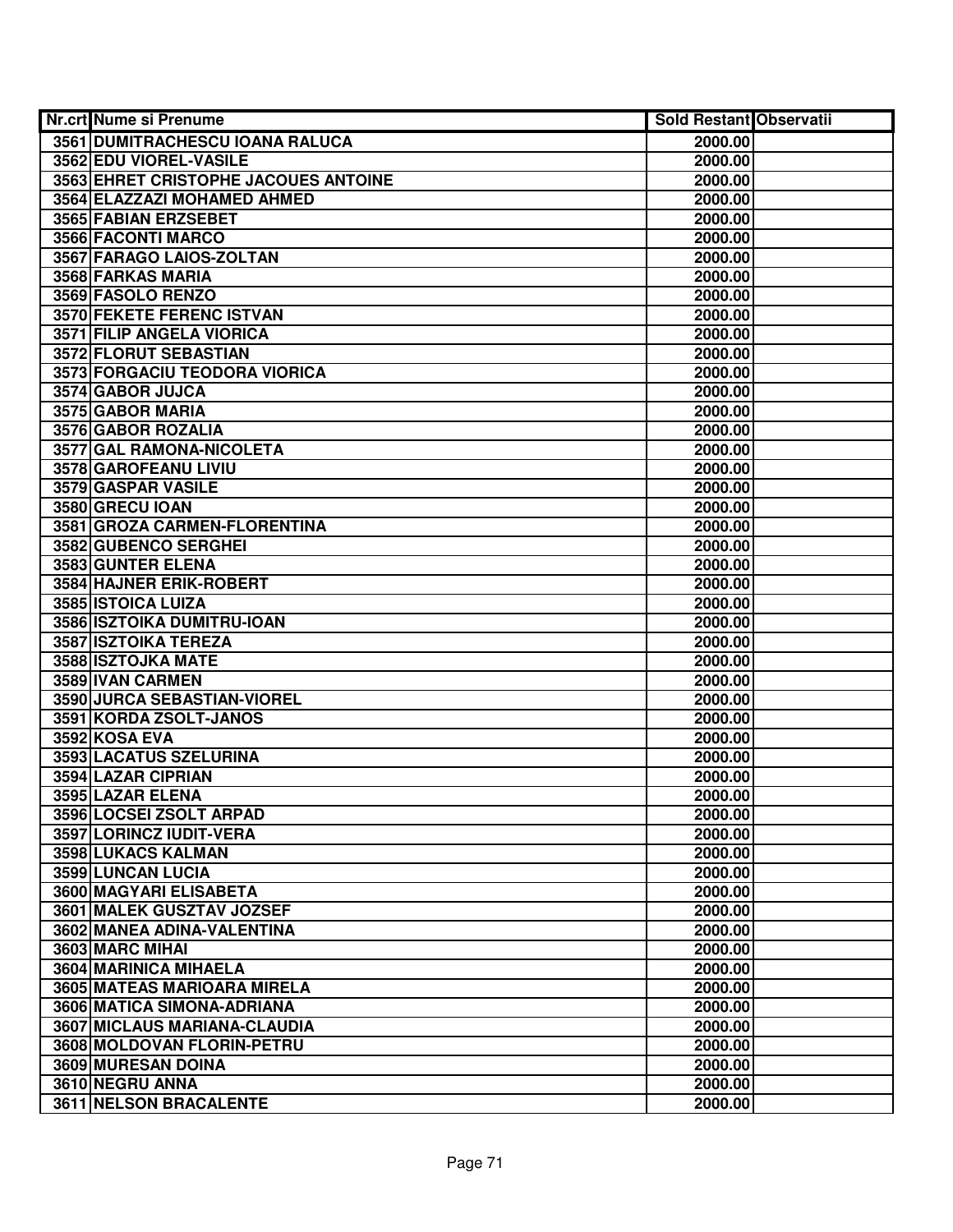| Nr.crt | Nume si Prenume | Sold Restant | Observatii |
|---|---|---|---|
| 3561 | DUMITRACHESCU IOANA RALUCA | 2000.00 | |
| 3562 | EDU VIOREL-VASILE | 2000.00 | |
| 3563 | EHRET CRISTOPHE JACOUES ANTOINE | 2000.00 | |
| 3564 | ELAZZAZI MOHAMED AHMED | 2000.00 | |
| 3565 | FABIAN ERZSEBET | 2000.00 | |
| 3566 | FACONTI MARCO | 2000.00 | |
| 3567 | FARAGO LAIOS-ZOLTAN | 2000.00 | |
| 3568 | FARKAS MARIA | 2000.00 | |
| 3569 | FASOLO RENZO | 2000.00 | |
| 3570 | FEKETE FERENC ISTVAN | 2000.00 | |
| 3571 | FILIP ANGELA VIORICA | 2000.00 | |
| 3572 | FLORUT SEBASTIAN | 2000.00 | |
| 3573 | FORGACIU TEODORA VIORICA | 2000.00 | |
| 3574 | GABOR JUJCA | 2000.00 | |
| 3575 | GABOR MARIA | 2000.00 | |
| 3576 | GABOR ROZALIA | 2000.00 | |
| 3577 | GAL RAMONA-NICOLETA | 2000.00 | |
| 3578 | GAROFEANU LIVIU | 2000.00 | |
| 3579 | GASPAR VASILE | 2000.00 | |
| 3580 | GRECU IOAN | 2000.00 | |
| 3581 | GROZA CARMEN-FLORENTINA | 2000.00 | |
| 3582 | GUBENCO SERGHEI | 2000.00 | |
| 3583 | GUNTER ELENA | 2000.00 | |
| 3584 | HAJNER ERIK-ROBERT | 2000.00 | |
| 3585 | ISTOICA LUIZA | 2000.00 | |
| 3586 | ISZTOIKA DUMITRU-IOAN | 2000.00 | |
| 3587 | ISZTOIKA TEREZA | 2000.00 | |
| 3588 | ISZTOJKA MATE | 2000.00 | |
| 3589 | IVAN CARMEN | 2000.00 | |
| 3590 | JURCA SEBASTIAN-VIOREL | 2000.00 | |
| 3591 | KORDA ZSOLT-JANOS | 2000.00 | |
| 3592 | KOSA EVA | 2000.00 | |
| 3593 | LACATUS SZELURINA | 2000.00 | |
| 3594 | LAZAR CIPRIAN | 2000.00 | |
| 3595 | LAZAR ELENA | 2000.00 | |
| 3596 | LOCSEI ZSOLT ARPAD | 2000.00 | |
| 3597 | LORINCZ IUDIT-VERA | 2000.00 | |
| 3598 | LUKACS KALMAN | 2000.00 | |
| 3599 | LUNCAN LUCIA | 2000.00 | |
| 3600 | MAGYARI ELISABETA | 2000.00 | |
| 3601 | MALEK GUSZTAV JOZSEF | 2000.00 | |
| 3602 | MANEA ADINA-VALENTINA | 2000.00 | |
| 3603 | MARC MIHAI | 2000.00 | |
| 3604 | MARINICA MIHAELA | 2000.00 | |
| 3605 | MATEAS MARIOARA MIRELA | 2000.00 | |
| 3606 | MATICA SIMONA-ADRIANA | 2000.00 | |
| 3607 | MICLAUS MARIANA-CLAUDIA | 2000.00 | |
| 3608 | MOLDOVAN FLORIN-PETRU | 2000.00 | |
| 3609 | MURESAN DOINA | 2000.00 | |
| 3610 | NEGRU ANNA | 2000.00 | |
| 3611 | NELSON BRACALENTE | 2000.00 | |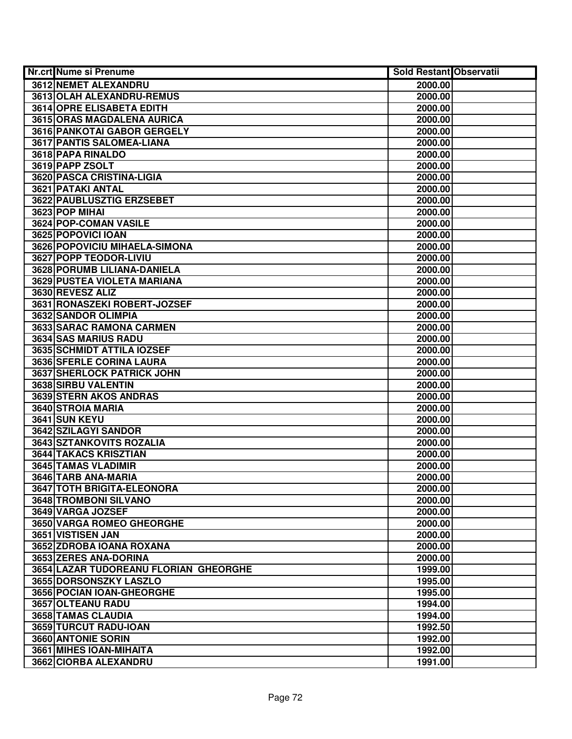| Nr.crt | Nume si Prenume | Sold Restant | Observatii |
|---|---|---|---|
| 3612 | NEMET ALEXANDRU | 2000.00 | |
| 3613 | OLAH ALEXANDRU-REMUS | 2000.00 | |
| 3614 | OPRE ELISABETA EDITH | 2000.00 | |
| 3615 | ORAS MAGDALENA AURICA | 2000.00 | |
| 3616 | PANKOTAI GABOR GERGELY | 2000.00 | |
| 3617 | PANTIS SALOMEA-LIANA | 2000.00 | |
| 3618 | PAPA RINALDO | 2000.00 | |
| 3619 | PAPP ZSOLT | 2000.00 | |
| 3620 | PASCA CRISTINA-LIGIA | 2000.00 | |
| 3621 | PATAKI ANTAL | 2000.00 | |
| 3622 | PAUBLUSZTIG ERZSEBET | 2000.00 | |
| 3623 | POP MIHAI | 2000.00 | |
| 3624 | POP-COMAN VASILE | 2000.00 | |
| 3625 | POPOVICI IOAN | 2000.00 | |
| 3626 | POPOVICIU MIHAELA-SIMONA | 2000.00 | |
| 3627 | POPP TEODOR-LIVIU | 2000.00 | |
| 3628 | PORUMB LILIANA-DANIELA | 2000.00 | |
| 3629 | PUSTEA VIOLETA MARIANA | 2000.00 | |
| 3630 | REVESZ ALIZ | 2000.00 | |
| 3631 | RONASZEKI ROBERT-JOZSEF | 2000.00 | |
| 3632 | SANDOR OLIMPIA | 2000.00 | |
| 3633 | SARAC RAMONA CARMEN | 2000.00 | |
| 3634 | SAS MARIUS RADU | 2000.00 | |
| 3635 | SCHMIDT ATTILA IOZSEF | 2000.00 | |
| 3636 | SFERLE CORINA LAURA | 2000.00 | |
| 3637 | SHERLOCK PATRICK JOHN | 2000.00 | |
| 3638 | SIRBU VALENTIN | 2000.00 | |
| 3639 | STERN AKOS ANDRAS | 2000.00 | |
| 3640 | STROIA MARIA | 2000.00 | |
| 3641 | SUN KEYU | 2000.00 | |
| 3642 | SZILAGYI SANDOR | 2000.00 | |
| 3643 | SZTANKOVITS ROZALIA | 2000.00 | |
| 3644 | TAKACS KRISZTIAN | 2000.00 | |
| 3645 | TAMAS VLADIMIR | 2000.00 | |
| 3646 | TARB ANA-MARIA | 2000.00 | |
| 3647 | TOTH BRIGITA-ELEONORA | 2000.00 | |
| 3648 | TROMBONI SILVANO | 2000.00 | |
| 3649 | VARGA JOZSEF | 2000.00 | |
| 3650 | VARGA ROMEO GHEORGHE | 2000.00 | |
| 3651 | VISTISEN JAN | 2000.00 | |
| 3652 | ZDROBA IOANA ROXANA | 2000.00 | |
| 3653 | ZERES ANA-DORINA | 2000.00 | |
| 3654 | LAZAR TUDOREANU FLORIAN GHEORGHE | 1999.00 | |
| 3655 | DORSONSZKY LASZLO | 1995.00 | |
| 3656 | POCIAN IOAN-GHEORGHE | 1995.00 | |
| 3657 | OLTEANU RADU | 1994.00 | |
| 3658 | TAMAS CLAUDIA | 1994.00 | |
| 3659 | TURCUT RADU-IOAN | 1992.50 | |
| 3660 | ANTONIE SORIN | 1992.00 | |
| 3661 | MIHES IOAN-MIHAITA | 1992.00 | |
| 3662 | CIORBA ALEXANDRU | 1991.00 | |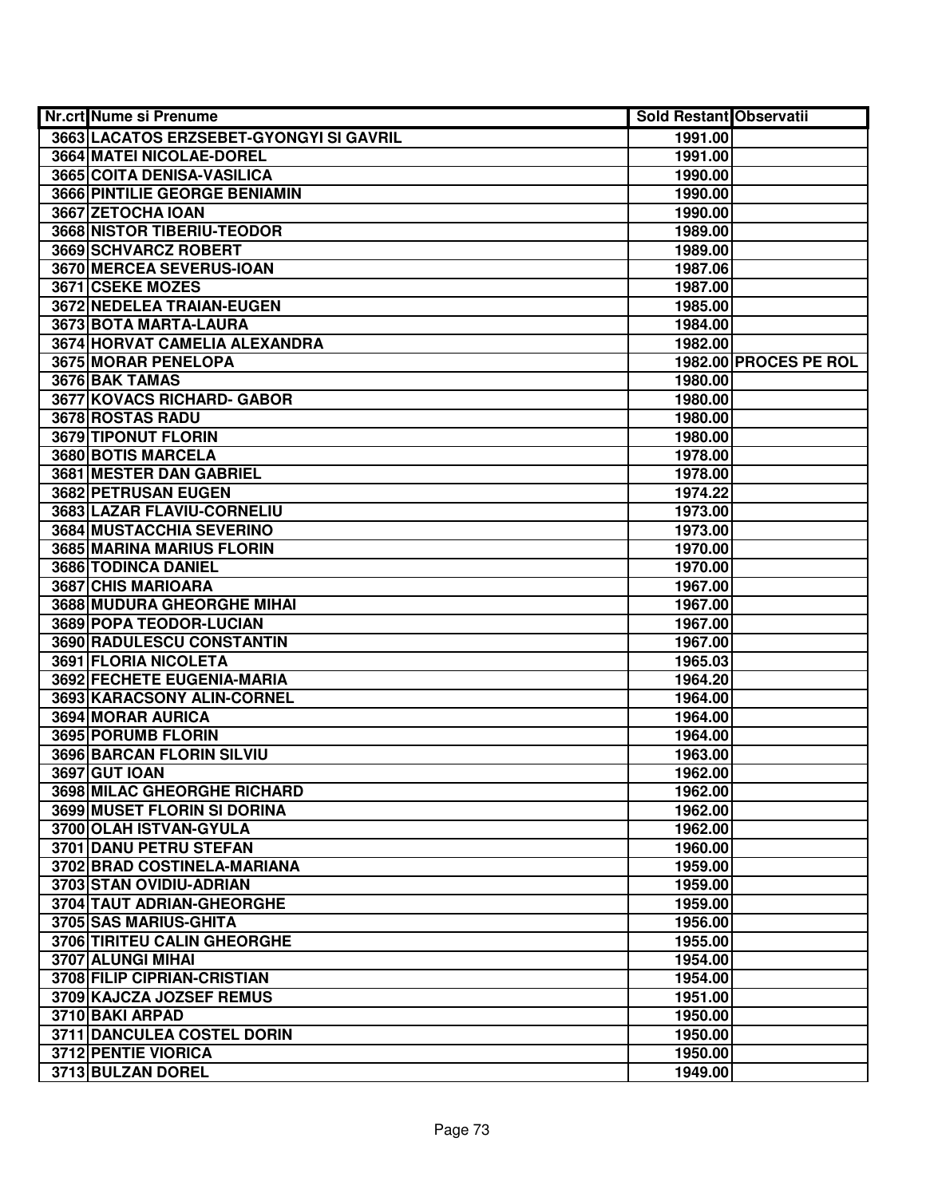| Nr.crt | Nume si Prenume | Sold Restant | Observatii |
|---|---|---|---|
| 3663 | LACATOS ERZSEBET-GYONGYI SI GAVRIL | 1991.00 | |
| 3664 | MATEI NICOLAE-DOREL | 1991.00 | |
| 3665 | COITA DENISA-VASILICA | 1990.00 | |
| 3666 | PINTILIE GEORGE BENIAMIN | 1990.00 | |
| 3667 | ZETOCHA IOAN | 1990.00 | |
| 3668 | NISTOR TIBERIU-TEODOR | 1989.00 | |
| 3669 | SCHVARCZ ROBERT | 1989.00 | |
| 3670 | MERCEA SEVERUS-IOAN | 1987.06 | |
| 3671 | CSEKE MOZES | 1987.00 | |
| 3672 | NEDELEA TRAIAN-EUGEN | 1985.00 | |
| 3673 | BOTA MARTA-LAURA | 1984.00 | |
| 3674 | HORVAT CAMELIA ALEXANDRA | 1982.00 | |
| 3675 | MORAR PENELOPA | 1982.00 | PROCES PE ROL |
| 3676 | BAK TAMAS | 1980.00 | |
| 3677 | KOVACS RICHARD- GABOR | 1980.00 | |
| 3678 | ROSTAS RADU | 1980.00 | |
| 3679 | TIPONUT FLORIN | 1980.00 | |
| 3680 | BOTIS MARCELA | 1978.00 | |
| 3681 | MESTER DAN GABRIEL | 1978.00 | |
| 3682 | PETRUSAN EUGEN | 1974.22 | |
| 3683 | LAZAR FLAVIU-CORNELIU | 1973.00 | |
| 3684 | MUSTACCHIA SEVERINO | 1973.00 | |
| 3685 | MARINA MARIUS FLORIN | 1970.00 | |
| 3686 | TODINCA DANIEL | 1970.00 | |
| 3687 | CHIS MARIOARA | 1967.00 | |
| 3688 | MUDURA GHEORGHE MIHAI | 1967.00 | |
| 3689 | POPA TEODOR-LUCIAN | 1967.00 | |
| 3690 | RADULESCU CONSTANTIN | 1967.00 | |
| 3691 | FLORIA NICOLETA | 1965.03 | |
| 3692 | FECHETE EUGENIA-MARIA | 1964.20 | |
| 3693 | KARACSONY ALIN-CORNEL | 1964.00 | |
| 3694 | MORAR AURICA | 1964.00 | |
| 3695 | PORUMB FLORIN | 1964.00 | |
| 3696 | BARCAN FLORIN SILVIU | 1963.00 | |
| 3697 | GUT IOAN | 1962.00 | |
| 3698 | MILAC GHEORGHE RICHARD | 1962.00 | |
| 3699 | MUSET FLORIN SI DORINA | 1962.00 | |
| 3700 | OLAH ISTVAN-GYULA | 1962.00 | |
| 3701 | DANU PETRU STEFAN | 1960.00 | |
| 3702 | BRAD COSTINELA-MARIANA | 1959.00 | |
| 3703 | STAN OVIDIU-ADRIAN | 1959.00 | |
| 3704 | TAUT ADRIAN-GHEORGHE | 1959.00 | |
| 3705 | SAS MARIUS-GHITA | 1956.00 | |
| 3706 | TIRITEU CALIN GHEORGHE | 1955.00 | |
| 3707 | ALUNGI MIHAI | 1954.00 | |
| 3708 | FILIP CIPRIAN-CRISTIAN | 1954.00 | |
| 3709 | KAJCZA JOZSEF REMUS | 1951.00 | |
| 3710 | BAKI ARPAD | 1950.00 | |
| 3711 | DANCULEA COSTEL DORIN | 1950.00 | |
| 3712 | PENTIE VIORICA | 1950.00 | |
| 3713 | BULZAN DOREL | 1949.00 | |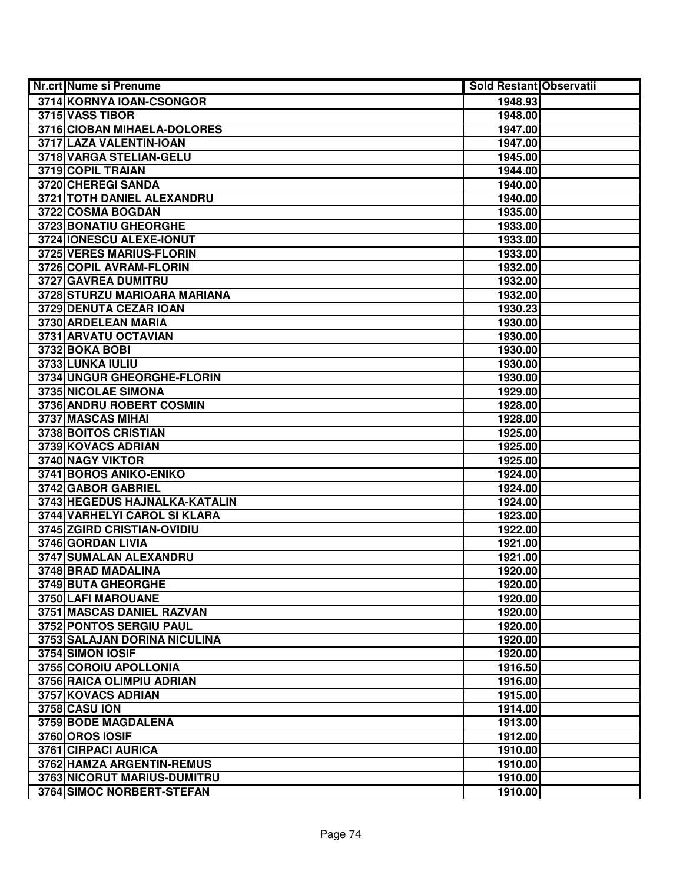| Nr.crt | Nume si Prenume | Sold Restant | Observatii |
|---|---|---|---|
| 3714 | KORNYA IOAN-CSONGOR | 1948.93 | |
| 3715 | VASS TIBOR | 1948.00 | |
| 3716 | CIOBAN MIHAELA-DOLORES | 1947.00 | |
| 3717 | LAZA VALENTIN-IOAN | 1947.00 | |
| 3718 | VARGA STELIAN-GELU | 1945.00 | |
| 3719 | COPIL TRAIAN | 1944.00 | |
| 3720 | CHEREGI SANDA | 1940.00 | |
| 3721 | TOTH DANIEL ALEXANDRU | 1940.00 | |
| 3722 | COSMA BOGDAN | 1935.00 | |
| 3723 | BONATIU GHEORGHE | 1933.00 | |
| 3724 | IONESCU ALEXE-IONUT | 1933.00 | |
| 3725 | VERES MARIUS-FLORIN | 1933.00 | |
| 3726 | COPIL AVRAM-FLORIN | 1932.00 | |
| 3727 | GAVREA DUMITRU | 1932.00 | |
| 3728 | STURZU MARIOARA MARIANA | 1932.00 | |
| 3729 | DENUTA CEZAR IOAN | 1930.23 | |
| 3730 | ARDELEAN MARIA | 1930.00 | |
| 3731 | ARVATU OCTAVIAN | 1930.00 | |
| 3732 | BOKA BOBI | 1930.00 | |
| 3733 | LUNKA IULIU | 1930.00 | |
| 3734 | UNGUR GHEORGHE-FLORIN | 1930.00 | |
| 3735 | NICOLAE SIMONA | 1929.00 | |
| 3736 | ANDRU ROBERT COSMIN | 1928.00 | |
| 3737 | MASCAS MIHAI | 1928.00 | |
| 3738 | BOITOS CRISTIAN | 1925.00 | |
| 3739 | KOVACS ADRIAN | 1925.00 | |
| 3740 | NAGY VIKTOR | 1925.00 | |
| 3741 | BOROS ANIKO-ENIKO | 1924.00 | |
| 3742 | GABOR GABRIEL | 1924.00 | |
| 3743 | HEGEDUS HAJNALKA-KATALIN | 1924.00 | |
| 3744 | VARHELYI CAROL SI KLARA | 1923.00 | |
| 3745 | ZGIRD CRISTIAN-OVIDIU | 1922.00 | |
| 3746 | GORDAN LIVIA | 1921.00 | |
| 3747 | SUMALAN ALEXANDRU | 1921.00 | |
| 3748 | BRAD MADALINA | 1920.00 | |
| 3749 | BUTA GHEORGHE | 1920.00 | |
| 3750 | LAFI MAROUANE | 1920.00 | |
| 3751 | MASCAS DANIEL RAZVAN | 1920.00 | |
| 3752 | PONTOS SERGIU PAUL | 1920.00 | |
| 3753 | SALAJAN DORINA NICULINA | 1920.00 | |
| 3754 | SIMON IOSIF | 1920.00 | |
| 3755 | COROIU APOLLONIA | 1916.50 | |
| 3756 | RAICA OLIMPIU ADRIAN | 1916.00 | |
| 3757 | KOVACS ADRIAN | 1915.00 | |
| 3758 | CASU ION | 1914.00 | |
| 3759 | BODE MAGDALENA | 1913.00 | |
| 3760 | OROS IOSIF | 1912.00 | |
| 3761 | CIRPACI AURICA | 1910.00 | |
| 3762 | HAMZA ARGENTIN-REMUS | 1910.00 | |
| 3763 | NICORUT MARIUS-DUMITRU | 1910.00 | |
| 3764 | SIMOC NORBERT-STEFAN | 1910.00 | |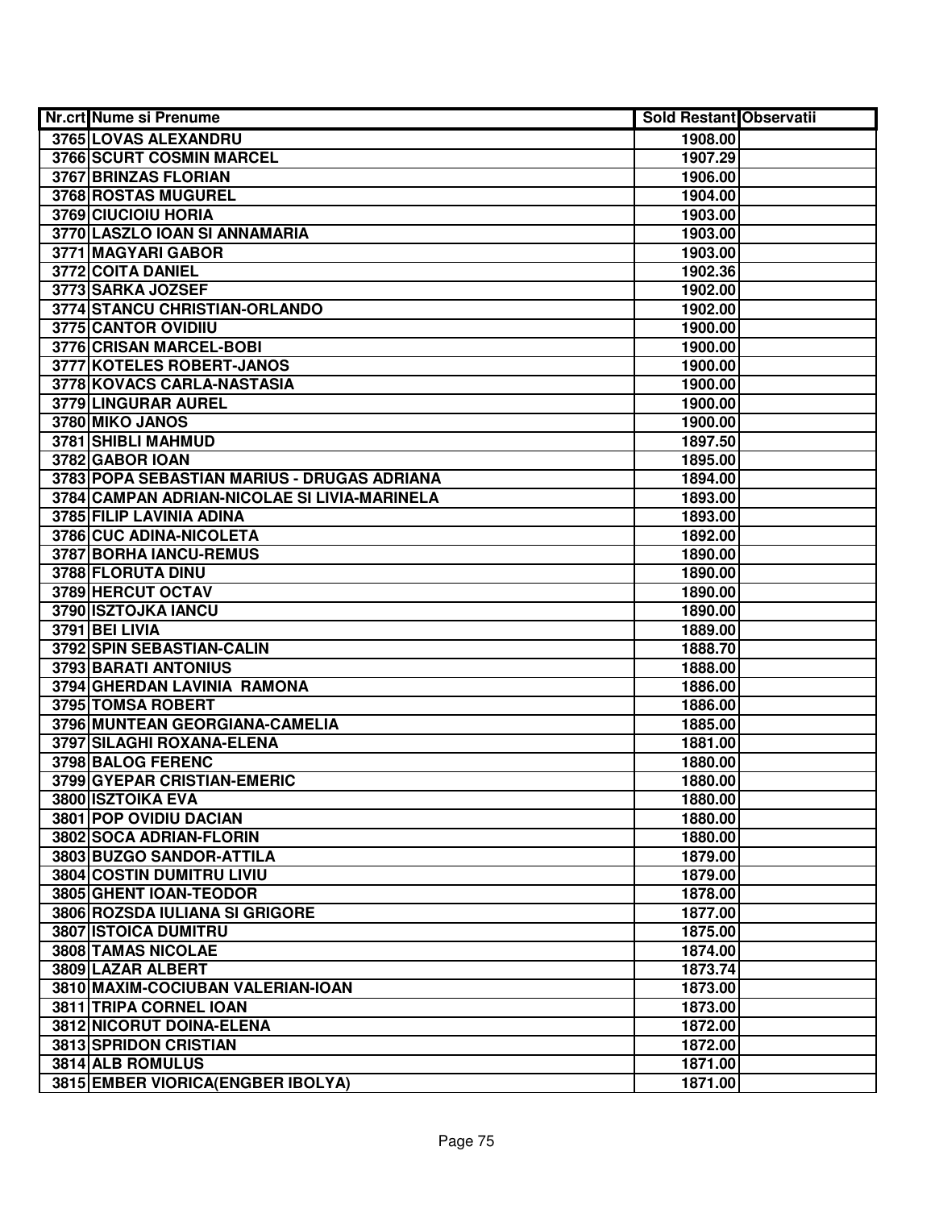| Nr.crt | Nume si Prenume | Sold Restant | Observatii |
|---|---|---|---|
| 3765 | LOVAS ALEXANDRU | 1908.00 | |
| 3766 | SCURT COSMIN MARCEL | 1907.29 | |
| 3767 | BRINZAS FLORIAN | 1906.00 | |
| 3768 | ROSTAS MUGUREL | 1904.00 | |
| 3769 | CIUCIOIU HORIA | 1903.00 | |
| 3770 | LASZLO IOAN SI ANNAMARIA | 1903.00 | |
| 3771 | MAGYARI GABOR | 1903.00 | |
| 3772 | COITA DANIEL | 1902.36 | |
| 3773 | SARKA JOZSEF | 1902.00 | |
| 3774 | STANCU CHRISTIAN-ORLANDO | 1902.00 | |
| 3775 | CANTOR OVIDIIU | 1900.00 | |
| 3776 | CRISAN MARCEL-BOBI | 1900.00 | |
| 3777 | KOTELES ROBERT-JANOS | 1900.00 | |
| 3778 | KOVACS CARLA-NASTASIA | 1900.00 | |
| 3779 | LINGURAR AUREL | 1900.00 | |
| 3780 | MIKO JANOS | 1900.00 | |
| 3781 | SHIBLI MAHMUD | 1897.50 | |
| 3782 | GABOR IOAN | 1895.00 | |
| 3783 | POPA SEBASTIAN MARIUS - DRUGAS ADRIANA | 1894.00 | |
| 3784 | CAMPAN ADRIAN-NICOLAE SI LIVIA-MARINELA | 1893.00 | |
| 3785 | FILIP LAVINIA ADINA | 1893.00 | |
| 3786 | CUC ADINA-NICOLETA | 1892.00 | |
| 3787 | BORHA IANCU-REMUS | 1890.00 | |
| 3788 | FLORUTA DINU | 1890.00 | |
| 3789 | HERCUT OCTAV | 1890.00 | |
| 3790 | ISZTOJKA IANCU | 1890.00 | |
| 3791 | BEI LIVIA | 1889.00 | |
| 3792 | SPIN SEBASTIAN-CALIN | 1888.70 | |
| 3793 | BARATI ANTONIUS | 1888.00 | |
| 3794 | GHERDAN LAVINIA RAMONA | 1886.00 | |
| 3795 | TOMSA ROBERT | 1886.00 | |
| 3796 | MUNTEAN GEORGIANA-CAMELIA | 1885.00 | |
| 3797 | SILAGHI ROXANA-ELENA | 1881.00 | |
| 3798 | BALOG FERENC | 1880.00 | |
| 3799 | GYEPAR CRISTIAN-EMERIC | 1880.00 | |
| 3800 | ISZTOIKA EVA | 1880.00 | |
| 3801 | POP OVIDIU DACIAN | 1880.00 | |
| 3802 | SOCA ADRIAN-FLORIN | 1880.00 | |
| 3803 | BUZGO SANDOR-ATTILA | 1879.00 | |
| 3804 | COSTIN DUMITRU LIVIU | 1879.00 | |
| 3805 | GHENT IOAN-TEODOR | 1878.00 | |
| 3806 | ROZSDA IULIANA SI GRIGORE | 1877.00 | |
| 3807 | ISTOICA DUMITRU | 1875.00 | |
| 3808 | TAMAS NICOLAE | 1874.00 | |
| 3809 | LAZAR ALBERT | 1873.74 | |
| 3810 | MAXIM-COCIUBAN VALERIAN-IOAN | 1873.00 | |
| 3811 | TRIPA CORNEL IOAN | 1873.00 | |
| 3812 | NICORUT DOINA-ELENA | 1872.00 | |
| 3813 | SPRIDON CRISTIAN | 1872.00 | |
| 3814 | ALB ROMULUS | 1871.00 | |
| 3815 | EMBER VIORICA(ENGBER IBOLYA) | 1871.00 | |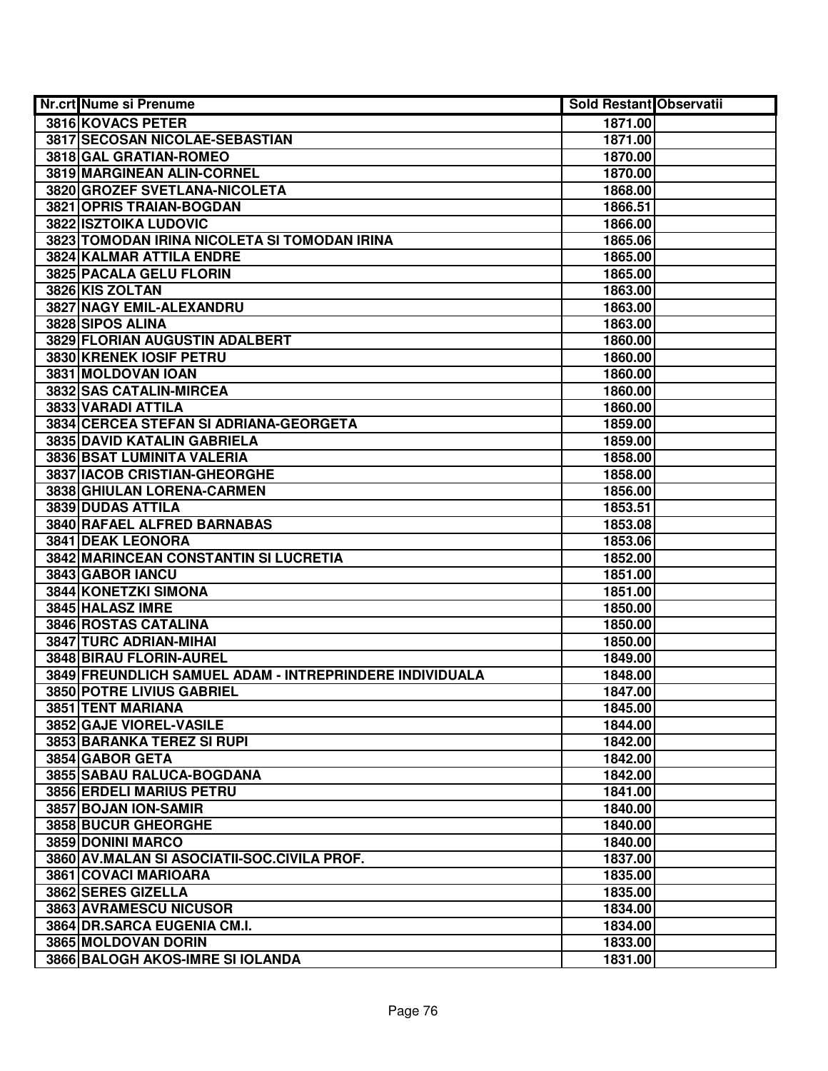| Nr.crt | Nume si Prenume | Sold Restant | Observatii |
|---|---|---|---|
| 3816 | KOVACS PETER | 1871.00 | |
| 3817 | SECOSAN NICOLAE-SEBASTIAN | 1871.00 | |
| 3818 | GAL GRATIAN-ROMEO | 1870.00 | |
| 3819 | MARGINEAN ALIN-CORNEL | 1870.00 | |
| 3820 | GROZEF SVETLANA-NICOLETA | 1868.00 | |
| 3821 | OPRIS TRAIAN-BOGDAN | 1866.51 | |
| 3822 | ISZTOIKA LUDOVIC | 1866.00 | |
| 3823 | TOMODAN IRINA NICOLETA SI TOMODAN IRINA | 1865.06 | |
| 3824 | KALMAR ATTILA ENDRE | 1865.00 | |
| 3825 | PACALA GELU FLORIN | 1865.00 | |
| 3826 | KIS ZOLTAN | 1863.00 | |
| 3827 | NAGY EMIL-ALEXANDRU | 1863.00 | |
| 3828 | SIPOS ALINA | 1863.00 | |
| 3829 | FLORIAN AUGUSTIN ADALBERT | 1860.00 | |
| 3830 | KRENEK IOSIF PETRU | 1860.00 | |
| 3831 | MOLDOVAN IOAN | 1860.00 | |
| 3832 | SAS CATALIN-MIRCEA | 1860.00 | |
| 3833 | VARADI ATTILA | 1860.00 | |
| 3834 | CERCEA STEFAN SI ADRIANA-GEORGETA | 1859.00 | |
| 3835 | DAVID KATALIN GABRIELA | 1859.00 | |
| 3836 | BSAT LUMINITA VALERIA | 1858.00 | |
| 3837 | IACOB CRISTIAN-GHEORGHE | 1858.00 | |
| 3838 | GHIULAN LORENA-CARMEN | 1856.00 | |
| 3839 | DUDAS ATTILA | 1853.51 | |
| 3840 | RAFAEL ALFRED BARNABAS | 1853.08 | |
| 3841 | DEAK LEONORA | 1853.06 | |
| 3842 | MARINCEAN CONSTANTIN SI LUCRETIA | 1852.00 | |
| 3843 | GABOR IANCU | 1851.00 | |
| 3844 | KONETZKI SIMONA | 1851.00 | |
| 3845 | HALASZ IMRE | 1850.00 | |
| 3846 | ROSTAS CATALINA | 1850.00 | |
| 3847 | TURC ADRIAN-MIHAI | 1850.00 | |
| 3848 | BIRAU FLORIN-AUREL | 1849.00 | |
| 3849 | FREUNDLICH SAMUEL ADAM - INTREPRINDERE INDIVIDUALA | 1848.00 | |
| 3850 | POTRE LIVIUS GABRIEL | 1847.00 | |
| 3851 | TENT MARIANA | 1845.00 | |
| 3852 | GAJE VIOREL-VASILE | 1844.00 | |
| 3853 | BARANKA TEREZ SI RUPI | 1842.00 | |
| 3854 | GABOR GETA | 1842.00 | |
| 3855 | SABAU RALUCA-BOGDANA | 1842.00 | |
| 3856 | ERDELI MARIUS PETRU | 1841.00 | |
| 3857 | BOJAN ION-SAMIR | 1840.00 | |
| 3858 | BUCUR GHEORGHE | 1840.00 | |
| 3859 | DONINI MARCO | 1840.00 | |
| 3860 | AV.MALAN SI ASOCIATII-SOC.CIVILA PROF. | 1837.00 | |
| 3861 | COVACI MARIOARA | 1835.00 | |
| 3862 | SERES GIZELLA | 1835.00 | |
| 3863 | AVRAMESCU NICUSOR | 1834.00 | |
| 3864 | DR.SARCA EUGENIA CM.I. | 1834.00 | |
| 3865 | MOLDOVAN DORIN | 1833.00 | |
| 3866 | BALOGH AKOS-IMRE SI IOLANDA | 1831.00 | |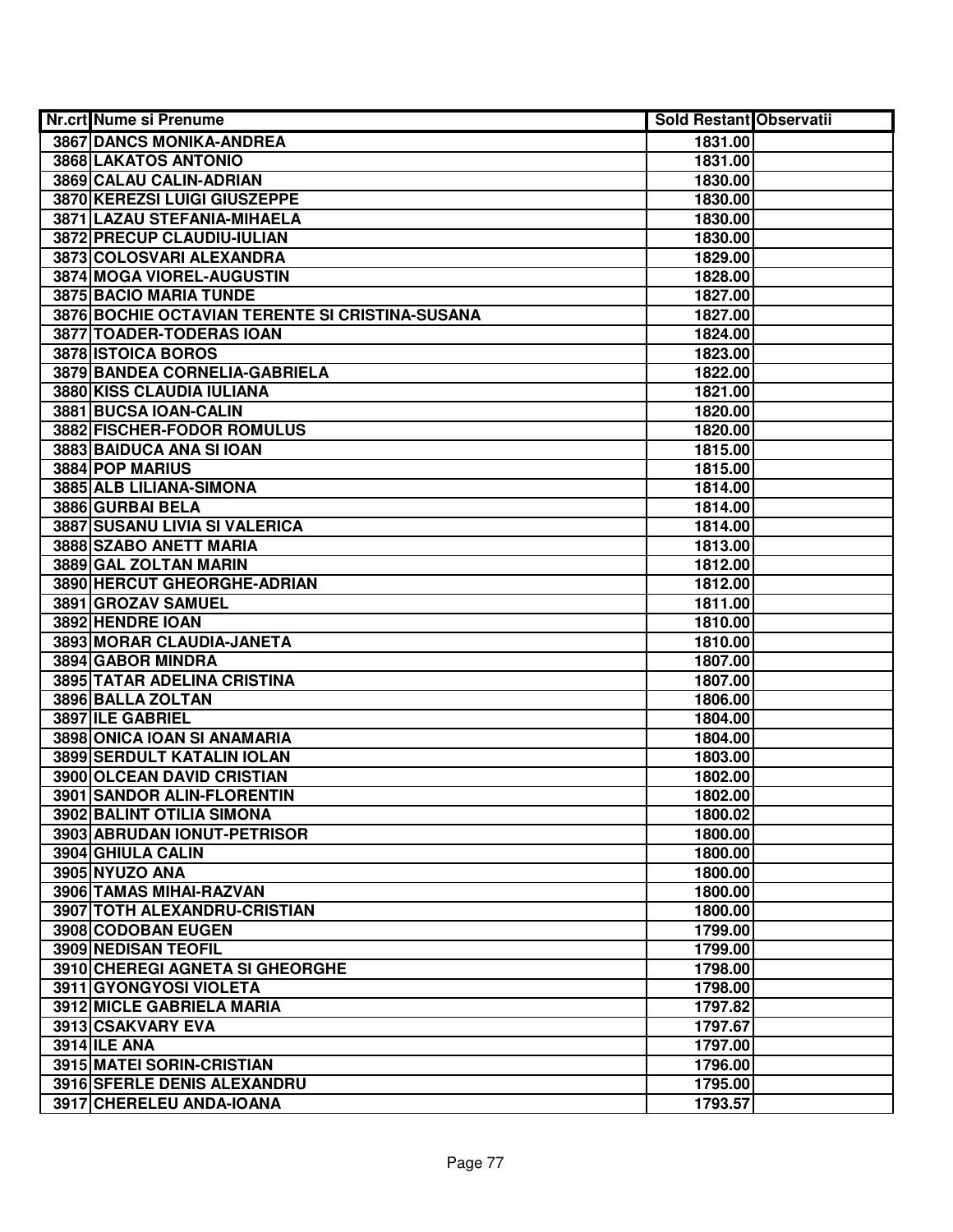| Nr.crt | Nume si Prenume | Sold Restant | Observatii |
|---|---|---|---|
| 3867 | DANCS MONIKA-ANDREA | 1831.00 | |
| 3868 | LAKATOS ANTONIO | 1831.00 | |
| 3869 | CALAU CALIN-ADRIAN | 1830.00 | |
| 3870 | KEREZSI LUIGI GIUSZEPPE | 1830.00 | |
| 3871 | LAZAU STEFANIA-MIHAELA | 1830.00 | |
| 3872 | PRECUP CLAUDIU-IULIAN | 1830.00 | |
| 3873 | COLOSVARI ALEXANDRA | 1829.00 | |
| 3874 | MOGA VIOREL-AUGUSTIN | 1828.00 | |
| 3875 | BACIO MARIA TUNDE | 1827.00 | |
| 3876 | BOCHIE OCTAVIAN TERENTE SI CRISTINA-SUSANA | 1827.00 | |
| 3877 | TOADER-TODERAS IOAN | 1824.00 | |
| 3878 | ISTOICA BOROS | 1823.00 | |
| 3879 | BANDEA CORNELIA-GABRIELA | 1822.00 | |
| 3880 | KISS CLAUDIA IULIANA | 1821.00 | |
| 3881 | BUCSA IOAN-CALIN | 1820.00 | |
| 3882 | FISCHER-FODOR ROMULUS | 1820.00 | |
| 3883 | BAIDUCA ANA SI IOAN | 1815.00 | |
| 3884 | POP MARIUS | 1815.00 | |
| 3885 | ALB LILIANA-SIMONA | 1814.00 | |
| 3886 | GURBAI BELA | 1814.00 | |
| 3887 | SUSANU LIVIA SI VALERICA | 1814.00 | |
| 3888 | SZABO ANETT MARIA | 1813.00 | |
| 3889 | GAL ZOLTAN MARIN | 1812.00 | |
| 3890 | HERCUT GHEORGHE-ADRIAN | 1812.00 | |
| 3891 | GROZAV SAMUEL | 1811.00 | |
| 3892 | HENDRE IOAN | 1810.00 | |
| 3893 | MORAR CLAUDIA-JANETA | 1810.00 | |
| 3894 | GABOR MINDRA | 1807.00 | |
| 3895 | TATAR ADELINA CRISTINA | 1807.00 | |
| 3896 | BALLA ZOLTAN | 1806.00 | |
| 3897 | ILE GABRIEL | 1804.00 | |
| 3898 | ONICA IOAN SI ANAMARIA | 1804.00 | |
| 3899 | SERDULT KATALIN IOLAN | 1803.00 | |
| 3900 | OLCEAN DAVID CRISTIAN | 1802.00 | |
| 3901 | SANDOR ALIN-FLORENTIN | 1802.00 | |
| 3902 | BALINT OTILIA SIMONA | 1800.02 | |
| 3903 | ABRUDAN IONUT-PETRISOR | 1800.00 | |
| 3904 | GHIULA CALIN | 1800.00 | |
| 3905 | NYUZO ANA | 1800.00 | |
| 3906 | TAMAS MIHAI-RAZVAN | 1800.00 | |
| 3907 | TOTH ALEXANDRU-CRISTIAN | 1800.00 | |
| 3908 | CODOBAN EUGEN | 1799.00 | |
| 3909 | NEDISAN TEOFIL | 1799.00 | |
| 3910 | CHEREGI AGNETA SI GHEORGHE | 1798.00 | |
| 3911 | GYONGYOSI VIOLETA | 1798.00 | |
| 3912 | MICLE GABRIELA MARIA | 1797.82 | |
| 3913 | CSAKVARY EVA | 1797.67 | |
| 3914 | ILE ANA | 1797.00 | |
| 3915 | MATEI SORIN-CRISTIAN | 1796.00 | |
| 3916 | SFERLE DENIS ALEXANDRU | 1795.00 | |
| 3917 | CHERELEU ANDA-IOANA | 1793.57 | |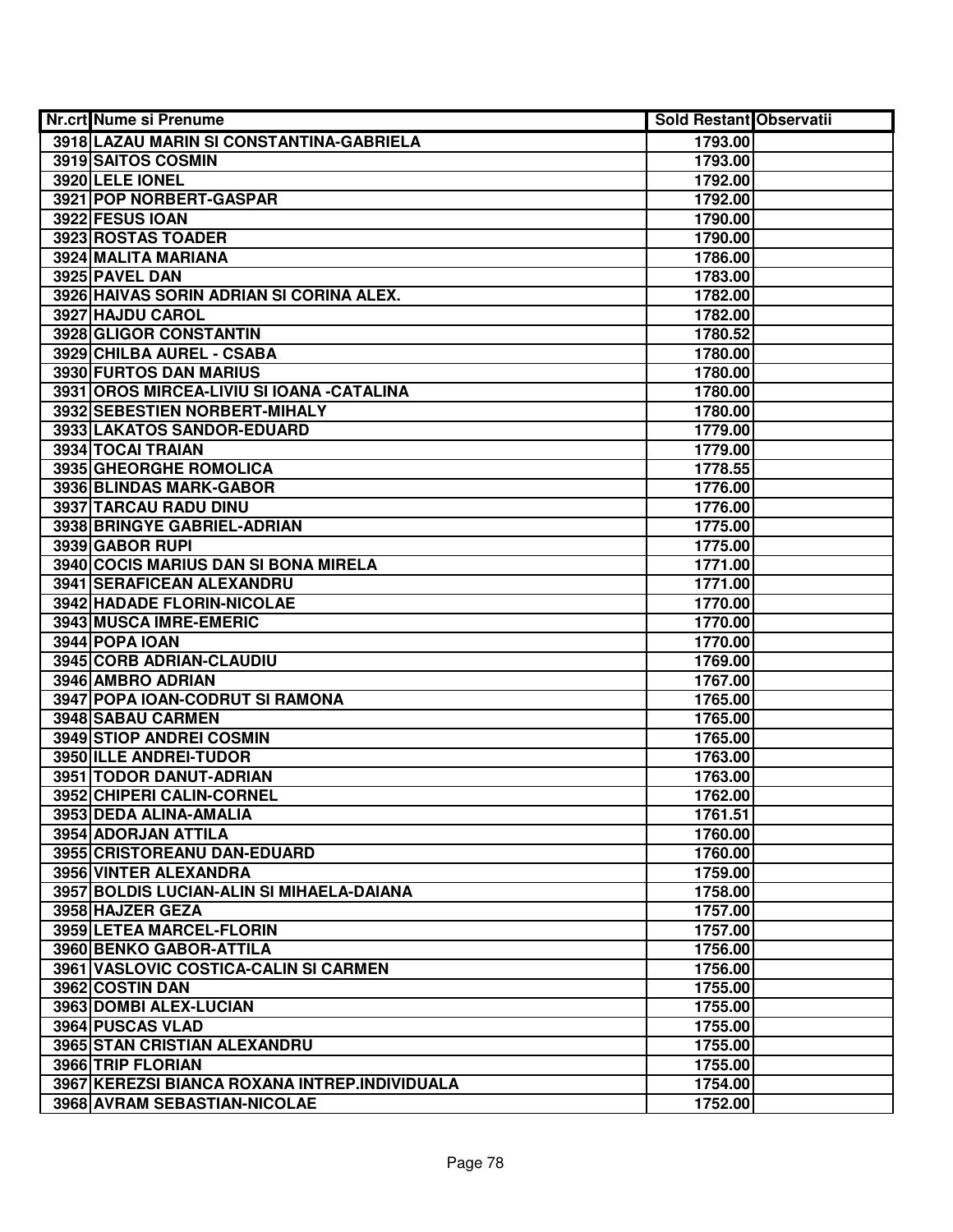| Nr.crt | Nume si Prenume | Sold Restant | Observatii |
|---|---|---|---|
| 3918 | LAZAU MARIN SI CONSTANTINA-GABRIELA | 1793.00 | |
| 3919 | SAITOS COSMIN | 1793.00 | |
| 3920 | LELE IONEL | 1792.00 | |
| 3921 | POP NORBERT-GASPAR | 1792.00 | |
| 3922 | FESUS IOAN | 1790.00 | |
| 3923 | ROSTAS TOADER | 1790.00 | |
| 3924 | MALITA MARIANA | 1786.00 | |
| 3925 | PAVEL DAN | 1783.00 | |
| 3926 | HAIVAS SORIN ADRIAN SI CORINA ALEX. | 1782.00 | |
| 3927 | HAJDU CAROL | 1782.00 | |
| 3928 | GLIGOR CONSTANTIN | 1780.52 | |
| 3929 | CHILBA AUREL - CSABA | 1780.00 | |
| 3930 | FURTOS DAN MARIUS | 1780.00 | |
| 3931 | OROS MIRCEA-LIVIU SI IOANA -CATALINA | 1780.00 | |
| 3932 | SEBESTIEN NORBERT-MIHALY | 1780.00 | |
| 3933 | LAKATOS SANDOR-EDUARD | 1779.00 | |
| 3934 | TOCAI TRAIAN | 1779.00 | |
| 3935 | GHEORGHE ROMOLICA | 1778.55 | |
| 3936 | BLINDAS MARK-GABOR | 1776.00 | |
| 3937 | TARCAU RADU DINU | 1776.00 | |
| 3938 | BRINGYE GABRIEL-ADRIAN | 1775.00 | |
| 3939 | GABOR RUPI | 1775.00 | |
| 3940 | COCIS MARIUS DAN SI BONA MIRELA | 1771.00 | |
| 3941 | SERAFICEAN ALEXANDRU | 1771.00 | |
| 3942 | HADADE FLORIN-NICOLAE | 1770.00 | |
| 3943 | MUSCA IMRE-EMERIC | 1770.00 | |
| 3944 | POPA IOAN | 1770.00 | |
| 3945 | CORB ADRIAN-CLAUDIU | 1769.00 | |
| 3946 | AMBRO ADRIAN | 1767.00 | |
| 3947 | POPA IOAN-CODRUT SI RAMONA | 1765.00 | |
| 3948 | SABAU CARMEN | 1765.00 | |
| 3949 | STIOP ANDREI COSMIN | 1765.00 | |
| 3950 | ILLE ANDREI-TUDOR | 1763.00 | |
| 3951 | TODOR DANUT-ADRIAN | 1763.00 | |
| 3952 | CHIPERI CALIN-CORNEL | 1762.00 | |
| 3953 | DEDA ALINA-AMALIA | 1761.51 | |
| 3954 | ADORJAN ATTILA | 1760.00 | |
| 3955 | CRISTOREANU DAN-EDUARD | 1760.00 | |
| 3956 | VINTER ALEXANDRA | 1759.00 | |
| 3957 | BOLDIS LUCIAN-ALIN SI MIHAELA-DAIANA | 1758.00 | |
| 3958 | HAJZER GEZA | 1757.00 | |
| 3959 | LETEA MARCEL-FLORIN | 1757.00 | |
| 3960 | BENKO GABOR-ATTILA | 1756.00 | |
| 3961 | VASLOVIC COSTICA-CALIN SI CARMEN | 1756.00 | |
| 3962 | COSTIN DAN | 1755.00 | |
| 3963 | DOMBI ALEX-LUCIAN | 1755.00 | |
| 3964 | PUSCAS VLAD | 1755.00 | |
| 3965 | STAN CRISTIAN ALEXANDRU | 1755.00 | |
| 3966 | TRIP FLORIAN | 1755.00 | |
| 3967 | KEREZSI BIANCA ROXANA INTREP.INDIVIDUALA | 1754.00 | |
| 3968 | AVRAM SEBASTIAN-NICOLAE | 1752.00 | |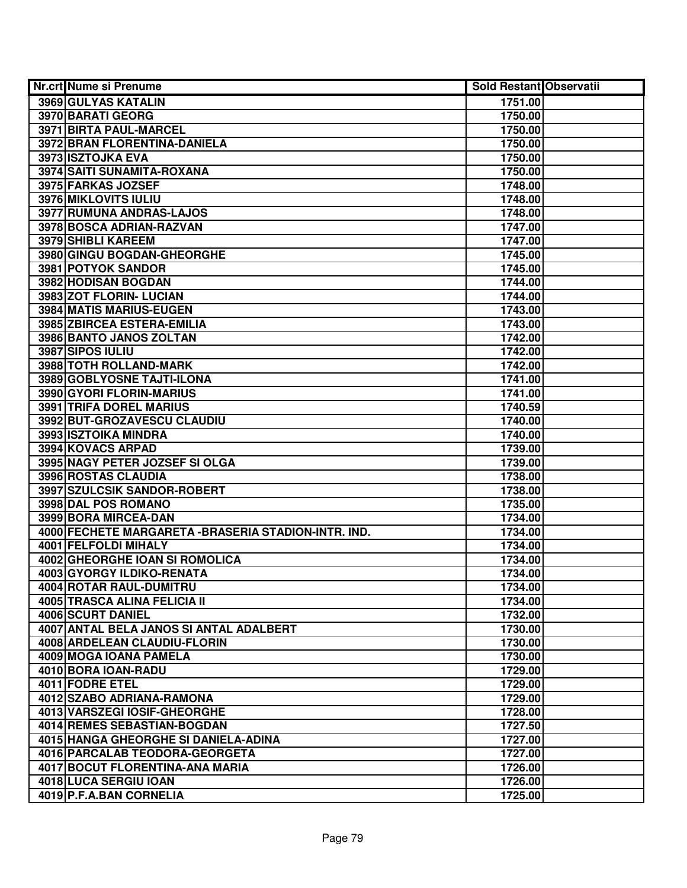| Nr.crt | Nume si Prenume | Sold Restant | Observatii |
|---|---|---|---|
| 3969 | GULYAS KATALIN | 1751.00 | |
| 3970 | BARATI GEORG | 1750.00 | |
| 3971 | BIRTA PAUL-MARCEL | 1750.00 | |
| 3972 | BRAN FLORENTINA-DANIELA | 1750.00 | |
| 3973 | ISZTOJKA EVA | 1750.00 | |
| 3974 | SAITI SUNAMITA-ROXANA | 1750.00 | |
| 3975 | FARKAS JOZSEF | 1748.00 | |
| 3976 | MIKLOVITS IULIU | 1748.00 | |
| 3977 | RUMUNA ANDRAS-LAJOS | 1748.00 | |
| 3978 | BOSCA ADRIAN-RAZVAN | 1747.00 | |
| 3979 | SHIBLI KAREEM | 1747.00 | |
| 3980 | GINGU BOGDAN-GHEORGHE | 1745.00 | |
| 3981 | POTYOK SANDOR | 1745.00 | |
| 3982 | HODISAN BOGDAN | 1744.00 | |
| 3983 | ZOT FLORIN- LUCIAN | 1744.00 | |
| 3984 | MATIS MARIUS-EUGEN | 1743.00 | |
| 3985 | ZBIRCEA ESTERA-EMILIA | 1743.00 | |
| 3986 | BANTO JANOS ZOLTAN | 1742.00 | |
| 3987 | SIPOS IULIU | 1742.00 | |
| 3988 | TOTH ROLLAND-MARK | 1742.00 | |
| 3989 | GOBLYOSNE TAJTI-ILONA | 1741.00 | |
| 3990 | GYORI FLORIN-MARIUS | 1741.00 | |
| 3991 | TRIFA DOREL MARIUS | 1740.59 | |
| 3992 | BUT-GROZAVESCU CLAUDIU | 1740.00 | |
| 3993 | ISZTOIKA MINDRA | 1740.00 | |
| 3994 | KOVACS ARPAD | 1739.00 | |
| 3995 | NAGY PETER JOZSEF SI OLGA | 1739.00 | |
| 3996 | ROSTAS CLAUDIA | 1738.00 | |
| 3997 | SZULCSIK SANDOR-ROBERT | 1738.00 | |
| 3998 | DAL POS ROMANO | 1735.00 | |
| 3999 | BORA MIRCEA-DAN | 1734.00 | |
| 4000 | FECHETE MARGARETA -BRASERIA STADION-INTR. IND. | 1734.00 | |
| 4001 | FELFOLDI MIHALY | 1734.00 | |
| 4002 | GHEORGHE IOAN SI ROMOLICA | 1734.00 | |
| 4003 | GYORGY ILDIKO-RENATA | 1734.00 | |
| 4004 | ROTAR RAUL-DUMITRU | 1734.00 | |
| 4005 | TRASCA ALINA FELICIA II | 1734.00 | |
| 4006 | SCURT DANIEL | 1732.00 | |
| 4007 | ANTAL BELA JANOS SI ANTAL ADALBERT | 1730.00 | |
| 4008 | ARDELEAN CLAUDIU-FLORIN | 1730.00 | |
| 4009 | MOGA IOANA PAMELA | 1730.00 | |
| 4010 | BORA IOAN-RADU | 1729.00 | |
| 4011 | FODRE ETEL | 1729.00 | |
| 4012 | SZABO ADRIANA-RAMONA | 1729.00 | |
| 4013 | VARSZEGI IOSIF-GHEORGHE | 1728.00 | |
| 4014 | REMES SEBASTIAN-BOGDAN | 1727.50 | |
| 4015 | HANGA GHEORGHE SI DANIELA-ADINA | 1727.00 | |
| 4016 | PARCALAB TEODORA-GEORGETA | 1727.00 | |
| 4017 | BOCUT FLORENTINA-ANA MARIA | 1726.00 | |
| 4018 | LUCA SERGIU IOAN | 1726.00 | |
| 4019 | P.F.A.BAN CORNELIA | 1725.00 | |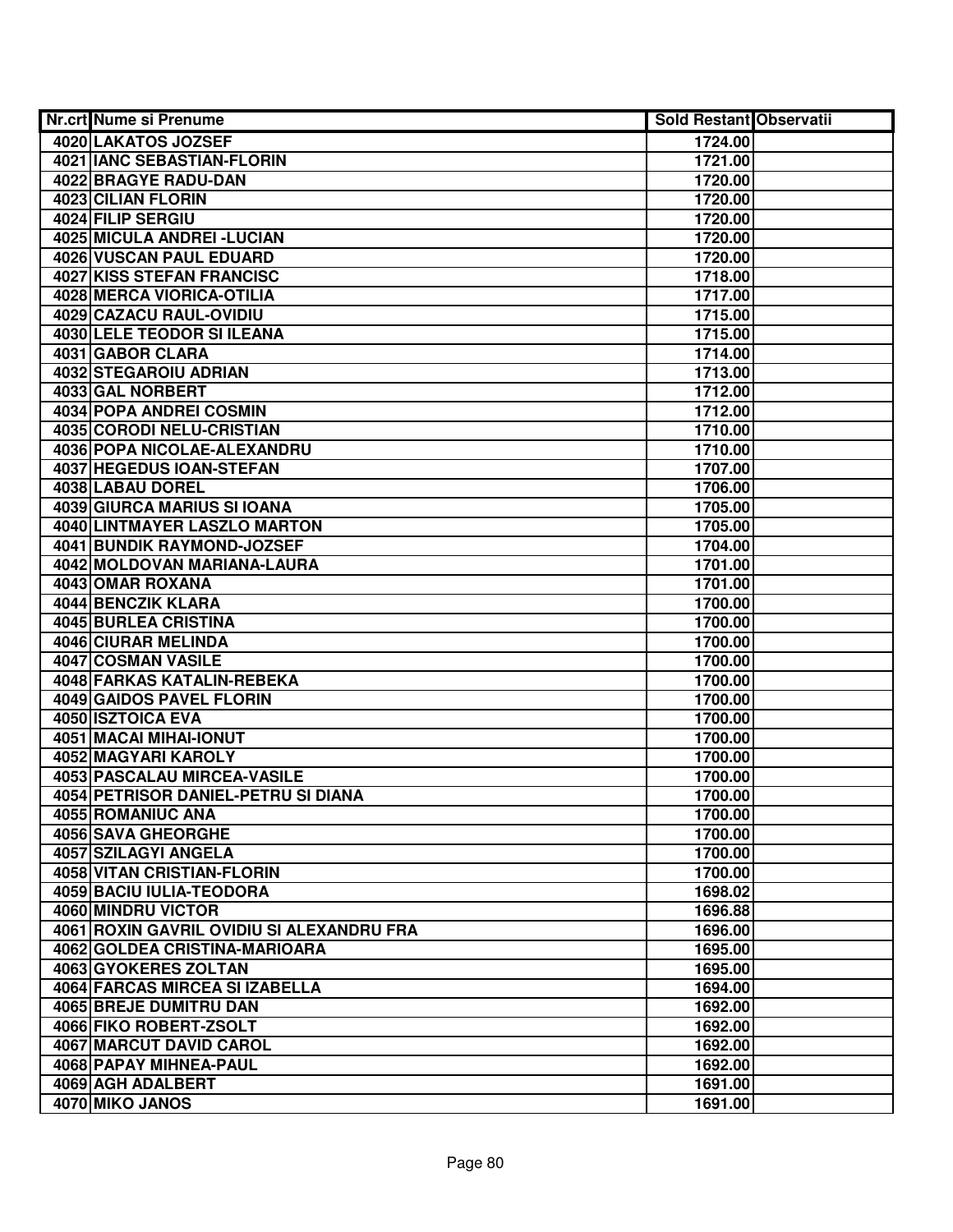| Nr.crt | Nume si Prenume | Sold Restant | Observatii |
|---|---|---|---|
| 4020 | LAKATOS JOZSEF | 1724.00 | |
| 4021 | IANC SEBASTIAN-FLORIN | 1721.00 | |
| 4022 | BRAGYE RADU-DAN | 1720.00 | |
| 4023 | CILIAN FLORIN | 1720.00 | |
| 4024 | FILIP SERGIU | 1720.00 | |
| 4025 | MICULA ANDREI -LUCIAN | 1720.00 | |
| 4026 | VUSCAN PAUL EDUARD | 1720.00 | |
| 4027 | KISS STEFAN FRANCISC | 1718.00 | |
| 4028 | MERCA VIORICA-OTILIA | 1717.00 | |
| 4029 | CAZACU RAUL-OVIDIU | 1715.00 | |
| 4030 | LELE TEODOR SI ILEANA | 1715.00 | |
| 4031 | GABOR CLARA | 1714.00 | |
| 4032 | STEGAROIU ADRIAN | 1713.00 | |
| 4033 | GAL NORBERT | 1712.00 | |
| 4034 | POPA ANDREI COSMIN | 1712.00 | |
| 4035 | CORODI NELU-CRISTIAN | 1710.00 | |
| 4036 | POPA NICOLAE-ALEXANDRU | 1710.00 | |
| 4037 | HEGEDUS IOAN-STEFAN | 1707.00 | |
| 4038 | LABAU DOREL | 1706.00 | |
| 4039 | GIURCA MARIUS SI IOANA | 1705.00 | |
| 4040 | LINTMAYER LASZLO MARTON | 1705.00 | |
| 4041 | BUNDIK RAYMOND-JOZSEF | 1704.00 | |
| 4042 | MOLDOVAN MARIANA-LAURA | 1701.00 | |
| 4043 | OMAR ROXANA | 1701.00 | |
| 4044 | BENCZIK KLARA | 1700.00 | |
| 4045 | BURLEA CRISTINA | 1700.00 | |
| 4046 | CIURAR MELINDA | 1700.00 | |
| 4047 | COSMAN VASILE | 1700.00 | |
| 4048 | FARKAS KATALIN-REBEKA | 1700.00 | |
| 4049 | GAIDOS PAVEL FLORIN | 1700.00 | |
| 4050 | ISZTOICA EVA | 1700.00 | |
| 4051 | MACAI MIHAI-IONUT | 1700.00 | |
| 4052 | MAGYARI KAROLY | 1700.00 | |
| 4053 | PASCALAU MIRCEA-VASILE | 1700.00 | |
| 4054 | PETRISOR DANIEL-PETRU SI DIANA | 1700.00 | |
| 4055 | ROMANIUC ANA | 1700.00 | |
| 4056 | SAVA GHEORGHE | 1700.00 | |
| 4057 | SZILAGYI ANGELA | 1700.00 | |
| 4058 | VITAN CRISTIAN-FLORIN | 1700.00 | |
| 4059 | BACIU IULIA-TEODORA | 1698.02 | |
| 4060 | MINDRU VICTOR | 1696.88 | |
| 4061 | ROXIN GAVRIL OVIDIU SI ALEXANDRU FRA | 1696.00 | |
| 4062 | GOLDEA CRISTINA-MARIOARA | 1695.00 | |
| 4063 | GYOKERES ZOLTAN | 1695.00 | |
| 4064 | FARCAS MIRCEA SI IZABELLA | 1694.00 | |
| 4065 | BREJE DUMITRU DAN | 1692.00 | |
| 4066 | FIKO ROBERT-ZSOLT | 1692.00 | |
| 4067 | MARCUT DAVID CAROL | 1692.00 | |
| 4068 | PAPAY MIHNEA-PAUL | 1692.00 | |
| 4069 | AGH ADALBERT | 1691.00 | |
| 4070 | MIKO JANOS | 1691.00 | |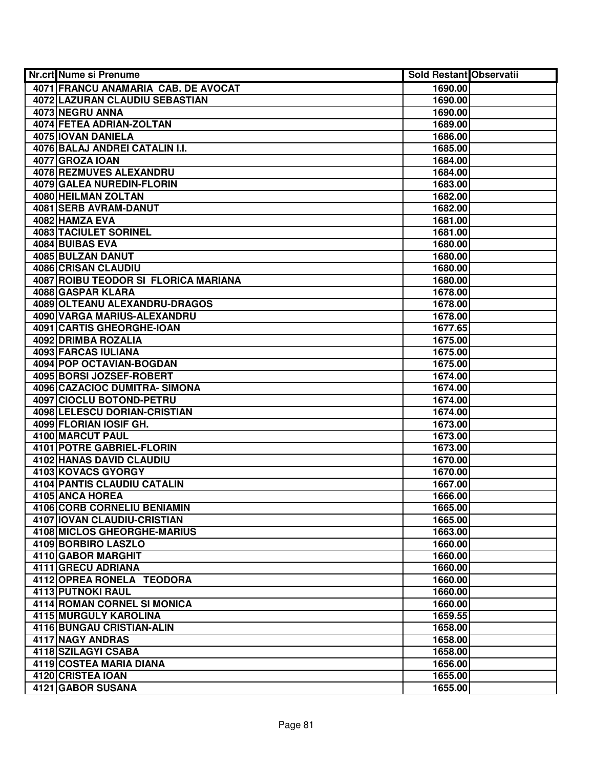| Nr.crt | Nume si Prenume | Sold Restant | Observatii |
|---|---|---|---|
| 4071 | FRANCU ANAMARIA CAB. DE AVOCAT | 1690.00 | |
| 4072 | LAZURAN CLAUDIU SEBASTIAN | 1690.00 | |
| 4073 | NEGRU ANNA | 1690.00 | |
| 4074 | FETEA ADRIAN-ZOLTAN | 1689.00 | |
| 4075 | IOVAN DANIELA | 1686.00 | |
| 4076 | BALAJ ANDREI CATALIN I.I. | 1685.00 | |
| 4077 | GROZA IOAN | 1684.00 | |
| 4078 | REZMUVES ALEXANDRU | 1684.00 | |
| 4079 | GALEA NUREDIN-FLORIN | 1683.00 | |
| 4080 | HEILMAN ZOLTAN | 1682.00 | |
| 4081 | SERB AVRAM-DANUT | 1682.00 | |
| 4082 | HAMZA EVA | 1681.00 | |
| 4083 | TACIULET SORINEL | 1681.00 | |
| 4084 | BUIBAS EVA | 1680.00 | |
| 4085 | BULZAN DANUT | 1680.00 | |
| 4086 | CRISAN CLAUDIU | 1680.00 | |
| 4087 | ROIBU TEODOR SI FLORICA MARIANA | 1680.00 | |
| 4088 | GASPAR KLARA | 1678.00 | |
| 4089 | OLTEANU ALEXANDRU-DRAGOS | 1678.00 | |
| 4090 | VARGA MARIUS-ALEXANDRU | 1678.00 | |
| 4091 | CARTIS GHEORGHE-IOAN | 1677.65 | |
| 4092 | DRIMBA ROZALIA | 1675.00 | |
| 4093 | FARCAS IULIANA | 1675.00 | |
| 4094 | POP OCTAVIAN-BOGDAN | 1675.00 | |
| 4095 | BORSI JOZSEF-ROBERT | 1674.00 | |
| 4096 | CAZACIOC DUMITRA- SIMONA | 1674.00 | |
| 4097 | CIOCLU BOTOND-PETRU | 1674.00 | |
| 4098 | LELESCU DORIAN-CRISTIAN | 1674.00 | |
| 4099 | FLORIAN IOSIF GH. | 1673.00 | |
| 4100 | MARCUT PAUL | 1673.00 | |
| 4101 | POTRE GABRIEL-FLORIN | 1673.00 | |
| 4102 | HANAS DAVID CLAUDIU | 1670.00 | |
| 4103 | KOVACS GYORGY | 1670.00 | |
| 4104 | PANTIS CLAUDIU CATALIN | 1667.00 | |
| 4105 | ANCA HOREA | 1666.00 | |
| 4106 | CORB CORNELIU BENIAMIN | 1665.00 | |
| 4107 | IOVAN CLAUDIU-CRISTIAN | 1665.00 | |
| 4108 | MICLOS GHEORGHE-MARIUS | 1663.00 | |
| 4109 | BORBIRO LASZLO | 1660.00 | |
| 4110 | GABOR MARGHIT | 1660.00 | |
| 4111 | GRECU ADRIANA | 1660.00 | |
| 4112 | OPREA RONELA TEODORA | 1660.00 | |
| 4113 | PUTNOKI RAUL | 1660.00 | |
| 4114 | ROMAN CORNEL SI MONICA | 1660.00 | |
| 4115 | MURGULY KAROLINA | 1659.55 | |
| 4116 | BUNGAU CRISTIAN-ALIN | 1658.00 | |
| 4117 | NAGY ANDRAS | 1658.00 | |
| 4118 | SZILAGYI CSABA | 1658.00 | |
| 4119 | COSTEA MARIA DIANA | 1656.00 | |
| 4120 | CRISTEA IOAN | 1655.00 | |
| 4121 | GABOR SUSANA | 1655.00 | |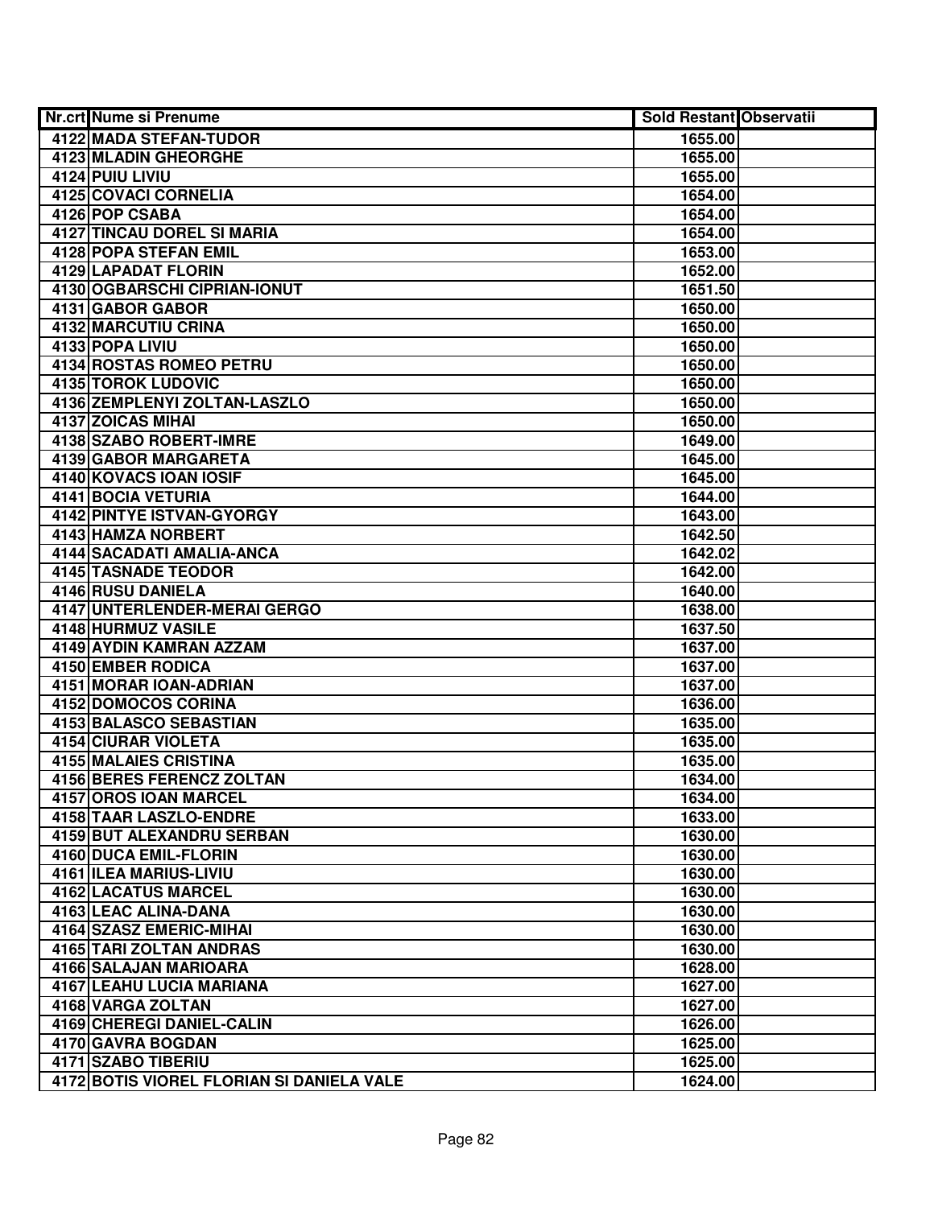| Nr.crt | Nume si Prenume | Sold Restant | Observatii |
|---|---|---|---|
| 4122 | MADA STEFAN-TUDOR | 1655.00 | |
| 4123 | MLADIN GHEORGHE | 1655.00 | |
| 4124 | PUIU LIVIU | 1655.00 | |
| 4125 | COVACI CORNELIA | 1654.00 | |
| 4126 | POP CSABA | 1654.00 | |
| 4127 | TINCAU DOREL SI MARIA | 1654.00 | |
| 4128 | POPA STEFAN EMIL | 1653.00 | |
| 4129 | LAPADAT FLORIN | 1652.00 | |
| 4130 | OGBARSCHI CIPRIAN-IONUT | 1651.50 | |
| 4131 | GABOR GABOR | 1650.00 | |
| 4132 | MARCUTIU CRINA | 1650.00 | |
| 4133 | POPA LIVIU | 1650.00 | |
| 4134 | ROSTAS ROMEO PETRU | 1650.00 | |
| 4135 | TOROK LUDOVIC | 1650.00 | |
| 4136 | ZEMPLENYI ZOLTAN-LASZLO | 1650.00 | |
| 4137 | ZOICAS MIHAI | 1650.00 | |
| 4138 | SZABO ROBERT-IMRE | 1649.00 | |
| 4139 | GABOR MARGARETA | 1645.00 | |
| 4140 | KOVACS IOAN IOSIF | 1645.00 | |
| 4141 | BOCIA VETURIA | 1644.00 | |
| 4142 | PINTYE ISTVAN-GYORGY | 1643.00 | |
| 4143 | HAMZA NORBERT | 1642.50 | |
| 4144 | SACADATI AMALIA-ANCA | 1642.02 | |
| 4145 | TASNADE TEODOR | 1642.00 | |
| 4146 | RUSU DANIELA | 1640.00 | |
| 4147 | UNTERLENDER-MERAI GERGO | 1638.00 | |
| 4148 | HURMUZ VASILE | 1637.50 | |
| 4149 | AYDIN KAMRAN AZZAM | 1637.00 | |
| 4150 | EMBER RODICA | 1637.00 | |
| 4151 | MORAR IOAN-ADRIAN | 1637.00 | |
| 4152 | DOMOCOS CORINA | 1636.00 | |
| 4153 | BALASCO SEBASTIAN | 1635.00 | |
| 4154 | CIURAR VIOLETA | 1635.00 | |
| 4155 | MALAIES CRISTINA | 1635.00 | |
| 4156 | BERES FERENCZ ZOLTAN | 1634.00 | |
| 4157 | OROS IOAN MARCEL | 1634.00 | |
| 4158 | TAAR LASZLO-ENDRE | 1633.00 | |
| 4159 | BUT ALEXANDRU SERBAN | 1630.00 | |
| 4160 | DUCA EMIL-FLORIN | 1630.00 | |
| 4161 | ILEA MARIUS-LIVIU | 1630.00 | |
| 4162 | LACATUS MARCEL | 1630.00 | |
| 4163 | LEAC ALINA-DANA | 1630.00 | |
| 4164 | SZASZ EMERIC-MIHAI | 1630.00 | |
| 4165 | TARI ZOLTAN ANDRAS | 1630.00 | |
| 4166 | SALAJAN MARIOARA | 1628.00 | |
| 4167 | LEAHU LUCIA MARIANA | 1627.00 | |
| 4168 | VARGA ZOLTAN | 1627.00 | |
| 4169 | CHEREGI DANIEL-CALIN | 1626.00 | |
| 4170 | GAVRA BOGDAN | 1625.00 | |
| 4171 | SZABO TIBERIU | 1625.00 | |
| 4172 | BOTIS VIOREL FLORIAN SI DANIELA VALE | 1624.00 | |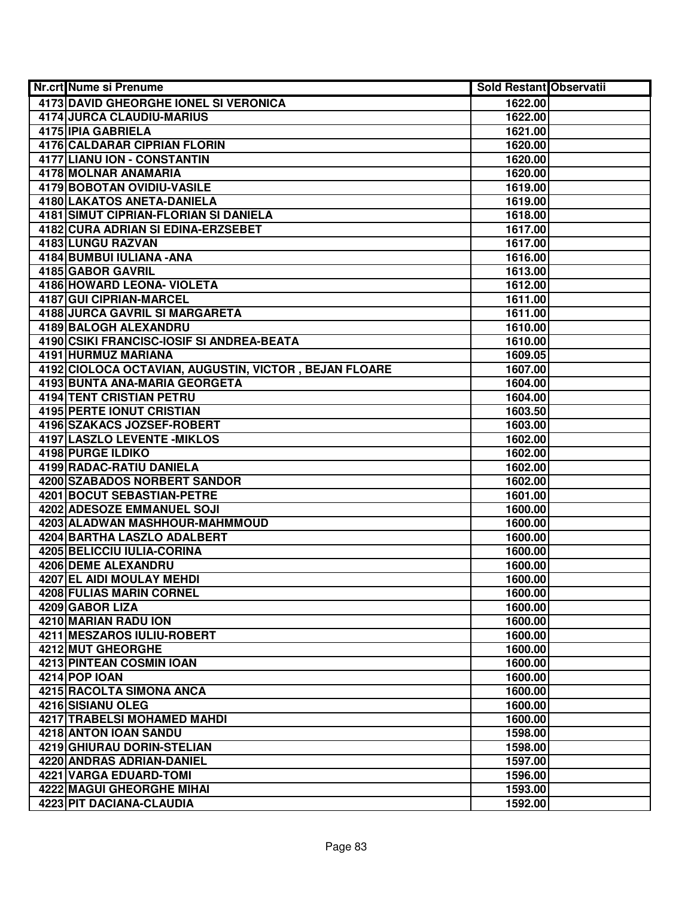| Nr.crt | Nume si Prenume | Sold Restant | Observatii |
|---|---|---|---|
| 4173 | DAVID GHEORGHE IONEL SI VERONICA | 1622.00 | |
| 4174 | JURCA CLAUDIU-MARIUS | 1622.00 | |
| 4175 | IPIA GABRIELA | 1621.00 | |
| 4176 | CALDARAR CIPRIAN FLORIN | 1620.00 | |
| 4177 | LIANU ION - CONSTANTIN | 1620.00 | |
| 4178 | MOLNAR ANAMARIA | 1620.00 | |
| 4179 | BOBOTAN OVIDIU-VASILE | 1619.00 | |
| 4180 | LAKATOS ANETA-DANIELA | 1619.00 | |
| 4181 | SIMUT CIPRIAN-FLORIAN SI DANIELA | 1618.00 | |
| 4182 | CURA ADRIAN SI EDINA-ERZSEBET | 1617.00 | |
| 4183 | LUNGU RAZVAN | 1617.00 | |
| 4184 | BUMBUI IULIANA -ANA | 1616.00 | |
| 4185 | GABOR GAVRIL | 1613.00 | |
| 4186 | HOWARD LEONA- VIOLETA | 1612.00 | |
| 4187 | GUI CIPRIAN-MARCEL | 1611.00 | |
| 4188 | JURCA GAVRIL SI MARGARETA | 1611.00 | |
| 4189 | BALOGH ALEXANDRU | 1610.00 | |
| 4190 | CSIKI FRANCISC-IOSIF SI ANDREA-BEATA | 1610.00 | |
| 4191 | HURMUZ MARIANA | 1609.05 | |
| 4192 | CIOLOCA OCTAVIAN, AUGUSTIN, VICTOR , BEJAN FLOARE | 1607.00 | |
| 4193 | BUNTA ANA-MARIA GEORGETA | 1604.00 | |
| 4194 | TENT CRISTIAN PETRU | 1604.00 | |
| 4195 | PERTE IONUT CRISTIAN | 1603.50 | |
| 4196 | SZAKACS JOZSEF-ROBERT | 1603.00 | |
| 4197 | LASZLO LEVENTE -MIKLOS | 1602.00 | |
| 4198 | PURGE ILDIKO | 1602.00 | |
| 4199 | RADAC-RATIU DANIELA | 1602.00 | |
| 4200 | SZABADOS NORBERT SANDOR | 1602.00 | |
| 4201 | BOCUT SEBASTIAN-PETRE | 1601.00 | |
| 4202 | ADESOZE EMMANUEL SOJI | 1600.00 | |
| 4203 | ALADWAN MASHHOUR-MAHMMOUD | 1600.00 | |
| 4204 | BARTHA LASZLO ADALBERT | 1600.00 | |
| 4205 | BELICCIU IULIA-CORINA | 1600.00 | |
| 4206 | DEME ALEXANDRU | 1600.00 | |
| 4207 | EL AIDI MOULAY MEHDI | 1600.00 | |
| 4208 | FULIAS MARIN CORNEL | 1600.00 | |
| 4209 | GABOR LIZA | 1600.00 | |
| 4210 | MARIAN RADU ION | 1600.00 | |
| 4211 | MESZAROS IULIU-ROBERT | 1600.00 | |
| 4212 | MUT GHEORGHE | 1600.00 | |
| 4213 | PINTEAN COSMIN IOAN | 1600.00 | |
| 4214 | POP IOAN | 1600.00 | |
| 4215 | RACOLTA SIMONA ANCA | 1600.00 | |
| 4216 | SISIANU OLEG | 1600.00 | |
| 4217 | TRABELSI MOHAMED MAHDI | 1600.00 | |
| 4218 | ANTON IOAN SANDU | 1598.00 | |
| 4219 | GHIURAU DORIN-STELIAN | 1598.00 | |
| 4220 | ANDRAS ADRIAN-DANIEL | 1597.00 | |
| 4221 | VARGA EDUARD-TOMI | 1596.00 | |
| 4222 | MAGUI GHEORGHE MIHAI | 1593.00 | |
| 4223 | PIT DACIANA-CLAUDIA | 1592.00 | |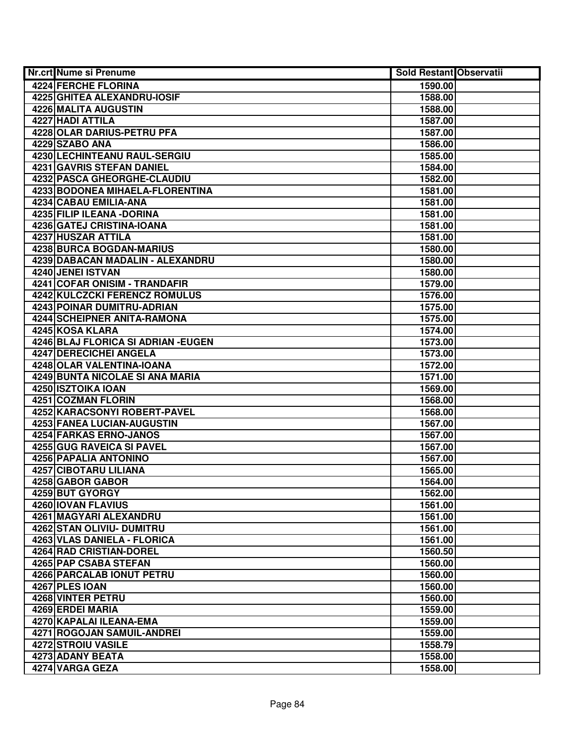| Nr.crt | Nume si Prenume | Sold Restant | Observatii |
|---|---|---|---|
| 4224 | FERCHE FLORINA | 1590.00 | |
| 4225 | GHITEA ALEXANDRU-IOSIF | 1588.00 | |
| 4226 | MALITA AUGUSTIN | 1588.00 | |
| 4227 | HADI ATTILA | 1587.00 | |
| 4228 | OLAR DARIUS-PETRU PFA | 1587.00 | |
| 4229 | SZABO ANA | 1586.00 | |
| 4230 | LECHINTEANU RAUL-SERGIU | 1585.00 | |
| 4231 | GAVRIS STEFAN DANIEL | 1584.00 | |
| 4232 | PASCA GHEORGHE-CLAUDIU | 1582.00 | |
| 4233 | BODONEA MIHAELA-FLORENTINA | 1581.00 | |
| 4234 | CABAU EMILIA-ANA | 1581.00 | |
| 4235 | FILIP ILEANA -DORINA | 1581.00 | |
| 4236 | GATEJ CRISTINA-IOANA | 1581.00 | |
| 4237 | HUSZAR ATTILA | 1581.00 | |
| 4238 | BURCA BOGDAN-MARIUS | 1580.00 | |
| 4239 | DABACAN MADALIN - ALEXANDRU | 1580.00 | |
| 4240 | JENEI ISTVAN | 1580.00 | |
| 4241 | COFAR ONISIM - TRANDAFIR | 1579.00 | |
| 4242 | KULCZCKI FERENCZ ROMULUS | 1576.00 | |
| 4243 | POINAR DUMITRU-ADRIAN | 1575.00 | |
| 4244 | SCHEIPNER ANITA-RAMONA | 1575.00 | |
| 4245 | KOSA KLARA | 1574.00 | |
| 4246 | BLAJ FLORICA SI ADRIAN -EUGEN | 1573.00 | |
| 4247 | DERECICHEI ANGELA | 1573.00 | |
| 4248 | OLAR VALENTINA-IOANA | 1572.00 | |
| 4249 | BUNTA NICOLAE SI ANA MARIA | 1571.00 | |
| 4250 | ISZTOIKA IOAN | 1569.00 | |
| 4251 | COZMAN FLORIN | 1568.00 | |
| 4252 | KARACSONYI ROBERT-PAVEL | 1568.00 | |
| 4253 | FANEA LUCIAN-AUGUSTIN | 1567.00 | |
| 4254 | FARKAS ERNO-JANOS | 1567.00 | |
| 4255 | GUG RAVEICA SI PAVEL | 1567.00 | |
| 4256 | PAPALIA ANTONINO | 1567.00 | |
| 4257 | CIBOTARU LILIANA | 1565.00 | |
| 4258 | GABOR GABOR | 1564.00 | |
| 4259 | BUT GYORGY | 1562.00 | |
| 4260 | IOVAN FLAVIUS | 1561.00 | |
| 4261 | MAGYARI ALEXANDRU | 1561.00 | |
| 4262 | STAN OLIVIU- DUMITRU | 1561.00 | |
| 4263 | VLAS DANIELA - FLORICA | 1561.00 | |
| 4264 | RAD CRISTIAN-DOREL | 1560.50 | |
| 4265 | PAP CSABA STEFAN | 1560.00 | |
| 4266 | PARCALAB IONUT PETRU | 1560.00 | |
| 4267 | PLES IOAN | 1560.00 | |
| 4268 | VINTER PETRU | 1560.00 | |
| 4269 | ERDEI MARIA | 1559.00 | |
| 4270 | KAPALAI ILEANA-EMA | 1559.00 | |
| 4271 | ROGOJAN SAMUIL-ANDREI | 1559.00 | |
| 4272 | STROIU VASILE | 1558.79 | |
| 4273 | ADANY BEATA | 1558.00 | |
| 4274 | VARGA GEZA | 1558.00 | |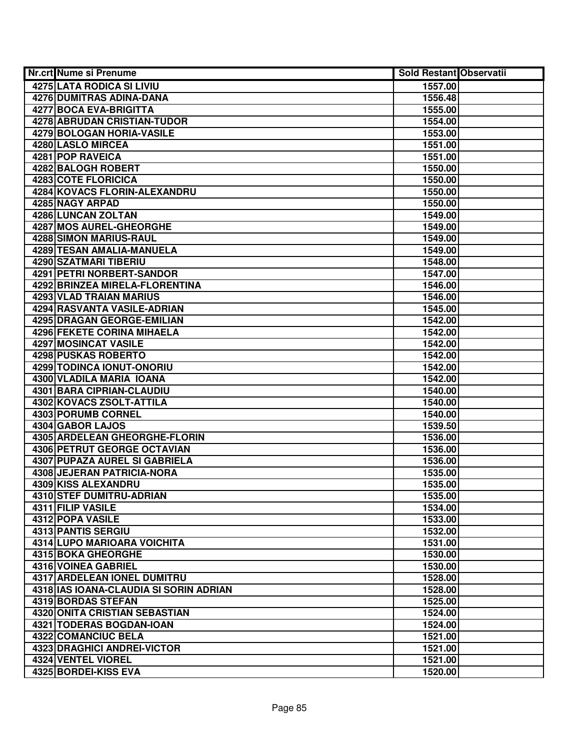| Nr.crt | Nume si Prenume | Sold Restant | Observatii |
|---|---|---|---|
| 4275 | LATA RODICA SI LIVIU | 1557.00 | |
| 4276 | DUMITRAS ADINA-DANA | 1556.48 | |
| 4277 | BOCA EVA-BRIGITTA | 1555.00 | |
| 4278 | ABRUDAN CRISTIAN-TUDOR | 1554.00 | |
| 4279 | BOLOGAN HORIA-VASILE | 1553.00 | |
| 4280 | LASLO MIRCEA | 1551.00 | |
| 4281 | POP RAVEICA | 1551.00 | |
| 4282 | BALOGH ROBERT | 1550.00 | |
| 4283 | COTE FLORICICA | 1550.00 | |
| 4284 | KOVACS FLORIN-ALEXANDRU | 1550.00 | |
| 4285 | NAGY ARPAD | 1550.00 | |
| 4286 | LUNCAN ZOLTAN | 1549.00 | |
| 4287 | MOS AUREL-GHEORGHE | 1549.00 | |
| 4288 | SIMON MARIUS-RAUL | 1549.00 | |
| 4289 | TESAN AMALIA-MANUELA | 1549.00 | |
| 4290 | SZATMARI TIBERIU | 1548.00 | |
| 4291 | PETRI NORBERT-SANDOR | 1547.00 | |
| 4292 | BRINZEA MIRELA-FLORENTINA | 1546.00 | |
| 4293 | VLAD TRAIAN MARIUS | 1546.00 | |
| 4294 | RASVANTA VASILE-ADRIAN | 1545.00 | |
| 4295 | DRAGAN GEORGE-EMILIAN | 1542.00 | |
| 4296 | FEKETE CORINA MIHAELA | 1542.00 | |
| 4297 | MOSINCAT VASILE | 1542.00 | |
| 4298 | PUSKAS ROBERTO | 1542.00 | |
| 4299 | TODINCA IONUT-ONORIU | 1542.00 | |
| 4300 | VLADILA MARIA IOANA | 1542.00 | |
| 4301 | BARA CIPRIAN-CLAUDIU | 1540.00 | |
| 4302 | KOVACS ZSOLT-ATTILA | 1540.00 | |
| 4303 | PORUMB CORNEL | 1540.00 | |
| 4304 | GABOR LAJOS | 1539.50 | |
| 4305 | ARDELEAN GHEORGHE-FLORIN | 1536.00 | |
| 4306 | PETRUT GEORGE OCTAVIAN | 1536.00 | |
| 4307 | PUPAZA AUREL SI GABRIELA | 1536.00 | |
| 4308 | JEJERAN PATRICIA-NORA | 1535.00 | |
| 4309 | KISS ALEXANDRU | 1535.00 | |
| 4310 | STEF DUMITRU-ADRIAN | 1535.00 | |
| 4311 | FILIP VASILE | 1534.00 | |
| 4312 | POPA VASILE | 1533.00 | |
| 4313 | PANTIS SERGIU | 1532.00 | |
| 4314 | LUPO MARIOARA VOICHITA | 1531.00 | |
| 4315 | BOKA GHEORGHE | 1530.00 | |
| 4316 | VOINEA GABRIEL | 1530.00 | |
| 4317 | ARDELEAN IONEL DUMITRU | 1528.00 | |
| 4318 | IAS IOANA-CLAUDIA SI SORIN ADRIAN | 1528.00 | |
| 4319 | BORDAS STEFAN | 1525.00 | |
| 4320 | ONITA CRISTIAN SEBASTIAN | 1524.00 | |
| 4321 | TODERAS BOGDAN-IOAN | 1524.00 | |
| 4322 | COMANCIUC BELA | 1521.00 | |
| 4323 | DRAGHICI ANDREI-VICTOR | 1521.00 | |
| 4324 | VENTEL VIOREL | 1521.00 | |
| 4325 | BORDEI-KISS EVA | 1520.00 | |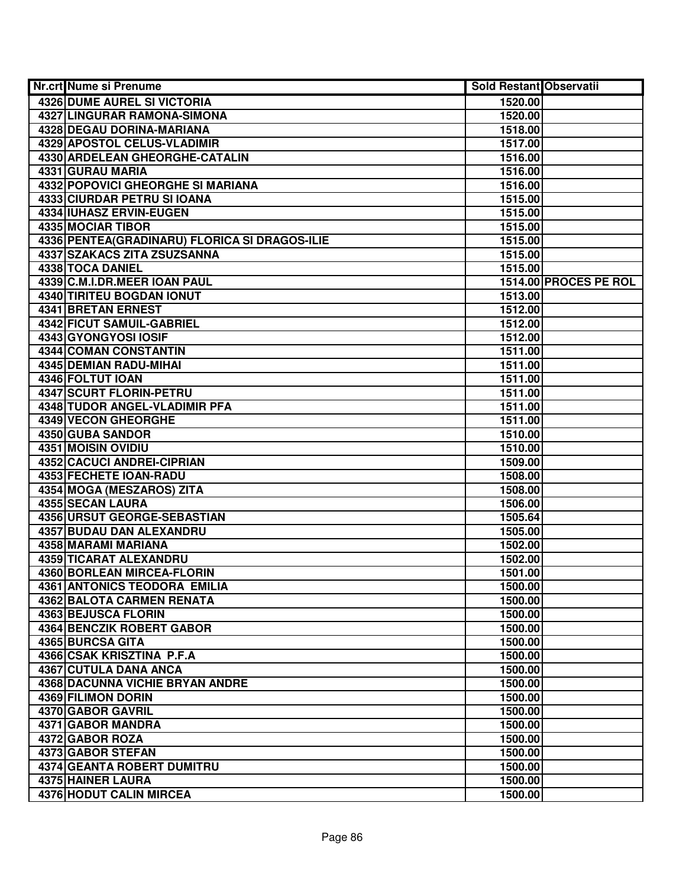| Nr.crt | Nume si Prenume | Sold Restant | Observatii |
|---|---|---|---|
| 4326 | DUME AUREL SI VICTORIA | 1520.00 | |
| 4327 | LINGURAR RAMONA-SIMONA | 1520.00 | |
| 4328 | DEGAU DORINA-MARIANA | 1518.00 | |
| 4329 | APOSTOL CELUS-VLADIMIR | 1517.00 | |
| 4330 | ARDELEAN GHEORGHE-CATALIN | 1516.00 | |
| 4331 | GURAU MARIA | 1516.00 | |
| 4332 | POPOVICI GHEORGHE SI MARIANA | 1516.00 | |
| 4333 | CIURDAR PETRU SI IOANA | 1515.00 | |
| 4334 | IUHASZ ERVIN-EUGEN | 1515.00 | |
| 4335 | MOCIAR TIBOR | 1515.00 | |
| 4336 | PENTEA(GRADINARU) FLORICA SI DRAGOS-ILIE | 1515.00 | |
| 4337 | SZAKACS ZITA ZSUZSANNA | 1515.00 | |
| 4338 | TOCA DANIEL | 1515.00 | |
| 4339 | C.M.I.DR.MEER IOAN PAUL | 1514.00 | PROCES PE ROL |
| 4340 | TIRITEU BOGDAN IONUT | 1513.00 | |
| 4341 | BRETAN ERNEST | 1512.00 | |
| 4342 | FICUT SAMUIL-GABRIEL | 1512.00 | |
| 4343 | GYONGYOSI IOSIF | 1512.00 | |
| 4344 | COMAN CONSTANTIN | 1511.00 | |
| 4345 | DEMIAN RADU-MIHAI | 1511.00 | |
| 4346 | FOLTUT IOAN | 1511.00 | |
| 4347 | SCURT FLORIN-PETRU | 1511.00 | |
| 4348 | TUDOR ANGEL-VLADIMIR PFA | 1511.00 | |
| 4349 | VECON GHEORGHE | 1511.00 | |
| 4350 | GUBA SANDOR | 1510.00 | |
| 4351 | MOISIN OVIDIU | 1510.00 | |
| 4352 | CACUCI ANDREI-CIPRIAN | 1509.00 | |
| 4353 | FECHETE IOAN-RADU | 1508.00 | |
| 4354 | MOGA (MESZAROS) ZITA | 1508.00 | |
| 4355 | SECAN LAURA | 1506.00 | |
| 4356 | URSUT GEORGE-SEBASTIAN | 1505.64 | |
| 4357 | BUDAU DAN ALEXANDRU | 1505.00 | |
| 4358 | MARAMI MARIANA | 1502.00 | |
| 4359 | TICARAT ALEXANDRU | 1502.00 | |
| 4360 | BORLEAN MIRCEA-FLORIN | 1501.00 | |
| 4361 | ANTONICS TEODORA EMILIA | 1500.00 | |
| 4362 | BALOTA CARMEN RENATA | 1500.00 | |
| 4363 | BEJUSCA FLORIN | 1500.00 | |
| 4364 | BENCZIK ROBERT GABOR | 1500.00 | |
| 4365 | BURCSA GITA | 1500.00 | |
| 4366 | CSAK KRISZTINA P.F.A | 1500.00 | |
| 4367 | CUTULA DANA ANCA | 1500.00 | |
| 4368 | DACUNNA VICHIE BRYAN ANDRE | 1500.00 | |
| 4369 | FILIMON DORIN | 1500.00 | |
| 4370 | GABOR GAVRIL | 1500.00 | |
| 4371 | GABOR MANDRA | 1500.00 | |
| 4372 | GABOR ROZA | 1500.00 | |
| 4373 | GABOR STEFAN | 1500.00 | |
| 4374 | GEANTA ROBERT DUMITRU | 1500.00 | |
| 4375 | HAINER LAURA | 1500.00 | |
| 4376 | HODUT CALIN MIRCEA | 1500.00 | |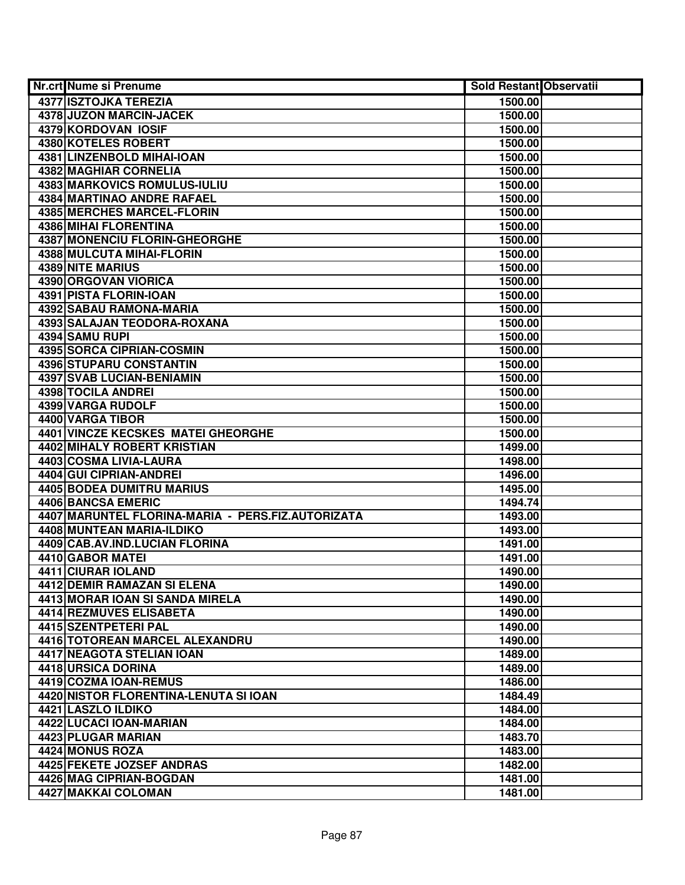| Nr.crt | Nume si Prenume | Sold Restant | Observatii |
|---|---|---|---|
| 4377 | ISZTOJKA TEREZIA | 1500.00 | |
| 4378 | JUZON MARCIN-JACEK | 1500.00 | |
| 4379 | KORDOVAN IOSIF | 1500.00 | |
| 4380 | KOTELES ROBERT | 1500.00 | |
| 4381 | LINZENBOLD MIHAI-IOAN | 1500.00 | |
| 4382 | MAGHIAR CORNELIA | 1500.00 | |
| 4383 | MARKOVICS ROMULUS-IULIU | 1500.00 | |
| 4384 | MARTINAO ANDRE RAFAEL | 1500.00 | |
| 4385 | MERCHES MARCEL-FLORIN | 1500.00 | |
| 4386 | MIHAI FLORENTINA | 1500.00 | |
| 4387 | MONENCIU FLORIN-GHEORGHE | 1500.00 | |
| 4388 | MULCUTA MIHAI-FLORIN | 1500.00 | |
| 4389 | NITE MARIUS | 1500.00 | |
| 4390 | ORGOVAN VIORICA | 1500.00 | |
| 4391 | PISTA FLORIN-IOAN | 1500.00 | |
| 4392 | SABAU RAMONA-MARIA | 1500.00 | |
| 4393 | SALAJAN TEODORA-ROXANA | 1500.00 | |
| 4394 | SAMU RUPI | 1500.00 | |
| 4395 | SORCA CIPRIAN-COSMIN | 1500.00 | |
| 4396 | STUPARU CONSTANTIN | 1500.00 | |
| 4397 | SVAB LUCIAN-BENIAMIN | 1500.00 | |
| 4398 | TOCILA ANDREI | 1500.00 | |
| 4399 | VARGA RUDOLF | 1500.00 | |
| 4400 | VARGA TIBOR | 1500.00 | |
| 4401 | VINCZE KECSKES MATEI GHEORGHE | 1500.00 | |
| 4402 | MIHALY ROBERT KRISTIAN | 1499.00 | |
| 4403 | COSMA LIVIA-LAURA | 1498.00 | |
| 4404 | GUI CIPRIAN-ANDREI | 1496.00 | |
| 4405 | BODEA DUMITRU MARIUS | 1495.00 | |
| 4406 | BANCSA EMERIC | 1494.74 | |
| 4407 | MARUNTEL FLORINA-MARIA - PERS.FIZ.AUTORIZATA | 1493.00 | |
| 4408 | MUNTEAN MARIA-ILDIKO | 1493.00 | |
| 4409 | CAB.AV.IND.LUCIAN FLORINA | 1491.00 | |
| 4410 | GABOR MATEI | 1491.00 | |
| 4411 | CIURAR IOLAND | 1490.00 | |
| 4412 | DEMIR RAMAZAN SI ELENA | 1490.00 | |
| 4413 | MORAR IOAN SI SANDA MIRELA | 1490.00 | |
| 4414 | REZMUVES ELISABETA | 1490.00 | |
| 4415 | SZENTPETERI PAL | 1490.00 | |
| 4416 | TOTOREAN MARCEL ALEXANDRU | 1490.00 | |
| 4417 | NEAGOTA STELIAN IOAN | 1489.00 | |
| 4418 | URSICA DORINA | 1489.00 | |
| 4419 | COZMA IOAN-REMUS | 1486.00 | |
| 4420 | NISTOR FLORENTINA-LENUTA SI IOAN | 1484.49 | |
| 4421 | LASZLO ILDIKO | 1484.00 | |
| 4422 | LUCACI IOAN-MARIAN | 1484.00 | |
| 4423 | PLUGAR MARIAN | 1483.70 | |
| 4424 | MONUS ROZA | 1483.00 | |
| 4425 | FEKETE JOZSEF ANDRAS | 1482.00 | |
| 4426 | MAG CIPRIAN-BOGDAN | 1481.00 | |
| 4427 | MAKKAI COLOMAN | 1481.00 | |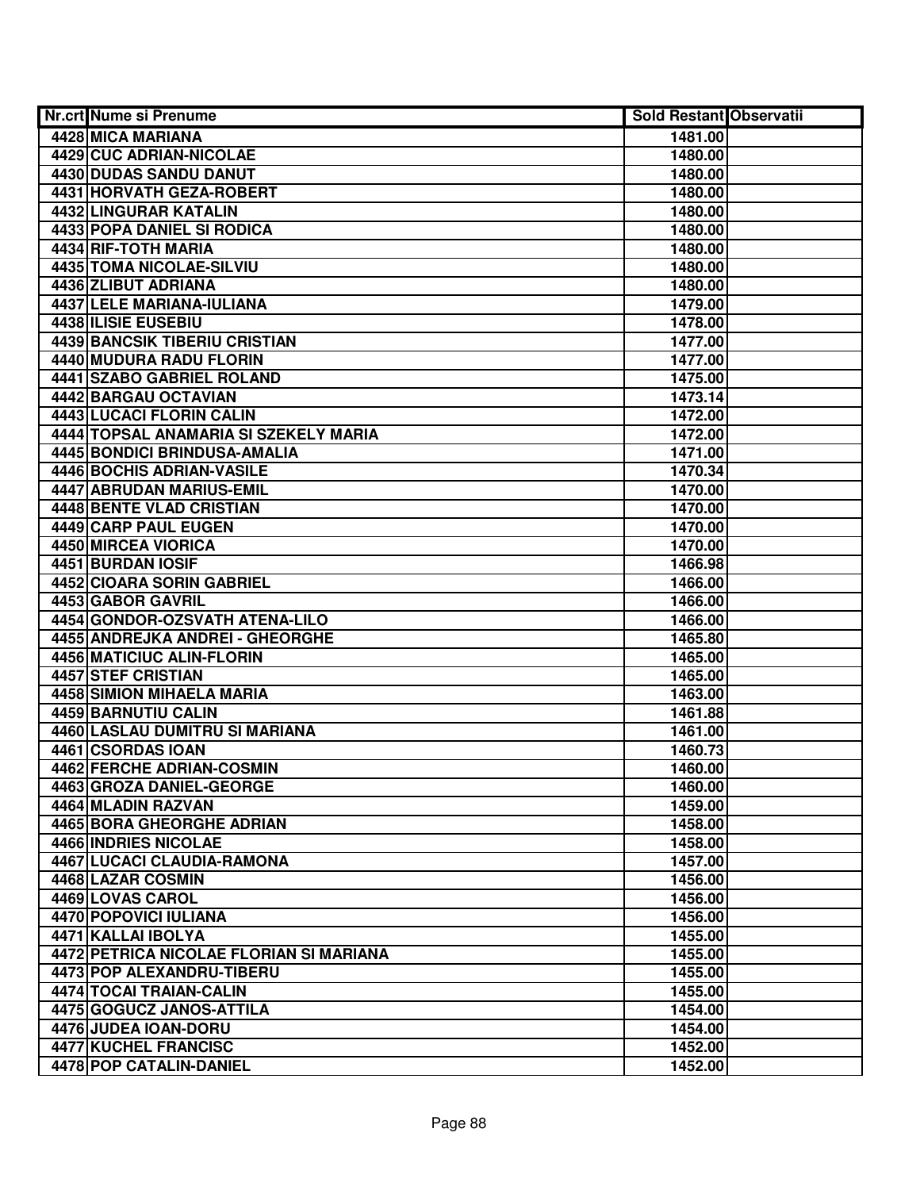| Nr.crt | Nume si Prenume | Sold Restant | Observatii |
|---|---|---|---|
| 4428 | MICA MARIANA | 1481.00 | |
| 4429 | CUC ADRIAN-NICOLAE | 1480.00 | |
| 4430 | DUDAS SANDU DANUT | 1480.00 | |
| 4431 | HORVATH GEZA-ROBERT | 1480.00 | |
| 4432 | LINGURAR KATALIN | 1480.00 | |
| 4433 | POPA DANIEL SI RODICA | 1480.00 | |
| 4434 | RIF-TOTH MARIA | 1480.00 | |
| 4435 | TOMA NICOLAE-SILVIU | 1480.00 | |
| 4436 | ZLIBUT ADRIANA | 1480.00 | |
| 4437 | LELE MARIANA-IULIANA | 1479.00 | |
| 4438 | ILISIE EUSEBIU | 1478.00 | |
| 4439 | BANCSIK TIBERIU CRISTIAN | 1477.00 | |
| 4440 | MUDURA RADU FLORIN | 1477.00 | |
| 4441 | SZABO GABRIEL ROLAND | 1475.00 | |
| 4442 | BARGAU OCTAVIAN | 1473.14 | |
| 4443 | LUCACI FLORIN CALIN | 1472.00 | |
| 4444 | TOPSAL ANAMARIA SI SZEKELY MARIA | 1472.00 | |
| 4445 | BONDICI BRINDUSA-AMALIA | 1471.00 | |
| 4446 | BOCHIS ADRIAN-VASILE | 1470.34 | |
| 4447 | ABRUDAN MARIUS-EMIL | 1470.00 | |
| 4448 | BENTE VLAD CRISTIAN | 1470.00 | |
| 4449 | CARP PAUL EUGEN | 1470.00 | |
| 4450 | MIRCEA VIORICA | 1470.00 | |
| 4451 | BURDAN IOSIF | 1466.98 | |
| 4452 | CIOARA SORIN GABRIEL | 1466.00 | |
| 4453 | GABOR GAVRIL | 1466.00 | |
| 4454 | GONDOR-OZSVATH ATENA-LILO | 1466.00 | |
| 4455 | ANDREJKA ANDREI - GHEORGHE | 1465.80 | |
| 4456 | MATICIUC ALIN-FLORIN | 1465.00 | |
| 4457 | STEF CRISTIAN | 1465.00 | |
| 4458 | SIMION MIHAELA MARIA | 1463.00 | |
| 4459 | BARNUTIU CALIN | 1461.88 | |
| 4460 | LASLAU DUMITRU SI MARIANA | 1461.00 | |
| 4461 | CSORDAS IOAN | 1460.73 | |
| 4462 | FERCHE ADRIAN-COSMIN | 1460.00 | |
| 4463 | GROZA DANIEL-GEORGE | 1460.00 | |
| 4464 | MLADIN RAZVAN | 1459.00 | |
| 4465 | BORA GHEORGHE ADRIAN | 1458.00 | |
| 4466 | INDRIES NICOLAE | 1458.00 | |
| 4467 | LUCACI CLAUDIA-RAMONA | 1457.00 | |
| 4468 | LAZAR COSMIN | 1456.00 | |
| 4469 | LOVAS CAROL | 1456.00 | |
| 4470 | POPOVICI IULIANA | 1456.00 | |
| 4471 | KALLAI IBOLYA | 1455.00 | |
| 4472 | PETRICA NICOLAE FLORIAN SI MARIANA | 1455.00 | |
| 4473 | POP ALEXANDRU-TIBERU | 1455.00 | |
| 4474 | TOCAI TRAIAN-CALIN | 1455.00 | |
| 4475 | GOGUCZ JANOS-ATTILA | 1454.00 | |
| 4476 | JUDEA IOAN-DORU | 1454.00 | |
| 4477 | KUCHEL FRANCISC | 1452.00 | |
| 4478 | POP CATALIN-DANIEL | 1452.00 | |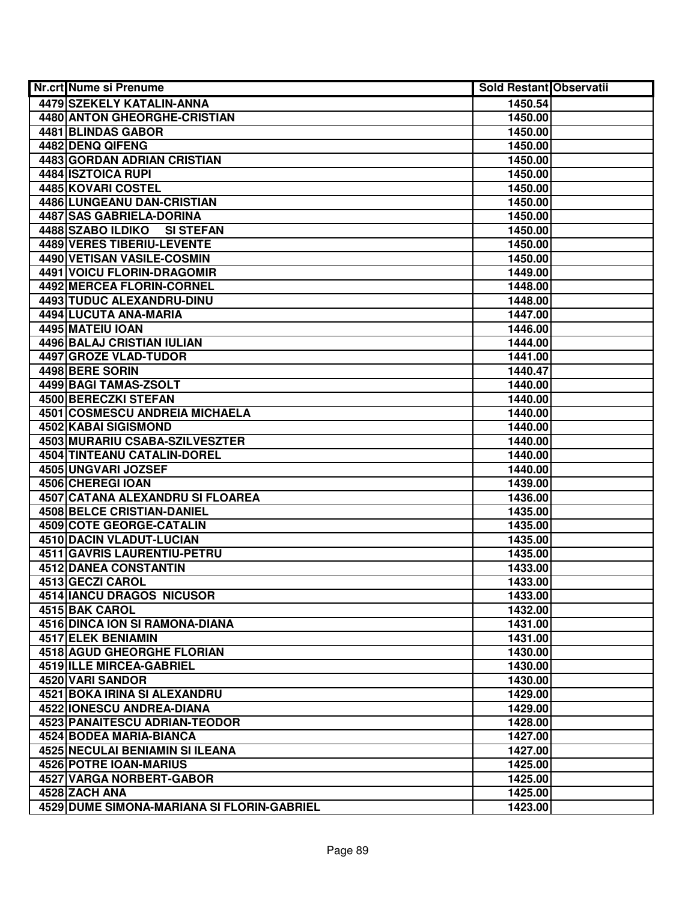| Nr.crt | Nume si Prenume | Sold Restant | Observatii |
|---|---|---|---|
| 4479 | SZEKELY KATALIN-ANNA | 1450.54 | |
| 4480 | ANTON GHEORGHE-CRISTIAN | 1450.00 | |
| 4481 | BLINDAS GABOR | 1450.00 | |
| 4482 | DENQ QIFENG | 1450.00 | |
| 4483 | GORDAN ADRIAN CRISTIAN | 1450.00 | |
| 4484 | ISZTOICA RUPI | 1450.00 | |
| 4485 | KOVARI COSTEL | 1450.00 | |
| 4486 | LUNGEANU DAN-CRISTIAN | 1450.00 | |
| 4487 | SAS GABRIELA-DORINA | 1450.00 | |
| 4488 | SZABO ILDIKO SI STEFAN | 1450.00 | |
| 4489 | VERES TIBERIU-LEVENTE | 1450.00 | |
| 4490 | VETISAN VASILE-COSMIN | 1450.00 | |
| 4491 | VOICU FLORIN-DRAGOMIR | 1449.00 | |
| 4492 | MERCEA FLORIN-CORNEL | 1448.00 | |
| 4493 | TUDUC ALEXANDRU-DINU | 1448.00 | |
| 4494 | LUCUTA ANA-MARIA | 1447.00 | |
| 4495 | MATEIU IOAN | 1446.00 | |
| 4496 | BALAJ CRISTIAN IULIAN | 1444.00 | |
| 4497 | GROZE VLAD-TUDOR | 1441.00 | |
| 4498 | BERE SORIN | 1440.47 | |
| 4499 | BAGI TAMAS-ZSOLT | 1440.00 | |
| 4500 | BERECZKI STEFAN | 1440.00 | |
| 4501 | COSMESCU ANDREIA MICHAELA | 1440.00 | |
| 4502 | KABAI SIGISMOND | 1440.00 | |
| 4503 | MURARIU CSABA-SZILVESZTER | 1440.00 | |
| 4504 | TINTEANU CATALIN-DOREL | 1440.00 | |
| 4505 | UNGVARI JOZSEF | 1440.00 | |
| 4506 | CHEREGI IOAN | 1439.00 | |
| 4507 | CATANA ALEXANDRU SI FLOAREA | 1436.00 | |
| 4508 | BELCE CRISTIAN-DANIEL | 1435.00 | |
| 4509 | COTE GEORGE-CATALIN | 1435.00 | |
| 4510 | DACIN VLADUT-LUCIAN | 1435.00 | |
| 4511 | GAVRIS LAURENTIU-PETRU | 1435.00 | |
| 4512 | DANEA CONSTANTIN | 1433.00 | |
| 4513 | GECZI CAROL | 1433.00 | |
| 4514 | IANCU DRAGOS NICUSOR | 1433.00 | |
| 4515 | BAK CAROL | 1432.00 | |
| 4516 | DINCA ION SI RAMONA-DIANA | 1431.00 | |
| 4517 | ELEK BENIAMIN | 1431.00 | |
| 4518 | AGUD GHEORGHE FLORIAN | 1430.00 | |
| 4519 | ILLE MIRCEA-GABRIEL | 1430.00 | |
| 4520 | VARI SANDOR | 1430.00 | |
| 4521 | BOKA IRINA SI ALEXANDRU | 1429.00 | |
| 4522 | IONESCU ANDREA-DIANA | 1429.00 | |
| 4523 | PANAITESCU ADRIAN-TEODOR | 1428.00 | |
| 4524 | BODEA MARIA-BIANCA | 1427.00 | |
| 4525 | NECULAI BENIAMIN SI ILEANA | 1427.00 | |
| 4526 | POTRE IOAN-MARIUS | 1425.00 | |
| 4527 | VARGA NORBERT-GABOR | 1425.00 | |
| 4528 | ZACH ANA | 1425.00 | |
| 4529 | DUME SIMONA-MARIANA SI FLORIN-GABRIEL | 1423.00 | |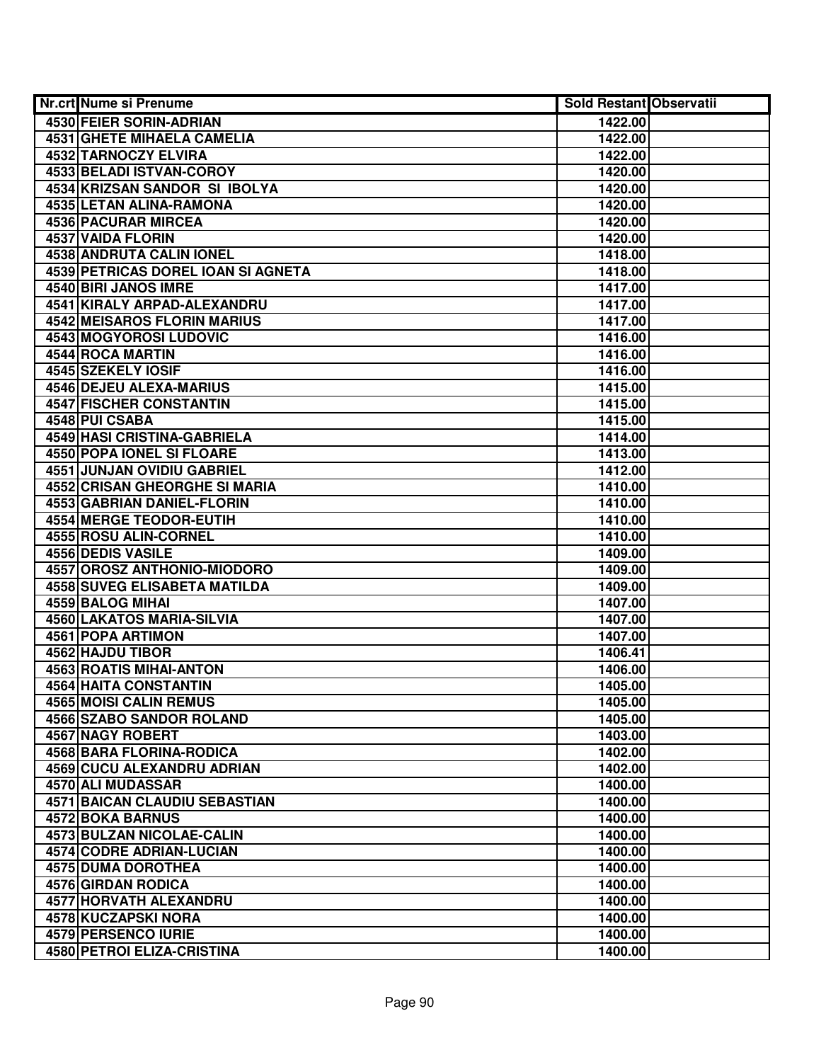| Nr.crt | Nume si Prenume | Sold Restant | Observatii |
|---|---|---|---|
| 4530 | FEIER SORIN-ADRIAN | 1422.00 | |
| 4531 | GHETE MIHAELA CAMELIA | 1422.00 | |
| 4532 | TARNOCZY ELVIRA | 1422.00 | |
| 4533 | BELADI ISTVAN-COROY | 1420.00 | |
| 4534 | KRIZSAN SANDOR  SI  IBOLYA | 1420.00 | |
| 4535 | LETAN ALINA-RAMONA | 1420.00 | |
| 4536 | PACURAR MIRCEA | 1420.00 | |
| 4537 | VAIDA FLORIN | 1420.00 | |
| 4538 | ANDRUTA CALIN IONEL | 1418.00 | |
| 4539 | PETRICAS DOREL IOAN SI AGNETA | 1418.00 | |
| 4540 | BIRI JANOS IMRE | 1417.00 | |
| 4541 | KIRALY ARPAD-ALEXANDRU | 1417.00 | |
| 4542 | MEISAROS FLORIN MARIUS | 1417.00 | |
| 4543 | MOGYOROSI LUDOVIC | 1416.00 | |
| 4544 | ROCA MARTIN | 1416.00 | |
| 4545 | SZEKELY IOSIF | 1416.00 | |
| 4546 | DEJEU ALEXA-MARIUS | 1415.00 | |
| 4547 | FISCHER CONSTANTIN | 1415.00 | |
| 4548 | PUI CSABA | 1415.00 | |
| 4549 | HASI CRISTINA-GABRIELA | 1414.00 | |
| 4550 | POPA IONEL SI FLOARE | 1413.00 | |
| 4551 | JUNJAN OVIDIU GABRIEL | 1412.00 | |
| 4552 | CRISAN GHEORGHE SI MARIA | 1410.00 | |
| 4553 | GABRIAN DANIEL-FLORIN | 1410.00 | |
| 4554 | MERGE TEODOR-EUTIH | 1410.00 | |
| 4555 | ROSU ALIN-CORNEL | 1410.00 | |
| 4556 | DEDIS VASILE | 1409.00 | |
| 4557 | OROSZ ANTHONIO-MIODORO | 1409.00 | |
| 4558 | SUVEG ELISABETA MATILDA | 1409.00 | |
| 4559 | BALOG MIHAI | 1407.00 | |
| 4560 | LAKATOS MARIA-SILVIA | 1407.00 | |
| 4561 | POPA ARTIMON | 1407.00 | |
| 4562 | HAJDU TIBOR | 1406.41 | |
| 4563 | ROATIS MIHAI-ANTON | 1406.00 | |
| 4564 | HAITA CONSTANTIN | 1405.00 | |
| 4565 | MOISI CALIN REMUS | 1405.00 | |
| 4566 | SZABO SANDOR ROLAND | 1405.00 | |
| 4567 | NAGY ROBERT | 1403.00 | |
| 4568 | BARA FLORINA-RODICA | 1402.00 | |
| 4569 | CUCU ALEXANDRU ADRIAN | 1402.00 | |
| 4570 | ALI MUDASSAR | 1400.00 | |
| 4571 | BAICAN CLAUDIU SEBASTIAN | 1400.00 | |
| 4572 | BOKA BARNUS | 1400.00 | |
| 4573 | BULZAN NICOLAE-CALIN | 1400.00 | |
| 4574 | CODRE ADRIAN-LUCIAN | 1400.00 | |
| 4575 | DUMA DOROTHEA | 1400.00 | |
| 4576 | GIRDAN RODICA | 1400.00 | |
| 4577 | HORVATH ALEXANDRU | 1400.00 | |
| 4578 | KUCZAPSKI NORA | 1400.00 | |
| 4579 | PERSENCO IURIE | 1400.00 | |
| 4580 | PETROI ELIZA-CRISTINA | 1400.00 | |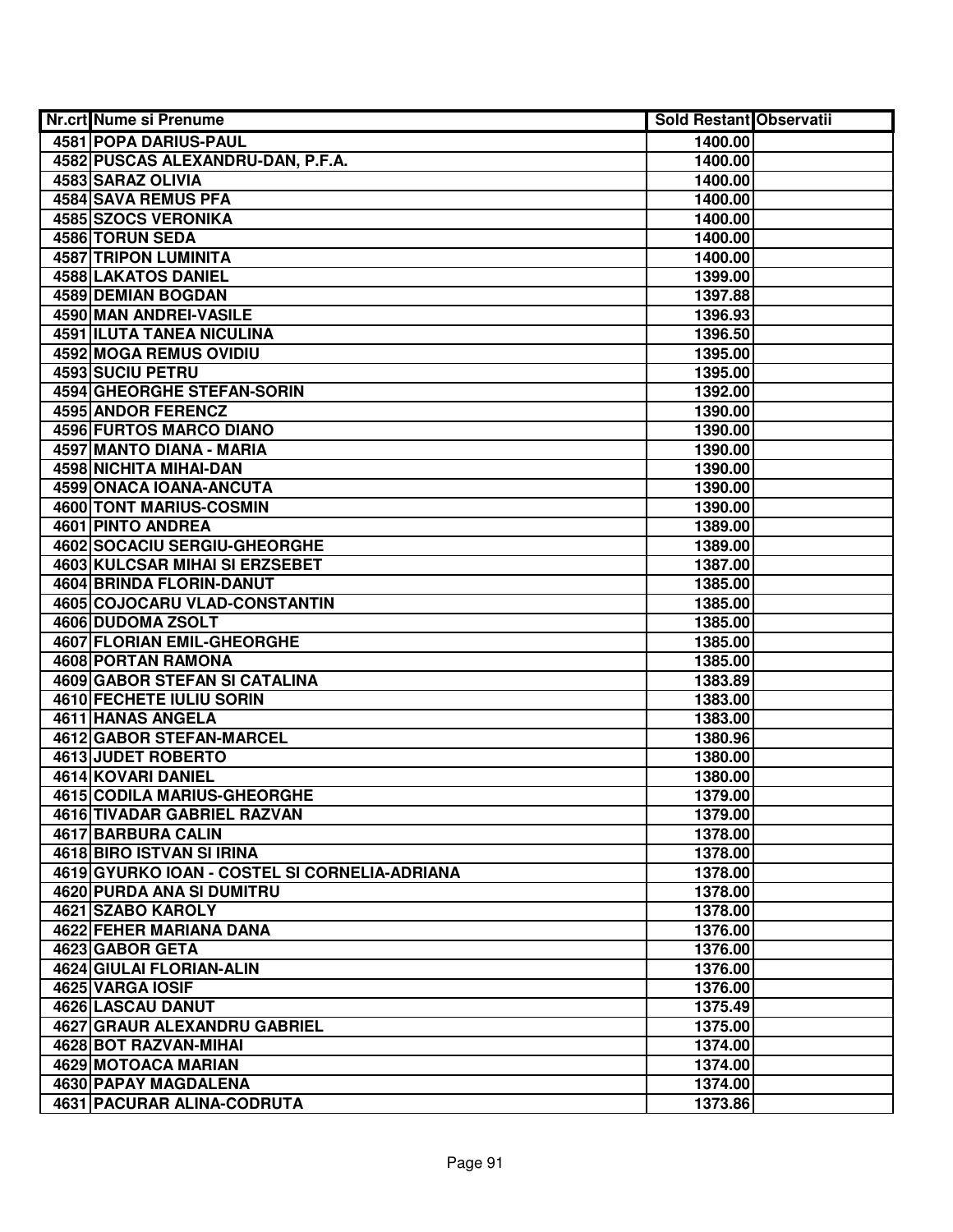| Nr.crt | Nume si Prenume | Sold Restant | Observatii |
|---|---|---|---|
| 4581 | POPA DARIUS-PAUL | 1400.00 | |
| 4582 | PUSCAS ALEXANDRU-DAN, P.F.A. | 1400.00 | |
| 4583 | SARAZ OLIVIA | 1400.00 | |
| 4584 | SAVA REMUS PFA | 1400.00 | |
| 4585 | SZOCS VERONIKA | 1400.00 | |
| 4586 | TORUN SEDA | 1400.00 | |
| 4587 | TRIPON LUMINITA | 1400.00 | |
| 4588 | LAKATOS DANIEL | 1399.00 | |
| 4589 | DEMIAN BOGDAN | 1397.88 | |
| 4590 | MAN ANDREI-VASILE | 1396.93 | |
| 4591 | ILUTA TANEA NICULINA | 1396.50 | |
| 4592 | MOGA REMUS OVIDIU | 1395.00 | |
| 4593 | SUCIU PETRU | 1395.00 | |
| 4594 | GHEORGHE STEFAN-SORIN | 1392.00 | |
| 4595 | ANDOR FERENCZ | 1390.00 | |
| 4596 | FURTOS MARCO DIANO | 1390.00 | |
| 4597 | MANTO DIANA - MARIA | 1390.00 | |
| 4598 | NICHITA MIHAI-DAN | 1390.00 | |
| 4599 | ONACA IOANA-ANCUTA | 1390.00 | |
| 4600 | TONT MARIUS-COSMIN | 1390.00 | |
| 4601 | PINTO ANDREA | 1389.00 | |
| 4602 | SOCACIU SERGIU-GHEORGHE | 1389.00 | |
| 4603 | KULCSAR MIHAI SI ERZSEBET | 1387.00 | |
| 4604 | BRINDA FLORIN-DANUT | 1385.00 | |
| 4605 | COJOCARU VLAD-CONSTANTIN | 1385.00 | |
| 4606 | DUDOMA ZSOLT | 1385.00 | |
| 4607 | FLORIAN EMIL-GHEORGHE | 1385.00 | |
| 4608 | PORTAN RAMONA | 1385.00 | |
| 4609 | GABOR STEFAN SI CATALINA | 1383.89 | |
| 4610 | FECHETE IULIU SORIN | 1383.00 | |
| 4611 | HANAS ANGELA | 1383.00 | |
| 4612 | GABOR STEFAN-MARCEL | 1380.96 | |
| 4613 | JUDET ROBERTO | 1380.00 | |
| 4614 | KOVARI DANIEL | 1380.00 | |
| 4615 | CODILA MARIUS-GHEORGHE | 1379.00 | |
| 4616 | TIVADAR GABRIEL RAZVAN | 1379.00 | |
| 4617 | BARBURA CALIN | 1378.00 | |
| 4618 | BIRO ISTVAN SI IRINA | 1378.00 | |
| 4619 | GYURKO IOAN - COSTEL SI CORNELIA-ADRIANA | 1378.00 | |
| 4620 | PURDA ANA SI DUMITRU | 1378.00 | |
| 4621 | SZABO KAROLY | 1378.00 | |
| 4622 | FEHER MARIANA DANA | 1376.00 | |
| 4623 | GABOR GETA | 1376.00 | |
| 4624 | GIULAI FLORIAN-ALIN | 1376.00 | |
| 4625 | VARGA IOSIF | 1376.00 | |
| 4626 | LASCAU DANUT | 1375.49 | |
| 4627 | GRAUR ALEXANDRU GABRIEL | 1375.00 | |
| 4628 | BOT RAZVAN-MIHAI | 1374.00 | |
| 4629 | MOTOACA MARIAN | 1374.00 | |
| 4630 | PAPAY MAGDALENA | 1374.00 | |
| 4631 | PACURAR ALINA-CODRUTA | 1373.86 | |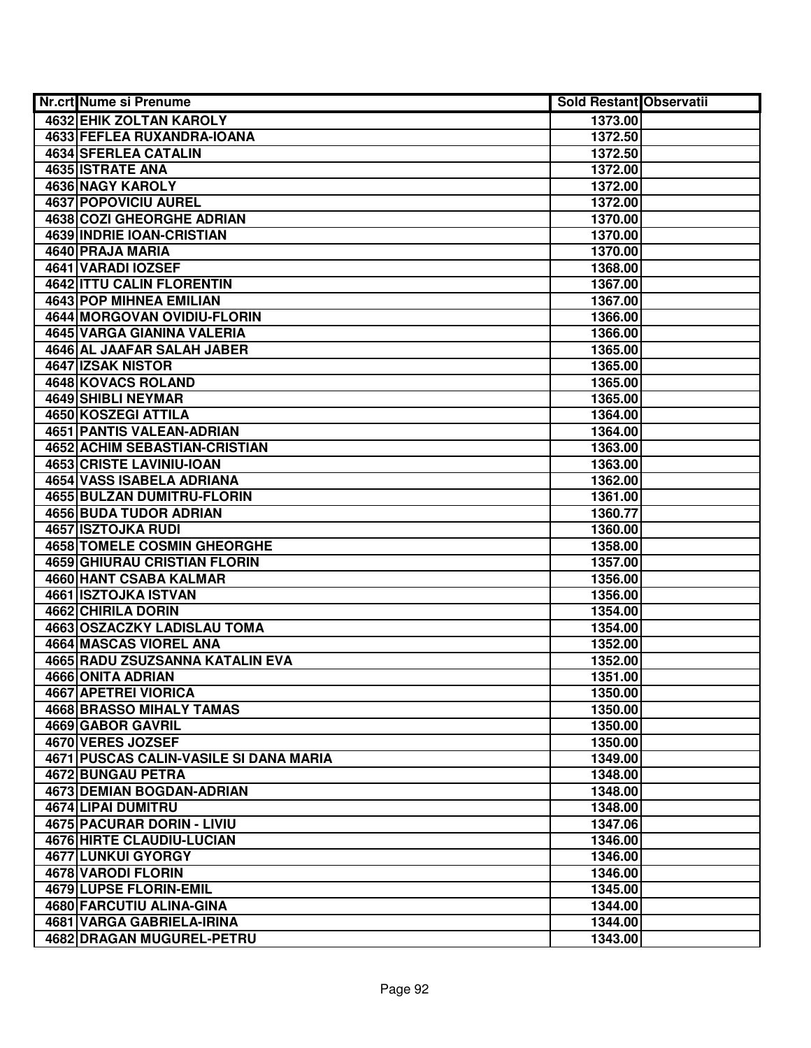| Nr.crt | Nume si Prenume | Sold Restant | Observatii |
|---|---|---|---|
| 4632 | EHIK ZOLTAN KAROLY | 1373.00 | |
| 4633 | FEFLEA RUXANDRA-IOANA | 1372.50 | |
| 4634 | SFERLEA CATALIN | 1372.50 | |
| 4635 | ISTRATE ANA | 1372.00 | |
| 4636 | NAGY KAROLY | 1372.00 | |
| 4637 | POPOVICIU AUREL | 1372.00 | |
| 4638 | COZI GHEORGHE ADRIAN | 1370.00 | |
| 4639 | INDRIE IOAN-CRISTIAN | 1370.00 | |
| 4640 | PRAJA MARIA | 1370.00 | |
| 4641 | VARADI IOZSEF | 1368.00 | |
| 4642 | ITTU CALIN FLORENTIN | 1367.00 | |
| 4643 | POP MIHNEA EMILIAN | 1367.00 | |
| 4644 | MORGOVAN OVIDIU-FLORIN | 1366.00 | |
| 4645 | VARGA GIANINA VALERIA | 1366.00 | |
| 4646 | AL JAAFAR SALAH JABER | 1365.00 | |
| 4647 | IZSAK NISTOR | 1365.00 | |
| 4648 | KOVACS ROLAND | 1365.00 | |
| 4649 | SHIBLI NEYMAR | 1365.00 | |
| 4650 | KOSZEGI ATTILA | 1364.00 | |
| 4651 | PANTIS VALEAN-ADRIAN | 1364.00 | |
| 4652 | ACHIM SEBASTIAN-CRISTIAN | 1363.00 | |
| 4653 | CRISTE LAVINIU-IOAN | 1363.00 | |
| 4654 | VASS ISABELA ADRIANA | 1362.00 | |
| 4655 | BULZAN DUMITRU-FLORIN | 1361.00 | |
| 4656 | BUDA TUDOR ADRIAN | 1360.77 | |
| 4657 | ISZTOJKA RUDI | 1360.00 | |
| 4658 | TOMELE COSMIN GHEORGHE | 1358.00 | |
| 4659 | GHIURAU CRISTIAN FLORIN | 1357.00 | |
| 4660 | HANT CSABA KALMAR | 1356.00 | |
| 4661 | ISZTOJKA ISTVAN | 1356.00 | |
| 4662 | CHIRILA DORIN | 1354.00 | |
| 4663 | OSZACZKY LADISLAU TOMA | 1354.00 | |
| 4664 | MASCAS VIOREL ANA | 1352.00 | |
| 4665 | RADU ZSUZSANNA KATALIN EVA | 1352.00 | |
| 4666 | ONITA ADRIAN | 1351.00 | |
| 4667 | APETREI VIORICA | 1350.00 | |
| 4668 | BRASSO MIHALY TAMAS | 1350.00 | |
| 4669 | GABOR GAVRIL | 1350.00 | |
| 4670 | VERES JOZSEF | 1350.00 | |
| 4671 | PUSCAS CALIN-VASILE SI DANA MARIA | 1349.00 | |
| 4672 | BUNGAU PETRA | 1348.00 | |
| 4673 | DEMIAN BOGDAN-ADRIAN | 1348.00 | |
| 4674 | LIPAI DUMITRU | 1348.00 | |
| 4675 | PACURAR DORIN - LIVIU | 1347.06 | |
| 4676 | HIRTE CLAUDIU-LUCIAN | 1346.00 | |
| 4677 | LUNKUI GYORGY | 1346.00 | |
| 4678 | VARODI FLORIN | 1346.00 | |
| 4679 | LUPSE FLORIN-EMIL | 1345.00 | |
| 4680 | FARCUTIU ALINA-GINA | 1344.00 | |
| 4681 | VARGA GABRIELA-IRINA | 1344.00 | |
| 4682 | DRAGAN MUGUREL-PETRU | 1343.00 | |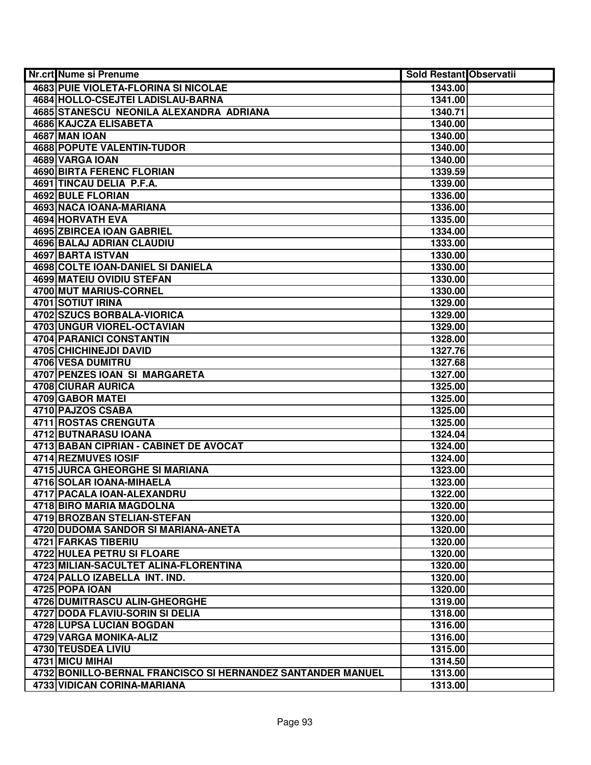| Nr.crt | Nume si Prenume | Sold Restant | Observatii |
|---|---|---|---|
| 4683 | PUIE VIOLETA-FLORINA SI NICOLAE | 1343.00 | |
| 4684 | HOLLO-CSEJTEI LADISLAU-BARNA | 1341.00 | |
| 4685 | STANESCU NEONILA ALEXANDRA ADRIANA | 1340.71 | |
| 4686 | KAJCZA ELISABETA | 1340.00 | |
| 4687 | MAN IOAN | 1340.00 | |
| 4688 | POPUTE VALENTIN-TUDOR | 1340.00 | |
| 4689 | VARGA IOAN | 1340.00 | |
| 4690 | BIRTA FERENC FLORIAN | 1339.59 | |
| 4691 | TINCAU DELIA P.F.A. | 1339.00 | |
| 4692 | BULE FLORIAN | 1336.00 | |
| 4693 | NACA IOANA-MARIANA | 1336.00 | |
| 4694 | HORVATH EVA | 1335.00 | |
| 4695 | ZBIRCEA IOAN GABRIEL | 1334.00 | |
| 4696 | BALAJ ADRIAN CLAUDIU | 1333.00 | |
| 4697 | BARTA ISTVAN | 1330.00 | |
| 4698 | COLTE IOAN-DANIEL SI DANIELA | 1330.00 | |
| 4699 | MATEIU OVIDIU STEFAN | 1330.00 | |
| 4700 | MUT MARIUS-CORNEL | 1330.00 | |
| 4701 | SOTIUT IRINA | 1329.00 | |
| 4702 | SZUCS BORBALA-VIORICA | 1329.00 | |
| 4703 | UNGUR VIOREL-OCTAVIAN | 1329.00 | |
| 4704 | PARANICI CONSTANTIN | 1328.00 | |
| 4705 | CHICHINEJDI DAVID | 1327.76 | |
| 4706 | VESA DUMITRU | 1327.68 | |
| 4707 | PENZES IOAN SI MARGARETA | 1327.00 | |
| 4708 | CIURAR AURICA | 1325.00 | |
| 4709 | GABOR MATEI | 1325.00 | |
| 4710 | PAJZOS CSABA | 1325.00 | |
| 4711 | ROSTAS CRENGUTA | 1325.00 | |
| 4712 | BUTNARASU IOANA | 1324.04 | |
| 4713 | BABAN CIPRIAN - CABINET DE AVOCAT | 1324.00 | |
| 4714 | REZMUVES IOSIF | 1324.00 | |
| 4715 | JURCA GHEORGHE SI MARIANA | 1323.00 | |
| 4716 | SOLAR IOANA-MIHAELA | 1323.00 | |
| 4717 | PACALA IOAN-ALEXANDRU | 1322.00 | |
| 4718 | BIRO MARIA MAGDOLNA | 1320.00 | |
| 4719 | BROZBAN STELIAN-STEFAN | 1320.00 | |
| 4720 | DUDOMA SANDOR SI MARIANA-ANETA | 1320.00 | |
| 4721 | FARKAS TIBERIU | 1320.00 | |
| 4722 | HULEA PETRU SI FLOARE | 1320.00 | |
| 4723 | MILIAN-SACULTET ALINA-FLORENTINA | 1320.00 | |
| 4724 | PALLO IZABELLA INT. IND. | 1320.00 | |
| 4725 | POPA IOAN | 1320.00 | |
| 4726 | DUMITRASCU ALIN-GHEORGHE | 1319.00 | |
| 4727 | DODA FLAVIU-SORIN SI DELIA | 1318.00 | |
| 4728 | LUPSA LUCIAN BOGDAN | 1316.00 | |
| 4729 | VARGA MONIKA-ALIZ | 1316.00 | |
| 4730 | TEUSDEA LIVIU | 1315.00 | |
| 4731 | MICU MIHAI | 1314.50 | |
| 4732 | BONILLO-BERNAL FRANCISCO SI HERNANDEZ SANTANDER MANUEL | 1313.00 | |
| 4733 | VIDICAN CORINA-MARIANA | 1313.00 | |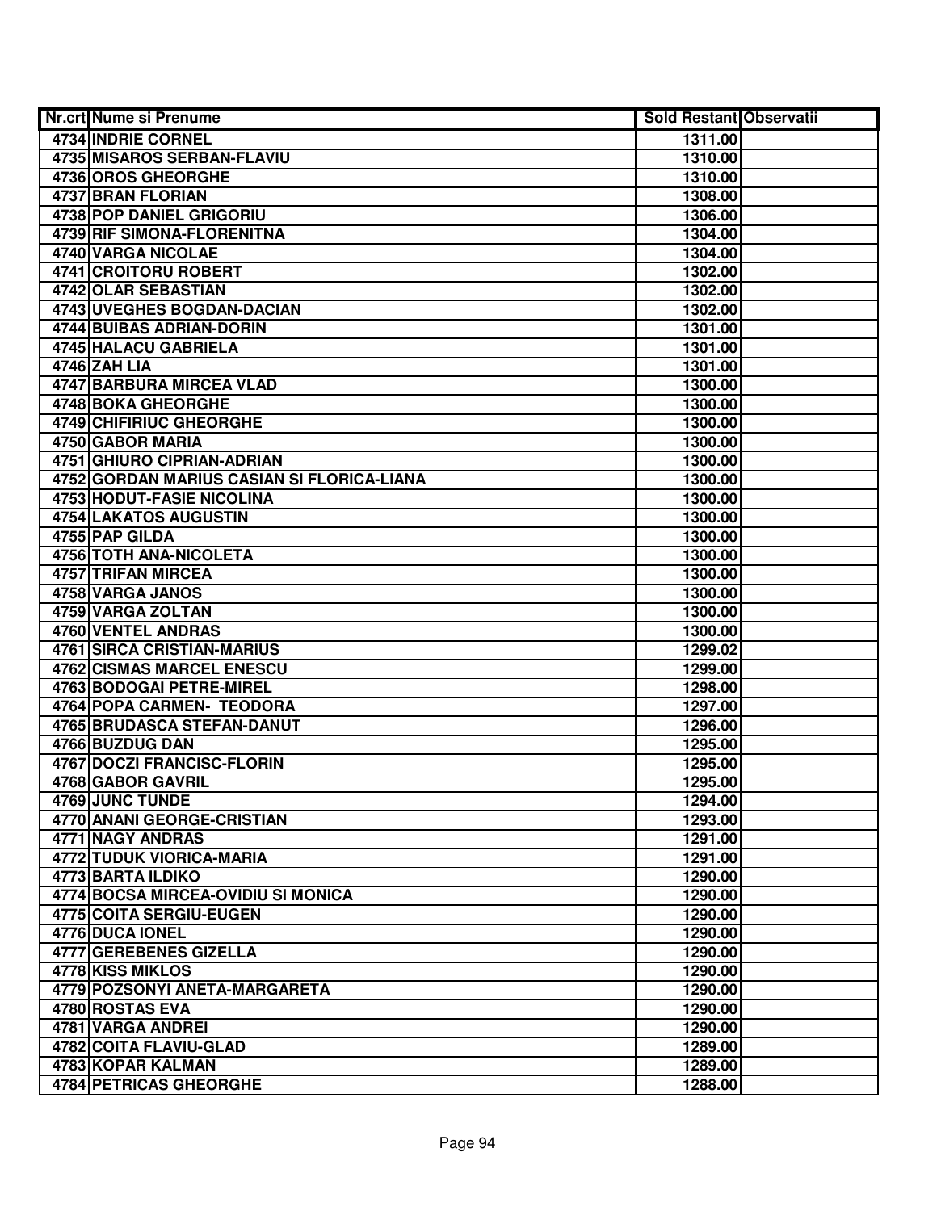| Nr.crt | Nume si Prenume | Sold Restant | Observatii |
|---|---|---|---|
| 4734 | INDRIE CORNEL | 1311.00 | |
| 4735 | MISAROS SERBAN-FLAVIU | 1310.00 | |
| 4736 | OROS GHEORGHE | 1310.00 | |
| 4737 | BRAN FLORIAN | 1308.00 | |
| 4738 | POP DANIEL GRIGORIU | 1306.00 | |
| 4739 | RIF SIMONA-FLORENITNA | 1304.00 | |
| 4740 | VARGA NICOLAE | 1304.00 | |
| 4741 | CROITORU ROBERT | 1302.00 | |
| 4742 | OLAR SEBASTIAN | 1302.00 | |
| 4743 | UVEGHES BOGDAN-DACIAN | 1302.00 | |
| 4744 | BUIBAS ADRIAN-DORIN | 1301.00 | |
| 4745 | HALACU GABRIELA | 1301.00 | |
| 4746 | ZAH LIA | 1301.00 | |
| 4747 | BARBURA MIRCEA VLAD | 1300.00 | |
| 4748 | BOKA GHEORGHE | 1300.00 | |
| 4749 | CHIFIRIUC GHEORGHE | 1300.00 | |
| 4750 | GABOR MARIA | 1300.00 | |
| 4751 | GHIURO CIPRIAN-ADRIAN | 1300.00 | |
| 4752 | GORDAN MARIUS CASIAN SI FLORICA-LIANA | 1300.00 | |
| 4753 | HODUT-FASIE NICOLINA | 1300.00 | |
| 4754 | LAKATOS AUGUSTIN | 1300.00 | |
| 4755 | PAP GILDA | 1300.00 | |
| 4756 | TOTH ANA-NICOLETA | 1300.00 | |
| 4757 | TRIFAN MIRCEA | 1300.00 | |
| 4758 | VARGA JANOS | 1300.00 | |
| 4759 | VARGA ZOLTAN | 1300.00 | |
| 4760 | VENTEL ANDRAS | 1300.00 | |
| 4761 | SIRCA CRISTIAN-MARIUS | 1299.02 | |
| 4762 | CISMAS MARCEL ENESCU | 1299.00 | |
| 4763 | BODOGAI PETRE-MIREL | 1298.00 | |
| 4764 | POPA CARMEN- TEODORA | 1297.00 | |
| 4765 | BRUDASCA STEFAN-DANUT | 1296.00 | |
| 4766 | BUZDUG DAN | 1295.00 | |
| 4767 | DOCZI FRANCISC-FLORIN | 1295.00 | |
| 4768 | GABOR GAVRIL | 1295.00 | |
| 4769 | JUNC TUNDE | 1294.00 | |
| 4770 | ANANI GEORGE-CRISTIAN | 1293.00 | |
| 4771 | NAGY ANDRAS | 1291.00 | |
| 4772 | TUDUK VIORICA-MARIA | 1291.00 | |
| 4773 | BARTA ILDIKO | 1290.00 | |
| 4774 | BOCSA MIRCEA-OVIDIU SI MONICA | 1290.00 | |
| 4775 | COITA SERGIU-EUGEN | 1290.00 | |
| 4776 | DUCA IONEL | 1290.00 | |
| 4777 | GEREBENES GIZELLA | 1290.00 | |
| 4778 | KISS MIKLOS | 1290.00 | |
| 4779 | POZSONYI ANETA-MARGARETA | 1290.00 | |
| 4780 | ROSTAS EVA | 1290.00 | |
| 4781 | VARGA ANDREI | 1290.00 | |
| 4782 | COITA FLAVIU-GLAD | 1289.00 | |
| 4783 | KOPAR KALMAN | 1289.00 | |
| 4784 | PETRICAS GHEORGHE | 1288.00 | |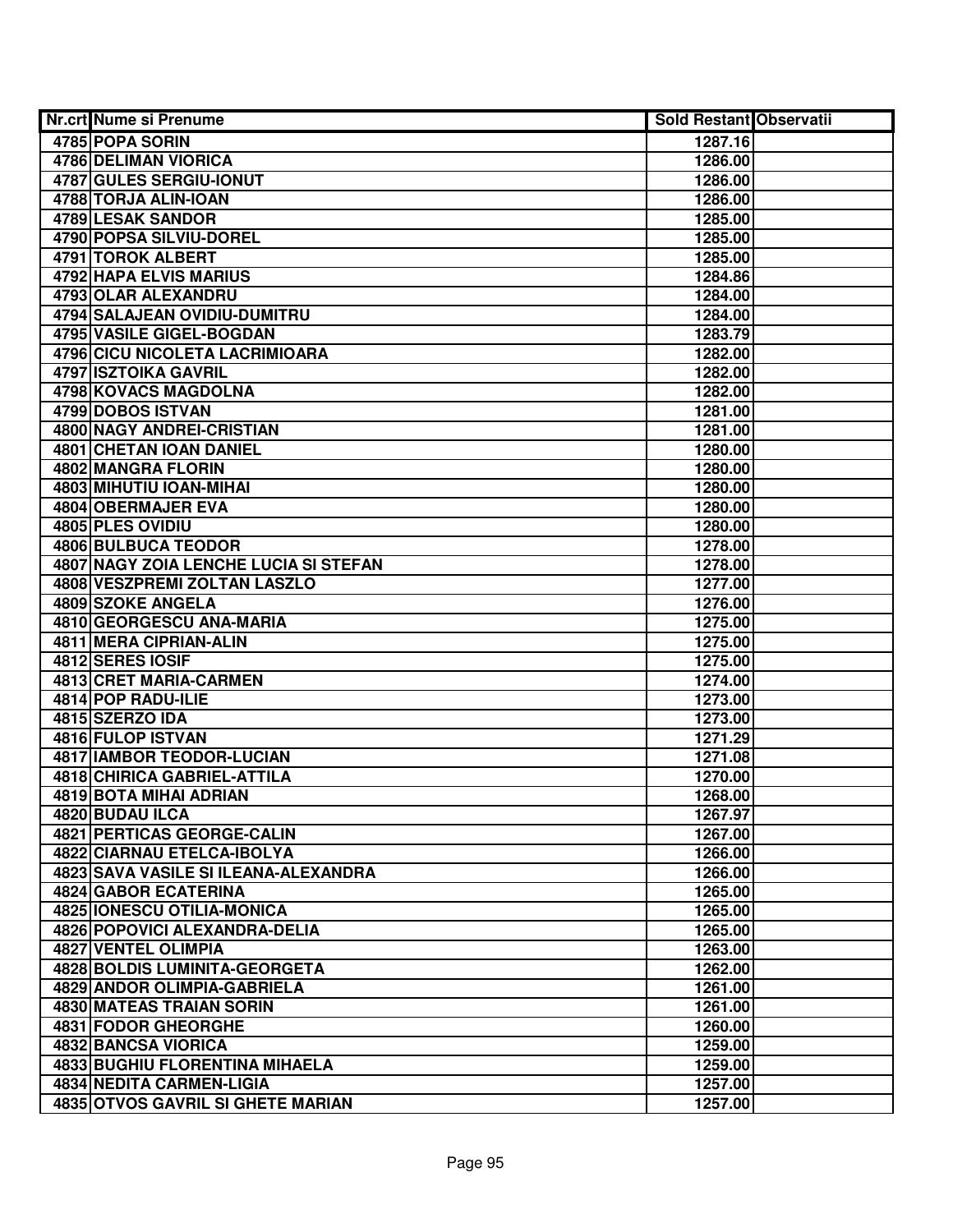| Nr.crt | Nume si Prenume | Sold Restant | Observatii |
|---|---|---|---|
| 4785 | POPA SORIN | 1287.16 | |
| 4786 | DELIMAN VIORICA | 1286.00 | |
| 4787 | GULES SERGIU-IONUT | 1286.00 | |
| 4788 | TORJA ALIN-IOAN | 1286.00 | |
| 4789 | LESAK SANDOR | 1285.00 | |
| 4790 | POPSA SILVIU-DOREL | 1285.00 | |
| 4791 | TOROK ALBERT | 1285.00 | |
| 4792 | HAPA ELVIS MARIUS | 1284.86 | |
| 4793 | OLAR ALEXANDRU | 1284.00 | |
| 4794 | SALAJEAN OVIDIU-DUMITRU | 1284.00 | |
| 4795 | VASILE GIGEL-BOGDAN | 1283.79 | |
| 4796 | CICU NICOLETA LACRIMIOARA | 1282.00 | |
| 4797 | ISZTOIKA GAVRIL | 1282.00 | |
| 4798 | KOVACS MAGDOLNA | 1282.00 | |
| 4799 | DOBOS ISTVAN | 1281.00 | |
| 4800 | NAGY ANDREI-CRISTIAN | 1281.00 | |
| 4801 | CHETAN IOAN DANIEL | 1280.00 | |
| 4802 | MANGRA FLORIN | 1280.00 | |
| 4803 | MIHUTIU IOAN-MIHAI | 1280.00 | |
| 4804 | OBERMAJER EVA | 1280.00 | |
| 4805 | PLES OVIDIU | 1280.00 | |
| 4806 | BULBUCA TEODOR | 1278.00 | |
| 4807 | NAGY ZOIA LENCHE LUCIA SI STEFAN | 1278.00 | |
| 4808 | VESZPREMI ZOLTAN LASZLO | 1277.00 | |
| 4809 | SZOKE ANGELA | 1276.00 | |
| 4810 | GEORGESCU ANA-MARIA | 1275.00 | |
| 4811 | MERA CIPRIAN-ALIN | 1275.00 | |
| 4812 | SERES IOSIF | 1275.00 | |
| 4813 | CRET MARIA-CARMEN | 1274.00 | |
| 4814 | POP RADU-ILIE | 1273.00 | |
| 4815 | SZERZO IDA | 1273.00 | |
| 4816 | FULOP ISTVAN | 1271.29 | |
| 4817 | IAMBOR TEODOR-LUCIAN | 1271.08 | |
| 4818 | CHIRICA GABRIEL-ATTILA | 1270.00 | |
| 4819 | BOTA MIHAI ADRIAN | 1268.00 | |
| 4820 | BUDAU ILCA | 1267.97 | |
| 4821 | PERTICAS GEORGE-CALIN | 1267.00 | |
| 4822 | CIARNAU ETELCA-IBOLYA | 1266.00 | |
| 4823 | SAVA VASILE SI ILEANA-ALEXANDRA | 1266.00 | |
| 4824 | GABOR ECATERINA | 1265.00 | |
| 4825 | IONESCU OTILIA-MONICA | 1265.00 | |
| 4826 | POPOVICI ALEXANDRA-DELIA | 1265.00 | |
| 4827 | VENTEL OLIMPIA | 1263.00 | |
| 4828 | BOLDIS LUMINITA-GEORGETA | 1262.00 | |
| 4829 | ANDOR OLIMPIA-GABRIELA | 1261.00 | |
| 4830 | MATEAS TRAIAN SORIN | 1261.00 | |
| 4831 | FODOR GHEORGHE | 1260.00 | |
| 4832 | BANCSA VIORICA | 1259.00 | |
| 4833 | BUGHIU FLORENTINA MIHAELA | 1259.00 | |
| 4834 | NEDITA CARMEN-LIGIA | 1257.00 | |
| 4835 | OTVOS GAVRIL SI GHETE MARIAN | 1257.00 | |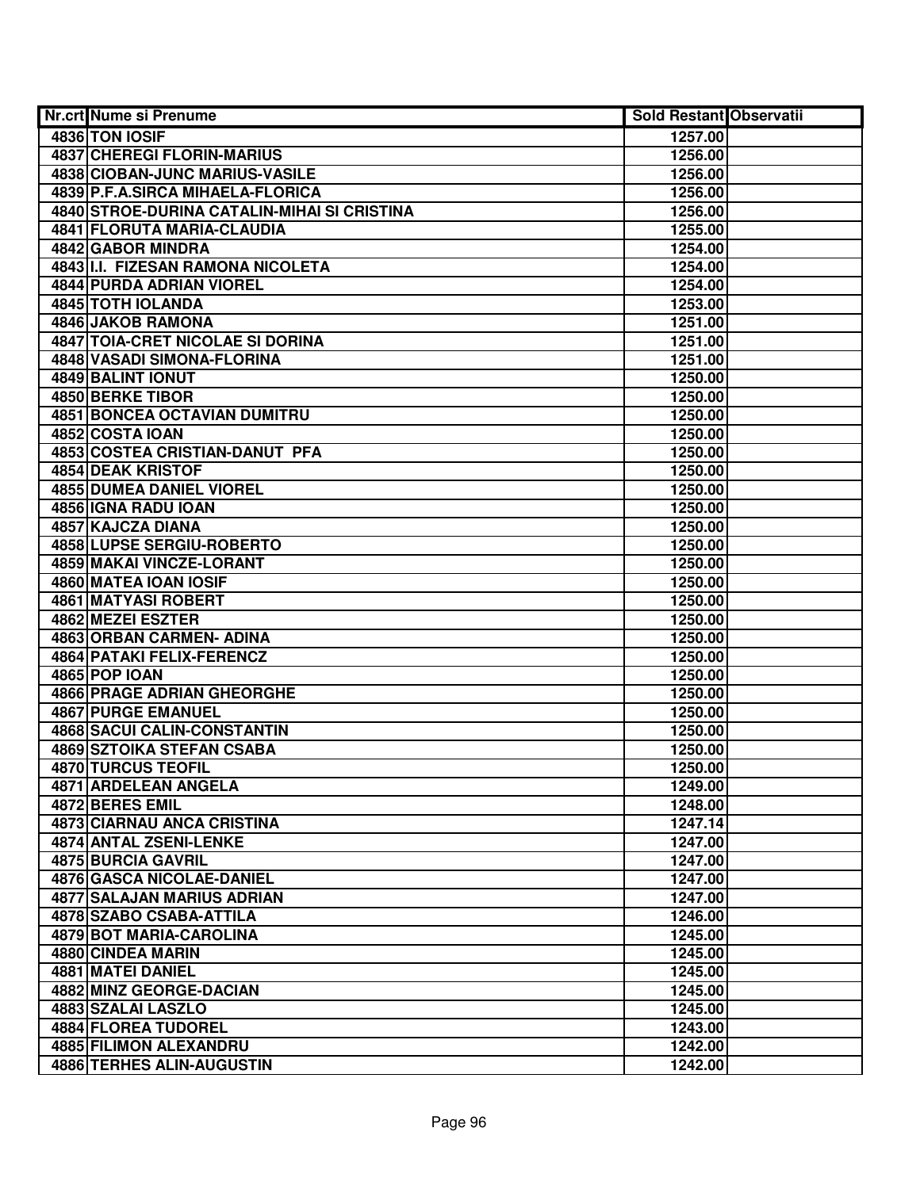| Nr.crt | Nume si Prenume | Sold Restant | Observatii |
|---|---|---|---|
| 4836 | TON IOSIF | 1257.00 | |
| 4837 | CHEREGI FLORIN-MARIUS | 1256.00 | |
| 4838 | CIOBAN-JUNC MARIUS-VASILE | 1256.00 | |
| 4839 | P.F.A.SIRCA MIHAELA-FLORICA | 1256.00 | |
| 4840 | STROE-DURINA CATALIN-MIHAI SI CRISTINA | 1256.00 | |
| 4841 | FLORUTA MARIA-CLAUDIA | 1255.00 | |
| 4842 | GABOR MINDRA | 1254.00 | |
| 4843 | I.I. FIZESAN RAMONA NICOLETA | 1254.00 | |
| 4844 | PURDA ADRIAN VIOREL | 1254.00 | |
| 4845 | TOTH IOLANDA | 1253.00 | |
| 4846 | JAKOB RAMONA | 1251.00 | |
| 4847 | TOIA-CRET NICOLAE SI DORINA | 1251.00 | |
| 4848 | VASADI SIMONA-FLORINA | 1251.00 | |
| 4849 | BALINT IONUT | 1250.00 | |
| 4850 | BERKE TIBOR | 1250.00 | |
| 4851 | BONCEA OCTAVIAN DUMITRU | 1250.00 | |
| 4852 | COSTA IOAN | 1250.00 | |
| 4853 | COSTEA CRISTIAN-DANUT PFA | 1250.00 | |
| 4854 | DEAK KRISTOF | 1250.00 | |
| 4855 | DUMEA DANIEL VIOREL | 1250.00 | |
| 4856 | IGNA RADU IOAN | 1250.00 | |
| 4857 | KAJCZA DIANA | 1250.00 | |
| 4858 | LUPSE SERGIU-ROBERTO | 1250.00 | |
| 4859 | MAKAI VINCZE-LORANT | 1250.00 | |
| 4860 | MATEA IOAN IOSIF | 1250.00 | |
| 4861 | MATYASI ROBERT | 1250.00 | |
| 4862 | MEZEI ESZTER | 1250.00 | |
| 4863 | ORBAN CARMEN- ADINA | 1250.00 | |
| 4864 | PATAKI FELIX-FERENCZ | 1250.00 | |
| 4865 | POP IOAN | 1250.00 | |
| 4866 | PRAGE ADRIAN GHEORGHE | 1250.00 | |
| 4867 | PURGE EMANUEL | 1250.00 | |
| 4868 | SACUI CALIN-CONSTANTIN | 1250.00 | |
| 4869 | SZTOIKA STEFAN CSABA | 1250.00 | |
| 4870 | TURCUS TEOFIL | 1250.00 | |
| 4871 | ARDELEAN ANGELA | 1249.00 | |
| 4872 | BERES EMIL | 1248.00 | |
| 4873 | CIARNAU ANCA CRISTINA | 1247.14 | |
| 4874 | ANTAL ZSENI-LENKE | 1247.00 | |
| 4875 | BURCIA GAVRIL | 1247.00 | |
| 4876 | GASCA NICOLAE-DANIEL | 1247.00 | |
| 4877 | SALAJAN MARIUS ADRIAN | 1247.00 | |
| 4878 | SZABO CSABA-ATTILA | 1246.00 | |
| 4879 | BOT MARIA-CAROLINA | 1245.00 | |
| 4880 | CINDEA MARIN | 1245.00 | |
| 4881 | MATEI DANIEL | 1245.00 | |
| 4882 | MINZ GEORGE-DACIAN | 1245.00 | |
| 4883 | SZALAI LASZLO | 1245.00 | |
| 4884 | FLOREA TUDOREL | 1243.00 | |
| 4885 | FILIMON ALEXANDRU | 1242.00 | |
| 4886 | TERHES ALIN-AUGUSTIN | 1242.00 | |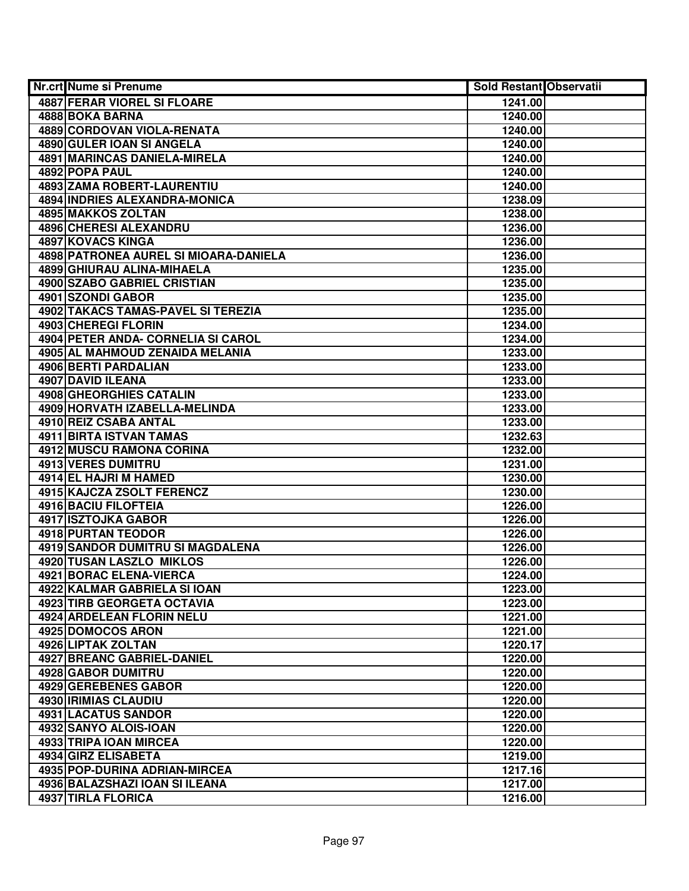| Nr.crt | Nume si Prenume | Sold Restant | Observatii |
|---|---|---|---|
| 4887 | FERAR VIOREL SI FLOARE | 1241.00 | |
| 4888 | BOKA BARNA | 1240.00 | |
| 4889 | CORDOVAN VIOLA-RENATA | 1240.00 | |
| 4890 | GULER IOAN SI ANGELA | 1240.00 | |
| 4891 | MARINCAS DANIELA-MIRELA | 1240.00 | |
| 4892 | POPA PAUL | 1240.00 | |
| 4893 | ZAMA ROBERT-LAURENTIU | 1240.00 | |
| 4894 | INDRIES ALEXANDRA-MONICA | 1238.09 | |
| 4895 | MAKKOS ZOLTAN | 1238.00 | |
| 4896 | CHERESI ALEXANDRU | 1236.00 | |
| 4897 | KOVACS KINGA | 1236.00 | |
| 4898 | PATRONEA AUREL SI MIOARA-DANIELA | 1236.00 | |
| 4899 | GHIURAU ALINA-MIHAELA | 1235.00 | |
| 4900 | SZABO GABRIEL CRISTIAN | 1235.00 | |
| 4901 | SZONDI GABOR | 1235.00 | |
| 4902 | TAKACS TAMAS-PAVEL SI TEREZIA | 1235.00 | |
| 4903 | CHEREGI FLORIN | 1234.00 | |
| 4904 | PETER ANDA- CORNELIA SI CAROL | 1234.00 | |
| 4905 | AL MAHMOUD ZENAIDA MELANIA | 1233.00 | |
| 4906 | BERTI PARDALIAN | 1233.00 | |
| 4907 | DAVID ILEANA | 1233.00 | |
| 4908 | GHEORGHIES CATALIN | 1233.00 | |
| 4909 | HORVATH IZABELLA-MELINDA | 1233.00 | |
| 4910 | REIZ CSABA ANTAL | 1233.00 | |
| 4911 | BIRTA ISTVAN TAMAS | 1232.63 | |
| 4912 | MUSCU RAMONA CORINA | 1232.00 | |
| 4913 | VERES DUMITRU | 1231.00 | |
| 4914 | EL HAJRI M HAMED | 1230.00 | |
| 4915 | KAJCZA ZSOLT FERENCZ | 1230.00 | |
| 4916 | BACIU FILOFTEIA | 1226.00 | |
| 4917 | ISZTOJKA GABOR | 1226.00 | |
| 4918 | PURTAN TEODOR | 1226.00 | |
| 4919 | SANDOR DUMITRU SI MAGDALENA | 1226.00 | |
| 4920 | TUSAN LASZLO MIKLOS | 1226.00 | |
| 4921 | BORAC ELENA-VIERCA | 1224.00 | |
| 4922 | KALMAR GABRIELA SI IOAN | 1223.00 | |
| 4923 | TIRB GEORGETA OCTAVIA | 1223.00 | |
| 4924 | ARDELEAN FLORIN NELU | 1221.00 | |
| 4925 | DOMOCOS ARON | 1221.00 | |
| 4926 | LIPTAK ZOLTAN | 1220.17 | |
| 4927 | BREANC GABRIEL-DANIEL | 1220.00 | |
| 4928 | GABOR DUMITRU | 1220.00 | |
| 4929 | GEREBENES GABOR | 1220.00 | |
| 4930 | IRIMIAS CLAUDIU | 1220.00 | |
| 4931 | LACATUS SANDOR | 1220.00 | |
| 4932 | SANYO ALOIS-IOAN | 1220.00 | |
| 4933 | TRIPA IOAN MIRCEA | 1220.00 | |
| 4934 | GIRZ ELISABETA | 1219.00 | |
| 4935 | POP-DURINA ADRIAN-MIRCEA | 1217.16 | |
| 4936 | BALAZSHAZI IOAN SI ILEANA | 1217.00 | |
| 4937 | TIRLA FLORICA | 1216.00 | |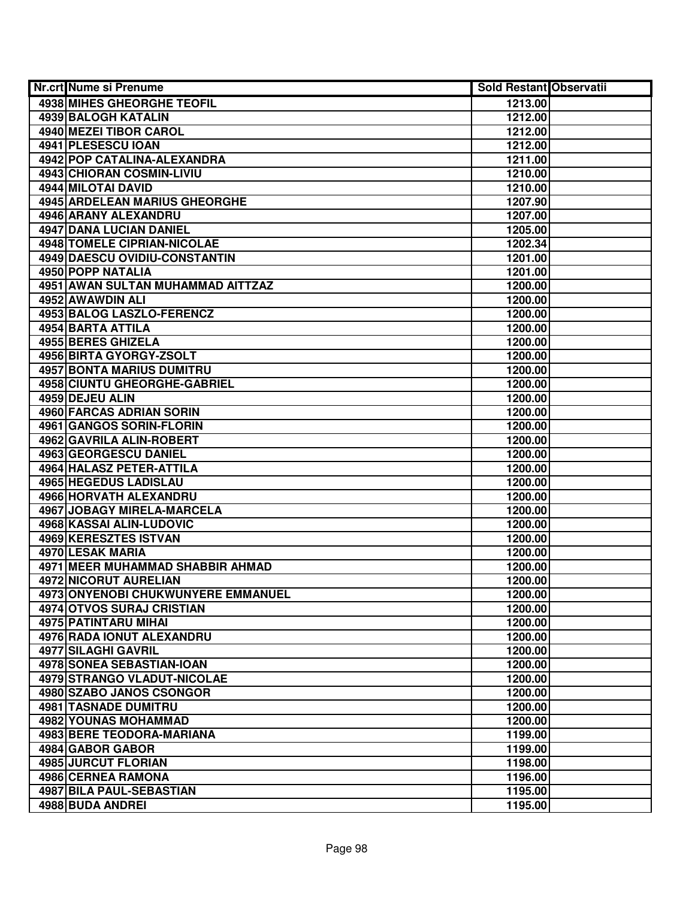| Nr.crt | Nume si Prenume | Sold Restant | Observatii |
| --- | --- | --- | --- |
| 4938 | MIHES GHEORGHE TEOFIL | 1213.00 | |
| 4939 | BALOGH KATALIN | 1212.00 | |
| 4940 | MEZEI TIBOR CAROL | 1212.00 | |
| 4941 | PLESESCU IOAN | 1212.00 | |
| 4942 | POP CATALINA-ALEXANDRA | 1211.00 | |
| 4943 | CHIORAN COSMIN-LIVIU | 1210.00 | |
| 4944 | MILOTAI DAVID | 1210.00 | |
| 4945 | ARDELEAN MARIUS GHEORGHE | 1207.90 | |
| 4946 | ARANY ALEXANDRU | 1207.00 | |
| 4947 | DANA LUCIAN DANIEL | 1205.00 | |
| 4948 | TOMELE CIPRIAN-NICOLAE | 1202.34 | |
| 4949 | DAESCU OVIDIU-CONSTANTIN | 1201.00 | |
| 4950 | POPP NATALIA | 1201.00 | |
| 4951 | AWAN SULTAN MUHAMMAD AITTZAZ | 1200.00 | |
| 4952 | AWAWDIN ALI | 1200.00 | |
| 4953 | BALOG LASZLO-FERENCZ | 1200.00 | |
| 4954 | BARTA ATTILA | 1200.00 | |
| 4955 | BERES GHIZELA | 1200.00 | |
| 4956 | BIRTA GYORGY-ZSOLT | 1200.00 | |
| 4957 | BONTA MARIUS DUMITRU | 1200.00 | |
| 4958 | CIUNTU GHEORGHE-GABRIEL | 1200.00 | |
| 4959 | DEJEU ALIN | 1200.00 | |
| 4960 | FARCAS ADRIAN SORIN | 1200.00 | |
| 4961 | GANGOS SORIN-FLORIN | 1200.00 | |
| 4962 | GAVRILA ALIN-ROBERT | 1200.00 | |
| 4963 | GEORGESCU DANIEL | 1200.00 | |
| 4964 | HALASZ PETER-ATTILA | 1200.00 | |
| 4965 | HEGEDUS LADISLAU | 1200.00 | |
| 4966 | HORVATH ALEXANDRU | 1200.00 | |
| 4967 | JOBAGY MIRELA-MARCELA | 1200.00 | |
| 4968 | KASSAI ALIN-LUDOVIC | 1200.00 | |
| 4969 | KERESZTES ISTVAN | 1200.00 | |
| 4970 | LESAK MARIA | 1200.00 | |
| 4971 | MEER MUHAMMAD SHABBIR AHMAD | 1200.00 | |
| 4972 | NICORUT AURELIAN | 1200.00 | |
| 4973 | ONYENOBI CHUKWUNYERE EMMANUEL | 1200.00 | |
| 4974 | OTVOS SURAJ CRISTIAN | 1200.00 | |
| 4975 | PATINTARU MIHAI | 1200.00 | |
| 4976 | RADA IONUT ALEXANDRU | 1200.00 | |
| 4977 | SILAGHI GAVRIL | 1200.00 | |
| 4978 | SONEA SEBASTIAN-IOAN | 1200.00 | |
| 4979 | STRANGO VLADUT-NICOLAE | 1200.00 | |
| 4980 | SZABO JANOS CSONGOR | 1200.00 | |
| 4981 | TASNADE DUMITRU | 1200.00 | |
| 4982 | YOUNAS MOHAMMAD | 1200.00 | |
| 4983 | BERE TEODORA-MARIANA | 1199.00 | |
| 4984 | GABOR GABOR | 1199.00 | |
| 4985 | JURCUT FLORIAN | 1198.00 | |
| 4986 | CERNEA RAMONA | 1196.00 | |
| 4987 | BILA PAUL-SEBASTIAN | 1195.00 | |
| 4988 | BUDA ANDREI | 1195.00 | |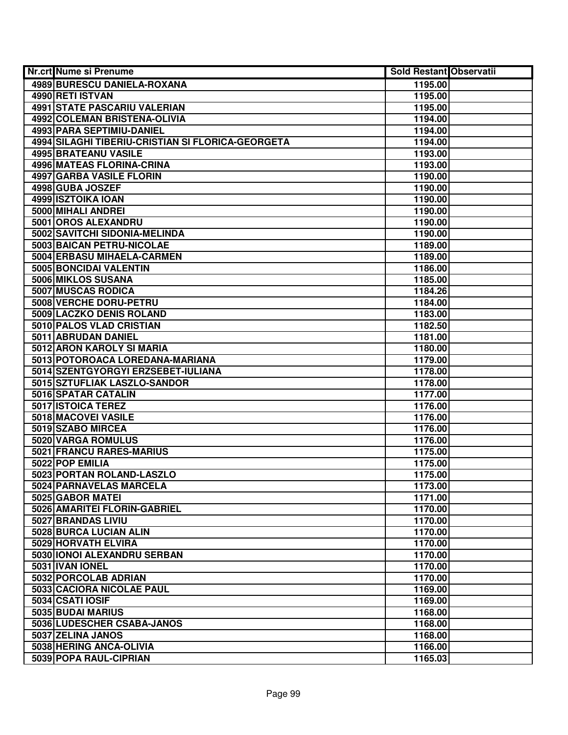| Nr.crt | Nume si Prenume | Sold Restant | Observatii |
|---|---|---|---|
| 4989 | BURESCU DANIELA-ROXANA | 1195.00 | |
| 4990 | RETI ISTVAN | 1195.00 | |
| 4991 | STATE PASCARIU VALERIAN | 1195.00 | |
| 4992 | COLEMAN BRISTENA-OLIVIA | 1194.00 | |
| 4993 | PARA SEPTIMIU-DANIEL | 1194.00 | |
| 4994 | SILAGHI TIBERIU-CRISTIAN SI FLORICA-GEORGETA | 1194.00 | |
| 4995 | BRATEANU VASILE | 1193.00 | |
| 4996 | MATEAS FLORINA-CRINA | 1193.00 | |
| 4997 | GARBA VASILE FLORIN | 1190.00 | |
| 4998 | GUBA JOSZEF | 1190.00 | |
| 4999 | ISZTOIKA IOAN | 1190.00 | |
| 5000 | MIHALI ANDREI | 1190.00 | |
| 5001 | OROS ALEXANDRU | 1190.00 | |
| 5002 | SAVITCHI SIDONIA-MELINDA | 1190.00 | |
| 5003 | BAICAN PETRU-NICOLAE | 1189.00 | |
| 5004 | ERBASU MIHAELA-CARMEN | 1189.00 | |
| 5005 | BONCIDAI VALENTIN | 1186.00 | |
| 5006 | MIKLOS SUSANA | 1185.00 | |
| 5007 | MUSCAS RODICA | 1184.26 | |
| 5008 | VERCHE DORU-PETRU | 1184.00 | |
| 5009 | LACZKO DENIS ROLAND | 1183.00 | |
| 5010 | PALOS VLAD CRISTIAN | 1182.50 | |
| 5011 | ABRUDAN DANIEL | 1181.00 | |
| 5012 | ARON KAROLY SI MARIA | 1180.00 | |
| 5013 | POTOROACA LOREDANA-MARIANA | 1179.00 | |
| 5014 | SZENTGYORGYI ERZSEBET-IULIANA | 1178.00 | |
| 5015 | SZTUFLIAK LASZLO-SANDOR | 1178.00 | |
| 5016 | SPATAR CATALIN | 1177.00 | |
| 5017 | ISTOICA TEREZ | 1176.00 | |
| 5018 | MACOVEI VASILE | 1176.00 | |
| 5019 | SZABO MIRCEA | 1176.00 | |
| 5020 | VARGA ROMULUS | 1176.00 | |
| 5021 | FRANCU RARES-MARIUS | 1175.00 | |
| 5022 | POP EMILIA | 1175.00 | |
| 5023 | PORTAN ROLAND-LASZLO | 1175.00 | |
| 5024 | PARNAVELAS MARCELA | 1173.00 | |
| 5025 | GABOR MATEI | 1171.00 | |
| 5026 | AMARITEI FLORIN-GABRIEL | 1170.00 | |
| 5027 | BRANDAS LIVIU | 1170.00 | |
| 5028 | BURCA LUCIAN ALIN | 1170.00 | |
| 5029 | HORVATH ELVIRA | 1170.00 | |
| 5030 | IONOI ALEXANDRU SERBAN | 1170.00 | |
| 5031 | IVAN IONEL | 1170.00 | |
| 5032 | PORCOLAB ADRIAN | 1170.00 | |
| 5033 | CACIORA NICOLAE PAUL | 1169.00 | |
| 5034 | CSATI IOSIF | 1169.00 | |
| 5035 | BUDAI MARIUS | 1168.00 | |
| 5036 | LUDESCHER CSABA-JANOS | 1168.00 | |
| 5037 | ZELINA JANOS | 1168.00 | |
| 5038 | HERING ANCA-OLIVIA | 1166.00 | |
| 5039 | POPA RAUL-CIPRIAN | 1165.03 | |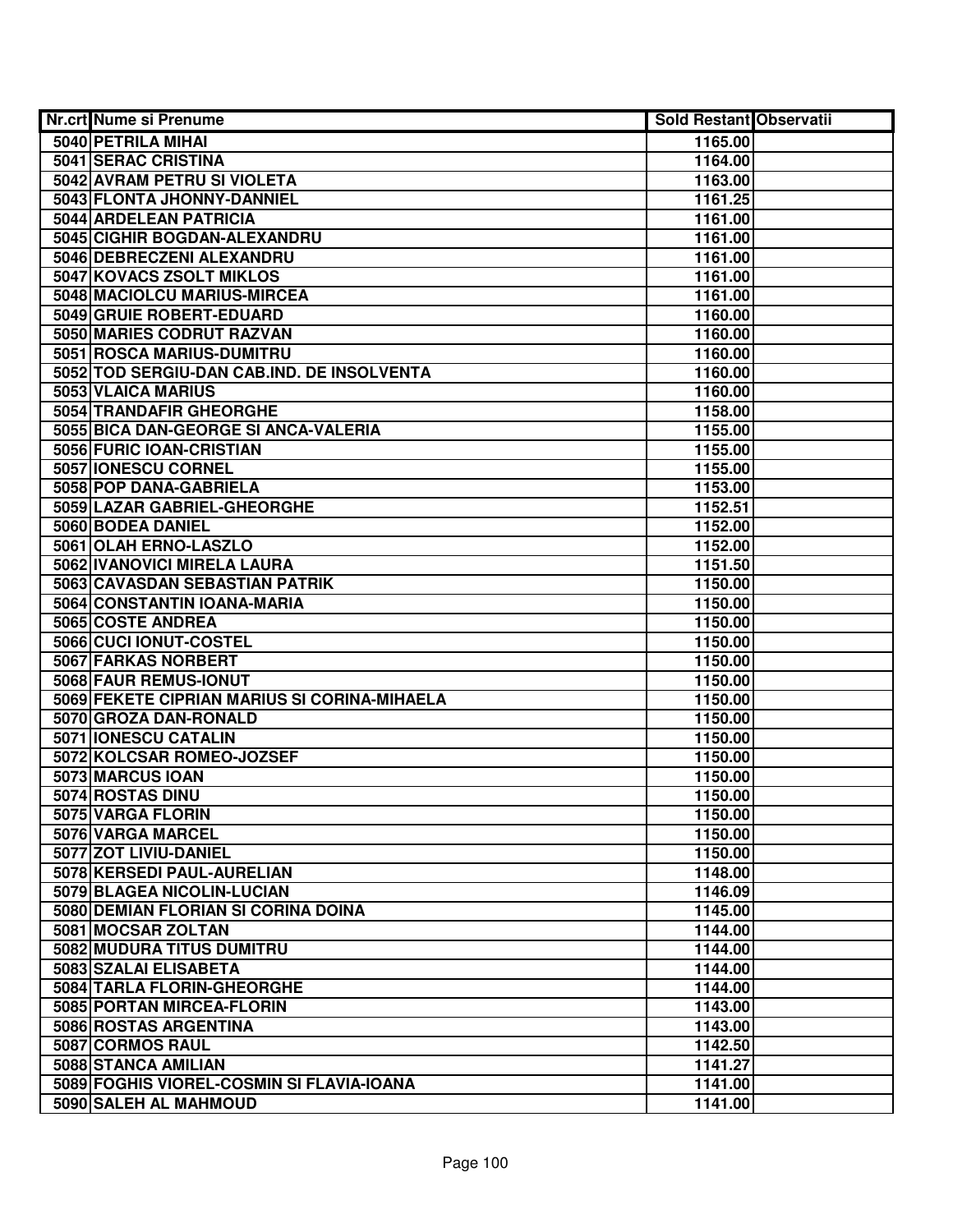| Nr.crt | Nume si Prenume | Sold Restant | Observatii |
|---|---|---|---|
| 5040 | PETRILA MIHAI | 1165.00 | |
| 5041 | SERAC CRISTINA | 1164.00 | |
| 5042 | AVRAM PETRU SI VIOLETA | 1163.00 | |
| 5043 | FLONTA JHONNY-DANNIEL | 1161.25 | |
| 5044 | ARDELEAN PATRICIA | 1161.00 | |
| 5045 | CIGHIR BOGDAN-ALEXANDRU | 1161.00 | |
| 5046 | DEBRECZENI ALEXANDRU | 1161.00 | |
| 5047 | KOVACS ZSOLT MIKLOS | 1161.00 | |
| 5048 | MACIOLCU MARIUS-MIRCEA | 1161.00 | |
| 5049 | GRUIE ROBERT-EDUARD | 1160.00 | |
| 5050 | MARIES CODRUT RAZVAN | 1160.00 | |
| 5051 | ROSCA MARIUS-DUMITRU | 1160.00 | |
| 5052 | TOD SERGIU-DAN CAB.IND. DE INSOLVENTA | 1160.00 | |
| 5053 | VLAICA MARIUS | 1160.00 | |
| 5054 | TRANDAFIR GHEORGHE | 1158.00 | |
| 5055 | BICA DAN-GEORGE SI ANCA-VALERIA | 1155.00 | |
| 5056 | FURIC IOAN-CRISTIAN | 1155.00 | |
| 5057 | IONESCU CORNEL | 1155.00 | |
| 5058 | POP DANA-GABRIELA | 1153.00 | |
| 5059 | LAZAR GABRIEL-GHEORGHE | 1152.51 | |
| 5060 | BODEA DANIEL | 1152.00 | |
| 5061 | OLAH ERNO-LASZLO | 1152.00 | |
| 5062 | IVANOVICI MIRELA LAURA | 1151.50 | |
| 5063 | CAVASDAN SEBASTIAN PATRIK | 1150.00 | |
| 5064 | CONSTANTIN IOANA-MARIA | 1150.00 | |
| 5065 | COSTE ANDREA | 1150.00 | |
| 5066 | CUCI IONUT-COSTEL | 1150.00 | |
| 5067 | FARKAS NORBERT | 1150.00 | |
| 5068 | FAUR REMUS-IONUT | 1150.00 | |
| 5069 | FEKETE CIPRIAN MARIUS SI CORINA-MIHAELA | 1150.00 | |
| 5070 | GROZA DAN-RONALD | 1150.00 | |
| 5071 | IONESCU CATALIN | 1150.00 | |
| 5072 | KOLCSAR ROMEO-JOZSEF | 1150.00 | |
| 5073 | MARCUS IOAN | 1150.00 | |
| 5074 | ROSTAS DINU | 1150.00 | |
| 5075 | VARGA FLORIN | 1150.00 | |
| 5076 | VARGA MARCEL | 1150.00 | |
| 5077 | ZOT LIVIU-DANIEL | 1150.00 | |
| 5078 | KERSEDI PAUL-AURELIAN | 1148.00 | |
| 5079 | BLAGEA NICOLIN-LUCIAN | 1146.09 | |
| 5080 | DEMIAN FLORIAN SI CORINA DOINA | 1145.00 | |
| 5081 | MOCSAR ZOLTAN | 1144.00 | |
| 5082 | MUDURA TITUS DUMITRU | 1144.00 | |
| 5083 | SZALAI ELISABETA | 1144.00 | |
| 5084 | TARLA FLORIN-GHEORGHE | 1144.00 | |
| 5085 | PORTAN MIRCEA-FLORIN | 1143.00 | |
| 5086 | ROSTAS ARGENTINA | 1143.00 | |
| 5087 | CORMOS RAUL | 1142.50 | |
| 5088 | STANCA AMILIAN | 1141.27 | |
| 5089 | FOGHIS VIOREL-COSMIN SI FLAVIA-IOANA | 1141.00 | |
| 5090 | SALEH AL MAHMOUD | 1141.00 | |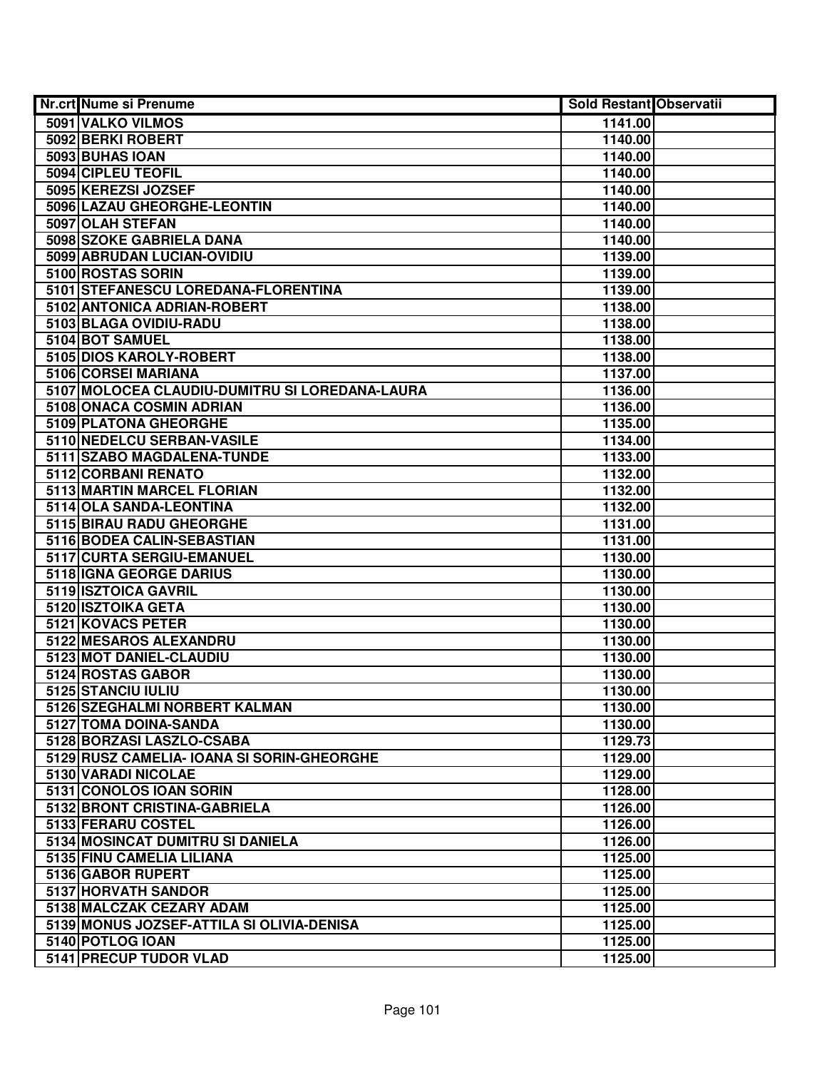| Nr.crt | Nume si Prenume | Sold Restant | Observatii |
|---|---|---|---|
| 5091 | VALKO VILMOS | 1141.00 | |
| 5092 | BERKI ROBERT | 1140.00 | |
| 5093 | BUHAS IOAN | 1140.00 | |
| 5094 | CIPLEU TEOFIL | 1140.00 | |
| 5095 | KEREZSI JOZSEF | 1140.00 | |
| 5096 | LAZAU GHEORGHE-LEONTIN | 1140.00 | |
| 5097 | OLAH STEFAN | 1140.00 | |
| 5098 | SZOKE GABRIELA DANA | 1140.00 | |
| 5099 | ABRUDAN LUCIAN-OVIDIU | 1139.00 | |
| 5100 | ROSTAS SORIN | 1139.00 | |
| 5101 | STEFANESCU LOREDANA-FLORENTINA | 1139.00 | |
| 5102 | ANTONICA ADRIAN-ROBERT | 1138.00 | |
| 5103 | BLAGA OVIDIU-RADU | 1138.00 | |
| 5104 | BOT SAMUEL | 1138.00 | |
| 5105 | DIOS KAROLY-ROBERT | 1138.00 | |
| 5106 | CORSEI MARIANA | 1137.00 | |
| 5107 | MOLOCEA CLAUDIU-DUMITRU SI LOREDANA-LAURA | 1136.00 | |
| 5108 | ONACA COSMIN ADRIAN | 1136.00 | |
| 5109 | PLATONA GHEORGHE | 1135.00 | |
| 5110 | NEDELCU SERBAN-VASILE | 1134.00 | |
| 5111 | SZABO MAGDALENA-TUNDE | 1133.00 | |
| 5112 | CORBANI RENATO | 1132.00 | |
| 5113 | MARTIN MARCEL FLORIAN | 1132.00 | |
| 5114 | OLA SANDA-LEONTINA | 1132.00 | |
| 5115 | BIRAU RADU GHEORGHE | 1131.00 | |
| 5116 | BODEA CALIN-SEBASTIAN | 1131.00 | |
| 5117 | CURTA SERGIU-EMANUEL | 1130.00 | |
| 5118 | IGNA GEORGE DARIUS | 1130.00 | |
| 5119 | ISZTOICA GAVRIL | 1130.00 | |
| 5120 | ISZTOIKA GETA | 1130.00 | |
| 5121 | KOVACS PETER | 1130.00 | |
| 5122 | MESAROS ALEXANDRU | 1130.00 | |
| 5123 | MOT DANIEL-CLAUDIU | 1130.00 | |
| 5124 | ROSTAS GABOR | 1130.00 | |
| 5125 | STANCIU IULIU | 1130.00 | |
| 5126 | SZEGHALMI NORBERT KALMAN | 1130.00 | |
| 5127 | TOMA DOINA-SANDA | 1130.00 | |
| 5128 | BORZASI LASZLO-CSABA | 1129.73 | |
| 5129 | RUSZ CAMELIA- IOANA SI SORIN-GHEORGHE | 1129.00 | |
| 5130 | VARADI NICOLAE | 1129.00 | |
| 5131 | CONOLOS IOAN SORIN | 1128.00 | |
| 5132 | BRONT CRISTINA-GABRIELA | 1126.00 | |
| 5133 | FERARU COSTEL | 1126.00 | |
| 5134 | MOSINCAT DUMITRU SI DANIELA | 1126.00 | |
| 5135 | FINU CAMELIA LILIANA | 1125.00 | |
| 5136 | GABOR RUPERT | 1125.00 | |
| 5137 | HORVATH SANDOR | 1125.00 | |
| 5138 | MALCZAK CEZARY ADAM | 1125.00 | |
| 5139 | MONUS JOZSEF-ATTILA SI OLIVIA-DENISA | 1125.00 | |
| 5140 | POTLOG IOAN | 1125.00 | |
| 5141 | PRECUP TUDOR VLAD | 1125.00 | |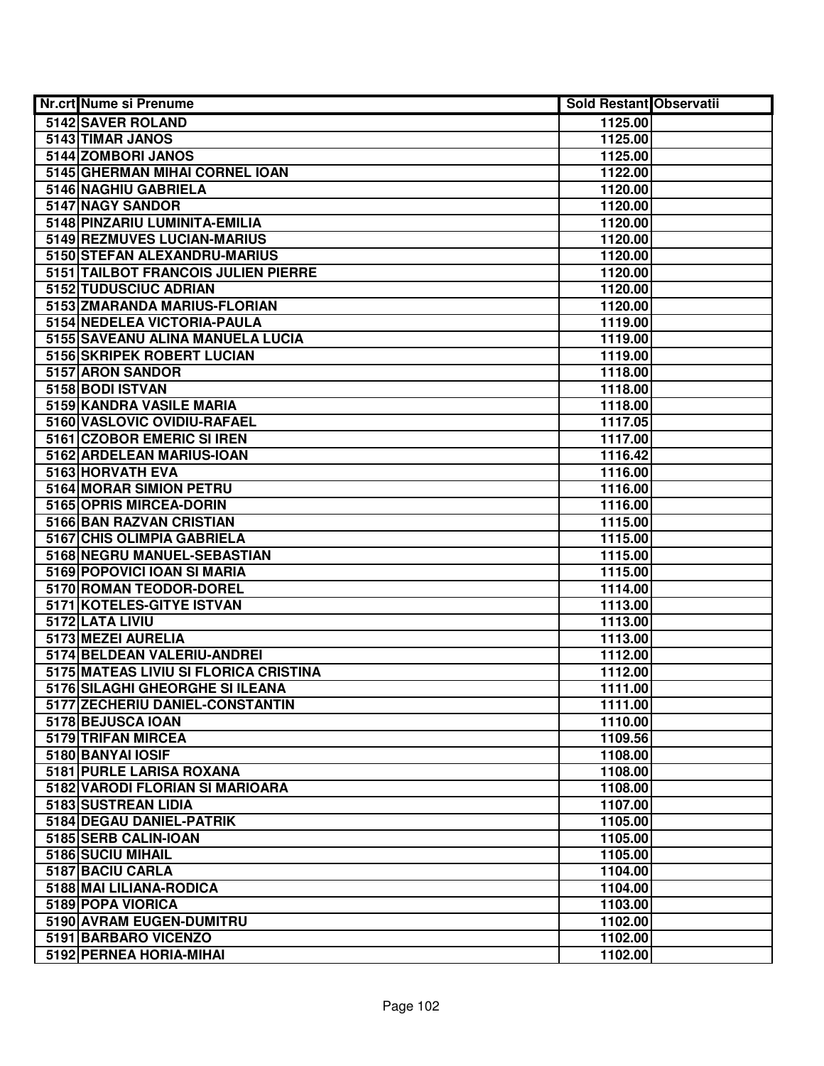| Nr.crt | Nume si Prenume | Sold Restant | Observatii |
|---|---|---|---|
| 5142 | SAVER ROLAND | 1125.00 | |
| 5143 | TIMAR JANOS | 1125.00 | |
| 5144 | ZOMBORI JANOS | 1125.00 | |
| 5145 | GHERMAN MIHAI CORNEL IOAN | 1122.00 | |
| 5146 | NAGHIU GABRIELA | 1120.00 | |
| 5147 | NAGY SANDOR | 1120.00 | |
| 5148 | PINZARIU LUMINITA-EMILIA | 1120.00 | |
| 5149 | REZMUVES LUCIAN-MARIUS | 1120.00 | |
| 5150 | STEFAN ALEXANDRU-MARIUS | 1120.00 | |
| 5151 | TAILBOT FRANCOIS JULIEN PIERRE | 1120.00 | |
| 5152 | TUDUSCIUC ADRIAN | 1120.00 | |
| 5153 | ZMARANDA MARIUS-FLORIAN | 1120.00 | |
| 5154 | NEDELEA VICTORIA-PAULA | 1119.00 | |
| 5155 | SAVEANU ALINA MANUELA LUCIA | 1119.00 | |
| 5156 | SKRIPEK ROBERT LUCIAN | 1119.00 | |
| 5157 | ARON SANDOR | 1118.00 | |
| 5158 | BODI ISTVAN | 1118.00 | |
| 5159 | KANDRA VASILE MARIA | 1118.00 | |
| 5160 | VASLOVIC OVIDIU-RAFAEL | 1117.05 | |
| 5161 | CZOBOR EMERIC SI IREN | 1117.00 | |
| 5162 | ARDELEAN MARIUS-IOAN | 1116.42 | |
| 5163 | HORVATH EVA | 1116.00 | |
| 5164 | MORAR SIMION PETRU | 1116.00 | |
| 5165 | OPRIS MIRCEA-DORIN | 1116.00 | |
| 5166 | BAN RAZVAN CRISTIAN | 1115.00 | |
| 5167 | CHIS OLIMPIA GABRIELA | 1115.00 | |
| 5168 | NEGRU MANUEL-SEBASTIAN | 1115.00 | |
| 5169 | POPOVICI IOAN SI MARIA | 1115.00 | |
| 5170 | ROMAN TEODOR-DOREL | 1114.00 | |
| 5171 | KOTELES-GITYE ISTVAN | 1113.00 | |
| 5172 | LATA LIVIU | 1113.00 | |
| 5173 | MEZEI AURELIA | 1113.00 | |
| 5174 | BELDEAN VALERIU-ANDREI | 1112.00 | |
| 5175 | MATEAS LIVIU SI FLORICA CRISTINA | 1112.00 | |
| 5176 | SILAGHI GHEORGHE SI ILEANA | 1111.00 | |
| 5177 | ZECHERIU DANIEL-CONSTANTIN | 1111.00 | |
| 5178 | BEJUSCA IOAN | 1110.00 | |
| 5179 | TRIFAN MIRCEA | 1109.56 | |
| 5180 | BANYAI IOSIF | 1108.00 | |
| 5181 | PURLE LARISA ROXANA | 1108.00 | |
| 5182 | VARODI FLORIAN SI MARIOARA | 1108.00 | |
| 5183 | SUSTREAN LIDIA | 1107.00 | |
| 5184 | DEGAU DANIEL-PATRIK | 1105.00 | |
| 5185 | SERB CALIN-IOAN | 1105.00 | |
| 5186 | SUCIU MIHAIL | 1105.00 | |
| 5187 | BACIU CARLA | 1104.00 | |
| 5188 | MAI LILIANA-RODICA | 1104.00 | |
| 5189 | POPA VIORICA | 1103.00 | |
| 5190 | AVRAM EUGEN-DUMITRU | 1102.00 | |
| 5191 | BARBARO VICENZO | 1102.00 | |
| 5192 | PERNEA HORIA-MIHAI | 1102.00 | |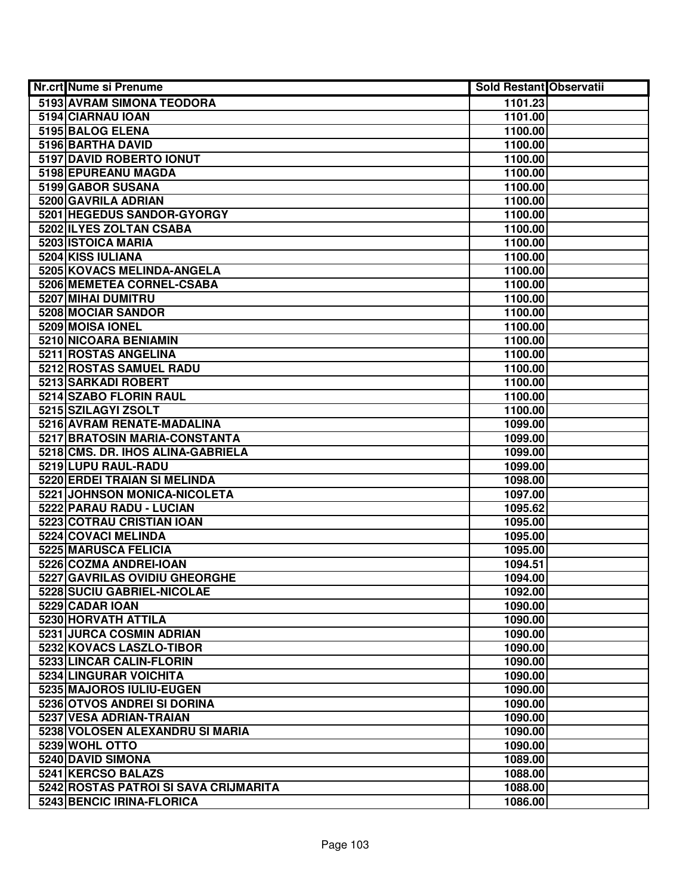| Nr.crt | Nume si Prenume | Sold Restant | Observatii |
|---|---|---|---|
| 5193 | AVRAM SIMONA TEODORA | 1101.23 | |
| 5194 | CIARNAU IOAN | 1101.00 | |
| 5195 | BALOG ELENA | 1100.00 | |
| 5196 | BARTHA DAVID | 1100.00 | |
| 5197 | DAVID ROBERTO IONUT | 1100.00 | |
| 5198 | EPUREANU MAGDA | 1100.00 | |
| 5199 | GABOR SUSANA | 1100.00 | |
| 5200 | GAVRILA ADRIAN | 1100.00 | |
| 5201 | HEGEDUS SANDOR-GYORGY | 1100.00 | |
| 5202 | ILYES ZOLTAN CSABA | 1100.00 | |
| 5203 | ISTOICA MARIA | 1100.00 | |
| 5204 | KISS IULIANA | 1100.00 | |
| 5205 | KOVACS MELINDA-ANGELA | 1100.00 | |
| 5206 | MEMETEA CORNEL-CSABA | 1100.00 | |
| 5207 | MIHAI DUMITRU | 1100.00 | |
| 5208 | MOCIAR SANDOR | 1100.00 | |
| 5209 | MOISA IONEL | 1100.00 | |
| 5210 | NICOARA BENIAMIN | 1100.00 | |
| 5211 | ROSTAS ANGELINA | 1100.00 | |
| 5212 | ROSTAS SAMUEL RADU | 1100.00 | |
| 5213 | SARKADI ROBERT | 1100.00 | |
| 5214 | SZABO FLORIN RAUL | 1100.00 | |
| 5215 | SZILAGYI ZSOLT | 1100.00 | |
| 5216 | AVRAM RENATE-MADALINA | 1099.00 | |
| 5217 | BRATOSIN MARIA-CONSTANTA | 1099.00 | |
| 5218 | CMS. DR. IHOS ALINA-GABRIELA | 1099.00 | |
| 5219 | LUPU RAUL-RADU | 1099.00 | |
| 5220 | ERDEI TRAIAN SI MELINDA | 1098.00 | |
| 5221 | JOHNSON MONICA-NICOLETA | 1097.00 | |
| 5222 | PARAU RADU - LUCIAN | 1095.62 | |
| 5223 | COTRAU CRISTIAN IOAN | 1095.00 | |
| 5224 | COVACI MELINDA | 1095.00 | |
| 5225 | MARUSCA FELICIA | 1095.00 | |
| 5226 | COZMA ANDREI-IOAN | 1094.51 | |
| 5227 | GAVRILAS OVIDIU GHEORGHE | 1094.00 | |
| 5228 | SUCIU GABRIEL-NICOLAE | 1092.00 | |
| 5229 | CADAR IOAN | 1090.00 | |
| 5230 | HORVATH ATTILA | 1090.00 | |
| 5231 | JURCA COSMIN ADRIAN | 1090.00 | |
| 5232 | KOVACS LASZLO-TIBOR | 1090.00 | |
| 5233 | LINCAR CALIN-FLORIN | 1090.00 | |
| 5234 | LINGURAR VOICHITA | 1090.00 | |
| 5235 | MAJOROS IULIU-EUGEN | 1090.00 | |
| 5236 | OTVOS ANDREI SI DORINA | 1090.00 | |
| 5237 | VESA ADRIAN-TRAIAN | 1090.00 | |
| 5238 | VOLOSEN ALEXANDRU SI MARIA | 1090.00 | |
| 5239 | WOHL OTTO | 1090.00 | |
| 5240 | DAVID SIMONA | 1089.00 | |
| 5241 | KERCSO BALAZS | 1088.00 | |
| 5242 | ROSTAS PATROI SI SAVA CRIJMARITA | 1088.00 | |
| 5243 | BENCIC IRINA-FLORICA | 1086.00 | |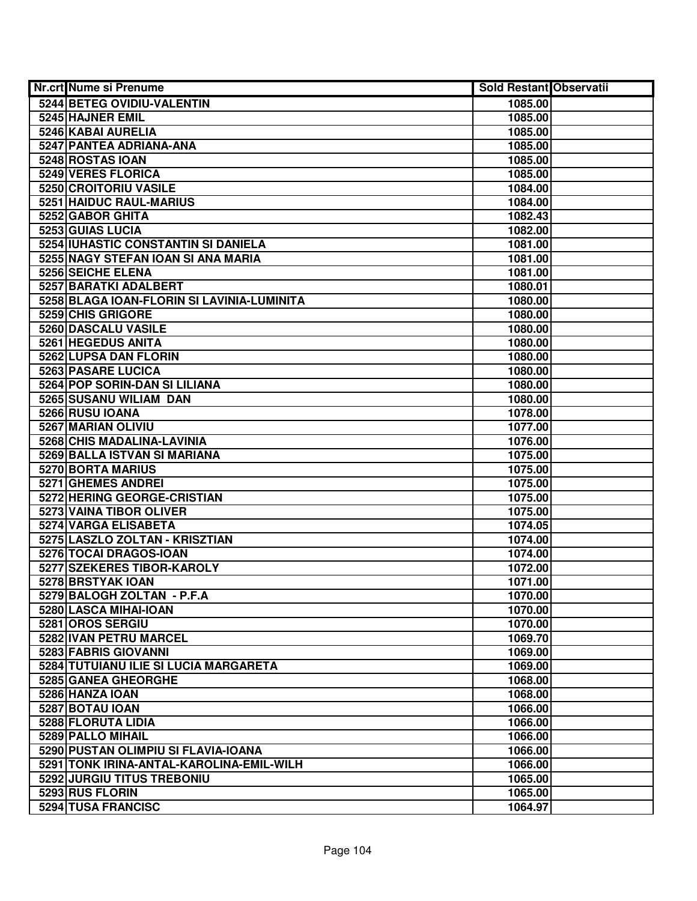| Nr.crt | Nume si Prenume | Sold Restant | Observatii |
|---|---|---|---|
| 5244 | BETEG OVIDIU-VALENTIN | 1085.00 | |
| 5245 | HAJNER EMIL | 1085.00 | |
| 5246 | KABAI AURELIA | 1085.00 | |
| 5247 | PANTEA ADRIANA-ANA | 1085.00 | |
| 5248 | ROSTAS IOAN | 1085.00 | |
| 5249 | VERES FLORICA | 1085.00 | |
| 5250 | CROITORIU VASILE | 1084.00 | |
| 5251 | HAIDUC RAUL-MARIUS | 1084.00 | |
| 5252 | GABOR GHITA | 1082.43 | |
| 5253 | GUIAS LUCIA | 1082.00 | |
| 5254 | IUHASTIC CONSTANTIN SI DANIELA | 1081.00 | |
| 5255 | NAGY STEFAN IOAN SI ANA MARIA | 1081.00 | |
| 5256 | SEICHE ELENA | 1081.00 | |
| 5257 | BARATKI ADALBERT | 1080.01 | |
| 5258 | BLAGA IOAN-FLORIN SI LAVINIA-LUMINITA | 1080.00 | |
| 5259 | CHIS GRIGORE | 1080.00 | |
| 5260 | DASCALU VASILE | 1080.00 | |
| 5261 | HEGEDUS ANITA | 1080.00 | |
| 5262 | LUPSA DAN FLORIN | 1080.00 | |
| 5263 | PASARE LUCICA | 1080.00 | |
| 5264 | POP SORIN-DAN SI LILIANA | 1080.00 | |
| 5265 | SUSANU WILIAM DAN | 1080.00 | |
| 5266 | RUSU IOANA | 1078.00 | |
| 5267 | MARIAN OLIVIU | 1077.00 | |
| 5268 | CHIS MADALINA-LAVINIA | 1076.00 | |
| 5269 | BALLA ISTVAN SI MARIANA | 1075.00 | |
| 5270 | BORTA MARIUS | 1075.00 | |
| 5271 | GHEMES ANDREI | 1075.00 | |
| 5272 | HERING GEORGE-CRISTIAN | 1075.00 | |
| 5273 | VAINA TIBOR OLIVER | 1075.00 | |
| 5274 | VARGA ELISABETA | 1074.05 | |
| 5275 | LASZLO ZOLTAN - KRISZTIAN | 1074.00 | |
| 5276 | TOCAI DRAGOS-IOAN | 1074.00 | |
| 5277 | SZEKERES TIBOR-KAROLY | 1072.00 | |
| 5278 | BRSTYAK IOAN | 1071.00 | |
| 5279 | BALOGH ZOLTAN - P.F.A | 1070.00 | |
| 5280 | LASCA MIHAI-IOAN | 1070.00 | |
| 5281 | OROS SERGIU | 1070.00 | |
| 5282 | IVAN PETRU MARCEL | 1069.70 | |
| 5283 | FABRIS GIOVANNI | 1069.00 | |
| 5284 | TUTUIANU ILIE SI LUCIA MARGARETA | 1069.00 | |
| 5285 | GANEA GHEORGHE | 1068.00 | |
| 5286 | HANZA IOAN | 1068.00 | |
| 5287 | BOTAU IOAN | 1066.00 | |
| 5288 | FLORUTA LIDIA | 1066.00 | |
| 5289 | PALLO MIHAIL | 1066.00 | |
| 5290 | PUSTAN OLIMPIU SI FLAVIA-IOANA | 1066.00 | |
| 5291 | TONK IRINA-ANTAL-KAROLINA-EMIL-WILH | 1066.00 | |
| 5292 | JURGIU TITUS TREBONIU | 1065.00 | |
| 5293 | RUS FLORIN | 1065.00 | |
| 5294 | TUSA FRANCISC | 1064.97 | |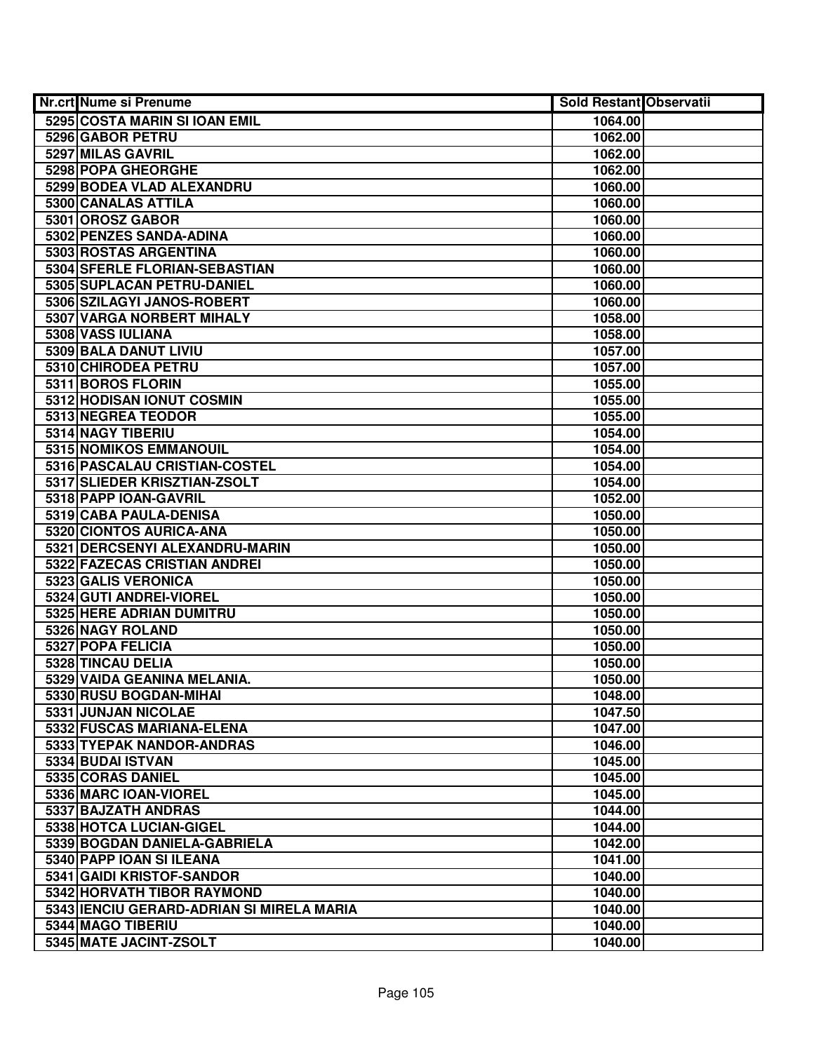| Nr.crt | Nume si Prenume | Sold Restant | Observatii |
|---|---|---|---|
| 5295 | COSTA MARIN SI IOAN EMIL | 1064.00 | |
| 5296 | GABOR PETRU | 1062.00 | |
| 5297 | MILAS GAVRIL | 1062.00 | |
| 5298 | POPA GHEORGHE | 1062.00 | |
| 5299 | BODEA VLAD ALEXANDRU | 1060.00 | |
| 5300 | CANALAS ATTILA | 1060.00 | |
| 5301 | OROSZ GABOR | 1060.00 | |
| 5302 | PENZES SANDA-ADINA | 1060.00 | |
| 5303 | ROSTAS ARGENTINA | 1060.00 | |
| 5304 | SFERLE FLORIAN-SEBASTIAN | 1060.00 | |
| 5305 | SUPLACAN PETRU-DANIEL | 1060.00 | |
| 5306 | SZILAGYI JANOS-ROBERT | 1060.00 | |
| 5307 | VARGA NORBERT MIHALY | 1058.00 | |
| 5308 | VASS IULIANA | 1058.00 | |
| 5309 | BALA DANUT LIVIU | 1057.00 | |
| 5310 | CHIRODEA PETRU | 1057.00 | |
| 5311 | BOROS FLORIN | 1055.00 | |
| 5312 | HODISAN IONUT COSMIN | 1055.00 | |
| 5313 | NEGREA TEODOR | 1055.00 | |
| 5314 | NAGY TIBERIU | 1054.00 | |
| 5315 | NOMIKOS EMMANOUIL | 1054.00 | |
| 5316 | PASCALAU CRISTIAN-COSTEL | 1054.00 | |
| 5317 | SLIEDER KRISZTIAN-ZSOLT | 1054.00 | |
| 5318 | PAPP IOAN-GAVRIL | 1052.00 | |
| 5319 | CABA PAULA-DENISA | 1050.00 | |
| 5320 | CIONTOS AURICA-ANA | 1050.00 | |
| 5321 | DERCSENYI ALEXANDRU-MARIN | 1050.00 | |
| 5322 | FAZECAS CRISTIAN ANDREI | 1050.00 | |
| 5323 | GALIS VERONICA | 1050.00 | |
| 5324 | GUTI ANDREI-VIOREL | 1050.00 | |
| 5325 | HERE ADRIAN DUMITRU | 1050.00 | |
| 5326 | NAGY ROLAND | 1050.00 | |
| 5327 | POPA FELICIA | 1050.00 | |
| 5328 | TINCAU DELIA | 1050.00 | |
| 5329 | VAIDA GEANINA MELANIA. | 1050.00 | |
| 5330 | RUSU BOGDAN-MIHAI | 1048.00 | |
| 5331 | JUNJAN NICOLAE | 1047.50 | |
| 5332 | FUSCAS MARIANA-ELENA | 1047.00 | |
| 5333 | TYEPAK NANDOR-ANDRAS | 1046.00 | |
| 5334 | BUDAI ISTVAN | 1045.00 | |
| 5335 | CORAS DANIEL | 1045.00 | |
| 5336 | MARC IOAN-VIOREL | 1045.00 | |
| 5337 | BAJZATH ANDRAS | 1044.00 | |
| 5338 | HOTCA LUCIAN-GIGEL | 1044.00 | |
| 5339 | BOGDAN DANIELA-GABRIELA | 1042.00 | |
| 5340 | PAPP IOAN SI ILEANA | 1041.00 | |
| 5341 | GAIDI KRISTOF-SANDOR | 1040.00 | |
| 5342 | HORVATH TIBOR RAYMOND | 1040.00 | |
| 5343 | IENCIU GERARD-ADRIAN SI MIRELA MARIA | 1040.00 | |
| 5344 | MAGO TIBERIU | 1040.00 | |
| 5345 | MATE JACINT-ZSOLT | 1040.00 | |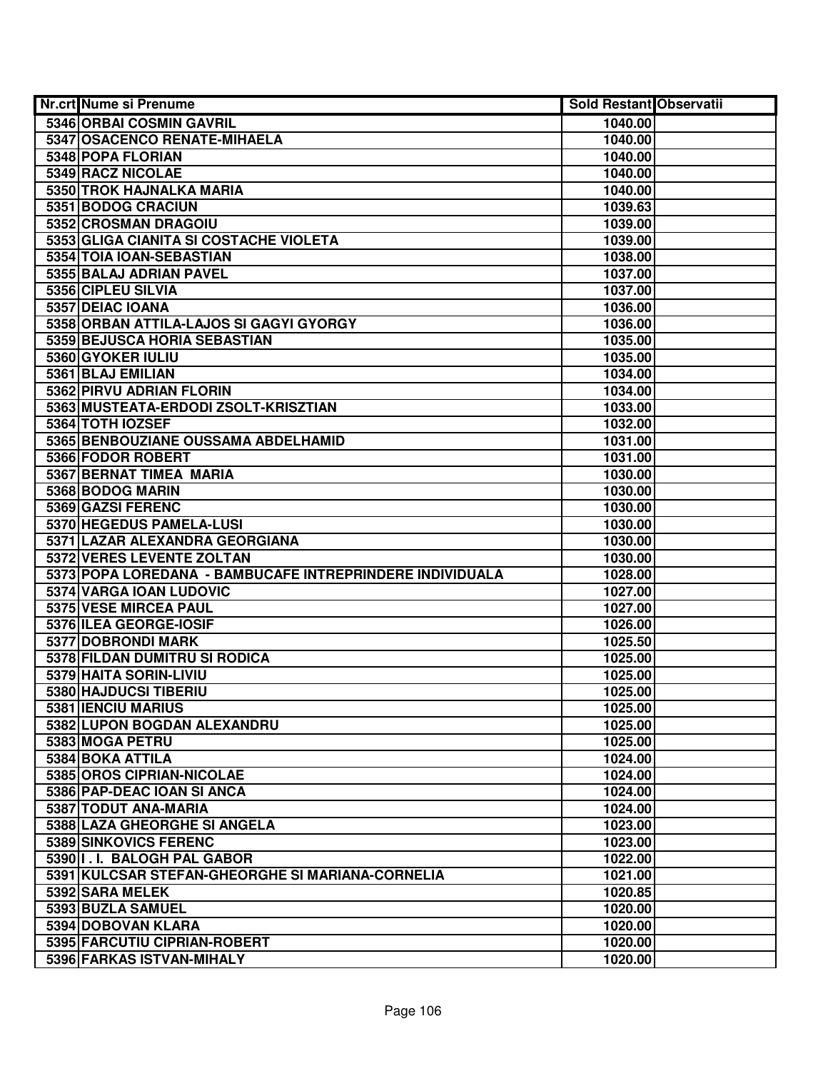| Nr.crt | Nume si Prenume | Sold Restant | Observatii |
|---|---|---|---|
| 5346 | ORBAI COSMIN GAVRIL | 1040.00 | |
| 5347 | OSACENCO RENATE-MIHAELA | 1040.00 | |
| 5348 | POPA FLORIAN | 1040.00 | |
| 5349 | RACZ NICOLAE | 1040.00 | |
| 5350 | TROK HAJNALKA MARIA | 1040.00 | |
| 5351 | BODOG CRACIUN | 1039.63 | |
| 5352 | CROSMAN DRAGOIU | 1039.00 | |
| 5353 | GLIGA CIANITA SI COSTACHE VIOLETA | 1039.00 | |
| 5354 | TOIA IOAN-SEBASTIAN | 1038.00 | |
| 5355 | BALAJ ADRIAN PAVEL | 1037.00 | |
| 5356 | CIPLEU SILVIA | 1037.00 | |
| 5357 | DEIAC IOANA | 1036.00 | |
| 5358 | ORBAN ATTILA-LAJOS SI GAGYI GYORGY | 1036.00 | |
| 5359 | BEJUSCA HORIA SEBASTIAN | 1035.00 | |
| 5360 | GYOKER IULIU | 1035.00 | |
| 5361 | BLAJ EMILIAN | 1034.00 | |
| 5362 | PIRVU ADRIAN FLORIN | 1034.00 | |
| 5363 | MUSTEATA-ERDODI ZSOLT-KRISZTIAN | 1033.00 | |
| 5364 | TOTH IOZSEF | 1032.00 | |
| 5365 | BENBOUZIANE OUSSAMA ABDELHAMID | 1031.00 | |
| 5366 | FODOR ROBERT | 1031.00 | |
| 5367 | BERNAT TIMEA MARIA | 1030.00 | |
| 5368 | BODOG MARIN | 1030.00 | |
| 5369 | GAZSI FERENC | 1030.00 | |
| 5370 | HEGEDUS PAMELA-LUSI | 1030.00 | |
| 5371 | LAZAR ALEXANDRA GEORGIANA | 1030.00 | |
| 5372 | VERES LEVENTE ZOLTAN | 1030.00 | |
| 5373 | POPA LOREDANA - BAMBUCAFE INTREPRINDERE INDIVIDUALA | 1028.00 | |
| 5374 | VARGA IOAN LUDOVIC | 1027.00 | |
| 5375 | VESE MIRCEA PAUL | 1027.00 | |
| 5376 | ILEA GEORGE-IOSIF | 1026.00 | |
| 5377 | DOBRONDI MARK | 1025.50 | |
| 5378 | FILDAN DUMITRU SI RODICA | 1025.00 | |
| 5379 | HAITA SORIN-LIVIU | 1025.00 | |
| 5380 | HAJDUCSI TIBERIU | 1025.00 | |
| 5381 | IENCIU MARIUS | 1025.00 | |
| 5382 | LUPON BOGDAN ALEXANDRU | 1025.00 | |
| 5383 | MOGA PETRU | 1025.00 | |
| 5384 | BOKA ATTILA | 1024.00 | |
| 5385 | OROS CIPRIAN-NICOLAE | 1024.00 | |
| 5386 | PAP-DEAC IOAN SI ANCA | 1024.00 | |
| 5387 | TODUT ANA-MARIA | 1024.00 | |
| 5388 | LAZA GHEORGHE SI ANGELA | 1023.00 | |
| 5389 | SINKOVICS FERENC | 1023.00 | |
| 5390 | I . I. BALOGH PAL GABOR | 1022.00 | |
| 5391 | KULCSAR STEFAN-GHEORGHE SI MARIANA-CORNELIA | 1021.00 | |
| 5392 | SARA MELEK | 1020.85 | |
| 5393 | BUZLA SAMUEL | 1020.00 | |
| 5394 | DOBOVAN KLARA | 1020.00 | |
| 5395 | FARCUTIU CIPRIAN-ROBERT | 1020.00 | |
| 5396 | FARKAS ISTVAN-MIHALY | 1020.00 | |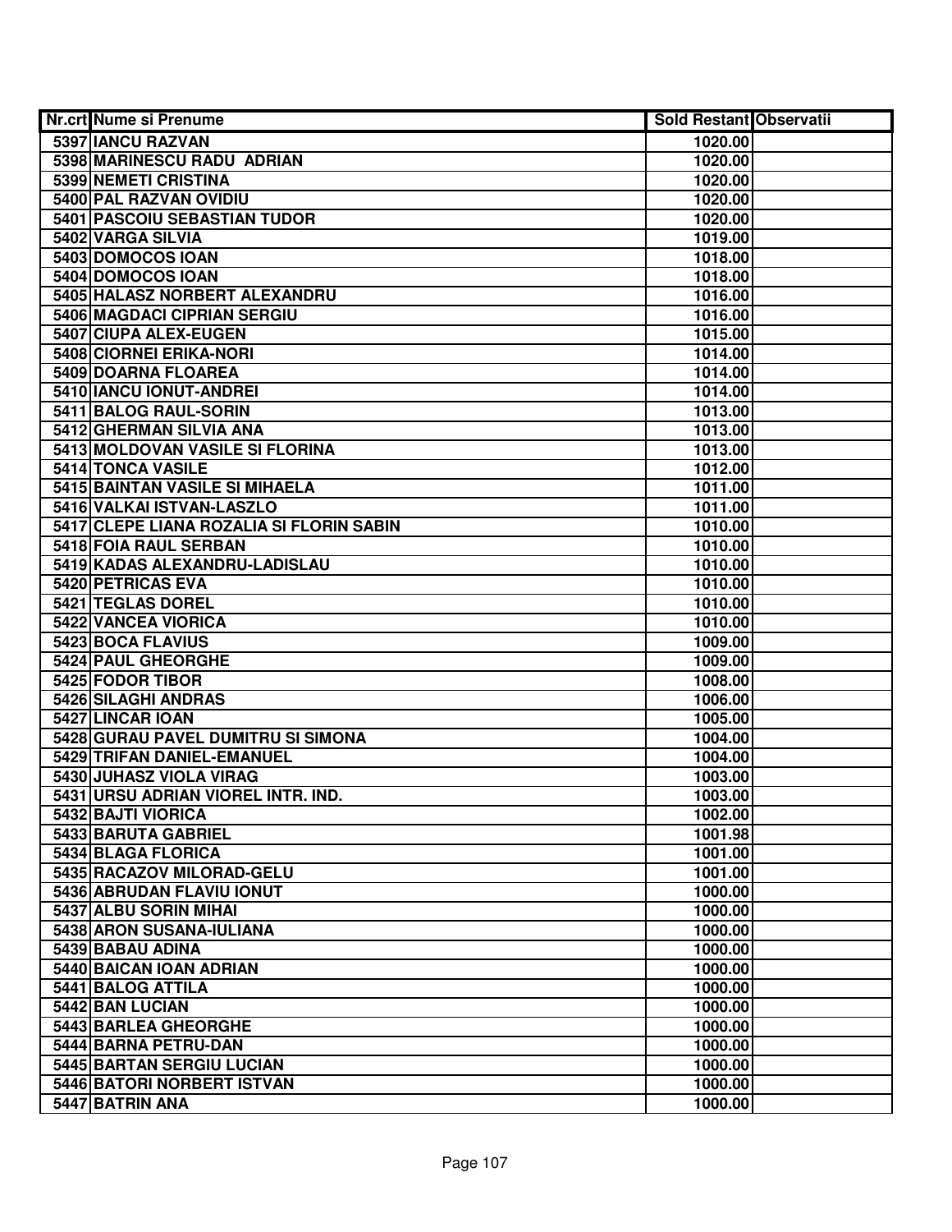| Nr.crt | Nume si Prenume | Sold Restant | Observatii |
|---|---|---|---|
| 5397 | IANCU RAZVAN | 1020.00 | |
| 5398 | MARINESCU RADU  ADRIAN | 1020.00 | |
| 5399 | NEMETI CRISTINA | 1020.00 | |
| 5400 | PAL RAZVAN OVIDIU | 1020.00 | |
| 5401 | PASCOIU SEBASTIAN TUDOR | 1020.00 | |
| 5402 | VARGA SILVIA | 1019.00 | |
| 5403 | DOMOCOS IOAN | 1018.00 | |
| 5404 | DOMOCOS IOAN | 1018.00 | |
| 5405 | HALASZ NORBERT ALEXANDRU | 1016.00 | |
| 5406 | MAGDACI CIPRIAN SERGIU | 1016.00 | |
| 5407 | CIUPA ALEX-EUGEN | 1015.00 | |
| 5408 | CIORNEI ERIKA-NORI | 1014.00 | |
| 5409 | DOARNA FLOAREA | 1014.00 | |
| 5410 | IANCU IONUT-ANDREI | 1014.00 | |
| 5411 | BALOG RAUL-SORIN | 1013.00 | |
| 5412 | GHERMAN SILVIA ANA | 1013.00 | |
| 5413 | MOLDOVAN VASILE SI FLORINA | 1013.00 | |
| 5414 | TONCA VASILE | 1012.00 | |
| 5415 | BAINTAN VASILE SI MIHAELA | 1011.00 | |
| 5416 | VALKAI ISTVAN-LASZLO | 1011.00 | |
| 5417 | CLEPE LIANA ROZALIA SI FLORIN SABIN | 1010.00 | |
| 5418 | FOIA RAUL SERBAN | 1010.00 | |
| 5419 | KADAS ALEXANDRU-LADISLAU | 1010.00 | |
| 5420 | PETRICAS EVA | 1010.00 | |
| 5421 | TEGLAS DOREL | 1010.00 | |
| 5422 | VANCEA VIORICA | 1010.00 | |
| 5423 | BOCA FLAVIUS | 1009.00 | |
| 5424 | PAUL GHEORGHE | 1009.00 | |
| 5425 | FODOR TIBOR | 1008.00 | |
| 5426 | SILAGHI ANDRAS | 1006.00 | |
| 5427 | LINCAR IOAN | 1005.00 | |
| 5428 | GURAU PAVEL DUMITRU SI SIMONA | 1004.00 | |
| 5429 | TRIFAN DANIEL-EMANUEL | 1004.00 | |
| 5430 | JUHASZ VIOLA VIRAG | 1003.00 | |
| 5431 | URSU ADRIAN VIOREL INTR. IND. | 1003.00 | |
| 5432 | BAJTI VIORICA | 1002.00 | |
| 5433 | BARUTA GABRIEL | 1001.98 | |
| 5434 | BLAGA FLORICA | 1001.00 | |
| 5435 | RACAZOV MILORAD-GELU | 1001.00 | |
| 5436 | ABRUDAN FLAVIU IONUT | 1000.00 | |
| 5437 | ALBU SORIN MIHAI | 1000.00 | |
| 5438 | ARON SUSANA-IULIANA | 1000.00 | |
| 5439 | BABAU ADINA | 1000.00 | |
| 5440 | BAICAN IOAN ADRIAN | 1000.00 | |
| 5441 | BALOG ATTILA | 1000.00 | |
| 5442 | BAN LUCIAN | 1000.00 | |
| 5443 | BARLEA GHEORGHE | 1000.00 | |
| 5444 | BARNA PETRU-DAN | 1000.00 | |
| 5445 | BARTAN SERGIU LUCIAN | 1000.00 | |
| 5446 | BATORI NORBERT ISTVAN | 1000.00 | |
| 5447 | BATRIN ANA | 1000.00 | |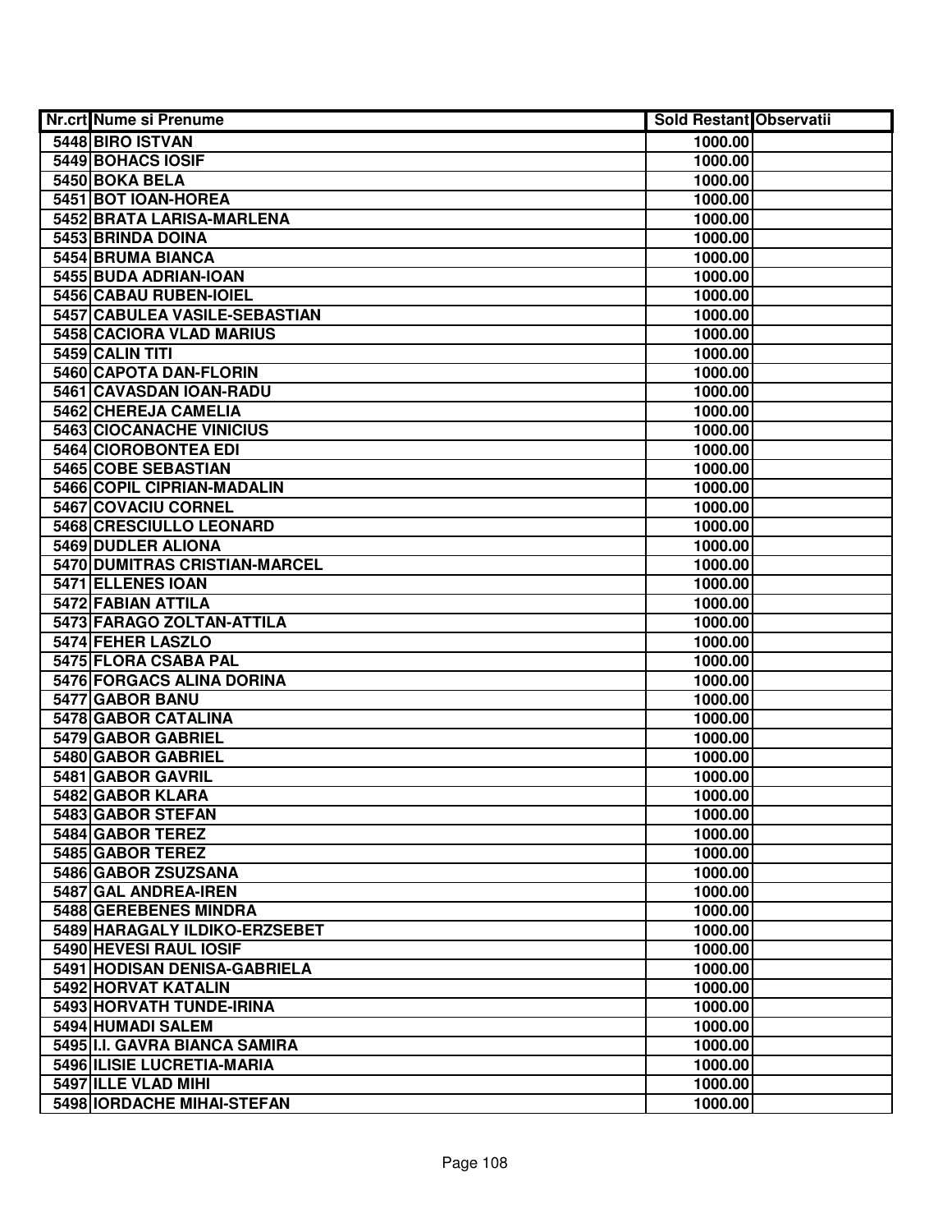| Nr.crt | Nume si Prenume | Sold Restant | Observatii |
|---|---|---|---|
| 5448 | BIRO ISTVAN | 1000.00 | |
| 5449 | BOHACS IOSIF | 1000.00 | |
| 5450 | BOKA BELA | 1000.00 | |
| 5451 | BOT IOAN-HOREA | 1000.00 | |
| 5452 | BRATA LARISA-MARLENA | 1000.00 | |
| 5453 | BRINDA DOINA | 1000.00 | |
| 5454 | BRUMA BIANCA | 1000.00 | |
| 5455 | BUDA ADRIAN-IOAN | 1000.00 | |
| 5456 | CABAU RUBEN-IOIEL | 1000.00 | |
| 5457 | CABULEA VASILE-SEBASTIAN | 1000.00 | |
| 5458 | CACIORA VLAD MARIUS | 1000.00 | |
| 5459 | CALIN TITI | 1000.00 | |
| 5460 | CAPOTA DAN-FLORIN | 1000.00 | |
| 5461 | CAVASDAN IOAN-RADU | 1000.00 | |
| 5462 | CHEREJA CAMELIA | 1000.00 | |
| 5463 | CIOCANACHE VINICIUS | 1000.00 | |
| 5464 | CIOROBONTEA EDI | 1000.00 | |
| 5465 | COBE SEBASTIAN | 1000.00 | |
| 5466 | COPIL CIPRIAN-MADALIN | 1000.00 | |
| 5467 | COVACIU CORNEL | 1000.00 | |
| 5468 | CRESCIULLO LEONARD | 1000.00 | |
| 5469 | DUDLER ALIONA | 1000.00 | |
| 5470 | DUMITRAS CRISTIAN-MARCEL | 1000.00 | |
| 5471 | ELLENES IOAN | 1000.00 | |
| 5472 | FABIAN ATTILA | 1000.00 | |
| 5473 | FARAGO ZOLTAN-ATTILA | 1000.00 | |
| 5474 | FEHER LASZLO | 1000.00 | |
| 5475 | FLORA CSABA PAL | 1000.00 | |
| 5476 | FORGACS ALINA DORINA | 1000.00 | |
| 5477 | GABOR BANU | 1000.00 | |
| 5478 | GABOR CATALINA | 1000.00 | |
| 5479 | GABOR GABRIEL | 1000.00 | |
| 5480 | GABOR GABRIEL | 1000.00 | |
| 5481 | GABOR GAVRIL | 1000.00 | |
| 5482 | GABOR KLARA | 1000.00 | |
| 5483 | GABOR STEFAN | 1000.00 | |
| 5484 | GABOR TEREZ | 1000.00 | |
| 5485 | GABOR TEREZ | 1000.00 | |
| 5486 | GABOR ZSUZSANA | 1000.00 | |
| 5487 | GAL ANDREA-IREN | 1000.00 | |
| 5488 | GEREBENES MINDRA | 1000.00 | |
| 5489 | HARAGALY ILDIKO-ERZSEBET | 1000.00 | |
| 5490 | HEVESI RAUL IOSIF | 1000.00 | |
| 5491 | HODISAN DENISA-GABRIELA | 1000.00 | |
| 5492 | HORVAT KATALIN | 1000.00 | |
| 5493 | HORVATH TUNDE-IRINA | 1000.00 | |
| 5494 | HUMADI SALEM | 1000.00 | |
| 5495 | I.I. GAVRA BIANCA SAMIRA | 1000.00 | |
| 5496 | ILISIE LUCRETIA-MARIA | 1000.00 | |
| 5497 | ILLE VLAD MIHI | 1000.00 | |
| 5498 | IORDACHE MIHAI-STEFAN | 1000.00 | |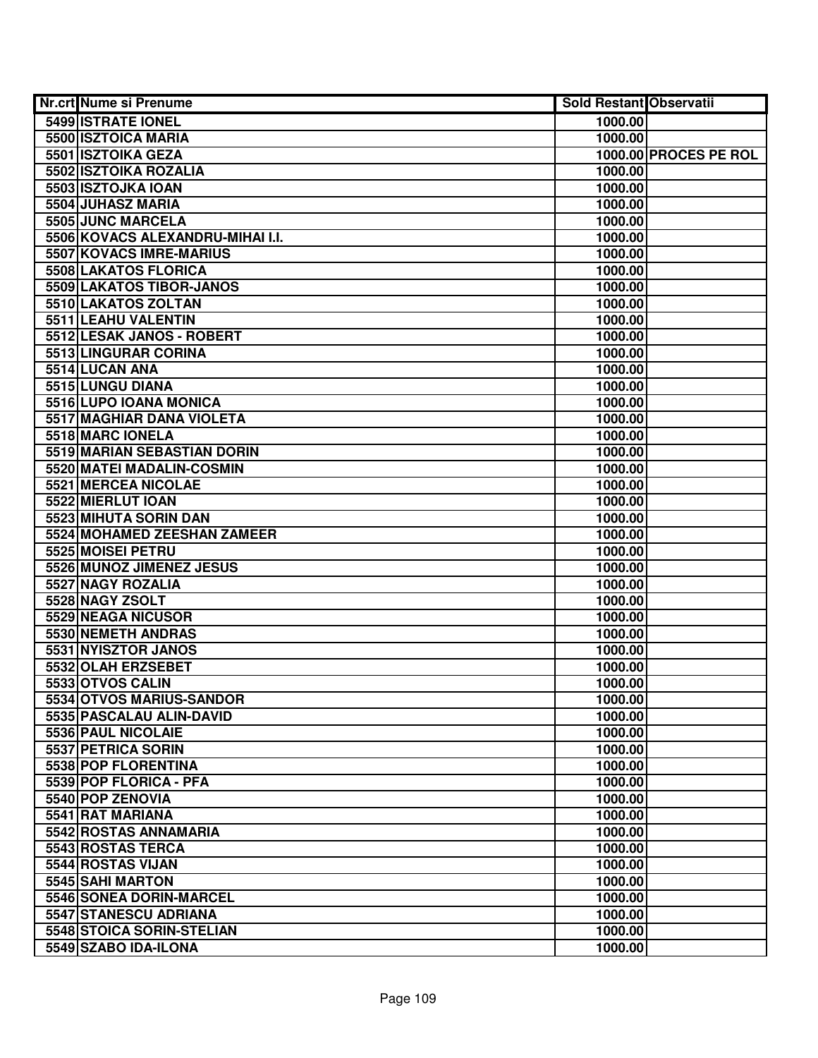| Nr.crt | Nume si Prenume | Sold Restant | Observatii |
|---|---|---|---|
| 5499 | ISTRATE IONEL | 1000.00 | |
| 5500 | ISZTOICA MARIA | 1000.00 | |
| 5501 | ISZTOIKA GEZA | 1000.00 | PROCES PE ROL |
| 5502 | ISZTOIKA ROZALIA | 1000.00 | |
| 5503 | ISZTOJKA IOAN | 1000.00 | |
| 5504 | JUHASZ MARIA | 1000.00 | |
| 5505 | JUNC MARCELA | 1000.00 | |
| 5506 | KOVACS ALEXANDRU-MIHAI I.I. | 1000.00 | |
| 5507 | KOVACS IMRE-MARIUS | 1000.00 | |
| 5508 | LAKATOS FLORICA | 1000.00 | |
| 5509 | LAKATOS TIBOR-JANOS | 1000.00 | |
| 5510 | LAKATOS ZOLTAN | 1000.00 | |
| 5511 | LEAHU VALENTIN | 1000.00 | |
| 5512 | LESAK JANOS - ROBERT | 1000.00 | |
| 5513 | LINGURAR CORINA | 1000.00 | |
| 5514 | LUCAN ANA | 1000.00 | |
| 5515 | LUNGU DIANA | 1000.00 | |
| 5516 | LUPO IOANA MONICA | 1000.00 | |
| 5517 | MAGHIAR DANA VIOLETA | 1000.00 | |
| 5518 | MARC IONELA | 1000.00 | |
| 5519 | MARIAN SEBASTIAN DORIN | 1000.00 | |
| 5520 | MATEI MADALIN-COSMIN | 1000.00 | |
| 5521 | MERCEA NICOLAE | 1000.00 | |
| 5522 | MIERLUT IOAN | 1000.00 | |
| 5523 | MIHUTA SORIN DAN | 1000.00 | |
| 5524 | MOHAMED ZEESHAN ZAMEER | 1000.00 | |
| 5525 | MOISEI PETRU | 1000.00 | |
| 5526 | MUNOZ JIMENEZ JESUS | 1000.00 | |
| 5527 | NAGY ROZALIA | 1000.00 | |
| 5528 | NAGY ZSOLT | 1000.00 | |
| 5529 | NEAGA NICUSOR | 1000.00 | |
| 5530 | NEMETH ANDRAS | 1000.00 | |
| 5531 | NYISZTOR JANOS | 1000.00 | |
| 5532 | OLAH ERZSEBET | 1000.00 | |
| 5533 | OTVOS CALIN | 1000.00 | |
| 5534 | OTVOS MARIUS-SANDOR | 1000.00 | |
| 5535 | PASCALAU ALIN-DAVID | 1000.00 | |
| 5536 | PAUL NICOLAIE | 1000.00 | |
| 5537 | PETRICA SORIN | 1000.00 | |
| 5538 | POP FLORENTINA | 1000.00 | |
| 5539 | POP FLORICA - PFA | 1000.00 | |
| 5540 | POP ZENOVIA | 1000.00 | |
| 5541 | RAT MARIANA | 1000.00 | |
| 5542 | ROSTAS ANNAMARIA | 1000.00 | |
| 5543 | ROSTAS TERCA | 1000.00 | |
| 5544 | ROSTAS VIJAN | 1000.00 | |
| 5545 | SAHI MARTON | 1000.00 | |
| 5546 | SONEA DORIN-MARCEL | 1000.00 | |
| 5547 | STANESCU ADRIANA | 1000.00 | |
| 5548 | STOICA SORIN-STELIAN | 1000.00 | |
| 5549 | SZABO IDA-ILONA | 1000.00 | |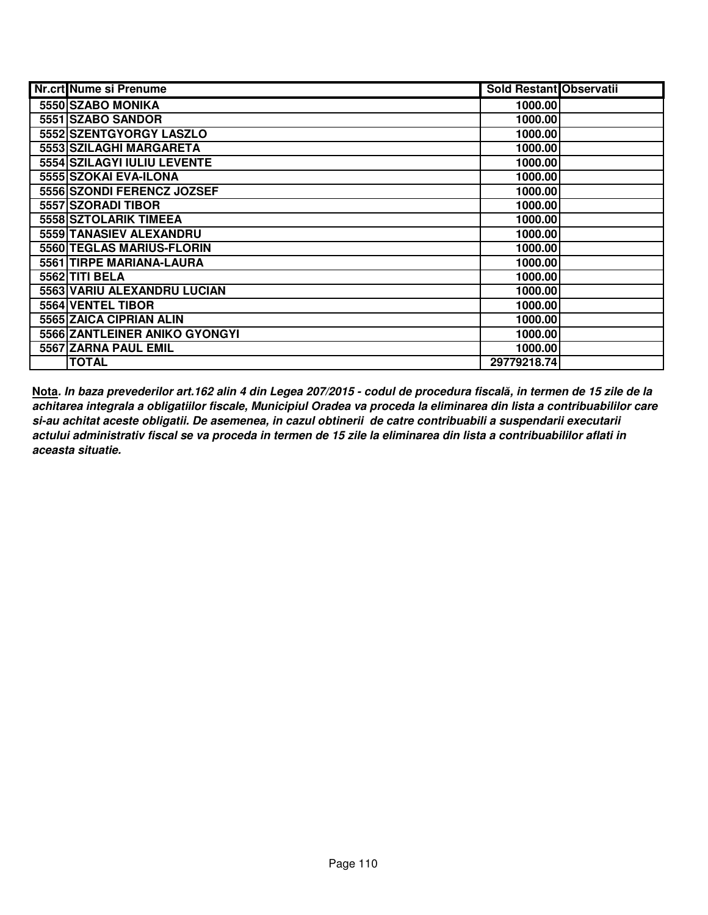| Nr.crt | Nume si Prenume | Sold Restant | Observatii |
|---|---|---|---|
| 5550 | SZABO MONIKA | 1000.00 | |
| 5551 | SZABO SANDOR | 1000.00 | |
| 5552 | SZENTGYORGY LASZLO | 1000.00 | |
| 5553 | SZILAGHI MARGARETA | 1000.00 | |
| 5554 | SZILAGYI IULIU LEVENTE | 1000.00 | |
| 5555 | SZOKAI EVA-ILONA | 1000.00 | |
| 5556 | SZONDI FERENCZ JOZSEF | 1000.00 | |
| 5557 | SZORADI TIBOR | 1000.00 | |
| 5558 | SZTOLARIK TIMEEA | 1000.00 | |
| 5559 | TANASIEV ALEXANDRU | 1000.00 | |
| 5560 | TEGLAS MARIUS-FLORIN | 1000.00 | |
| 5561 | TIRPE MARIANA-LAURA | 1000.00 | |
| 5562 | TITI BELA | 1000.00 | |
| 5563 | VARIU ALEXANDRU LUCIAN | 1000.00 | |
| 5564 | VENTEL TIBOR | 1000.00 | |
| 5565 | ZAICA CIPRIAN ALIN | 1000.00 | |
| 5566 | ZANTLEINER ANIKO GYONGYI | 1000.00 | |
| 5567 | ZARNA PAUL EMIL | 1000.00 | |
| | TOTAL | 29779218.74 | |

**Nota**. ***In baza prevederilor art.162 alin 4 din Legea 207/2015 - codul de procedura fiscală, in termen de 15 zile de la achitarea integrala a obligatiilor fiscale, Municipiul Oradea va proceda la eliminarea din lista a contribuabililor care si-au achitat aceste obligatii. De asemenea, in cazul obtinerii de catre contribuabili a suspendarii executarii actului administrativ fiscal se va proceda in termen de 15 zile la eliminarea din lista a contribuabililor aflati in aceasta situatie.***